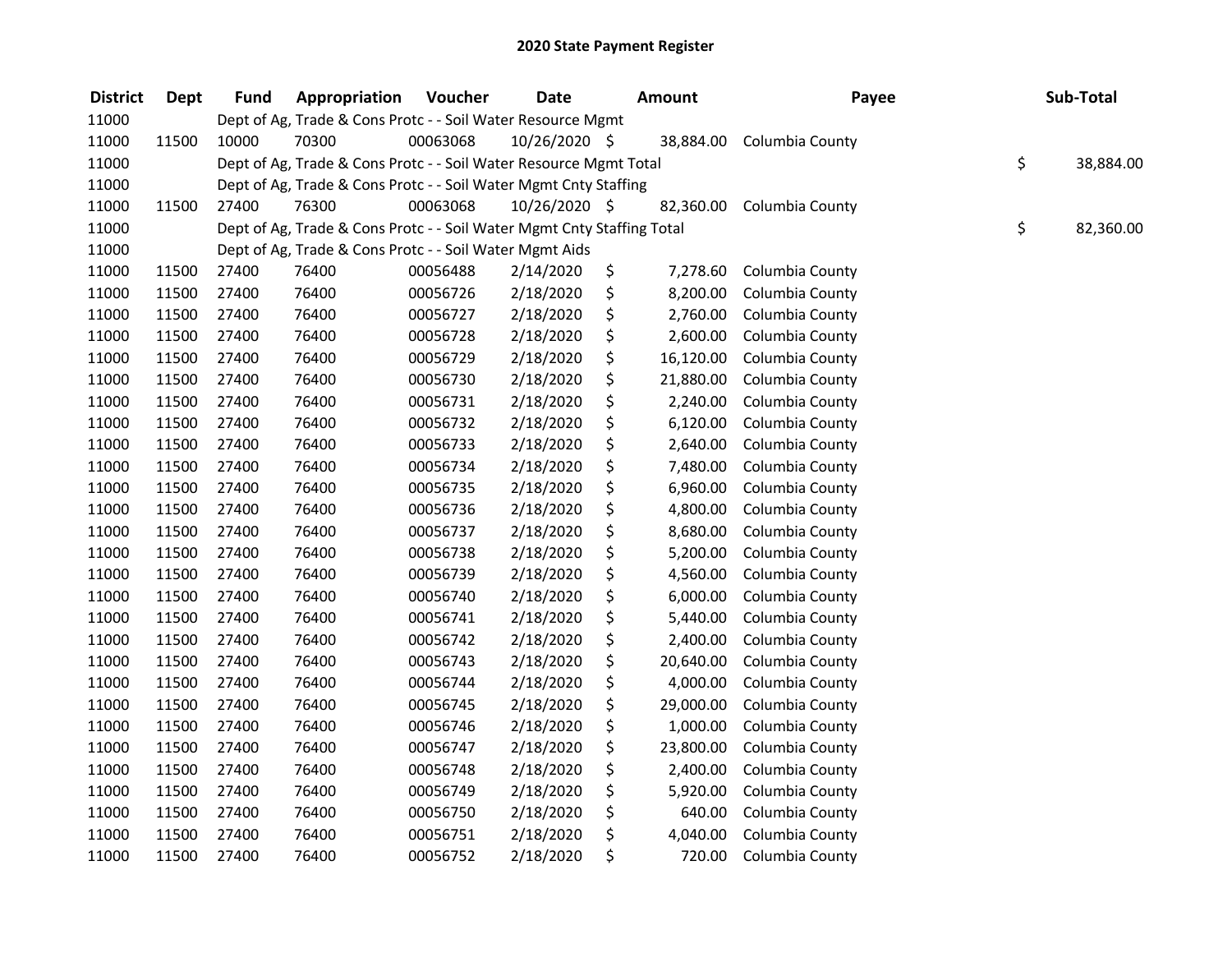# 2020 State Payment Register

| District | Dept | Fund | Appropriation | Voucher | Date | Amount | Payee | Sub-Total |
|---|---|---|---|---|---|---|---|---|
| 11000 | | Dept of Ag, Trade & Cons Protc - - Soil Water Resource Mgmt | | | | | | |
| 11000 | 11500 | 10000 | 70300 | 00063068 | 10/26/2020 | $ 38,884.00 | Columbia County | |
| 11000 | | Dept of Ag, Trade & Cons Protc - - Soil Water Resource Mgmt Total | | | | | | $ 38,884.00 |
| 11000 | | Dept of Ag, Trade & Cons Protc - - Soil Water Mgmt Cnty Staffing | | | | | | |
| 11000 | 11500 | 27400 | 76300 | 00063068 | 10/26/2020 | $ 82,360.00 | Columbia County | |
| 11000 | | Dept of Ag, Trade & Cons Protc - - Soil Water Mgmt Cnty Staffing Total | | | | | | $ 82,360.00 |
| 11000 | | Dept of Ag, Trade & Cons Protc - - Soil Water Mgmt Aids | | | | | | |
| 11000 | 11500 | 27400 | 76400 | 00056488 | 2/14/2020 | $ 7,278.60 | Columbia County | |
| 11000 | 11500 | 27400 | 76400 | 00056726 | 2/18/2020 | $ 8,200.00 | Columbia County | |
| 11000 | 11500 | 27400 | 76400 | 00056727 | 2/18/2020 | $ 2,760.00 | Columbia County | |
| 11000 | 11500 | 27400 | 76400 | 00056728 | 2/18/2020 | $ 2,600.00 | Columbia County | |
| 11000 | 11500 | 27400 | 76400 | 00056729 | 2/18/2020 | $ 16,120.00 | Columbia County | |
| 11000 | 11500 | 27400 | 76400 | 00056730 | 2/18/2020 | $ 21,880.00 | Columbia County | |
| 11000 | 11500 | 27400 | 76400 | 00056731 | 2/18/2020 | $ 2,240.00 | Columbia County | |
| 11000 | 11500 | 27400 | 76400 | 00056732 | 2/18/2020 | $ 6,120.00 | Columbia County | |
| 11000 | 11500 | 27400 | 76400 | 00056733 | 2/18/2020 | $ 2,640.00 | Columbia County | |
| 11000 | 11500 | 27400 | 76400 | 00056734 | 2/18/2020 | $ 7,480.00 | Columbia County | |
| 11000 | 11500 | 27400 | 76400 | 00056735 | 2/18/2020 | $ 6,960.00 | Columbia County | |
| 11000 | 11500 | 27400 | 76400 | 00056736 | 2/18/2020 | $ 4,800.00 | Columbia County | |
| 11000 | 11500 | 27400 | 76400 | 00056737 | 2/18/2020 | $ 8,680.00 | Columbia County | |
| 11000 | 11500 | 27400 | 76400 | 00056738 | 2/18/2020 | $ 5,200.00 | Columbia County | |
| 11000 | 11500 | 27400 | 76400 | 00056739 | 2/18/2020 | $ 4,560.00 | Columbia County | |
| 11000 | 11500 | 27400 | 76400 | 00056740 | 2/18/2020 | $ 6,000.00 | Columbia County | |
| 11000 | 11500 | 27400 | 76400 | 00056741 | 2/18/2020 | $ 5,440.00 | Columbia County | |
| 11000 | 11500 | 27400 | 76400 | 00056742 | 2/18/2020 | $ 2,400.00 | Columbia County | |
| 11000 | 11500 | 27400 | 76400 | 00056743 | 2/18/2020 | $ 20,640.00 | Columbia County | |
| 11000 | 11500 | 27400 | 76400 | 00056744 | 2/18/2020 | $ 4,000.00 | Columbia County | |
| 11000 | 11500 | 27400 | 76400 | 00056745 | 2/18/2020 | $ 29,000.00 | Columbia County | |
| 11000 | 11500 | 27400 | 76400 | 00056746 | 2/18/2020 | $ 1,000.00 | Columbia County | |
| 11000 | 11500 | 27400 | 76400 | 00056747 | 2/18/2020 | $ 23,800.00 | Columbia County | |
| 11000 | 11500 | 27400 | 76400 | 00056748 | 2/18/2020 | $ 2,400.00 | Columbia County | |
| 11000 | 11500 | 27400 | 76400 | 00056749 | 2/18/2020 | $ 5,920.00 | Columbia County | |
| 11000 | 11500 | 27400 | 76400 | 00056750 | 2/18/2020 | $ 640.00 | Columbia County | |
| 11000 | 11500 | 27400 | 76400 | 00056751 | 2/18/2020 | $ 4,040.00 | Columbia County | |
| 11000 | 11500 | 27400 | 76400 | 00056752 | 2/18/2020 | $ 720.00 | Columbia County | |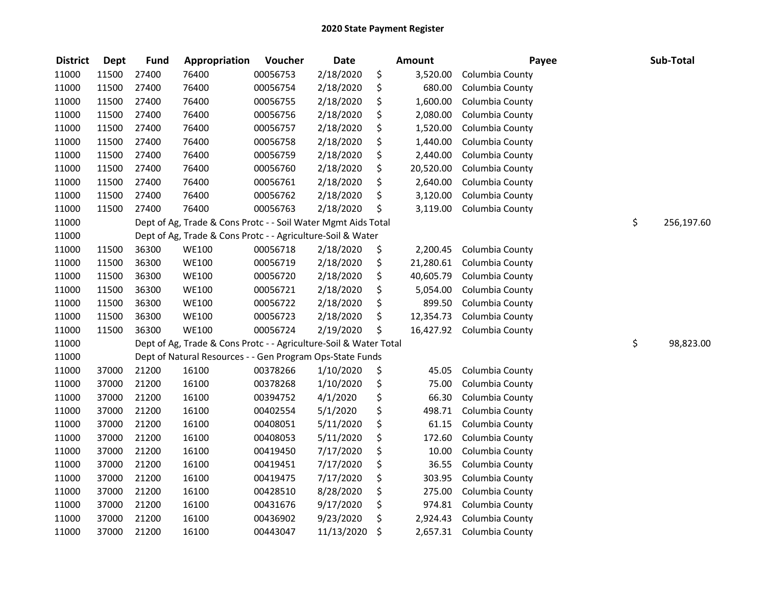# 2020 State Payment Register

| District | Dept | Fund | Appropriation | Voucher | Date | Amount | Payee | Sub-Total |
|---|---|---|---|---|---|---|---|---|
| 11000 | 11500 | 27400 | 76400 | 00056753 | 2/18/2020 | $ 3,520.00 | Columbia County | |
| 11000 | 11500 | 27400 | 76400 | 00056754 | 2/18/2020 | $ 680.00 | Columbia County | |
| 11000 | 11500 | 27400 | 76400 | 00056755 | 2/18/2020 | $ 1,600.00 | Columbia County | |
| 11000 | 11500 | 27400 | 76400 | 00056756 | 2/18/2020 | $ 2,080.00 | Columbia County | |
| 11000 | 11500 | 27400 | 76400 | 00056757 | 2/18/2020 | $ 1,520.00 | Columbia County | |
| 11000 | 11500 | 27400 | 76400 | 00056758 | 2/18/2020 | $ 1,440.00 | Columbia County | |
| 11000 | 11500 | 27400 | 76400 | 00056759 | 2/18/2020 | $ 2,440.00 | Columbia County | |
| 11000 | 11500 | 27400 | 76400 | 00056760 | 2/18/2020 | $ 20,520.00 | Columbia County | |
| 11000 | 11500 | 27400 | 76400 | 00056761 | 2/18/2020 | $ 2,640.00 | Columbia County | |
| 11000 | 11500 | 27400 | 76400 | 00056762 | 2/18/2020 | $ 3,120.00 | Columbia County | |
| 11000 | 11500 | 27400 | 76400 | 00056763 | 2/18/2020 | $ 3,119.00 | Columbia County | |
| 11000 | | Dept of Ag, Trade & Cons Protc - - Soil Water Mgmt Aids Total | | | | | | $ 256,197.60 |
| 11000 | | Dept of Ag, Trade & Cons Protc - - Agriculture-Soil & Water | | | | | | |
| 11000 | 11500 | 36300 | WE100 | 00056718 | 2/18/2020 | $ 2,200.45 | Columbia County | |
| 11000 | 11500 | 36300 | WE100 | 00056719 | 2/18/2020 | $ 21,280.61 | Columbia County | |
| 11000 | 11500 | 36300 | WE100 | 00056720 | 2/18/2020 | $ 40,605.79 | Columbia County | |
| 11000 | 11500 | 36300 | WE100 | 00056721 | 2/18/2020 | $ 5,054.00 | Columbia County | |
| 11000 | 11500 | 36300 | WE100 | 00056722 | 2/18/2020 | $ 899.50 | Columbia County | |
| 11000 | 11500 | 36300 | WE100 | 00056723 | 2/18/2020 | $ 12,354.73 | Columbia County | |
| 11000 | 11500 | 36300 | WE100 | 00056724 | 2/19/2020 | $ 16,427.92 | Columbia County | |
| 11000 | | Dept of Ag, Trade & Cons Protc - - Agriculture-Soil & Water Total | | | | | | $ 98,823.00 |
| 11000 | | Dept of Natural Resources - - Gen Program Ops-State Funds | | | | | | |
| 11000 | 37000 | 21200 | 16100 | 00378266 | 1/10/2020 | $ 45.05 | Columbia County | |
| 11000 | 37000 | 21200 | 16100 | 00378268 | 1/10/2020 | $ 75.00 | Columbia County | |
| 11000 | 37000 | 21200 | 16100 | 00394752 | 4/1/2020 | $ 66.30 | Columbia County | |
| 11000 | 37000 | 21200 | 16100 | 00402554 | 5/1/2020 | $ 498.71 | Columbia County | |
| 11000 | 37000 | 21200 | 16100 | 00408051 | 5/11/2020 | $ 61.15 | Columbia County | |
| 11000 | 37000 | 21200 | 16100 | 00408053 | 5/11/2020 | $ 172.60 | Columbia County | |
| 11000 | 37000 | 21200 | 16100 | 00419450 | 7/17/2020 | $ 10.00 | Columbia County | |
| 11000 | 37000 | 21200 | 16100 | 00419451 | 7/17/2020 | $ 36.55 | Columbia County | |
| 11000 | 37000 | 21200 | 16100 | 00419475 | 7/17/2020 | $ 303.95 | Columbia County | |
| 11000 | 37000 | 21200 | 16100 | 00428510 | 8/28/2020 | $ 275.00 | Columbia County | |
| 11000 | 37000 | 21200 | 16100 | 00431676 | 9/17/2020 | $ 974.81 | Columbia County | |
| 11000 | 37000 | 21200 | 16100 | 00436902 | 9/23/2020 | $ 2,924.43 | Columbia County | |
| 11000 | 37000 | 21200 | 16100 | 00443047 | 11/13/2020 | $ 2,657.31 | Columbia County | |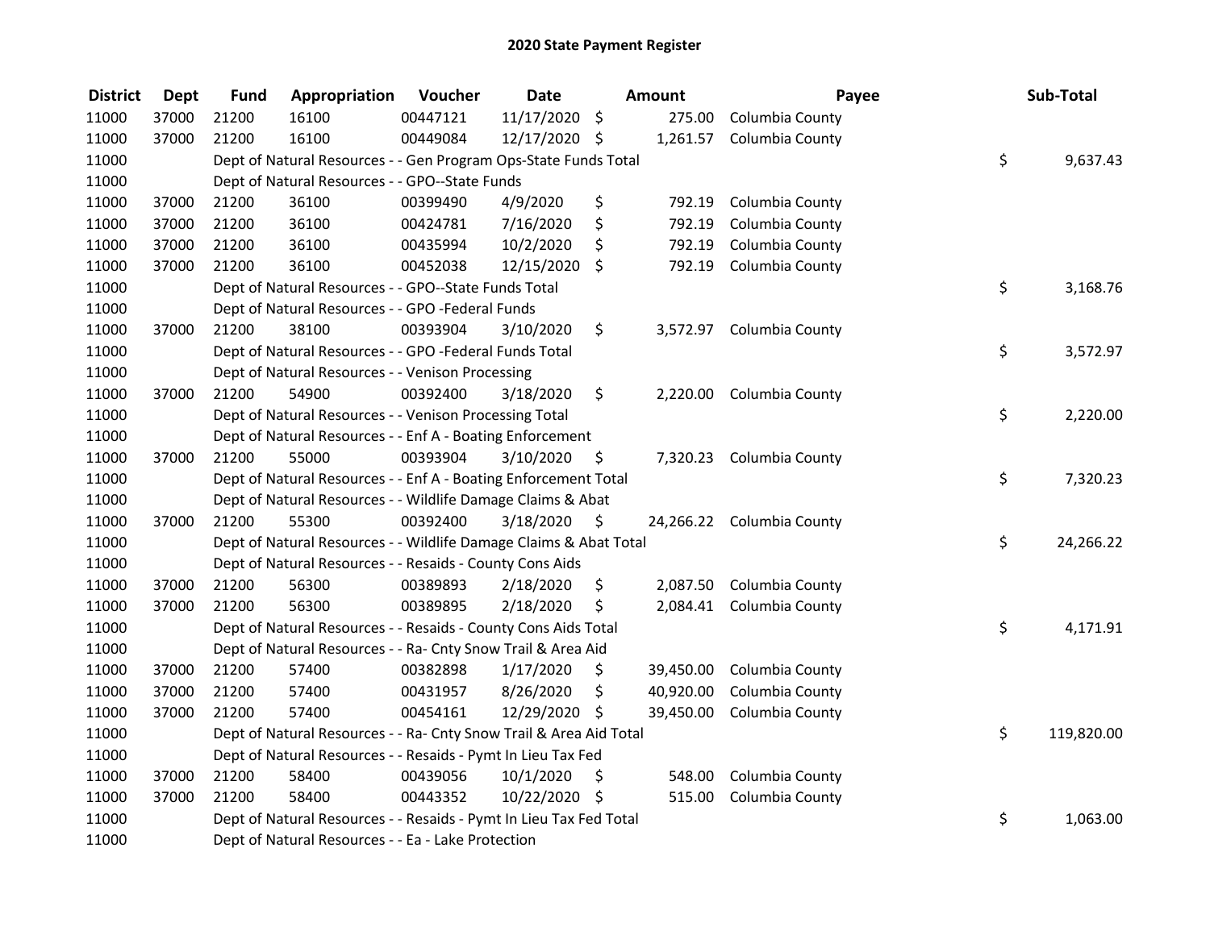# 2020 State Payment Register

| District | Dept | Fund | Appropriation | Voucher | Date | Amount | Payee | Sub-Total |
|---|---|---|---|---|---|---|---|---|
| 11000 | 37000 | 21200 | 16100 | 00447121 | 11/17/2020 | $ 275.00 | Columbia County | |
| 11000 | 37000 | 21200 | 16100 | 00449084 | 12/17/2020 | $ 1,261.57 | Columbia County | |
| 11000 | | Dept of Natural Resources - - Gen Program Ops-State Funds Total | | | | | | $ 9,637.43 |
| 11000 | | Dept of Natural Resources - - GPO--State Funds | | | | | | |
| 11000 | 37000 | 21200 | 36100 | 00399490 | 4/9/2020 | $ 792.19 | Columbia County | |
| 11000 | 37000 | 21200 | 36100 | 00424781 | 7/16/2020 | $ 792.19 | Columbia County | |
| 11000 | 37000 | 21200 | 36100 | 00435994 | 10/2/2020 | $ 792.19 | Columbia County | |
| 11000 | 37000 | 21200 | 36100 | 00452038 | 12/15/2020 | $ 792.19 | Columbia County | |
| 11000 | | Dept of Natural Resources - - GPO--State Funds Total | | | | | | $ 3,168.76 |
| 11000 | | Dept of Natural Resources - - GPO -Federal Funds | | | | | | |
| 11000 | 37000 | 21200 | 38100 | 00393904 | 3/10/2020 | $ 3,572.97 | Columbia County | |
| 11000 | | Dept of Natural Resources - - GPO -Federal Funds Total | | | | | | $ 3,572.97 |
| 11000 | | Dept of Natural Resources - - Venison Processing | | | | | | |
| 11000 | 37000 | 21200 | 54900 | 00392400 | 3/18/2020 | $ 2,220.00 | Columbia County | |
| 11000 | | Dept of Natural Resources - - Venison Processing Total | | | | | | $ 2,220.00 |
| 11000 | | Dept of Natural Resources - - Enf A - Boating Enforcement | | | | | | |
| 11000 | 37000 | 21200 | 55000 | 00393904 | 3/10/2020 | $ 7,320.23 | Columbia County | |
| 11000 | | Dept of Natural Resources - - Enf A - Boating Enforcement Total | | | | | | $ 7,320.23 |
| 11000 | | Dept of Natural Resources - - Wildlife Damage Claims & Abat | | | | | | |
| 11000 | 37000 | 21200 | 55300 | 00392400 | 3/18/2020 | $ 24,266.22 | Columbia County | |
| 11000 | | Dept of Natural Resources - - Wildlife Damage Claims & Abat Total | | | | | | $ 24,266.22 |
| 11000 | | Dept of Natural Resources - - Resaids - County Cons Aids | | | | | | |
| 11000 | 37000 | 21200 | 56300 | 00389893 | 2/18/2020 | $ 2,087.50 | Columbia County | |
| 11000 | 37000 | 21200 | 56300 | 00389895 | 2/18/2020 | $ 2,084.41 | Columbia County | |
| 11000 | | Dept of Natural Resources - - Resaids - County Cons Aids Total | | | | | | $ 4,171.91 |
| 11000 | | Dept of Natural Resources - - Ra- Cnty Snow Trail & Area Aid | | | | | | |
| 11000 | 37000 | 21200 | 57400 | 00382898 | 1/17/2020 | $ 39,450.00 | Columbia County | |
| 11000 | 37000 | 21200 | 57400 | 00431957 | 8/26/2020 | $ 40,920.00 | Columbia County | |
| 11000 | 37000 | 21200 | 57400 | 00454161 | 12/29/2020 | $ 39,450.00 | Columbia County | |
| 11000 | | Dept of Natural Resources - - Ra- Cnty Snow Trail & Area Aid Total | | | | | | $ 119,820.00 |
| 11000 | | Dept of Natural Resources - - Resaids - Pymt In Lieu Tax Fed | | | | | | |
| 11000 | 37000 | 21200 | 58400 | 00439056 | 10/1/2020 | $ 548.00 | Columbia County | |
| 11000 | 37000 | 21200 | 58400 | 00443352 | 10/22/2020 | $ 515.00 | Columbia County | |
| 11000 | | Dept of Natural Resources - - Resaids - Pymt In Lieu Tax Fed Total | | | | | | $ 1,063.00 |
| 11000 | | Dept of Natural Resources - - Ea - Lake Protection | | | | | | |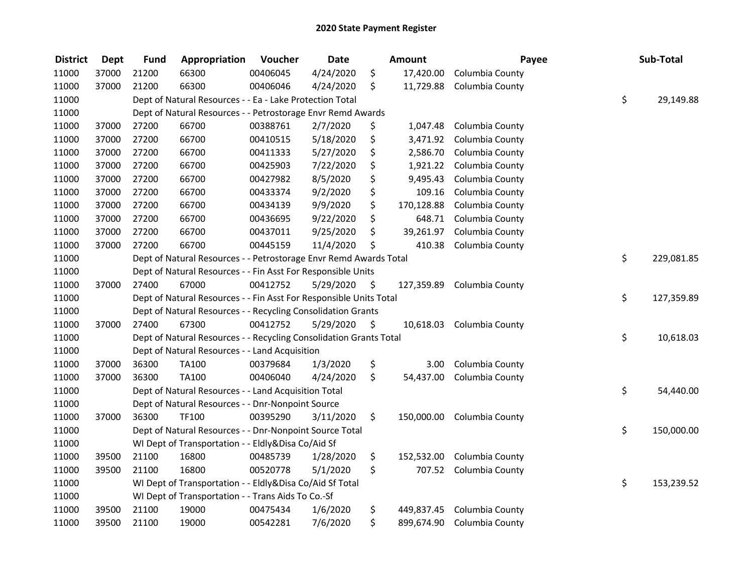# 2020 State Payment Register

| District | Dept | Fund | Appropriation | Voucher | Date | Amount | Payee | Sub-Total |
|---|---|---|---|---|---|---|---|---|
| 11000 | 37000 | 21200 | 66300 | 00406045 | 4/24/2020 | $ 17,420.00 | Columbia County | |
| 11000 | 37000 | 21200 | 66300 | 00406046 | 4/24/2020 | $ 11,729.88 | Columbia County | |
| 11000 | | Dept of Natural Resources - - Ea - Lake Protection Total | | | | | | $ 29,149.88 |
| 11000 | | Dept of Natural Resources - - Petrostorage Envr Remd Awards | | | | | | |
| 11000 | 37000 | 27200 | 66700 | 00388761 | 2/7/2020 | $ 1,047.48 | Columbia County | |
| 11000 | 37000 | 27200 | 66700 | 00410515 | 5/18/2020 | $ 3,471.92 | Columbia County | |
| 11000 | 37000 | 27200 | 66700 | 00411333 | 5/27/2020 | $ 2,586.70 | Columbia County | |
| 11000 | 37000 | 27200 | 66700 | 00425903 | 7/22/2020 | $ 1,921.22 | Columbia County | |
| 11000 | 37000 | 27200 | 66700 | 00427982 | 8/5/2020 | $ 9,495.43 | Columbia County | |
| 11000 | 37000 | 27200 | 66700 | 00433374 | 9/2/2020 | $ 109.16 | Columbia County | |
| 11000 | 37000 | 27200 | 66700 | 00434139 | 9/9/2020 | $ 170,128.88 | Columbia County | |
| 11000 | 37000 | 27200 | 66700 | 00436695 | 9/22/2020 | $ 648.71 | Columbia County | |
| 11000 | 37000 | 27200 | 66700 | 00437011 | 9/25/2020 | $ 39,261.97 | Columbia County | |
| 11000 | 37000 | 27200 | 66700 | 00445159 | 11/4/2020 | $ 410.38 | Columbia County | |
| 11000 | | Dept of Natural Resources - - Petrostorage Envr Remd Awards Total | | | | | | $ 229,081.85 |
| 11000 | | Dept of Natural Resources - - Fin Asst For Responsible Units | | | | | | |
| 11000 | 37000 | 27400 | 67000 | 00412752 | 5/29/2020 | $ 127,359.89 | Columbia County | |
| 11000 | | Dept of Natural Resources - - Fin Asst For Responsible Units Total | | | | | | $ 127,359.89 |
| 11000 | | Dept of Natural Resources - - Recycling Consolidation Grants | | | | | | |
| 11000 | 37000 | 27400 | 67300 | 00412752 | 5/29/2020 | $ 10,618.03 | Columbia County | |
| 11000 | | Dept of Natural Resources - - Recycling Consolidation Grants Total | | | | | | $ 10,618.03 |
| 11000 | | Dept of Natural Resources - - Land Acquisition | | | | | | |
| 11000 | 37000 | 36300 | TA100 | 00379684 | 1/3/2020 | $ 3.00 | Columbia County | |
| 11000 | 37000 | 36300 | TA100 | 00406040 | 4/24/2020 | $ 54,437.00 | Columbia County | |
| 11000 | | Dept of Natural Resources - - Land Acquisition Total | | | | | | $ 54,440.00 |
| 11000 | | Dept of Natural Resources - - Dnr-Nonpoint Source | | | | | | |
| 11000 | 37000 | 36300 | TF100 | 00395290 | 3/11/2020 | $ 150,000.00 | Columbia County | |
| 11000 | | Dept of Natural Resources - - Dnr-Nonpoint Source Total | | | | | | $ 150,000.00 |
| 11000 | | WI Dept of Transportation - - Eldly&Disa Co/Aid Sf | | | | | | |
| 11000 | 39500 | 21100 | 16800 | 00485739 | 1/28/2020 | $ 152,532.00 | Columbia County | |
| 11000 | 39500 | 21100 | 16800 | 00520778 | 5/1/2020 | $ 707.52 | Columbia County | |
| 11000 | | WI Dept of Transportation - - Eldly&Disa Co/Aid Sf Total | | | | | | $ 153,239.52 |
| 11000 | | WI Dept of Transportation - - Trans Aids To Co.-Sf | | | | | | |
| 11000 | 39500 | 21100 | 19000 | 00475434 | 1/6/2020 | $ 449,837.45 | Columbia County | |
| 11000 | 39500 | 21100 | 19000 | 00542281 | 7/6/2020 | $ 899,674.90 | Columbia County | |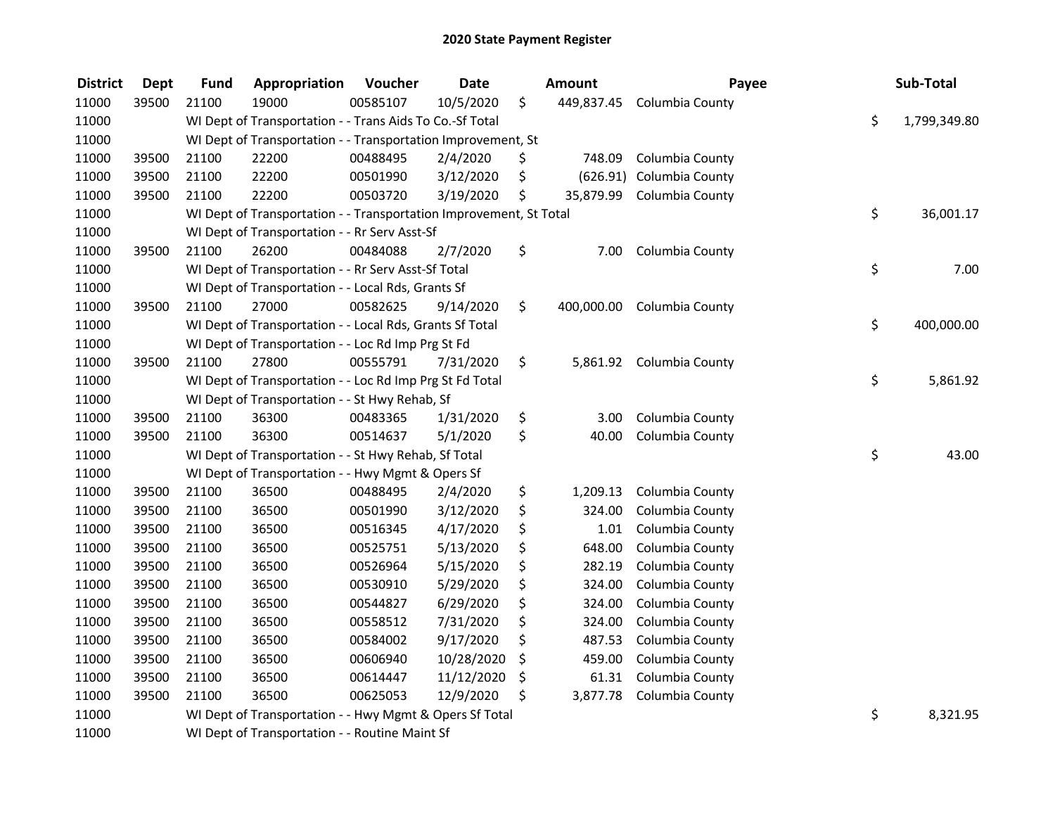# 2020 State Payment Register

| District | Dept | Fund | Appropriation | Voucher | Date | Amount | Payee | Sub-Total |
|---|---|---|---|---|---|---|---|---|
| 11000 | 39500 | 21100 | 19000 | 00585107 | 10/5/2020 | $ 449,837.45 | Columbia County | |
| 11000 | | WI Dept of Transportation - - Trans Aids To Co.-Sf Total | | | | | | $ 1,799,349.80 |
| 11000 | | WI Dept of Transportation - - Transportation Improvement, St | | | | | | |
| 11000 | 39500 | 21100 | 22200 | 00488495 | 2/4/2020 | $ 748.09 | Columbia County | |
| 11000 | 39500 | 21100 | 22200 | 00501990 | 3/12/2020 | $ (626.91) | Columbia County | |
| 11000 | 39500 | 21100 | 22200 | 00503720 | 3/19/2020 | $ 35,879.99 | Columbia County | |
| 11000 | | WI Dept of Transportation - - Transportation Improvement, St Total | | | | | | $ 36,001.17 |
| 11000 | | WI Dept of Transportation - - Rr Serv Asst-Sf | | | | | | |
| 11000 | 39500 | 21100 | 26200 | 00484088 | 2/7/2020 | $ 7.00 | Columbia County | |
| 11000 | | WI Dept of Transportation - - Rr Serv Asst-Sf Total | | | | | | $ 7.00 |
| 11000 | | WI Dept of Transportation - - Local Rds, Grants Sf | | | | | | |
| 11000 | 39500 | 21100 | 27000 | 00582625 | 9/14/2020 | $ 400,000.00 | Columbia County | |
| 11000 | | WI Dept of Transportation - - Local Rds, Grants Sf Total | | | | | | $ 400,000.00 |
| 11000 | | WI Dept of Transportation - - Loc Rd Imp Prg St Fd | | | | | | |
| 11000 | 39500 | 21100 | 27800 | 00555791 | 7/31/2020 | $ 5,861.92 | Columbia County | |
| 11000 | | WI Dept of Transportation - - Loc Rd Imp Prg St Fd Total | | | | | | $ 5,861.92 |
| 11000 | | WI Dept of Transportation - - St Hwy Rehab, Sf | | | | | | |
| 11000 | 39500 | 21100 | 36300 | 00483365 | 1/31/2020 | $ 3.00 | Columbia County | |
| 11000 | 39500 | 21100 | 36300 | 00514637 | 5/1/2020 | $ 40.00 | Columbia County | |
| 11000 | | WI Dept of Transportation - - St Hwy Rehab, Sf Total | | | | | | $ 43.00 |
| 11000 | | WI Dept of Transportation - - Hwy Mgmt & Opers Sf | | | | | | |
| 11000 | 39500 | 21100 | 36500 | 00488495 | 2/4/2020 | $ 1,209.13 | Columbia County | |
| 11000 | 39500 | 21100 | 36500 | 00501990 | 3/12/2020 | $ 324.00 | Columbia County | |
| 11000 | 39500 | 21100 | 36500 | 00516345 | 4/17/2020 | $ 1.01 | Columbia County | |
| 11000 | 39500 | 21100 | 36500 | 00525751 | 5/13/2020 | $ 648.00 | Columbia County | |
| 11000 | 39500 | 21100 | 36500 | 00526964 | 5/15/2020 | $ 282.19 | Columbia County | |
| 11000 | 39500 | 21100 | 36500 | 00530910 | 5/29/2020 | $ 324.00 | Columbia County | |
| 11000 | 39500 | 21100 | 36500 | 00544827 | 6/29/2020 | $ 324.00 | Columbia County | |
| 11000 | 39500 | 21100 | 36500 | 00558512 | 7/31/2020 | $ 324.00 | Columbia County | |
| 11000 | 39500 | 21100 | 36500 | 00584002 | 9/17/2020 | $ 487.53 | Columbia County | |
| 11000 | 39500 | 21100 | 36500 | 00606940 | 10/28/2020 | $ 459.00 | Columbia County | |
| 11000 | 39500 | 21100 | 36500 | 00614447 | 11/12/2020 | $ 61.31 | Columbia County | |
| 11000 | 39500 | 21100 | 36500 | 00625053 | 12/9/2020 | $ 3,877.78 | Columbia County | |
| 11000 | | WI Dept of Transportation - - Hwy Mgmt & Opers Sf Total | | | | | | $ 8,321.95 |
| 11000 | | WI Dept of Transportation - - Routine Maint Sf | | | | | | |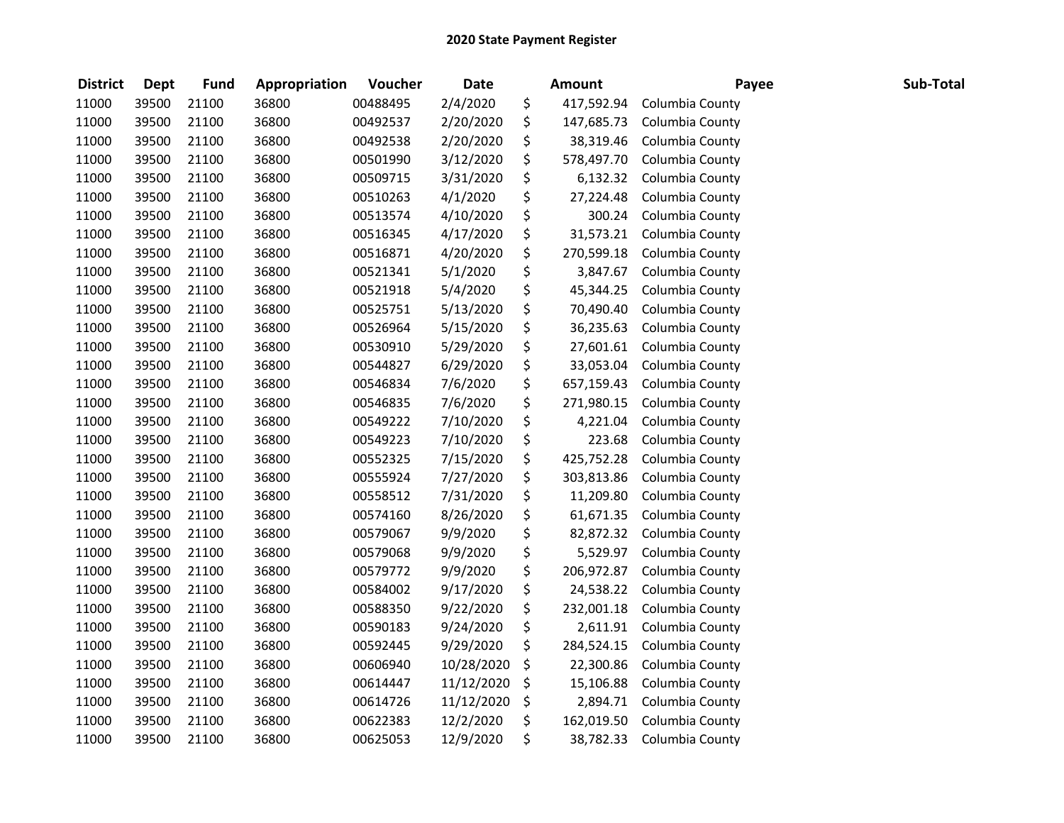# 2020 State Payment Register

| District | Dept | Fund | Appropriation | Voucher | Date | Amount | Payee | Sub-Total |
|---|---|---|---|---|---|---|---|---|
| 11000 | 39500 | 21100 | 36800 | 00488495 | 2/4/2020 | $ 417,592.94 | Columbia County | |
| 11000 | 39500 | 21100 | 36800 | 00492537 | 2/20/2020 | $ 147,685.73 | Columbia County | |
| 11000 | 39500 | 21100 | 36800 | 00492538 | 2/20/2020 | $ 38,319.46 | Columbia County | |
| 11000 | 39500 | 21100 | 36800 | 00501990 | 3/12/2020 | $ 578,497.70 | Columbia County | |
| 11000 | 39500 | 21100 | 36800 | 00509715 | 3/31/2020 | $ 6,132.32 | Columbia County | |
| 11000 | 39500 | 21100 | 36800 | 00510263 | 4/1/2020 | $ 27,224.48 | Columbia County | |
| 11000 | 39500 | 21100 | 36800 | 00513574 | 4/10/2020 | $ 300.24 | Columbia County | |
| 11000 | 39500 | 21100 | 36800 | 00516345 | 4/17/2020 | $ 31,573.21 | Columbia County | |
| 11000 | 39500 | 21100 | 36800 | 00516871 | 4/20/2020 | $ 270,599.18 | Columbia County | |
| 11000 | 39500 | 21100 | 36800 | 00521341 | 5/1/2020 | $ 3,847.67 | Columbia County | |
| 11000 | 39500 | 21100 | 36800 | 00521918 | 5/4/2020 | $ 45,344.25 | Columbia County | |
| 11000 | 39500 | 21100 | 36800 | 00525751 | 5/13/2020 | $ 70,490.40 | Columbia County | |
| 11000 | 39500 | 21100 | 36800 | 00526964 | 5/15/2020 | $ 36,235.63 | Columbia County | |
| 11000 | 39500 | 21100 | 36800 | 00530910 | 5/29/2020 | $ 27,601.61 | Columbia County | |
| 11000 | 39500 | 21100 | 36800 | 00544827 | 6/29/2020 | $ 33,053.04 | Columbia County | |
| 11000 | 39500 | 21100 | 36800 | 00546834 | 7/6/2020 | $ 657,159.43 | Columbia County | |
| 11000 | 39500 | 21100 | 36800 | 00546835 | 7/6/2020 | $ 271,980.15 | Columbia County | |
| 11000 | 39500 | 21100 | 36800 | 00549222 | 7/10/2020 | $ 4,221.04 | Columbia County | |
| 11000 | 39500 | 21100 | 36800 | 00549223 | 7/10/2020 | $ 223.68 | Columbia County | |
| 11000 | 39500 | 21100 | 36800 | 00552325 | 7/15/2020 | $ 425,752.28 | Columbia County | |
| 11000 | 39500 | 21100 | 36800 | 00555924 | 7/27/2020 | $ 303,813.86 | Columbia County | |
| 11000 | 39500 | 21100 | 36800 | 00558512 | 7/31/2020 | $ 11,209.80 | Columbia County | |
| 11000 | 39500 | 21100 | 36800 | 00574160 | 8/26/2020 | $ 61,671.35 | Columbia County | |
| 11000 | 39500 | 21100 | 36800 | 00579067 | 9/9/2020 | $ 82,872.32 | Columbia County | |
| 11000 | 39500 | 21100 | 36800 | 00579068 | 9/9/2020 | $ 5,529.97 | Columbia County | |
| 11000 | 39500 | 21100 | 36800 | 00579772 | 9/9/2020 | $ 206,972.87 | Columbia County | |
| 11000 | 39500 | 21100 | 36800 | 00584002 | 9/17/2020 | $ 24,538.22 | Columbia County | |
| 11000 | 39500 | 21100 | 36800 | 00588350 | 9/22/2020 | $ 232,001.18 | Columbia County | |
| 11000 | 39500 | 21100 | 36800 | 00590183 | 9/24/2020 | $ 2,611.91 | Columbia County | |
| 11000 | 39500 | 21100 | 36800 | 00592445 | 9/29/2020 | $ 284,524.15 | Columbia County | |
| 11000 | 39500 | 21100 | 36800 | 00606940 | 10/28/2020 | $ 22,300.86 | Columbia County | |
| 11000 | 39500 | 21100 | 36800 | 00614447 | 11/12/2020 | $ 15,106.88 | Columbia County | |
| 11000 | 39500 | 21100 | 36800 | 00614726 | 11/12/2020 | $ 2,894.71 | Columbia County | |
| 11000 | 39500 | 21100 | 36800 | 00622383 | 12/2/2020 | $ 162,019.50 | Columbia County | |
| 11000 | 39500 | 21100 | 36800 | 00625053 | 12/9/2020 | $ 38,782.33 | Columbia County | |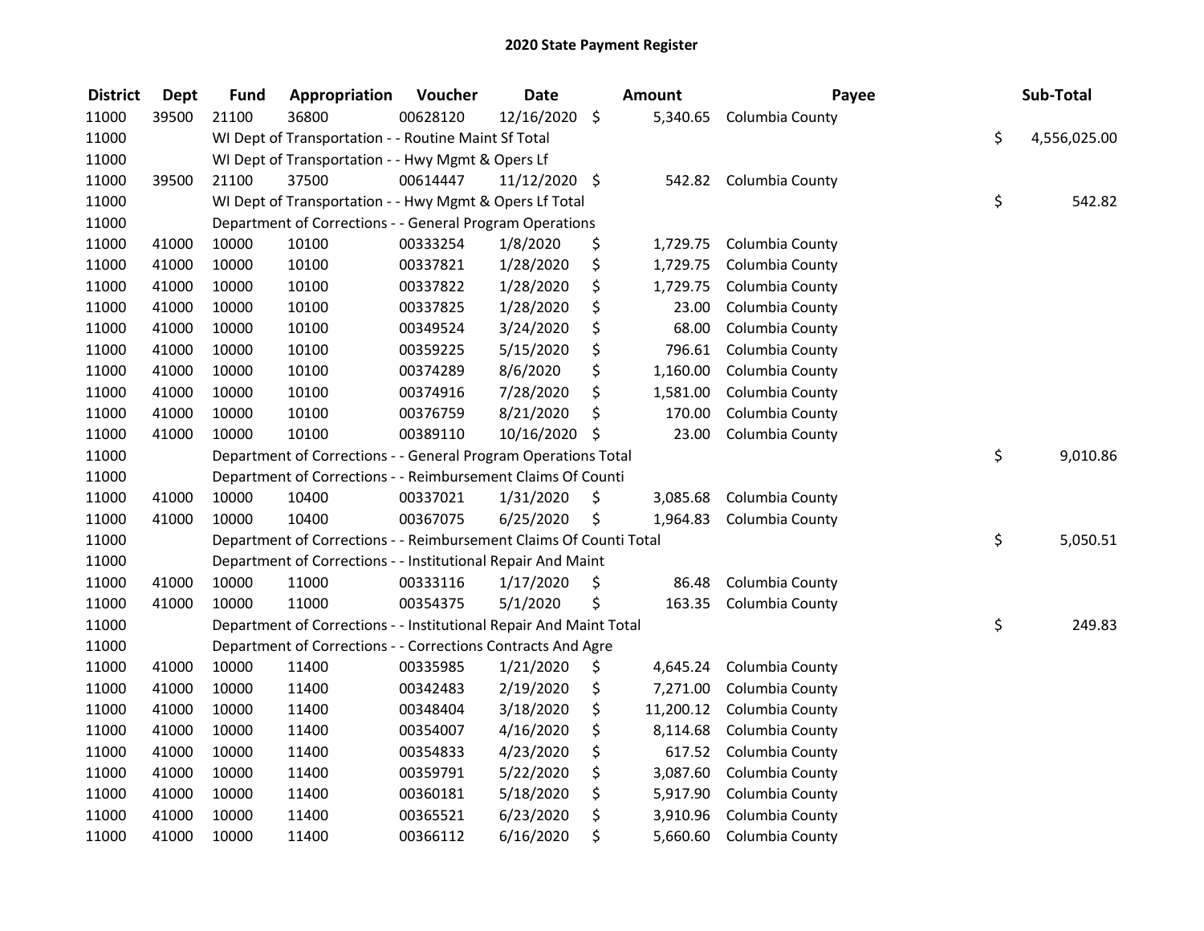# 2020 State Payment Register

| District | Dept | Fund | Appropriation | Voucher | Date | Amount | Payee | Sub-Total |
|---|---|---|---|---|---|---|---|---|
| 11000 | 39500 | 21100 | 36800 | 00628120 | 12/16/2020 | $ 5,340.65 | Columbia County | |
| 11000 | | WI Dept of Transportation - - Routine Maint Sf Total | | | | | | $ 4,556,025.00 |
| 11000 | | WI Dept of Transportation - - Hwy Mgmt & Opers Lf | | | | | | |
| 11000 | 39500 | 21100 | 37500 | 00614447 | 11/12/2020 | $ 542.82 | Columbia County | |
| 11000 | | WI Dept of Transportation - - Hwy Mgmt & Opers Lf Total | | | | | | $ 542.82 |
| 11000 | | Department of Corrections - - General Program Operations | | | | | | |
| 11000 | 41000 | 10000 | 10100 | 00333254 | 1/8/2020 | $ 1,729.75 | Columbia County | |
| 11000 | 41000 | 10000 | 10100 | 00337821 | 1/28/2020 | $ 1,729.75 | Columbia County | |
| 11000 | 41000 | 10000 | 10100 | 00337822 | 1/28/2020 | $ 1,729.75 | Columbia County | |
| 11000 | 41000 | 10000 | 10100 | 00337825 | 1/28/2020 | $ 23.00 | Columbia County | |
| 11000 | 41000 | 10000 | 10100 | 00349524 | 3/24/2020 | $ 68.00 | Columbia County | |
| 11000 | 41000 | 10000 | 10100 | 00359225 | 5/15/2020 | $ 796.61 | Columbia County | |
| 11000 | 41000 | 10000 | 10100 | 00374289 | 8/6/2020 | $ 1,160.00 | Columbia County | |
| 11000 | 41000 | 10000 | 10100 | 00374916 | 7/28/2020 | $ 1,581.00 | Columbia County | |
| 11000 | 41000 | 10000 | 10100 | 00376759 | 8/21/2020 | $ 170.00 | Columbia County | |
| 11000 | 41000 | 10000 | 10100 | 00389110 | 10/16/2020 | $ 23.00 | Columbia County | |
| 11000 | | Department of Corrections - - General Program Operations Total | | | | | | $ 9,010.86 |
| 11000 | | Department of Corrections - - Reimbursement Claims Of Counti | | | | | | |
| 11000 | 41000 | 10000 | 10400 | 00337021 | 1/31/2020 | $ 3,085.68 | Columbia County | |
| 11000 | 41000 | 10000 | 10400 | 00367075 | 6/25/2020 | $ 1,964.83 | Columbia County | |
| 11000 | | Department of Corrections - - Reimbursement Claims Of Counti Total | | | | | | $ 5,050.51 |
| 11000 | | Department of Corrections - - Institutional Repair And Maint | | | | | | |
| 11000 | 41000 | 10000 | 11000 | 00333116 | 1/17/2020 | $ 86.48 | Columbia County | |
| 11000 | 41000 | 10000 | 11000 | 00354375 | 5/1/2020 | $ 163.35 | Columbia County | |
| 11000 | | Department of Corrections - - Institutional Repair And Maint Total | | | | | | $ 249.83 |
| 11000 | | Department of Corrections - - Corrections Contracts And Agre | | | | | | |
| 11000 | 41000 | 10000 | 11400 | 00335985 | 1/21/2020 | $ 4,645.24 | Columbia County | |
| 11000 | 41000 | 10000 | 11400 | 00342483 | 2/19/2020 | $ 7,271.00 | Columbia County | |
| 11000 | 41000 | 10000 | 11400 | 00348404 | 3/18/2020 | $ 11,200.12 | Columbia County | |
| 11000 | 41000 | 10000 | 11400 | 00354007 | 4/16/2020 | $ 8,114.68 | Columbia County | |
| 11000 | 41000 | 10000 | 11400 | 00354833 | 4/23/2020 | $ 617.52 | Columbia County | |
| 11000 | 41000 | 10000 | 11400 | 00359791 | 5/22/2020 | $ 3,087.60 | Columbia County | |
| 11000 | 41000 | 10000 | 11400 | 00360181 | 5/18/2020 | $ 5,917.90 | Columbia County | |
| 11000 | 41000 | 10000 | 11400 | 00365521 | 6/23/2020 | $ 3,910.96 | Columbia County | |
| 11000 | 41000 | 10000 | 11400 | 00366112 | 6/16/2020 | $ 5,660.60 | Columbia County | |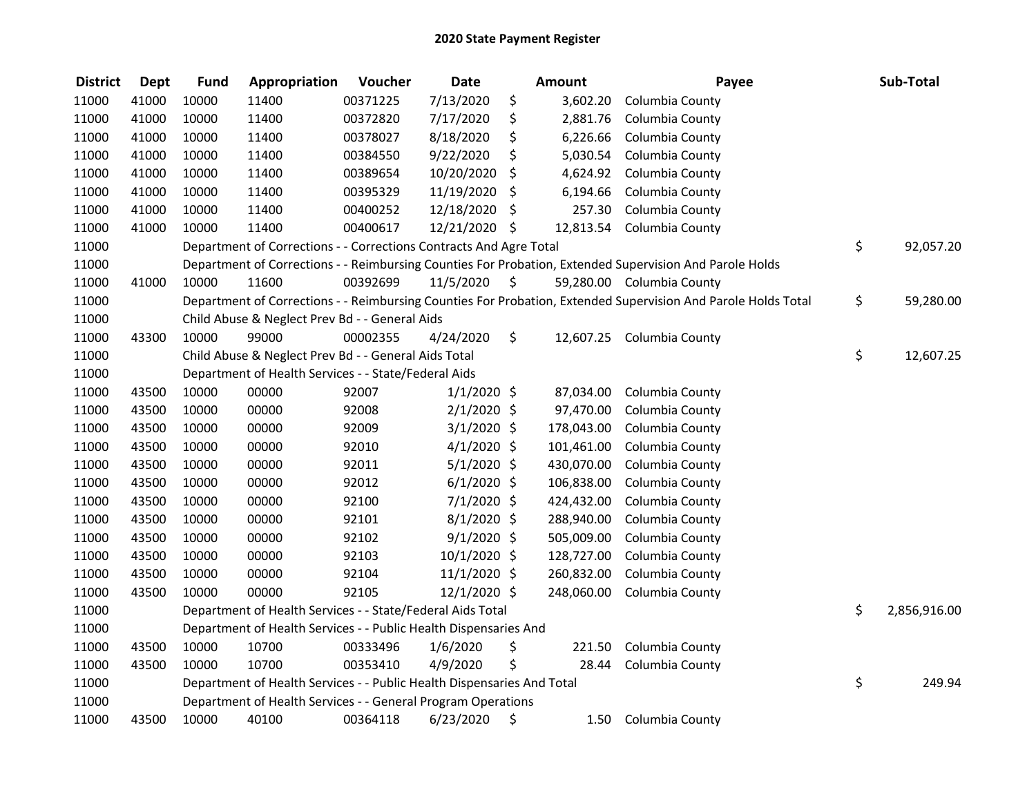## 2020 State Payment Register

| District | Dept | Fund | Appropriation | Voucher | Date | Amount | Payee | Sub-Total |
|---|---|---|---|---|---|---|---|---|
| 11000 | 41000 | 10000 | 11400 | 00371225 | 7/13/2020 | $ 3,602.20 | Columbia County | |
| 11000 | 41000 | 10000 | 11400 | 00372820 | 7/17/2020 | $ 2,881.76 | Columbia County | |
| 11000 | 41000 | 10000 | 11400 | 00378027 | 8/18/2020 | $ 6,226.66 | Columbia County | |
| 11000 | 41000 | 10000 | 11400 | 00384550 | 9/22/2020 | $ 5,030.54 | Columbia County | |
| 11000 | 41000 | 10000 | 11400 | 00389654 | 10/20/2020 | $ 4,624.92 | Columbia County | |
| 11000 | 41000 | 10000 | 11400 | 00395329 | 11/19/2020 | $ 6,194.66 | Columbia County | |
| 11000 | 41000 | 10000 | 11400 | 00400252 | 12/18/2020 | $ 257.30 | Columbia County | |
| 11000 | 41000 | 10000 | 11400 | 00400617 | 12/21/2020 | $ 12,813.54 | Columbia County | |
| 11000 | | Department of Corrections - - Corrections Contracts And Agre Total | | | | | | $ 92,057.20 |
| 11000 | | Department of Corrections - - Reimbursing Counties For Probation, Extended Supervision And Parole Holds | | | | | | |
| 11000 | 41000 | 10000 | 11600 | 00392699 | 11/5/2020 | $ 59,280.00 | Columbia County | |
| 11000 | | Department of Corrections - - Reimbursing Counties For Probation, Extended Supervision And Parole Holds Total | | | | | | $ 59,280.00 |
| 11000 | | Child Abuse & Neglect Prev Bd - - General Aids | | | | | | |
| 11000 | 43300 | 10000 | 99000 | 00002355 | 4/24/2020 | $ 12,607.25 | Columbia County | |
| 11000 | | Child Abuse & Neglect Prev Bd - - General Aids Total | | | | | | $ 12,607.25 |
| 11000 | | Department of Health Services - - State/Federal Aids | | | | | | |
| 11000 | 43500 | 10000 | 00000 | 92007 | 1/1/2020 | $ 87,034.00 | Columbia County | |
| 11000 | 43500 | 10000 | 00000 | 92008 | 2/1/2020 | $ 97,470.00 | Columbia County | |
| 11000 | 43500 | 10000 | 00000 | 92009 | 3/1/2020 | $ 178,043.00 | Columbia County | |
| 11000 | 43500 | 10000 | 00000 | 92010 | 4/1/2020 | $ 101,461.00 | Columbia County | |
| 11000 | 43500 | 10000 | 00000 | 92011 | 5/1/2020 | $ 430,070.00 | Columbia County | |
| 11000 | 43500 | 10000 | 00000 | 92012 | 6/1/2020 | $ 106,838.00 | Columbia County | |
| 11000 | 43500 | 10000 | 00000 | 92100 | 7/1/2020 | $ 424,432.00 | Columbia County | |
| 11000 | 43500 | 10000 | 00000 | 92101 | 8/1/2020 | $ 288,940.00 | Columbia County | |
| 11000 | 43500 | 10000 | 00000 | 92102 | 9/1/2020 | $ 505,009.00 | Columbia County | |
| 11000 | 43500 | 10000 | 00000 | 92103 | 10/1/2020 | $ 128,727.00 | Columbia County | |
| 11000 | 43500 | 10000 | 00000 | 92104 | 11/1/2020 | $ 260,832.00 | Columbia County | |
| 11000 | 43500 | 10000 | 00000 | 92105 | 12/1/2020 | $ 248,060.00 | Columbia County | |
| 11000 | | Department of Health Services - - State/Federal Aids Total | | | | | | $ 2,856,916.00 |
| 11000 | | Department of Health Services - - Public Health Dispensaries And | | | | | | |
| 11000 | 43500 | 10000 | 10700 | 00333496 | 1/6/2020 | $ 221.50 | Columbia County | |
| 11000 | 43500 | 10000 | 10700 | 00353410 | 4/9/2020 | $ 28.44 | Columbia County | |
| 11000 | | Department of Health Services - - Public Health Dispensaries And Total | | | | | | $ 249.94 |
| 11000 | | Department of Health Services - - General Program Operations | | | | | | |
| 11000 | 43500 | 10000 | 40100 | 00364118 | 6/23/2020 | $ 1.50 | Columbia County | |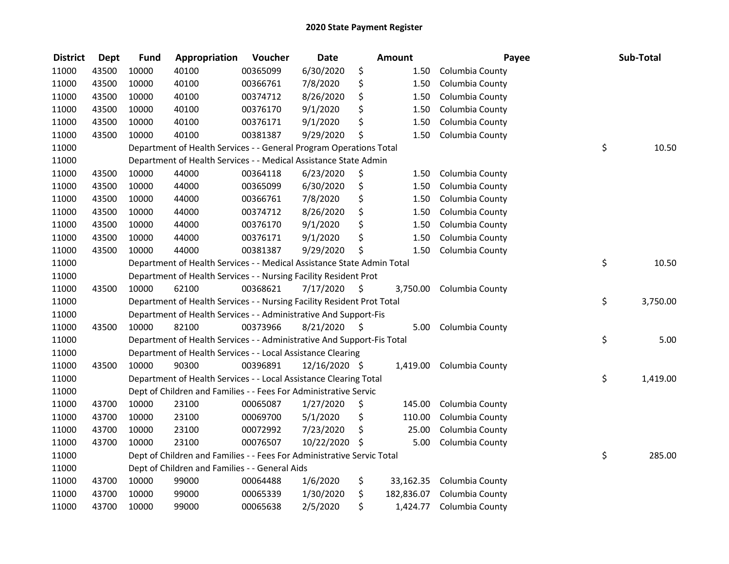# 2020 State Payment Register

| District | Dept | Fund | Appropriation | Voucher | Date | Amount | Payee | Sub-Total |
|---|---|---|---|---|---|---|---|---|
| 11000 | 43500 | 10000 | 40100 | 00365099 | 6/30/2020 | $ 1.50 | Columbia County | |
| 11000 | 43500 | 10000 | 40100 | 00366761 | 7/8/2020 | $ 1.50 | Columbia County | |
| 11000 | 43500 | 10000 | 40100 | 00374712 | 8/26/2020 | $ 1.50 | Columbia County | |
| 11000 | 43500 | 10000 | 40100 | 00376170 | 9/1/2020 | $ 1.50 | Columbia County | |
| 11000 | 43500 | 10000 | 40100 | 00376171 | 9/1/2020 | $ 1.50 | Columbia County | |
| 11000 | 43500 | 10000 | 40100 | 00381387 | 9/29/2020 | $ 1.50 | Columbia County | |
| 11000 | | Department of Health Services - - General Program Operations Total | | | | | | $ 10.50 |
| 11000 | | Department of Health Services - - Medical Assistance State Admin | | | | | | |
| 11000 | 43500 | 10000 | 44000 | 00364118 | 6/23/2020 | $ 1.50 | Columbia County | |
| 11000 | 43500 | 10000 | 44000 | 00365099 | 6/30/2020 | $ 1.50 | Columbia County | |
| 11000 | 43500 | 10000 | 44000 | 00366761 | 7/8/2020 | $ 1.50 | Columbia County | |
| 11000 | 43500 | 10000 | 44000 | 00374712 | 8/26/2020 | $ 1.50 | Columbia County | |
| 11000 | 43500 | 10000 | 44000 | 00376170 | 9/1/2020 | $ 1.50 | Columbia County | |
| 11000 | 43500 | 10000 | 44000 | 00376171 | 9/1/2020 | $ 1.50 | Columbia County | |
| 11000 | 43500 | 10000 | 44000 | 00381387 | 9/29/2020 | $ 1.50 | Columbia County | |
| 11000 | | Department of Health Services - - Medical Assistance State Admin Total | | | | | | $ 10.50 |
| 11000 | | Department of Health Services - - Nursing Facility Resident Prot | | | | | | |
| 11000 | 43500 | 10000 | 62100 | 00368621 | 7/17/2020 | $ 3,750.00 | Columbia County | |
| 11000 | | Department of Health Services - - Nursing Facility Resident Prot Total | | | | | | $ 3,750.00 |
| 11000 | | Department of Health Services - - Administrative And Support-Fis | | | | | | |
| 11000 | 43500 | 10000 | 82100 | 00373966 | 8/21/2020 | $ 5.00 | Columbia County | |
| 11000 | | Department of Health Services - - Administrative And Support-Fis Total | | | | | | $ 5.00 |
| 11000 | | Department of Health Services - - Local Assistance Clearing | | | | | | |
| 11000 | 43500 | 10000 | 90300 | 00396891 | 12/16/2020 | $ 1,419.00 | Columbia County | |
| 11000 | | Department of Health Services - - Local Assistance Clearing Total | | | | | | $ 1,419.00 |
| 11000 | | Dept of Children and Families - - Fees For Administrative Servic | | | | | | |
| 11000 | 43700 | 10000 | 23100 | 00065087 | 1/27/2020 | $ 145.00 | Columbia County | |
| 11000 | 43700 | 10000 | 23100 | 00069700 | 5/1/2020 | $ 110.00 | Columbia County | |
| 11000 | 43700 | 10000 | 23100 | 00072992 | 7/23/2020 | $ 25.00 | Columbia County | |
| 11000 | 43700 | 10000 | 23100 | 00076507 | 10/22/2020 | $ 5.00 | Columbia County | |
| 11000 | | Dept of Children and Families - - Fees For Administrative Servic Total | | | | | | $ 285.00 |
| 11000 | | Dept of Children and Families - - General Aids | | | | | | |
| 11000 | 43700 | 10000 | 99000 | 00064488 | 1/6/2020 | $ 33,162.35 | Columbia County | |
| 11000 | 43700 | 10000 | 99000 | 00065339 | 1/30/2020 | $ 182,836.07 | Columbia County | |
| 11000 | 43700 | 10000 | 99000 | 00065638 | 2/5/2020 | $ 1,424.77 | Columbia County | |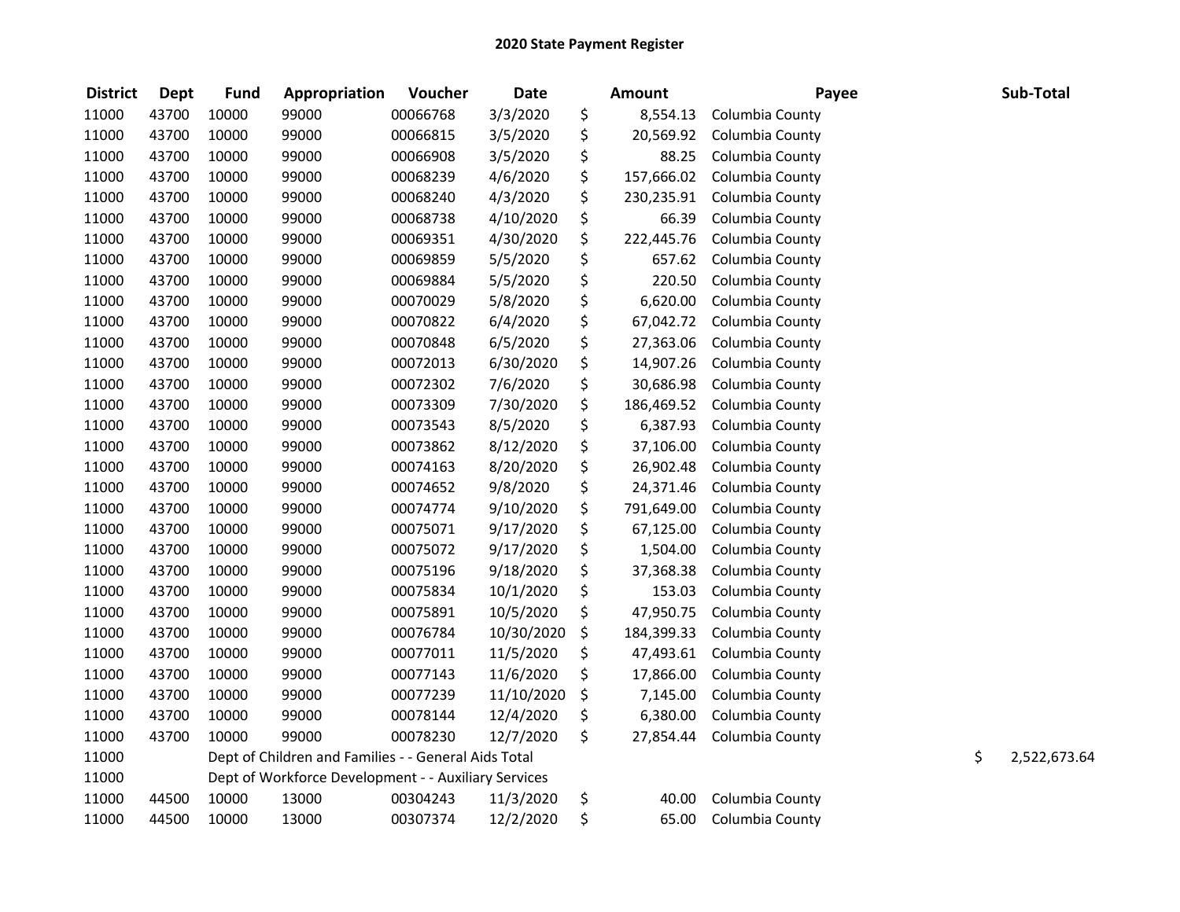# 2020 State Payment Register

| District | Dept | Fund | Appropriation | Voucher | Date | Amount | Payee | Sub-Total |
|---|---|---|---|---|---|---|---|---|
| 11000 | 43700 | 10000 | 99000 | 00066768 | 3/3/2020 | $ 8,554.13 | Columbia County | |
| 11000 | 43700 | 10000 | 99000 | 00066815 | 3/5/2020 | $ 20,569.92 | Columbia County | |
| 11000 | 43700 | 10000 | 99000 | 00066908 | 3/5/2020 | $ 88.25 | Columbia County | |
| 11000 | 43700 | 10000 | 99000 | 00068239 | 4/6/2020 | $ 157,666.02 | Columbia County | |
| 11000 | 43700 | 10000 | 99000 | 00068240 | 4/3/2020 | $ 230,235.91 | Columbia County | |
| 11000 | 43700 | 10000 | 99000 | 00068738 | 4/10/2020 | $ 66.39 | Columbia County | |
| 11000 | 43700 | 10000 | 99000 | 00069351 | 4/30/2020 | $ 222,445.76 | Columbia County | |
| 11000 | 43700 | 10000 | 99000 | 00069859 | 5/5/2020 | $ 657.62 | Columbia County | |
| 11000 | 43700 | 10000 | 99000 | 00069884 | 5/5/2020 | $ 220.50 | Columbia County | |
| 11000 | 43700 | 10000 | 99000 | 00070029 | 5/8/2020 | $ 6,620.00 | Columbia County | |
| 11000 | 43700 | 10000 | 99000 | 00070822 | 6/4/2020 | $ 67,042.72 | Columbia County | |
| 11000 | 43700 | 10000 | 99000 | 00070848 | 6/5/2020 | $ 27,363.06 | Columbia County | |
| 11000 | 43700 | 10000 | 99000 | 00072013 | 6/30/2020 | $ 14,907.26 | Columbia County | |
| 11000 | 43700 | 10000 | 99000 | 00072302 | 7/6/2020 | $ 30,686.98 | Columbia County | |
| 11000 | 43700 | 10000 | 99000 | 00073309 | 7/30/2020 | $ 186,469.52 | Columbia County | |
| 11000 | 43700 | 10000 | 99000 | 00073543 | 8/5/2020 | $ 6,387.93 | Columbia County | |
| 11000 | 43700 | 10000 | 99000 | 00073862 | 8/12/2020 | $ 37,106.00 | Columbia County | |
| 11000 | 43700 | 10000 | 99000 | 00074163 | 8/20/2020 | $ 26,902.48 | Columbia County | |
| 11000 | 43700 | 10000 | 99000 | 00074652 | 9/8/2020 | $ 24,371.46 | Columbia County | |
| 11000 | 43700 | 10000 | 99000 | 00074774 | 9/10/2020 | $ 791,649.00 | Columbia County | |
| 11000 | 43700 | 10000 | 99000 | 00075071 | 9/17/2020 | $ 67,125.00 | Columbia County | |
| 11000 | 43700 | 10000 | 99000 | 00075072 | 9/17/2020 | $ 1,504.00 | Columbia County | |
| 11000 | 43700 | 10000 | 99000 | 00075196 | 9/18/2020 | $ 37,368.38 | Columbia County | |
| 11000 | 43700 | 10000 | 99000 | 00075834 | 10/1/2020 | $ 153.03 | Columbia County | |
| 11000 | 43700 | 10000 | 99000 | 00075891 | 10/5/2020 | $ 47,950.75 | Columbia County | |
| 11000 | 43700 | 10000 | 99000 | 00076784 | 10/30/2020 | $ 184,399.33 | Columbia County | |
| 11000 | 43700 | 10000 | 99000 | 00077011 | 11/5/2020 | $ 47,493.61 | Columbia County | |
| 11000 | 43700 | 10000 | 99000 | 00077143 | 11/6/2020 | $ 17,866.00 | Columbia County | |
| 11000 | 43700 | 10000 | 99000 | 00077239 | 11/10/2020 | $ 7,145.00 | Columbia County | |
| 11000 | 43700 | 10000 | 99000 | 00078144 | 12/4/2020 | $ 6,380.00 | Columbia County | |
| 11000 | 43700 | 10000 | 99000 | 00078230 | 12/7/2020 | $ 27,854.44 | Columbia County | |
| 11000 | | Dept of Children and Families - - General Aids Total | | | | | | $ 2,522,673.64 |
| 11000 | | Dept of Workforce Development - - Auxiliary Services | | | | | | |
| 11000 | 44500 | 10000 | 13000 | 00304243 | 11/3/2020 | $ 40.00 | Columbia County | |
| 11000 | 44500 | 10000 | 13000 | 00307374 | 12/2/2020 | $ 65.00 | Columbia County | |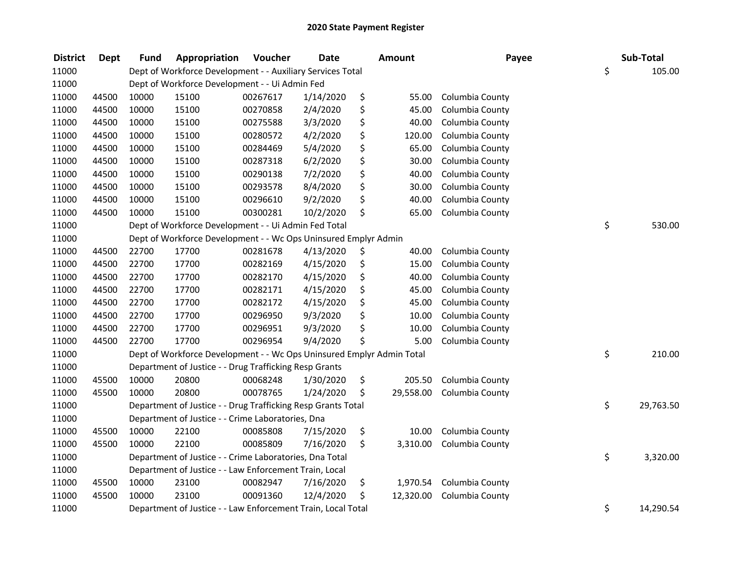# 2020 State Payment Register

| District | Dept | Fund | Appropriation | Voucher | Date | Amount | Payee | Sub-Total |
|---|---|---|---|---|---|---|---|---|
| 11000 | | Dept of Workforce Development - - Auxiliary Services Total | | | | | | $ 105.00 |
| 11000 | | Dept of Workforce Development - - Ui Admin Fed | | | | | | |
| 11000 | 44500 | 10000 | 15100 | 00267617 | 1/14/2020 | $ 55.00 | Columbia County | |
| 11000 | 44500 | 10000 | 15100 | 00270858 | 2/4/2020 | $ 45.00 | Columbia County | |
| 11000 | 44500 | 10000 | 15100 | 00275588 | 3/3/2020 | $ 40.00 | Columbia County | |
| 11000 | 44500 | 10000 | 15100 | 00280572 | 4/2/2020 | $ 120.00 | Columbia County | |
| 11000 | 44500 | 10000 | 15100 | 00284469 | 5/4/2020 | $ 65.00 | Columbia County | |
| 11000 | 44500 | 10000 | 15100 | 00287318 | 6/2/2020 | $ 30.00 | Columbia County | |
| 11000 | 44500 | 10000 | 15100 | 00290138 | 7/2/2020 | $ 40.00 | Columbia County | |
| 11000 | 44500 | 10000 | 15100 | 00293578 | 8/4/2020 | $ 30.00 | Columbia County | |
| 11000 | 44500 | 10000 | 15100 | 00296610 | 9/2/2020 | $ 40.00 | Columbia County | |
| 11000 | 44500 | 10000 | 15100 | 00300281 | 10/2/2020 | $ 65.00 | Columbia County | |
| 11000 | | Dept of Workforce Development - - Ui Admin Fed Total | | | | | | $ 530.00 |
| 11000 | | Dept of Workforce Development - - Wc Ops Uninsured Emplyr Admin | | | | | | |
| 11000 | 44500 | 22700 | 17700 | 00281678 | 4/13/2020 | $ 40.00 | Columbia County | |
| 11000 | 44500 | 22700 | 17700 | 00282169 | 4/15/2020 | $ 15.00 | Columbia County | |
| 11000 | 44500 | 22700 | 17700 | 00282170 | 4/15/2020 | $ 40.00 | Columbia County | |
| 11000 | 44500 | 22700 | 17700 | 00282171 | 4/15/2020 | $ 45.00 | Columbia County | |
| 11000 | 44500 | 22700 | 17700 | 00282172 | 4/15/2020 | $ 45.00 | Columbia County | |
| 11000 | 44500 | 22700 | 17700 | 00296950 | 9/3/2020 | $ 10.00 | Columbia County | |
| 11000 | 44500 | 22700 | 17700 | 00296951 | 9/3/2020 | $ 10.00 | Columbia County | |
| 11000 | 44500 | 22700 | 17700 | 00296954 | 9/4/2020 | $ 5.00 | Columbia County | |
| 11000 | | Dept of Workforce Development - - Wc Ops Uninsured Emplyr Admin Total | | | | | | $ 210.00 |
| 11000 | | Department of Justice - - Drug Trafficking Resp Grants | | | | | | |
| 11000 | 45500 | 10000 | 20800 | 00068248 | 1/30/2020 | $ 205.50 | Columbia County | |
| 11000 | 45500 | 10000 | 20800 | 00078765 | 1/24/2020 | $ 29,558.00 | Columbia County | |
| 11000 | | Department of Justice - - Drug Trafficking Resp Grants Total | | | | | | $ 29,763.50 |
| 11000 | | Department of Justice - - Crime Laboratories, Dna | | | | | | |
| 11000 | 45500 | 10000 | 22100 | 00085808 | 7/15/2020 | $ 10.00 | Columbia County | |
| 11000 | 45500 | 10000 | 22100 | 00085809 | 7/16/2020 | $ 3,310.00 | Columbia County | |
| 11000 | | Department of Justice - - Crime Laboratories, Dna Total | | | | | | $ 3,320.00 |
| 11000 | | Department of Justice - - Law Enforcement Train, Local | | | | | | |
| 11000 | 45500 | 10000 | 23100 | 00082947 | 7/16/2020 | $ 1,970.54 | Columbia County | |
| 11000 | 45500 | 10000 | 23100 | 00091360 | 12/4/2020 | $ 12,320.00 | Columbia County | |
| 11000 | | Department of Justice - - Law Enforcement Train, Local Total | | | | | | $ 14,290.54 |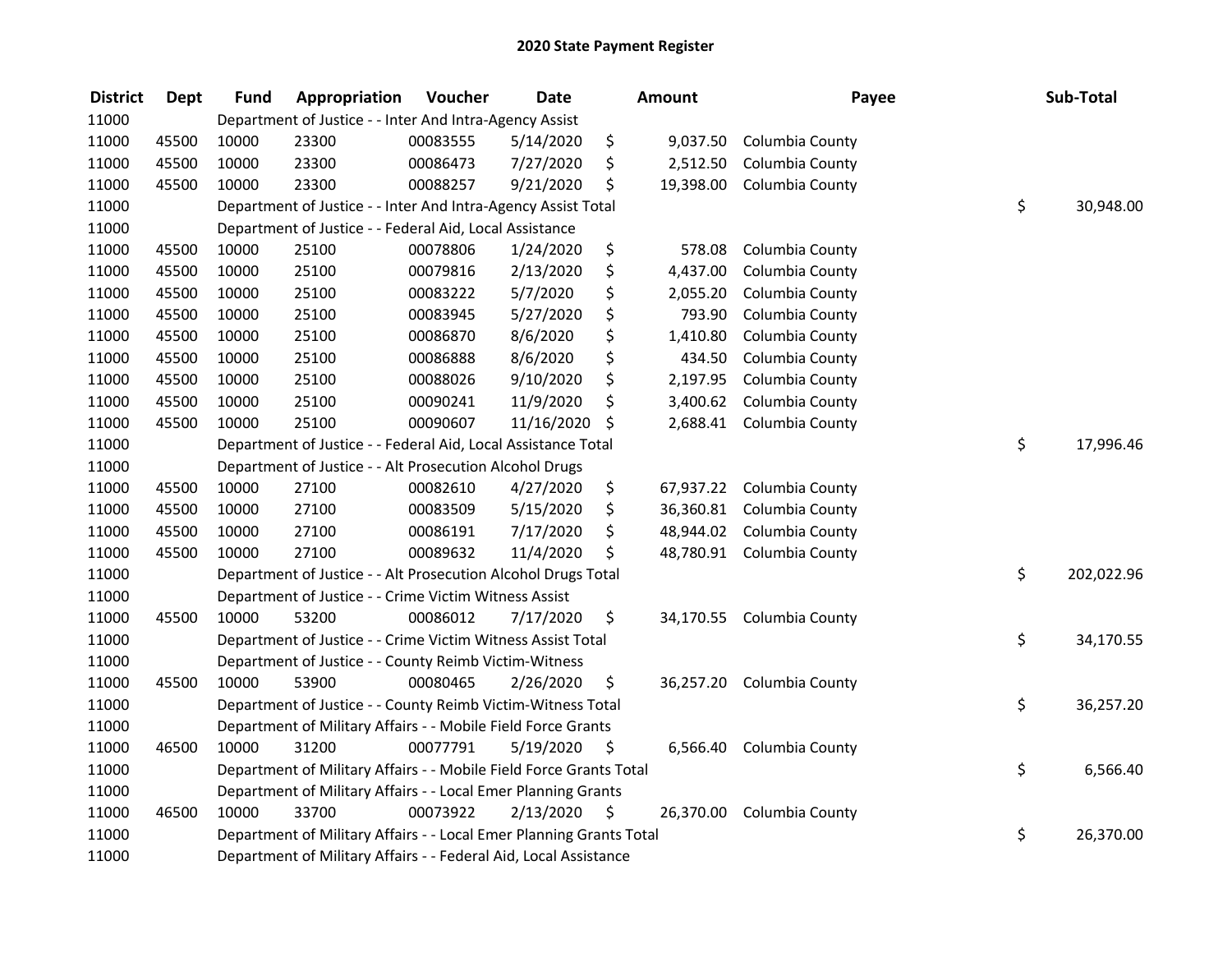# 2020 State Payment Register

| District | Dept | Fund | Appropriation | Voucher | Date | Amount | Payee | Sub-Total |
|---|---|---|---|---|---|---|---|---|
| 11000 | | Department of Justice - - Inter And Intra-Agency Assist | | | | | | |
| 11000 | 45500 | 10000 | 23300 | 00083555 | 5/14/2020 | $ 9,037.50 | Columbia County | |
| 11000 | 45500 | 10000 | 23300 | 00086473 | 7/27/2020 | $ 2,512.50 | Columbia County | |
| 11000 | 45500 | 10000 | 23300 | 00088257 | 9/21/2020 | $ 19,398.00 | Columbia County | |
| 11000 | | Department of Justice - - Inter And Intra-Agency Assist Total | | | | | | $ 30,948.00 |
| 11000 | | Department of Justice - - Federal Aid, Local Assistance | | | | | | |
| 11000 | 45500 | 10000 | 25100 | 00078806 | 1/24/2020 | $ 578.08 | Columbia County | |
| 11000 | 45500 | 10000 | 25100 | 00079816 | 2/13/2020 | $ 4,437.00 | Columbia County | |
| 11000 | 45500 | 10000 | 25100 | 00083222 | 5/7/2020 | $ 2,055.20 | Columbia County | |
| 11000 | 45500 | 10000 | 25100 | 00083945 | 5/27/2020 | $ 793.90 | Columbia County | |
| 11000 | 45500 | 10000 | 25100 | 00086870 | 8/6/2020 | $ 1,410.80 | Columbia County | |
| 11000 | 45500 | 10000 | 25100 | 00086888 | 8/6/2020 | $ 434.50 | Columbia County | |
| 11000 | 45500 | 10000 | 25100 | 00088026 | 9/10/2020 | $ 2,197.95 | Columbia County | |
| 11000 | 45500 | 10000 | 25100 | 00090241 | 11/9/2020 | $ 3,400.62 | Columbia County | |
| 11000 | 45500 | 10000 | 25100 | 00090607 | 11/16/2020 | $ 2,688.41 | Columbia County | |
| 11000 | | Department of Justice - - Federal Aid, Local Assistance Total | | | | | | $ 17,996.46 |
| 11000 | | Department of Justice - - Alt Prosecution Alcohol Drugs | | | | | | |
| 11000 | 45500 | 10000 | 27100 | 00082610 | 4/27/2020 | $ 67,937.22 | Columbia County | |
| 11000 | 45500 | 10000 | 27100 | 00083509 | 5/15/2020 | $ 36,360.81 | Columbia County | |
| 11000 | 45500 | 10000 | 27100 | 00086191 | 7/17/2020 | $ 48,944.02 | Columbia County | |
| 11000 | 45500 | 10000 | 27100 | 00089632 | 11/4/2020 | $ 48,780.91 | Columbia County | |
| 11000 | | Department of Justice - - Alt Prosecution Alcohol Drugs Total | | | | | | $ 202,022.96 |
| 11000 | | Department of Justice - - Crime Victim Witness Assist | | | | | | |
| 11000 | 45500 | 10000 | 53200 | 00086012 | 7/17/2020 | $ 34,170.55 | Columbia County | |
| 11000 | | Department of Justice - - Crime Victim Witness Assist Total | | | | | | $ 34,170.55 |
| 11000 | | Department of Justice - - County Reimb Victim-Witness | | | | | | |
| 11000 | 45500 | 10000 | 53900 | 00080465 | 2/26/2020 | $ 36,257.20 | Columbia County | |
| 11000 | | Department of Justice - - County Reimb Victim-Witness Total | | | | | | $ 36,257.20 |
| 11000 | | Department of Military Affairs - - Mobile Field Force Grants | | | | | | |
| 11000 | 46500 | 10000 | 31200 | 00077791 | 5/19/2020 | $ 6,566.40 | Columbia County | |
| 11000 | | Department of Military Affairs - - Mobile Field Force Grants Total | | | | | | $ 6,566.40 |
| 11000 | | Department of Military Affairs - - Local Emer Planning Grants | | | | | | |
| 11000 | 46500 | 10000 | 33700 | 00073922 | 2/13/2020 | $ 26,370.00 | Columbia County | |
| 11000 | | Department of Military Affairs - - Local Emer Planning Grants Total | | | | | | $ 26,370.00 |
| 11000 | | Department of Military Affairs - - Federal Aid, Local Assistance | | | | | | |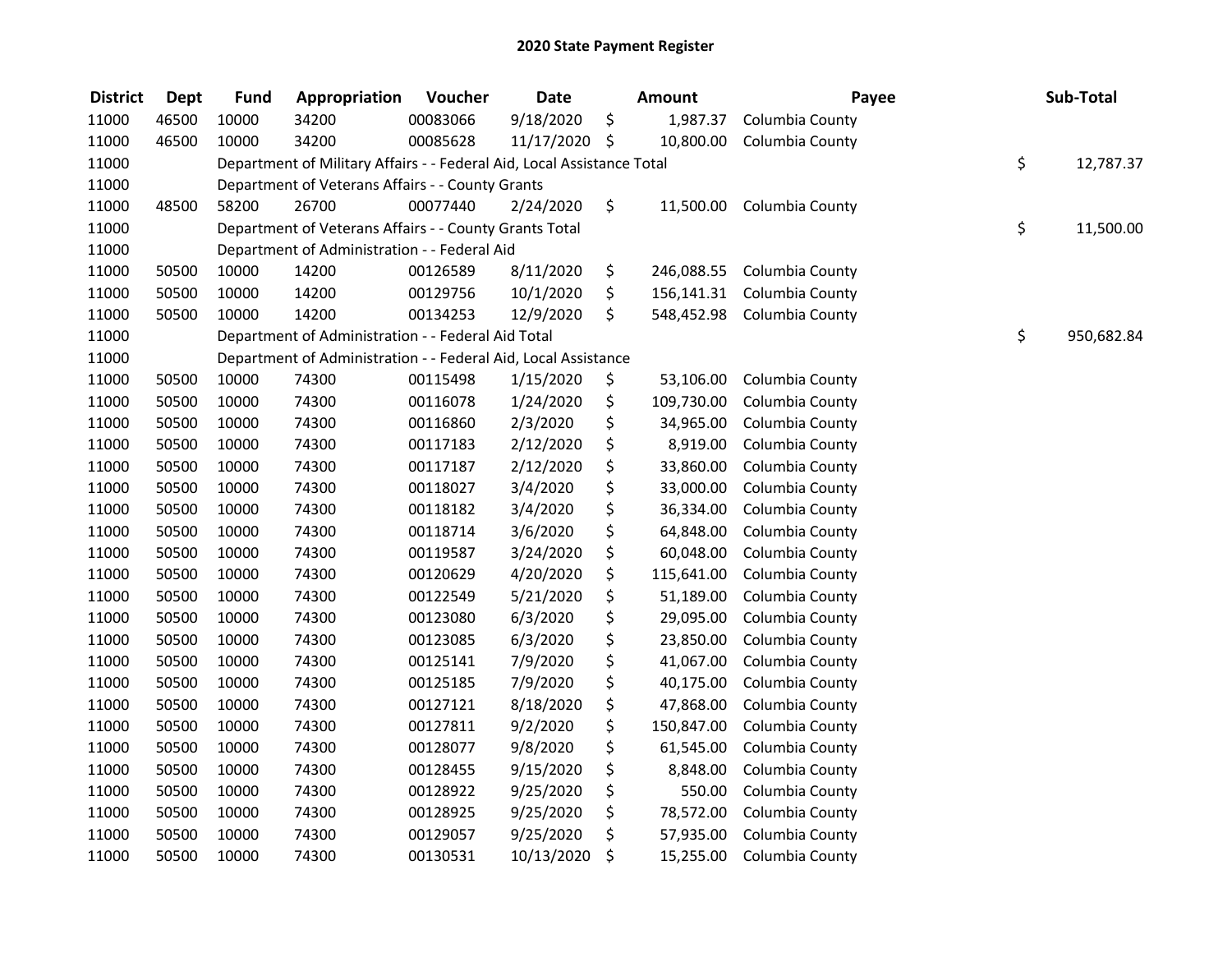# 2020 State Payment Register

| District | Dept | Fund | Appropriation | Voucher | Date | Amount | Payee | Sub-Total |
|---|---|---|---|---|---|---|---|---|
| 11000 | 46500 | 10000 | 34200 | 00083066 | 9/18/2020 | $ 1,987.37 | Columbia County | |
| 11000 | 46500 | 10000 | 34200 | 00085628 | 11/17/2020 | $ 10,800.00 | Columbia County | |
| 11000 | | Department of Military Affairs - - Federal Aid, Local Assistance Total | | | | | | $ 12,787.37 |
| 11000 | | Department of Veterans Affairs - - County Grants | | | | | | |
| 11000 | 48500 | 58200 | 26700 | 00077440 | 2/24/2020 | $ 11,500.00 | Columbia County | |
| 11000 | | Department of Veterans Affairs - - County Grants Total | | | | | | $ 11,500.00 |
| 11000 | | Department of Administration - - Federal Aid | | | | | | |
| 11000 | 50500 | 10000 | 14200 | 00126589 | 8/11/2020 | $ 246,088.55 | Columbia County | |
| 11000 | 50500 | 10000 | 14200 | 00129756 | 10/1/2020 | $ 156,141.31 | Columbia County | |
| 11000 | 50500 | 10000 | 14200 | 00134253 | 12/9/2020 | $ 548,452.98 | Columbia County | |
| 11000 | | Department of Administration - - Federal Aid Total | | | | | | $ 950,682.84 |
| 11000 | | Department of Administration - - Federal Aid, Local Assistance | | | | | | |
| 11000 | 50500 | 10000 | 74300 | 00115498 | 1/15/2020 | $ 53,106.00 | Columbia County | |
| 11000 | 50500 | 10000 | 74300 | 00116078 | 1/24/2020 | $ 109,730.00 | Columbia County | |
| 11000 | 50500 | 10000 | 74300 | 00116860 | 2/3/2020 | $ 34,965.00 | Columbia County | |
| 11000 | 50500 | 10000 | 74300 | 00117183 | 2/12/2020 | $ 8,919.00 | Columbia County | |
| 11000 | 50500 | 10000 | 74300 | 00117187 | 2/12/2020 | $ 33,860.00 | Columbia County | |
| 11000 | 50500 | 10000 | 74300 | 00118027 | 3/4/2020 | $ 33,000.00 | Columbia County | |
| 11000 | 50500 | 10000 | 74300 | 00118182 | 3/4/2020 | $ 36,334.00 | Columbia County | |
| 11000 | 50500 | 10000 | 74300 | 00118714 | 3/6/2020 | $ 64,848.00 | Columbia County | |
| 11000 | 50500 | 10000 | 74300 | 00119587 | 3/24/2020 | $ 60,048.00 | Columbia County | |
| 11000 | 50500 | 10000 | 74300 | 00120629 | 4/20/2020 | $ 115,641.00 | Columbia County | |
| 11000 | 50500 | 10000 | 74300 | 00122549 | 5/21/2020 | $ 51,189.00 | Columbia County | |
| 11000 | 50500 | 10000 | 74300 | 00123080 | 6/3/2020 | $ 29,095.00 | Columbia County | |
| 11000 | 50500 | 10000 | 74300 | 00123085 | 6/3/2020 | $ 23,850.00 | Columbia County | |
| 11000 | 50500 | 10000 | 74300 | 00125141 | 7/9/2020 | $ 41,067.00 | Columbia County | |
| 11000 | 50500 | 10000 | 74300 | 00125185 | 7/9/2020 | $ 40,175.00 | Columbia County | |
| 11000 | 50500 | 10000 | 74300 | 00127121 | 8/18/2020 | $ 47,868.00 | Columbia County | |
| 11000 | 50500 | 10000 | 74300 | 00127811 | 9/2/2020 | $ 150,847.00 | Columbia County | |
| 11000 | 50500 | 10000 | 74300 | 00128077 | 9/8/2020 | $ 61,545.00 | Columbia County | |
| 11000 | 50500 | 10000 | 74300 | 00128455 | 9/15/2020 | $ 8,848.00 | Columbia County | |
| 11000 | 50500 | 10000 | 74300 | 00128922 | 9/25/2020 | $ 550.00 | Columbia County | |
| 11000 | 50500 | 10000 | 74300 | 00128925 | 9/25/2020 | $ 78,572.00 | Columbia County | |
| 11000 | 50500 | 10000 | 74300 | 00129057 | 9/25/2020 | $ 57,935.00 | Columbia County | |
| 11000 | 50500 | 10000 | 74300 | 00130531 | 10/13/2020 | $ 15,255.00 | Columbia County | |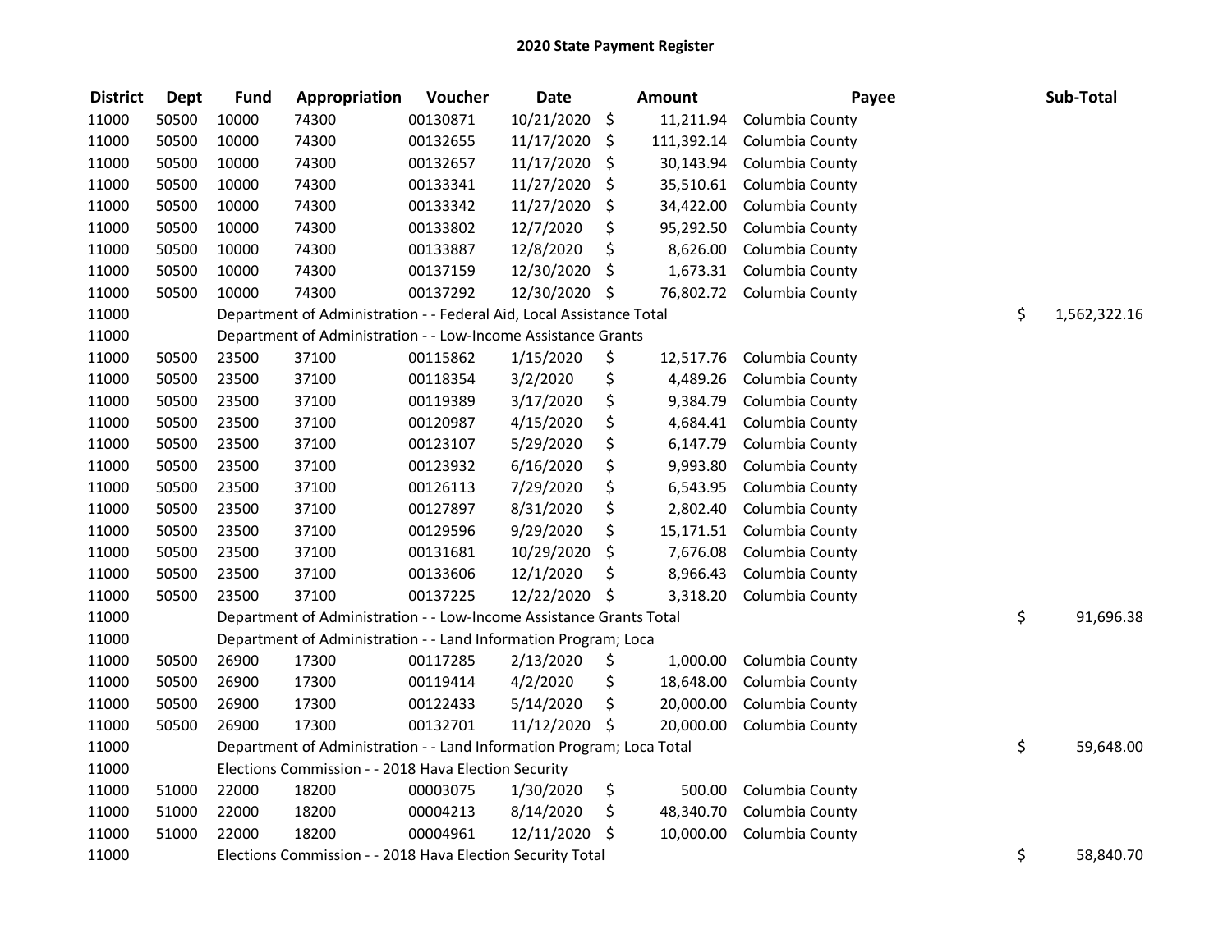# 2020 State Payment Register

| District | Dept | Fund | Appropriation | Voucher | Date | Amount | Payee | Sub-Total |
|---|---|---|---|---|---|---|---|---|
| 11000 | 50500 | 10000 | 74300 | 00130871 | 10/21/2020 | $ 11,211.94 | Columbia County | |
| 11000 | 50500 | 10000 | 74300 | 00132655 | 11/17/2020 | $ 111,392.14 | Columbia County | |
| 11000 | 50500 | 10000 | 74300 | 00132657 | 11/17/2020 | $ 30,143.94 | Columbia County | |
| 11000 | 50500 | 10000 | 74300 | 00133341 | 11/27/2020 | $ 35,510.61 | Columbia County | |
| 11000 | 50500 | 10000 | 74300 | 00133342 | 11/27/2020 | $ 34,422.00 | Columbia County | |
| 11000 | 50500 | 10000 | 74300 | 00133802 | 12/7/2020 | $ 95,292.50 | Columbia County | |
| 11000 | 50500 | 10000 | 74300 | 00133887 | 12/8/2020 | $ 8,626.00 | Columbia County | |
| 11000 | 50500 | 10000 | 74300 | 00137159 | 12/30/2020 | $ 1,673.31 | Columbia County | |
| 11000 | 50500 | 10000 | 74300 | 00137292 | 12/30/2020 | $ 76,802.72 | Columbia County | |
| 11000 | | Department of Administration - - Federal Aid, Local Assistance Total | | | | | | $ 1,562,322.16 |
| 11000 | | Department of Administration - - Low-Income Assistance Grants | | | | | | |
| 11000 | 50500 | 23500 | 37100 | 00115862 | 1/15/2020 | $ 12,517.76 | Columbia County | |
| 11000 | 50500 | 23500 | 37100 | 00118354 | 3/2/2020 | $ 4,489.26 | Columbia County | |
| 11000 | 50500 | 23500 | 37100 | 00119389 | 3/17/2020 | $ 9,384.79 | Columbia County | |
| 11000 | 50500 | 23500 | 37100 | 00120987 | 4/15/2020 | $ 4,684.41 | Columbia County | |
| 11000 | 50500 | 23500 | 37100 | 00123107 | 5/29/2020 | $ 6,147.79 | Columbia County | |
| 11000 | 50500 | 23500 | 37100 | 00123932 | 6/16/2020 | $ 9,993.80 | Columbia County | |
| 11000 | 50500 | 23500 | 37100 | 00126113 | 7/29/2020 | $ 6,543.95 | Columbia County | |
| 11000 | 50500 | 23500 | 37100 | 00127897 | 8/31/2020 | $ 2,802.40 | Columbia County | |
| 11000 | 50500 | 23500 | 37100 | 00129596 | 9/29/2020 | $ 15,171.51 | Columbia County | |
| 11000 | 50500 | 23500 | 37100 | 00131681 | 10/29/2020 | $ 7,676.08 | Columbia County | |
| 11000 | 50500 | 23500 | 37100 | 00133606 | 12/1/2020 | $ 8,966.43 | Columbia County | |
| 11000 | 50500 | 23500 | 37100 | 00137225 | 12/22/2020 | $ 3,318.20 | Columbia County | |
| 11000 | | Department of Administration - - Low-Income Assistance Grants Total | | | | | | $ 91,696.38 |
| 11000 | | Department of Administration - - Land Information Program; Loca | | | | | | |
| 11000 | 50500 | 26900 | 17300 | 00117285 | 2/13/2020 | $ 1,000.00 | Columbia County | |
| 11000 | 50500 | 26900 | 17300 | 00119414 | 4/2/2020 | $ 18,648.00 | Columbia County | |
| 11000 | 50500 | 26900 | 17300 | 00122433 | 5/14/2020 | $ 20,000.00 | Columbia County | |
| 11000 | 50500 | 26900 | 17300 | 00132701 | 11/12/2020 | $ 20,000.00 | Columbia County | |
| 11000 | | Department of Administration - - Land Information Program; Loca Total | | | | | | $ 59,648.00 |
| 11000 | | Elections Commission - - 2018 Hava Election Security | | | | | | |
| 11000 | 51000 | 22000 | 18200 | 00003075 | 1/30/2020 | $ 500.00 | Columbia County | |
| 11000 | 51000 | 22000 | 18200 | 00004213 | 8/14/2020 | $ 48,340.70 | Columbia County | |
| 11000 | 51000 | 22000 | 18200 | 00004961 | 12/11/2020 | $ 10,000.00 | Columbia County | |
| 11000 | | Elections Commission - - 2018 Hava Election Security Total | | | | | | $ 58,840.70 |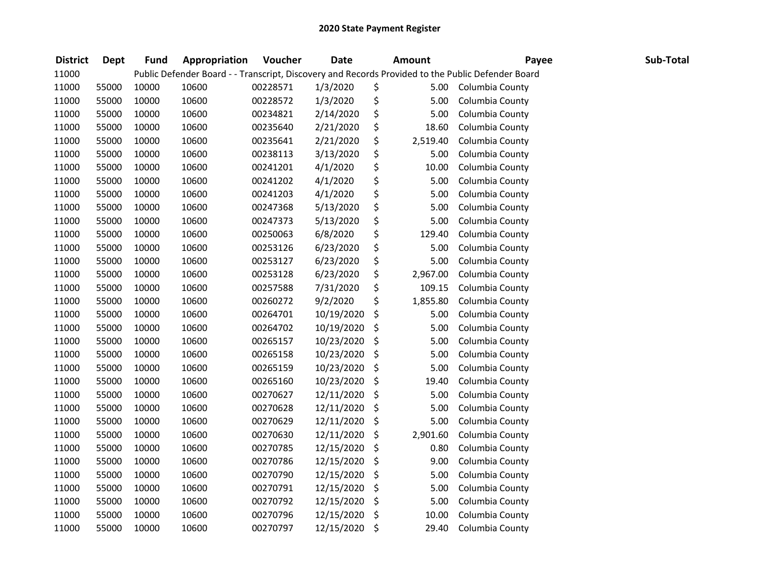# 2020 State Payment Register

| District | Dept | Fund | Appropriation | Voucher | Date | Amount | Payee | Sub-Total |
|---|---|---|---|---|---|---|---|---|
| 11000 | | Public Defender Board - - Transcript, Discovery and Records Provided to the Public Defender Board | | | | | | |
| 11000 | 55000 | 10000 | 10600 | 00228571 | 1/3/2020 | $ 5.00 | Columbia County | |
| 11000 | 55000 | 10000 | 10600 | 00228572 | 1/3/2020 | $ 5.00 | Columbia County | |
| 11000 | 55000 | 10000 | 10600 | 00234821 | 2/14/2020 | $ 5.00 | Columbia County | |
| 11000 | 55000 | 10000 | 10600 | 00235640 | 2/21/2020 | $ 18.60 | Columbia County | |
| 11000 | 55000 | 10000 | 10600 | 00235641 | 2/21/2020 | $ 2,519.40 | Columbia County | |
| 11000 | 55000 | 10000 | 10600 | 00238113 | 3/13/2020 | $ 5.00 | Columbia County | |
| 11000 | 55000 | 10000 | 10600 | 00241201 | 4/1/2020 | $ 10.00 | Columbia County | |
| 11000 | 55000 | 10000 | 10600 | 00241202 | 4/1/2020 | $ 5.00 | Columbia County | |
| 11000 | 55000 | 10000 | 10600 | 00241203 | 4/1/2020 | $ 5.00 | Columbia County | |
| 11000 | 55000 | 10000 | 10600 | 00247368 | 5/13/2020 | $ 5.00 | Columbia County | |
| 11000 | 55000 | 10000 | 10600 | 00247373 | 5/13/2020 | $ 5.00 | Columbia County | |
| 11000 | 55000 | 10000 | 10600 | 00250063 | 6/8/2020 | $ 129.40 | Columbia County | |
| 11000 | 55000 | 10000 | 10600 | 00253126 | 6/23/2020 | $ 5.00 | Columbia County | |
| 11000 | 55000 | 10000 | 10600 | 00253127 | 6/23/2020 | $ 5.00 | Columbia County | |
| 11000 | 55000 | 10000 | 10600 | 00253128 | 6/23/2020 | $ 2,967.00 | Columbia County | |
| 11000 | 55000 | 10000 | 10600 | 00257588 | 7/31/2020 | $ 109.15 | Columbia County | |
| 11000 | 55000 | 10000 | 10600 | 00260272 | 9/2/2020 | $ 1,855.80 | Columbia County | |
| 11000 | 55000 | 10000 | 10600 | 00264701 | 10/19/2020 | $ 5.00 | Columbia County | |
| 11000 | 55000 | 10000 | 10600 | 00264702 | 10/19/2020 | $ 5.00 | Columbia County | |
| 11000 | 55000 | 10000 | 10600 | 00265157 | 10/23/2020 | $ 5.00 | Columbia County | |
| 11000 | 55000 | 10000 | 10600 | 00265158 | 10/23/2020 | $ 5.00 | Columbia County | |
| 11000 | 55000 | 10000 | 10600 | 00265159 | 10/23/2020 | $ 5.00 | Columbia County | |
| 11000 | 55000 | 10000 | 10600 | 00265160 | 10/23/2020 | $ 19.40 | Columbia County | |
| 11000 | 55000 | 10000 | 10600 | 00270627 | 12/11/2020 | $ 5.00 | Columbia County | |
| 11000 | 55000 | 10000 | 10600 | 00270628 | 12/11/2020 | $ 5.00 | Columbia County | |
| 11000 | 55000 | 10000 | 10600 | 00270629 | 12/11/2020 | $ 5.00 | Columbia County | |
| 11000 | 55000 | 10000 | 10600 | 00270630 | 12/11/2020 | $ 2,901.60 | Columbia County | |
| 11000 | 55000 | 10000 | 10600 | 00270785 | 12/15/2020 | $ 0.80 | Columbia County | |
| 11000 | 55000 | 10000 | 10600 | 00270786 | 12/15/2020 | $ 9.00 | Columbia County | |
| 11000 | 55000 | 10000 | 10600 | 00270790 | 12/15/2020 | $ 5.00 | Columbia County | |
| 11000 | 55000 | 10000 | 10600 | 00270791 | 12/15/2020 | $ 5.00 | Columbia County | |
| 11000 | 55000 | 10000 | 10600 | 00270792 | 12/15/2020 | $ 5.00 | Columbia County | |
| 11000 | 55000 | 10000 | 10600 | 00270796 | 12/15/2020 | $ 10.00 | Columbia County | |
| 11000 | 55000 | 10000 | 10600 | 00270797 | 12/15/2020 | $ 29.40 | Columbia County | |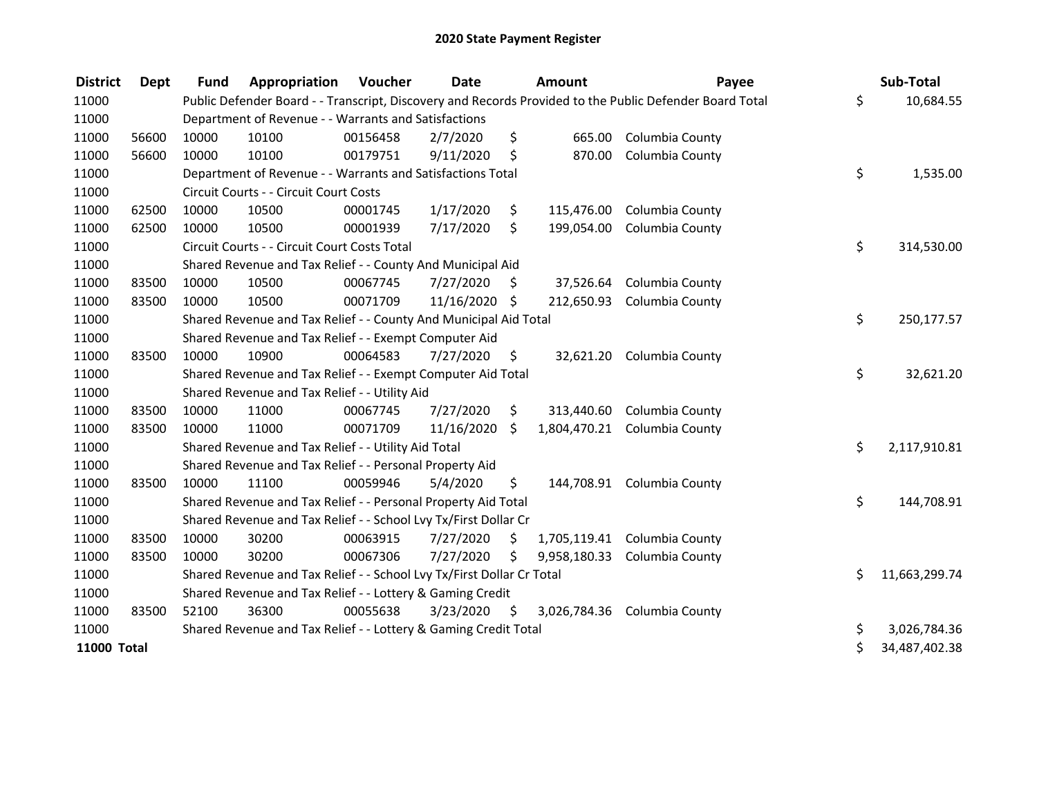# 2020 State Payment Register

| District | Dept | Fund | Appropriation | Voucher | Date | Amount | Payee | Sub-Total |
|---|---|---|---|---|---|---|---|---|
| 11000 | | Public Defender Board - - Transcript, Discovery and Records Provided to the Public Defender Board Total | | | | | | $ 10,684.55 |
| 11000 | | Department of Revenue - - Warrants and Satisfactions | | | | | | |
| 11000 | 56600 | 10000 | 10100 | 00156458 | 2/7/2020 | $ 665.00 | Columbia County | |
| 11000 | 56600 | 10000 | 10100 | 00179751 | 9/11/2020 | $ 870.00 | Columbia County | |
| 11000 | | Department of Revenue - - Warrants and Satisfactions Total | | | | | | $ 1,535.00 |
| 11000 | | Circuit Courts - - Circuit Court Costs | | | | | | |
| 11000 | 62500 | 10000 | 10500 | 00001745 | 1/17/2020 | $ 115,476.00 | Columbia County | |
| 11000 | 62500 | 10000 | 10500 | 00001939 | 7/17/2020 | $ 199,054.00 | Columbia County | |
| 11000 | | Circuit Courts - - Circuit Court Costs Total | | | | | | $ 314,530.00 |
| 11000 | | Shared Revenue and Tax Relief - - County And Municipal Aid | | | | | | |
| 11000 | 83500 | 10000 | 10500 | 00067745 | 7/27/2020 | $ 37,526.64 | Columbia County | |
| 11000 | 83500 | 10000 | 10500 | 00071709 | 11/16/2020 | $ 212,650.93 | Columbia County | |
| 11000 | | Shared Revenue and Tax Relief - - County And Municipal Aid Total | | | | | | $ 250,177.57 |
| 11000 | | Shared Revenue and Tax Relief - - Exempt Computer Aid | | | | | | |
| 11000 | 83500 | 10000 | 10900 | 00064583 | 7/27/2020 | $ 32,621.20 | Columbia County | |
| 11000 | | Shared Revenue and Tax Relief - - Exempt Computer Aid Total | | | | | | $ 32,621.20 |
| 11000 | | Shared Revenue and Tax Relief - - Utility Aid | | | | | | |
| 11000 | 83500 | 10000 | 11000 | 00067745 | 7/27/2020 | $ 313,440.60 | Columbia County | |
| 11000 | 83500 | 10000 | 11000 | 00071709 | 11/16/2020 | $ 1,804,470.21 | Columbia County | |
| 11000 | | Shared Revenue and Tax Relief - - Utility Aid Total | | | | | | $ 2,117,910.81 |
| 11000 | | Shared Revenue and Tax Relief - - Personal Property Aid | | | | | | |
| 11000 | 83500 | 10000 | 11100 | 00059946 | 5/4/2020 | $ 144,708.91 | Columbia County | |
| 11000 | | Shared Revenue and Tax Relief - - Personal Property Aid Total | | | | | | $ 144,708.91 |
| 11000 | | Shared Revenue and Tax Relief - - School Lvy Tx/First Dollar Cr | | | | | | |
| 11000 | 83500 | 10000 | 30200 | 00063915 | 7/27/2020 | $ 1,705,119.41 | Columbia County | |
| 11000 | 83500 | 10000 | 30200 | 00067306 | 7/27/2020 | $ 9,958,180.33 | Columbia County | |
| 11000 | | Shared Revenue and Tax Relief - - School Lvy Tx/First Dollar Cr Total | | | | | | $ 11,663,299.74 |
| 11000 | | Shared Revenue and Tax Relief - - Lottery & Gaming Credit | | | | | | |
| 11000 | 83500 | 52100 | 36300 | 00055638 | 3/23/2020 | $ 3,026,784.36 | Columbia County | |
| 11000 | | Shared Revenue and Tax Relief - - Lottery & Gaming Credit Total | | | | | | $ 3,026,784.36 |
| **11000 Total** | | | | | | | | $ 34,487,402.38 |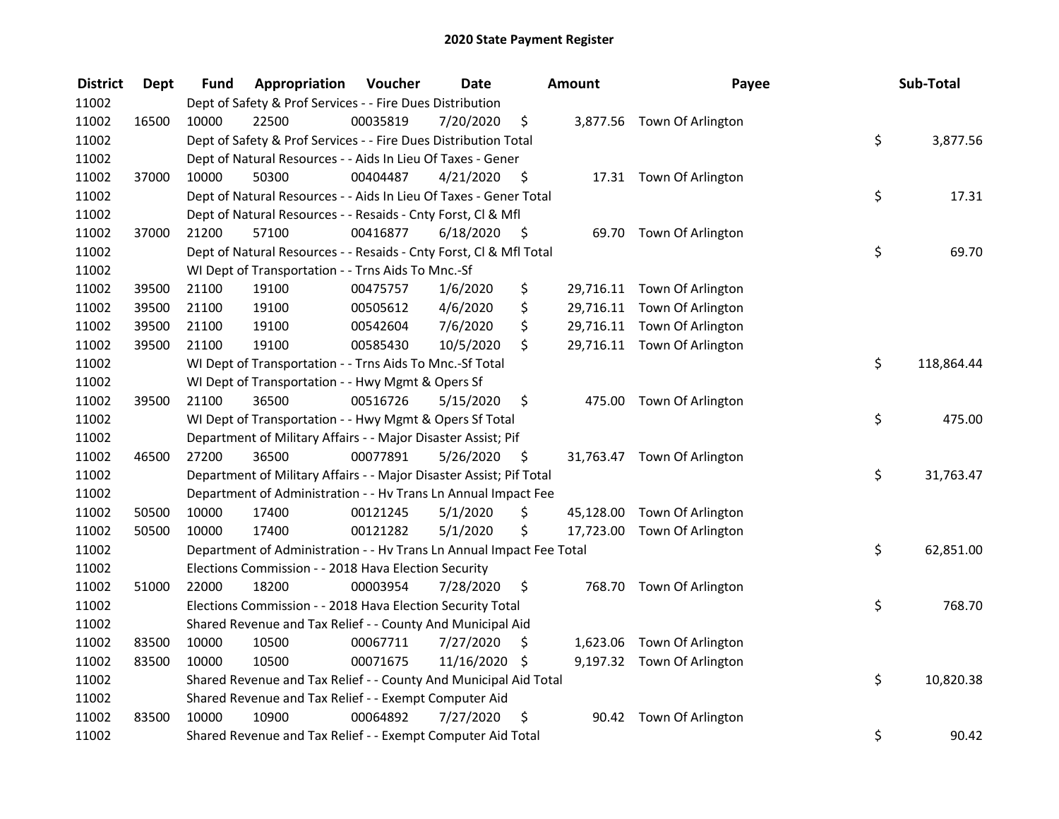# 2020 State Payment Register

| District | Dept | Fund | Appropriation | Voucher | Date | Amount | Payee | Sub-Total |
|---|---|---|---|---|---|---|---|---|
| 11002 | | Dept of Safety & Prof Services - - Fire Dues Distribution | | | | | | |
| 11002 | 16500 | 10000 | 22500 | 00035819 | 7/20/2020 | $ 3,877.56 | Town Of Arlington | |
| 11002 | | Dept of Safety & Prof Services - - Fire Dues Distribution Total | | | | | | $ 3,877.56 |
| 11002 | | Dept of Natural Resources - - Aids In Lieu Of Taxes - Gener | | | | | | |
| 11002 | 37000 | 10000 | 50300 | 00404487 | 4/21/2020 | $ 17.31 | Town Of Arlington | |
| 11002 | | Dept of Natural Resources - - Aids In Lieu Of Taxes - Gener Total | | | | | | $ 17.31 |
| 11002 | | Dept of Natural Resources - - Resaids - Cnty Forst, Cl & Mfl | | | | | | |
| 11002 | 37000 | 21200 | 57100 | 00416877 | 6/18/2020 | $ 69.70 | Town Of Arlington | |
| 11002 | | Dept of Natural Resources - - Resaids - Cnty Forst, Cl & Mfl Total | | | | | | $ 69.70 |
| 11002 | | WI Dept of Transportation - - Trns Aids To Mnc.-Sf | | | | | | |
| 11002 | 39500 | 21100 | 19100 | 00475757 | 1/6/2020 | $ 29,716.11 | Town Of Arlington | |
| 11002 | 39500 | 21100 | 19100 | 00505612 | 4/6/2020 | $ 29,716.11 | Town Of Arlington | |
| 11002 | 39500 | 21100 | 19100 | 00542604 | 7/6/2020 | $ 29,716.11 | Town Of Arlington | |
| 11002 | 39500 | 21100 | 19100 | 00585430 | 10/5/2020 | $ 29,716.11 | Town Of Arlington | |
| 11002 | | WI Dept of Transportation - - Trns Aids To Mnc.-Sf Total | | | | | | $ 118,864.44 |
| 11002 | | WI Dept of Transportation - - Hwy Mgmt & Opers Sf | | | | | | |
| 11002 | 39500 | 21100 | 36500 | 00516726 | 5/15/2020 | $ 475.00 | Town Of Arlington | |
| 11002 | | WI Dept of Transportation - - Hwy Mgmt & Opers Sf Total | | | | | | $ 475.00 |
| 11002 | | Department of Military Affairs - - Major Disaster Assist; Pif | | | | | | |
| 11002 | 46500 | 27200 | 36500 | 00077891 | 5/26/2020 | $ 31,763.47 | Town Of Arlington | |
| 11002 | | Department of Military Affairs - - Major Disaster Assist; Pif Total | | | | | | $ 31,763.47 |
| 11002 | | Department of Administration - - Hv Trans Ln Annual Impact Fee | | | | | | |
| 11002 | 50500 | 10000 | 17400 | 00121245 | 5/1/2020 | $ 45,128.00 | Town Of Arlington | |
| 11002 | 50500 | 10000 | 17400 | 00121282 | 5/1/2020 | $ 17,723.00 | Town Of Arlington | |
| 11002 | | Department of Administration - - Hv Trans Ln Annual Impact Fee Total | | | | | | $ 62,851.00 |
| 11002 | | Elections Commission - - 2018 Hava Election Security | | | | | | |
| 11002 | 51000 | 22000 | 18200 | 00003954 | 7/28/2020 | $ 768.70 | Town Of Arlington | |
| 11002 | | Elections Commission - - 2018 Hava Election Security Total | | | | | | $ 768.70 |
| 11002 | | Shared Revenue and Tax Relief - - County And Municipal Aid | | | | | | |
| 11002 | 83500 | 10000 | 10500 | 00067711 | 7/27/2020 | $ 1,623.06 | Town Of Arlington | |
| 11002 | 83500 | 10000 | 10500 | 00071675 | 11/16/2020 | $ 9,197.32 | Town Of Arlington | |
| 11002 | | Shared Revenue and Tax Relief - - County And Municipal Aid Total | | | | | | $ 10,820.38 |
| 11002 | | Shared Revenue and Tax Relief - - Exempt Computer Aid | | | | | | |
| 11002 | 83500 | 10000 | 10900 | 00064892 | 7/27/2020 | $ 90.42 | Town Of Arlington | |
| 11002 | | Shared Revenue and Tax Relief - - Exempt Computer Aid Total | | | | | | $ 90.42 |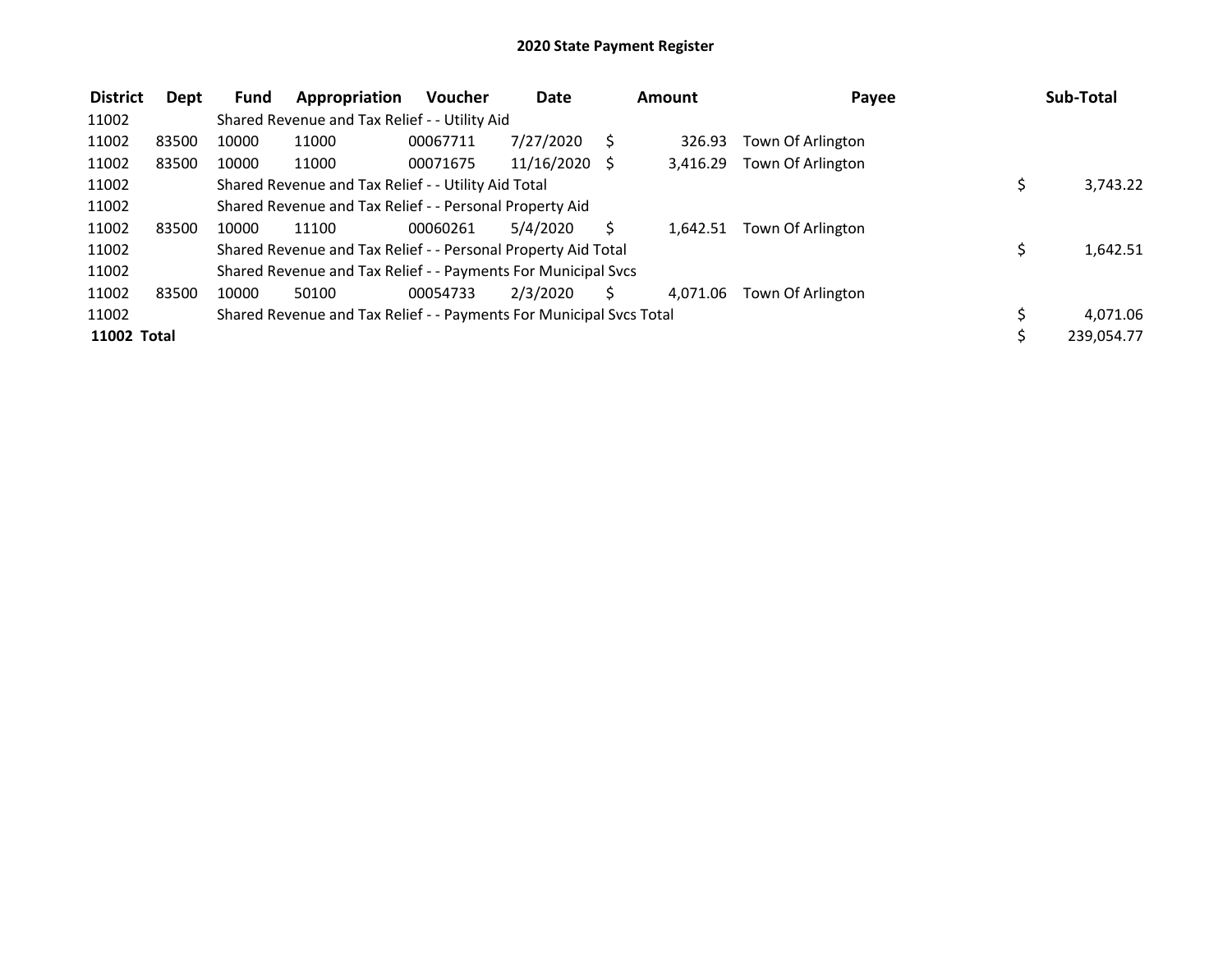# 2020 State Payment Register

| District | Dept | Fund | Appropriation | Voucher | Date | Amount | Payee | Sub-Total |
|---|---|---|---|---|---|---|---|---|
| 11002 | | Shared Revenue and Tax Relief - - Utility Aid | | | | | | |
| 11002 | 83500 | 10000 | 11000 | 00067711 | 7/27/2020 | $ 326.93 | Town Of Arlington | |
| 11002 | 83500 | 10000 | 11000 | 00071675 | 11/16/2020 | $ 3,416.29 | Town Of Arlington | |
| 11002 | | Shared Revenue and Tax Relief - - Utility Aid Total | | | | | | $ 3,743.22 |
| 11002 | | Shared Revenue and Tax Relief - - Personal Property Aid | | | | | | |
| 11002 | 83500 | 10000 | 11100 | 00060261 | 5/4/2020 | $ 1,642.51 | Town Of Arlington | |
| 11002 | | Shared Revenue and Tax Relief - - Personal Property Aid Total | | | | | | $ 1,642.51 |
| 11002 | | Shared Revenue and Tax Relief - - Payments For Municipal Svcs | | | | | | |
| 11002 | 83500 | 10000 | 50100 | 00054733 | 2/3/2020 | $ 4,071.06 | Town Of Arlington | |
| 11002 | | Shared Revenue and Tax Relief - - Payments For Municipal Svcs Total | | | | | | $ 4,071.06 |
| **11002 Total** | | | | | | | | $ 239,054.77 |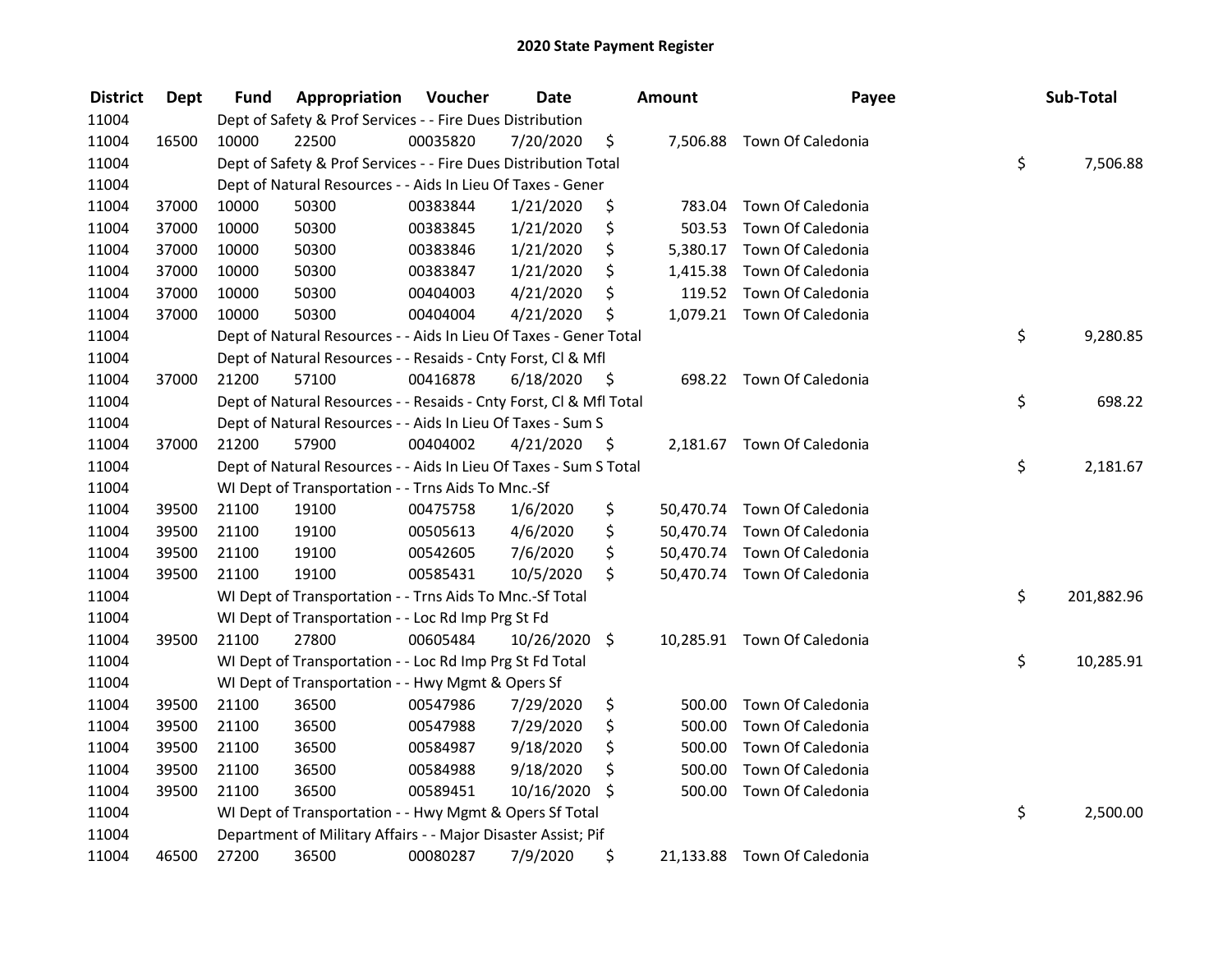# 2020 State Payment Register

| District | Dept | Fund | Appropriation | Voucher | Date | Amount | Payee | Sub-Total |
|---|---|---|---|---|---|---|---|---|
| 11004 | | Dept of Safety & Prof Services - - Fire Dues Distribution | | | | | | |
| 11004 | 16500 | 10000 | 22500 | 00035820 | 7/20/2020 | $ 7,506.88 | Town Of Caledonia | |
| 11004 | | Dept of Safety & Prof Services - - Fire Dues Distribution Total | | | | | | $ 7,506.88 |
| 11004 | | Dept of Natural Resources - - Aids In Lieu Of Taxes - Gener | | | | | | |
| 11004 | 37000 | 10000 | 50300 | 00383844 | 1/21/2020 | $ 783.04 | Town Of Caledonia | |
| 11004 | 37000 | 10000 | 50300 | 00383845 | 1/21/2020 | $ 503.53 | Town Of Caledonia | |
| 11004 | 37000 | 10000 | 50300 | 00383846 | 1/21/2020 | $ 5,380.17 | Town Of Caledonia | |
| 11004 | 37000 | 10000 | 50300 | 00383847 | 1/21/2020 | $ 1,415.38 | Town Of Caledonia | |
| 11004 | 37000 | 10000 | 50300 | 00404003 | 4/21/2020 | $ 119.52 | Town Of Caledonia | |
| 11004 | 37000 | 10000 | 50300 | 00404004 | 4/21/2020 | $ 1,079.21 | Town Of Caledonia | |
| 11004 | | Dept of Natural Resources - - Aids In Lieu Of Taxes - Gener Total | | | | | | $ 9,280.85 |
| 11004 | | Dept of Natural Resources - - Resaids - Cnty Forst, Cl & Mfl | | | | | | |
| 11004 | 37000 | 21200 | 57100 | 00416878 | 6/18/2020 | $ 698.22 | Town Of Caledonia | |
| 11004 | | Dept of Natural Resources - - Resaids - Cnty Forst, Cl & Mfl Total | | | | | | $ 698.22 |
| 11004 | | Dept of Natural Resources - - Aids In Lieu Of Taxes - Sum S | | | | | | |
| 11004 | 37000 | 21200 | 57900 | 00404002 | 4/21/2020 | $ 2,181.67 | Town Of Caledonia | |
| 11004 | | Dept of Natural Resources - - Aids In Lieu Of Taxes - Sum S Total | | | | | | $ 2,181.67 |
| 11004 | | WI Dept of Transportation - - Trns Aids To Mnc.-Sf | | | | | | |
| 11004 | 39500 | 21100 | 19100 | 00475758 | 1/6/2020 | $ 50,470.74 | Town Of Caledonia | |
| 11004 | 39500 | 21100 | 19100 | 00505613 | 4/6/2020 | $ 50,470.74 | Town Of Caledonia | |
| 11004 | 39500 | 21100 | 19100 | 00542605 | 7/6/2020 | $ 50,470.74 | Town Of Caledonia | |
| 11004 | 39500 | 21100 | 19100 | 00585431 | 10/5/2020 | $ 50,470.74 | Town Of Caledonia | |
| 11004 | | WI Dept of Transportation - - Trns Aids To Mnc.-Sf Total | | | | | | $ 201,882.96 |
| 11004 | | WI Dept of Transportation - - Loc Rd Imp Prg St Fd | | | | | | |
| 11004 | 39500 | 21100 | 27800 | 00605484 | 10/26/2020 | $ 10,285.91 | Town Of Caledonia | |
| 11004 | | WI Dept of Transportation - - Loc Rd Imp Prg St Fd Total | | | | | | $ 10,285.91 |
| 11004 | | WI Dept of Transportation - - Hwy Mgmt & Opers Sf | | | | | | |
| 11004 | 39500 | 21100 | 36500 | 00547986 | 7/29/2020 | $ 500.00 | Town Of Caledonia | |
| 11004 | 39500 | 21100 | 36500 | 00547988 | 7/29/2020 | $ 500.00 | Town Of Caledonia | |
| 11004 | 39500 | 21100 | 36500 | 00584987 | 9/18/2020 | $ 500.00 | Town Of Caledonia | |
| 11004 | 39500 | 21100 | 36500 | 00584988 | 9/18/2020 | $ 500.00 | Town Of Caledonia | |
| 11004 | 39500 | 21100 | 36500 | 00589451 | 10/16/2020 | $ 500.00 | Town Of Caledonia | |
| 11004 | | WI Dept of Transportation - - Hwy Mgmt & Opers Sf Total | | | | | | $ 2,500.00 |
| 11004 | | Department of Military Affairs - - Major Disaster Assist; Pif | | | | | | |
| 11004 | 46500 | 27200 | 36500 | 00080287 | 7/9/2020 | $ 21,133.88 | Town Of Caledonia | |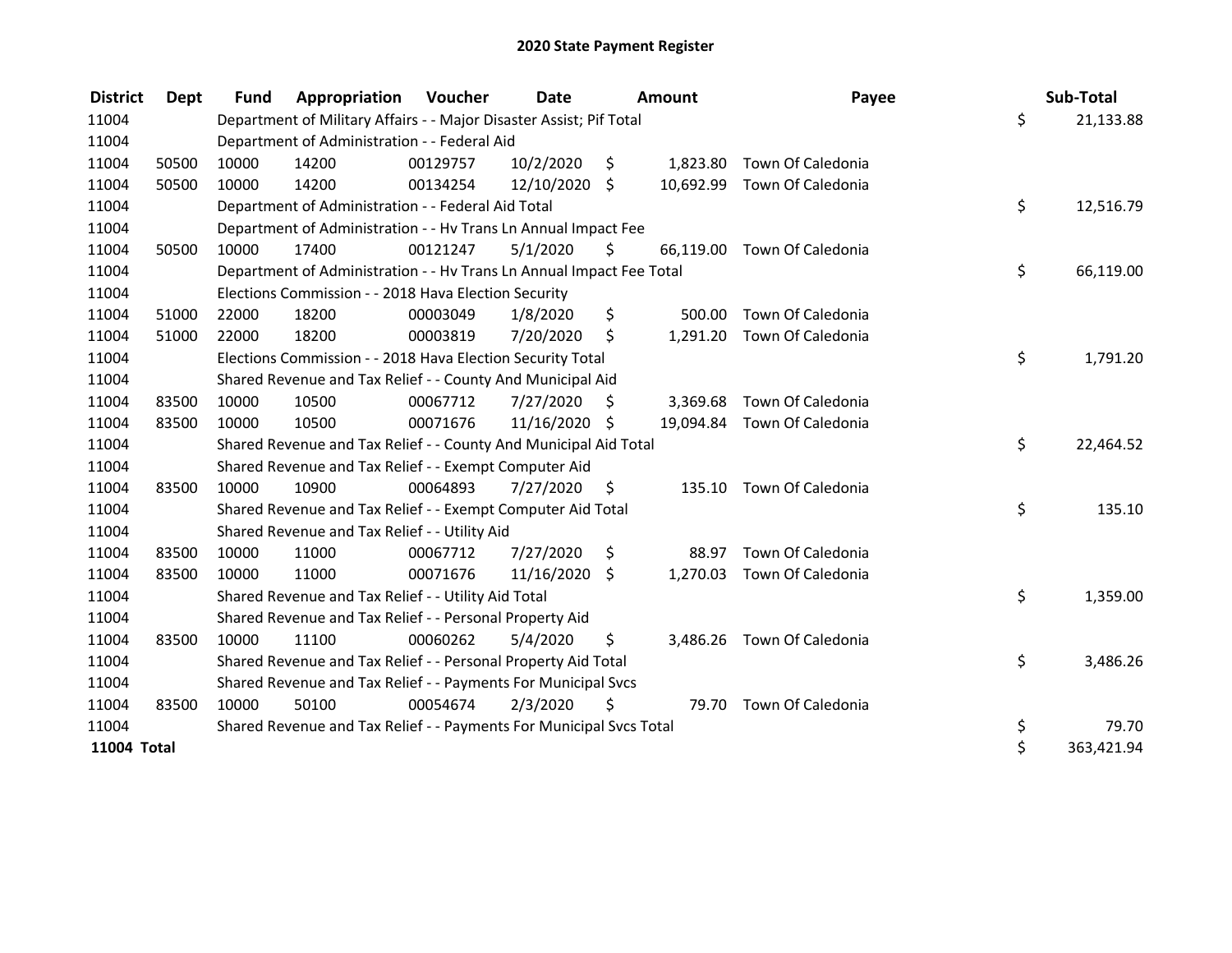# 2020 State Payment Register

| District | Dept | Fund | Appropriation | Voucher | Date | Amount | Payee | Sub-Total |
|---|---|---|---|---|---|---|---|---|
| 11004 | | Department of Military Affairs - - Major Disaster Assist; Pif Total | | | | | | $ 21,133.88 |
| 11004 | | Department of Administration - - Federal Aid | | | | | | |
| 11004 | 50500 | 10000 | 14200 | 00129757 | 10/2/2020 | $ 1,823.80 | Town Of Caledonia | |
| 11004 | 50500 | 10000 | 14200 | 00134254 | 12/10/2020 | $ 10,692.99 | Town Of Caledonia | |
| 11004 | | Department of Administration - - Federal Aid Total | | | | | | $ 12,516.79 |
| 11004 | | Department of Administration - - Hv Trans Ln Annual Impact Fee | | | | | | |
| 11004 | 50500 | 10000 | 17400 | 00121247 | 5/1/2020 | $ 66,119.00 | Town Of Caledonia | |
| 11004 | | Department of Administration - - Hv Trans Ln Annual Impact Fee Total | | | | | | $ 66,119.00 |
| 11004 | | Elections Commission - - 2018 Hava Election Security | | | | | | |
| 11004 | 51000 | 22000 | 18200 | 00003049 | 1/8/2020 | $ 500.00 | Town Of Caledonia | |
| 11004 | 51000 | 22000 | 18200 | 00003819 | 7/20/2020 | $ 1,291.20 | Town Of Caledonia | |
| 11004 | | Elections Commission - - 2018 Hava Election Security Total | | | | | | $ 1,791.20 |
| 11004 | | Shared Revenue and Tax Relief - - County And Municipal Aid | | | | | | |
| 11004 | 83500 | 10000 | 10500 | 00067712 | 7/27/2020 | $ 3,369.68 | Town Of Caledonia | |
| 11004 | 83500 | 10000 | 10500 | 00071676 | 11/16/2020 | $ 19,094.84 | Town Of Caledonia | |
| 11004 | | Shared Revenue and Tax Relief - - County And Municipal Aid Total | | | | | | $ 22,464.52 |
| 11004 | | Shared Revenue and Tax Relief - - Exempt Computer Aid | | | | | | |
| 11004 | 83500 | 10000 | 10900 | 00064893 | 7/27/2020 | $ 135.10 | Town Of Caledonia | |
| 11004 | | Shared Revenue and Tax Relief - - Exempt Computer Aid Total | | | | | | $ 135.10 |
| 11004 | | Shared Revenue and Tax Relief - - Utility Aid | | | | | | |
| 11004 | 83500 | 10000 | 11000 | 00067712 | 7/27/2020 | $ 88.97 | Town Of Caledonia | |
| 11004 | 83500 | 10000 | 11000 | 00071676 | 11/16/2020 | $ 1,270.03 | Town Of Caledonia | |
| 11004 | | Shared Revenue and Tax Relief - - Utility Aid Total | | | | | | $ 1,359.00 |
| 11004 | | Shared Revenue and Tax Relief - - Personal Property Aid | | | | | | |
| 11004 | 83500 | 10000 | 11100 | 00060262 | 5/4/2020 | $ 3,486.26 | Town Of Caledonia | |
| 11004 | | Shared Revenue and Tax Relief - - Personal Property Aid Total | | | | | | $ 3,486.26 |
| 11004 | | Shared Revenue and Tax Relief - - Payments For Municipal Svcs | | | | | | |
| 11004 | 83500 | 10000 | 50100 | 00054674 | 2/3/2020 | $ 79.70 | Town Of Caledonia | |
| 11004 | | Shared Revenue and Tax Relief - - Payments For Municipal Svcs Total | | | | | | $ 79.70 |
| **11004 Total** | | | | | | | | $ 363,421.94 |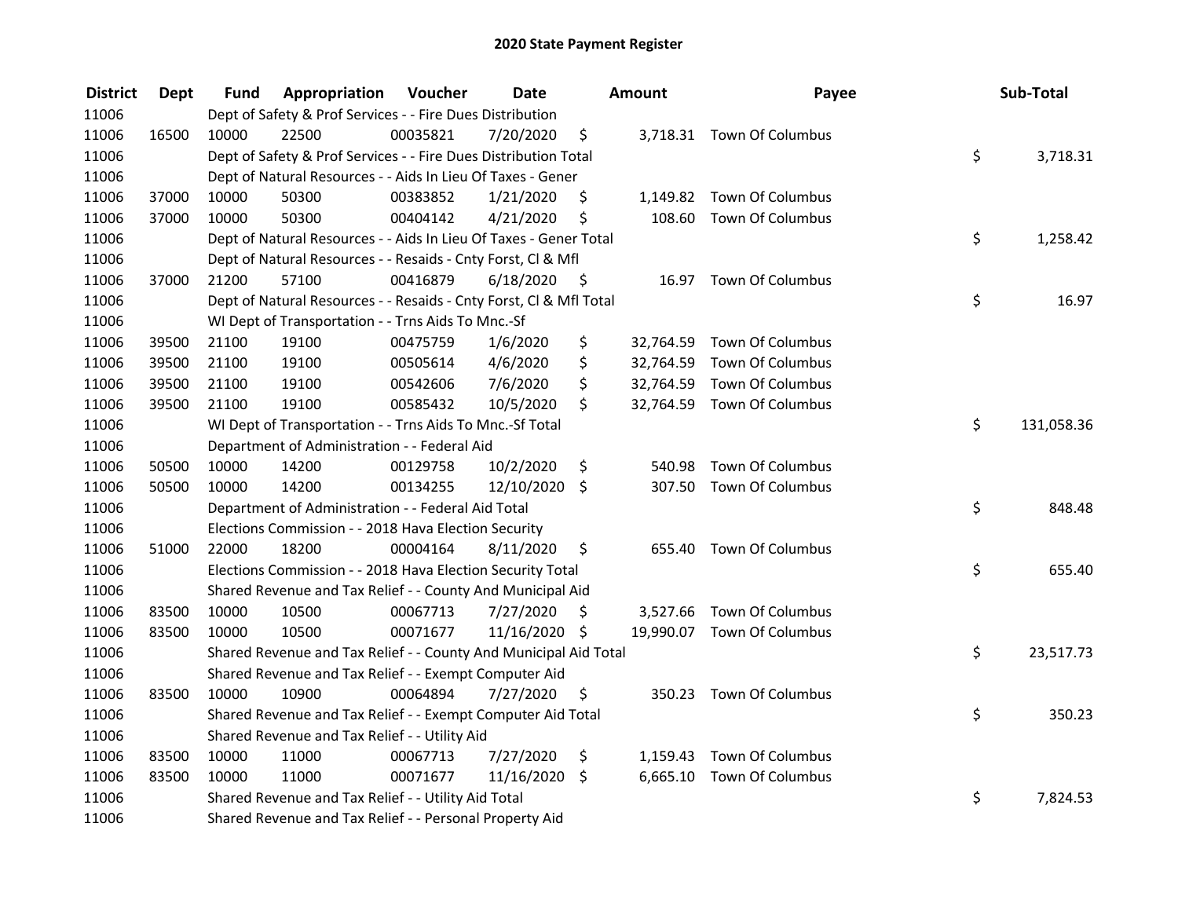# 2020 State Payment Register

| District | Dept | Fund | Appropriation | Voucher | Date | Amount | Payee | Sub-Total |
|---|---|---|---|---|---|---|---|---|
| 11006 | | Dept of Safety & Prof Services - - Fire Dues Distribution | | | | | | |
| 11006 | 16500 | 10000 | 22500 | 00035821 | 7/20/2020 | $ 3,718.31 | Town Of Columbus | |
| 11006 | | Dept of Safety & Prof Services - - Fire Dues Distribution Total | | | | | | $ 3,718.31 |
| 11006 | | Dept of Natural Resources - - Aids In Lieu Of Taxes - Gener | | | | | | |
| 11006 | 37000 | 10000 | 50300 | 00383852 | 1/21/2020 | $ 1,149.82 | Town Of Columbus | |
| 11006 | 37000 | 10000 | 50300 | 00404142 | 4/21/2020 | $ 108.60 | Town Of Columbus | |
| 11006 | | Dept of Natural Resources - - Aids In Lieu Of Taxes - Gener Total | | | | | | $ 1,258.42 |
| 11006 | | Dept of Natural Resources - - Resaids - Cnty Forst, Cl & Mfl | | | | | | |
| 11006 | 37000 | 21200 | 57100 | 00416879 | 6/18/2020 | $ 16.97 | Town Of Columbus | |
| 11006 | | Dept of Natural Resources - - Resaids - Cnty Forst, Cl & Mfl Total | | | | | | $ 16.97 |
| 11006 | | WI Dept of Transportation - - Trns Aids To Mnc.-Sf | | | | | | |
| 11006 | 39500 | 21100 | 19100 | 00475759 | 1/6/2020 | $ 32,764.59 | Town Of Columbus | |
| 11006 | 39500 | 21100 | 19100 | 00505614 | 4/6/2020 | $ 32,764.59 | Town Of Columbus | |
| 11006 | 39500 | 21100 | 19100 | 00542606 | 7/6/2020 | $ 32,764.59 | Town Of Columbus | |
| 11006 | 39500 | 21100 | 19100 | 00585432 | 10/5/2020 | $ 32,764.59 | Town Of Columbus | |
| 11006 | | WI Dept of Transportation - - Trns Aids To Mnc.-Sf Total | | | | | | $ 131,058.36 |
| 11006 | | Department of Administration - - Federal Aid | | | | | | |
| 11006 | 50500 | 10000 | 14200 | 00129758 | 10/2/2020 | $ 540.98 | Town Of Columbus | |
| 11006 | 50500 | 10000 | 14200 | 00134255 | 12/10/2020 | $ 307.50 | Town Of Columbus | |
| 11006 | | Department of Administration - - Federal Aid Total | | | | | | $ 848.48 |
| 11006 | | Elections Commission - - 2018 Hava Election Security | | | | | | |
| 11006 | 51000 | 22000 | 18200 | 00004164 | 8/11/2020 | $ 655.40 | Town Of Columbus | |
| 11006 | | Elections Commission - - 2018 Hava Election Security Total | | | | | | $ 655.40 |
| 11006 | | Shared Revenue and Tax Relief - - County And Municipal Aid | | | | | | |
| 11006 | 83500 | 10000 | 10500 | 00067713 | 7/27/2020 | $ 3,527.66 | Town Of Columbus | |
| 11006 | 83500 | 10000 | 10500 | 00071677 | 11/16/2020 | $ 19,990.07 | Town Of Columbus | |
| 11006 | | Shared Revenue and Tax Relief - - County And Municipal Aid Total | | | | | | $ 23,517.73 |
| 11006 | | Shared Revenue and Tax Relief - - Exempt Computer Aid | | | | | | |
| 11006 | 83500 | 10000 | 10900 | 00064894 | 7/27/2020 | $ 350.23 | Town Of Columbus | |
| 11006 | | Shared Revenue and Tax Relief - - Exempt Computer Aid Total | | | | | | $ 350.23 |
| 11006 | | Shared Revenue and Tax Relief - - Utility Aid | | | | | | |
| 11006 | 83500 | 10000 | 11000 | 00067713 | 7/27/2020 | $ 1,159.43 | Town Of Columbus | |
| 11006 | 83500 | 10000 | 11000 | 00071677 | 11/16/2020 | $ 6,665.10 | Town Of Columbus | |
| 11006 | | Shared Revenue and Tax Relief - - Utility Aid Total | | | | | | $ 7,824.53 |
| 11006 | | Shared Revenue and Tax Relief - - Personal Property Aid | | | | | | |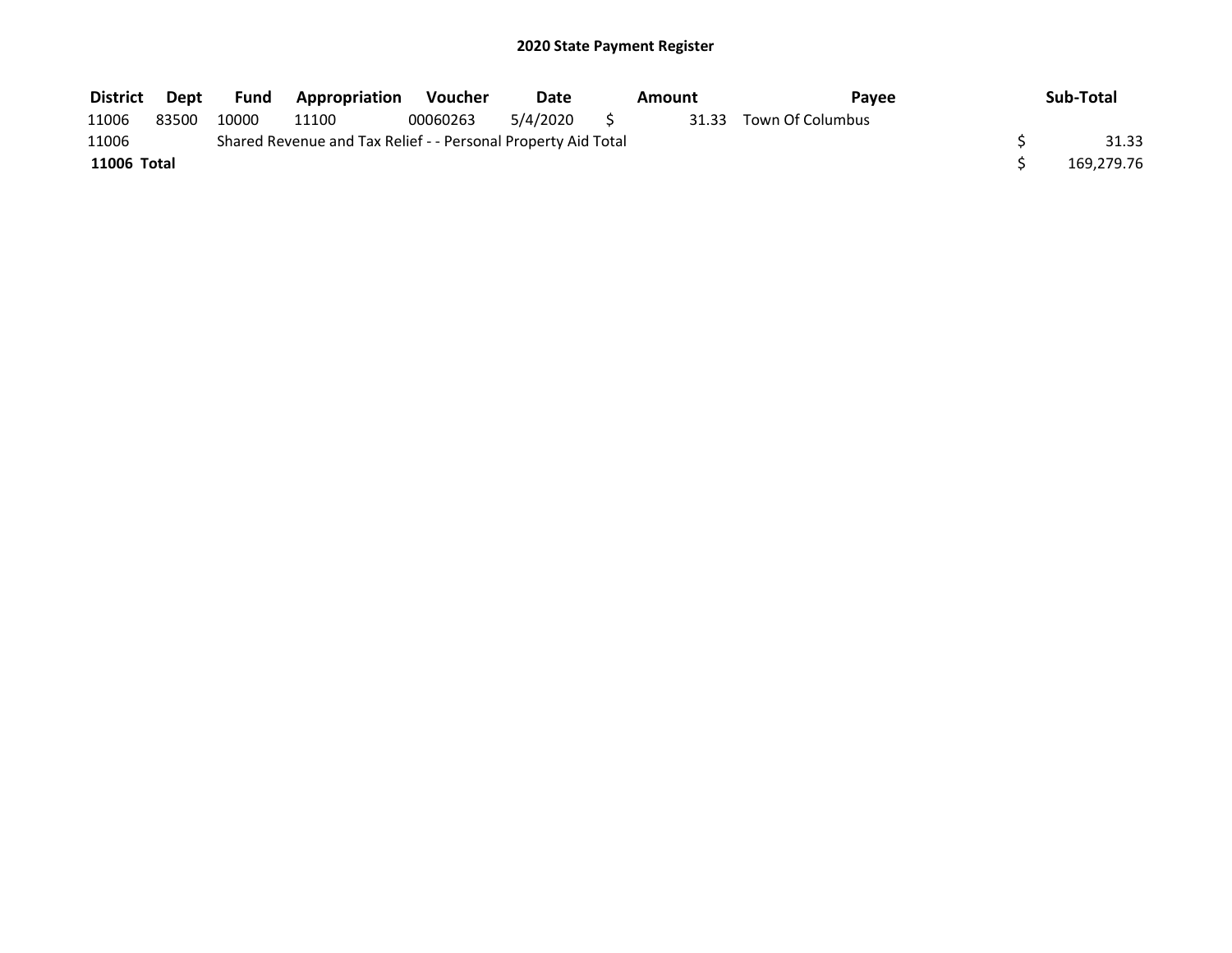# 2020 State Payment Register

| District | Dept | Fund | Appropriation | Voucher | Date | Amount | Payee | Sub-Total |
|---|---|---|---|---|---|---|---|---|
| 11006 | 83500 | 10000 | 11100 | 00060263 | 5/4/2020 | $ 31.33 | Town Of Columbus | |
| 11006 | | Shared Revenue and Tax Relief - - Personal Property Aid Total | | | | | | $ 31.33 |
| **11006 Total** | | | | | | | | $ 169,279.76 |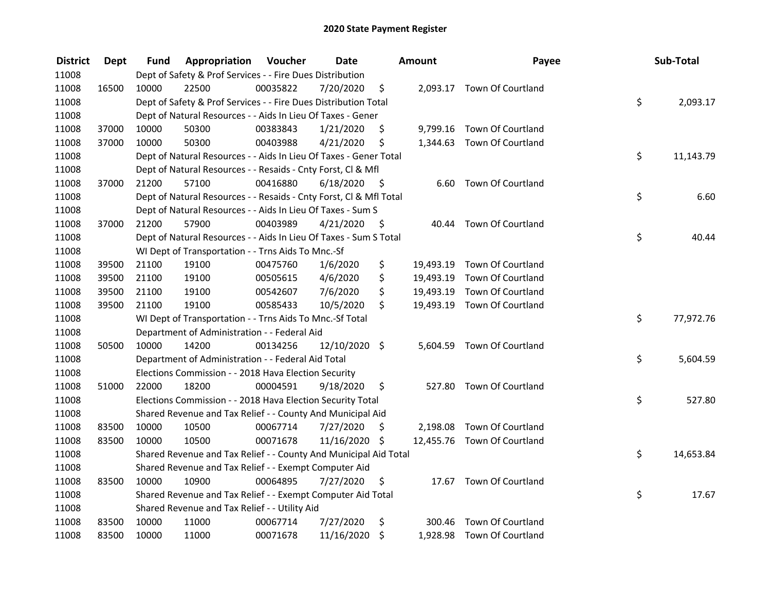## 2020 State Payment Register

| District | Dept | Fund | Appropriation | Voucher | Date | Amount | Payee | Sub-Total |
|---|---|---|---|---|---|---|---|---|
| 11008 | | Dept of Safety & Prof Services - - Fire Dues Distribution | | | | | | |
| 11008 | 16500 | 10000 | 22500 | 00035822 | 7/20/2020 | $ 2,093.17 | Town Of Courtland | |
| 11008 | | Dept of Safety & Prof Services - - Fire Dues Distribution Total | | | | | | $ 2,093.17 |
| 11008 | | Dept of Natural Resources - - Aids In Lieu Of Taxes - Gener | | | | | | |
| 11008 | 37000 | 10000 | 50300 | 00383843 | 1/21/2020 | $ 9,799.16 | Town Of Courtland | |
| 11008 | 37000 | 10000 | 50300 | 00403988 | 4/21/2020 | $ 1,344.63 | Town Of Courtland | |
| 11008 | | Dept of Natural Resources - - Aids In Lieu Of Taxes - Gener Total | | | | | | $ 11,143.79 |
| 11008 | | Dept of Natural Resources - - Resaids - Cnty Forst, Cl & Mfl | | | | | | |
| 11008 | 37000 | 21200 | 57100 | 00416880 | 6/18/2020 | $ 6.60 | Town Of Courtland | |
| 11008 | | Dept of Natural Resources - - Resaids - Cnty Forst, Cl & Mfl Total | | | | | | $ 6.60 |
| 11008 | | Dept of Natural Resources - - Aids In Lieu Of Taxes - Sum S | | | | | | |
| 11008 | 37000 | 21200 | 57900 | 00403989 | 4/21/2020 | $ 40.44 | Town Of Courtland | |
| 11008 | | Dept of Natural Resources - - Aids In Lieu Of Taxes - Sum S Total | | | | | | $ 40.44 |
| 11008 | | WI Dept of Transportation - - Trns Aids To Mnc.-Sf | | | | | | |
| 11008 | 39500 | 21100 | 19100 | 00475760 | 1/6/2020 | $ 19,493.19 | Town Of Courtland | |
| 11008 | 39500 | 21100 | 19100 | 00505615 | 4/6/2020 | $ 19,493.19 | Town Of Courtland | |
| 11008 | 39500 | 21100 | 19100 | 00542607 | 7/6/2020 | $ 19,493.19 | Town Of Courtland | |
| 11008 | 39500 | 21100 | 19100 | 00585433 | 10/5/2020 | $ 19,493.19 | Town Of Courtland | |
| 11008 | | WI Dept of Transportation - - Trns Aids To Mnc.-Sf Total | | | | | | $ 77,972.76 |
| 11008 | | Department of Administration - - Federal Aid | | | | | | |
| 11008 | 50500 | 10000 | 14200 | 00134256 | 12/10/2020 | $ 5,604.59 | Town Of Courtland | |
| 11008 | | Department of Administration - - Federal Aid Total | | | | | | $ 5,604.59 |
| 11008 | | Elections Commission - - 2018 Hava Election Security | | | | | | |
| 11008 | 51000 | 22000 | 18200 | 00004591 | 9/18/2020 | $ 527.80 | Town Of Courtland | |
| 11008 | | Elections Commission - - 2018 Hava Election Security Total | | | | | | $ 527.80 |
| 11008 | | Shared Revenue and Tax Relief - - County And Municipal Aid | | | | | | |
| 11008 | 83500 | 10000 | 10500 | 00067714 | 7/27/2020 | $ 2,198.08 | Town Of Courtland | |
| 11008 | 83500 | 10000 | 10500 | 00071678 | 11/16/2020 | $ 12,455.76 | Town Of Courtland | |
| 11008 | | Shared Revenue and Tax Relief - - County And Municipal Aid Total | | | | | | $ 14,653.84 |
| 11008 | | Shared Revenue and Tax Relief - - Exempt Computer Aid | | | | | | |
| 11008 | 83500 | 10000 | 10900 | 00064895 | 7/27/2020 | $ 17.67 | Town Of Courtland | |
| 11008 | | Shared Revenue and Tax Relief - - Exempt Computer Aid Total | | | | | | $ 17.67 |
| 11008 | | Shared Revenue and Tax Relief - - Utility Aid | | | | | | |
| 11008 | 83500 | 10000 | 11000 | 00067714 | 7/27/2020 | $ 300.46 | Town Of Courtland | |
| 11008 | 83500 | 10000 | 11000 | 00071678 | 11/16/2020 | $ 1,928.98 | Town Of Courtland | |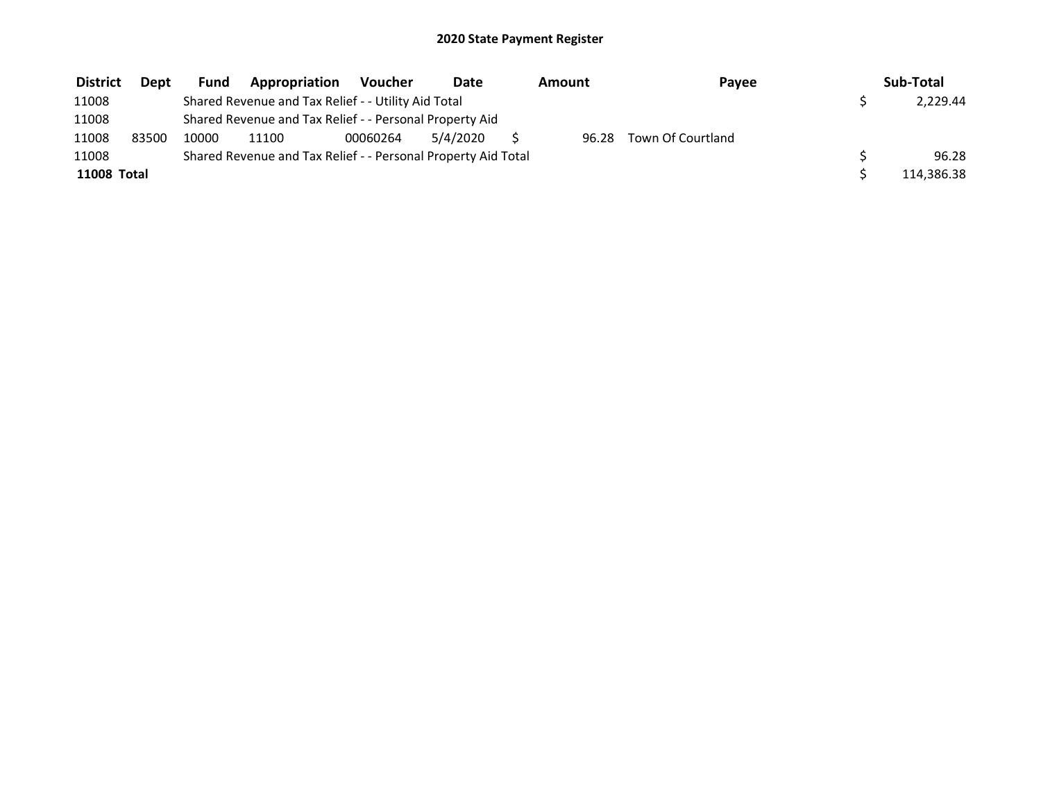# 2020 State Payment Register

| District | Dept | Fund | Appropriation | Voucher | Date | Amount | Payee | Sub-Total |
|---|---|---|---|---|---|---|---|---|
| 11008 | | Shared Revenue and Tax Relief - - Utility Aid Total | | | | | | $ 2,229.44 |
| 11008 | | Shared Revenue and Tax Relief - - Personal Property Aid | | | | | | |
| 11008 | 83500 | 10000 | 11100 | 00060264 | 5/4/2020 | $ 96.28 | Town Of Courtland | |
| 11008 | | Shared Revenue and Tax Relief - - Personal Property Aid Total | | | | | | $ 96.28 |
| **11008 Total** | | | | | | | | $ 114,386.38 |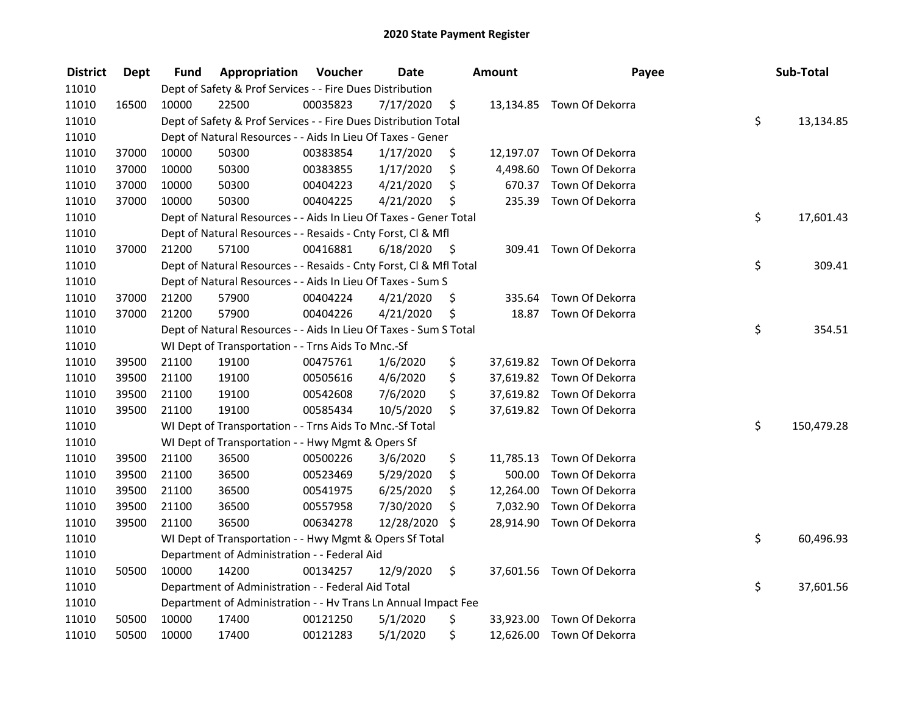## 2020 State Payment Register

| District | Dept | Fund | Appropriation | Voucher | Date | Amount | Payee | Sub-Total |
|---|---|---|---|---|---|---|---|---|
| 11010 | | | Dept of Safety & Prof Services - - Fire Dues Distribution | | | | | |
| 11010 | 16500 | 10000 | 22500 | 00035823 | 7/17/2020 | $ 13,134.85 | Town Of Dekorra | |
| 11010 | | | Dept of Safety & Prof Services - - Fire Dues Distribution Total | | | | | $ 13,134.85 |
| 11010 | | | Dept of Natural Resources - - Aids In Lieu Of Taxes - Gener | | | | | |
| 11010 | 37000 | 10000 | 50300 | 00383854 | 1/17/2020 | $ 12,197.07 | Town Of Dekorra | |
| 11010 | 37000 | 10000 | 50300 | 00383855 | 1/17/2020 | $ 4,498.60 | Town Of Dekorra | |
| 11010 | 37000 | 10000 | 50300 | 00404223 | 4/21/2020 | $ 670.37 | Town Of Dekorra | |
| 11010 | 37000 | 10000 | 50300 | 00404225 | 4/21/2020 | $ 235.39 | Town Of Dekorra | |
| 11010 | | | Dept of Natural Resources - - Aids In Lieu Of Taxes - Gener Total | | | | | $ 17,601.43 |
| 11010 | | | Dept of Natural Resources - - Resaids - Cnty Forst, Cl & Mfl | | | | | |
| 11010 | 37000 | 21200 | 57100 | 00416881 | 6/18/2020 | $ 309.41 | Town Of Dekorra | |
| 11010 | | | Dept of Natural Resources - - Resaids - Cnty Forst, Cl & Mfl Total | | | | | $ 309.41 |
| 11010 | | | Dept of Natural Resources - - Aids In Lieu Of Taxes - Sum S | | | | | |
| 11010 | 37000 | 21200 | 57900 | 00404224 | 4/21/2020 | $ 335.64 | Town Of Dekorra | |
| 11010 | 37000 | 21200 | 57900 | 00404226 | 4/21/2020 | $ 18.87 | Town Of Dekorra | |
| 11010 | | | Dept of Natural Resources - - Aids In Lieu Of Taxes - Sum S Total | | | | | $ 354.51 |
| 11010 | | | WI Dept of Transportation - - Trns Aids To Mnc.-Sf | | | | | |
| 11010 | 39500 | 21100 | 19100 | 00475761 | 1/6/2020 | $ 37,619.82 | Town Of Dekorra | |
| 11010 | 39500 | 21100 | 19100 | 00505616 | 4/6/2020 | $ 37,619.82 | Town Of Dekorra | |
| 11010 | 39500 | 21100 | 19100 | 00542608 | 7/6/2020 | $ 37,619.82 | Town Of Dekorra | |
| 11010 | 39500 | 21100 | 19100 | 00585434 | 10/5/2020 | $ 37,619.82 | Town Of Dekorra | |
| 11010 | | | WI Dept of Transportation - - Trns Aids To Mnc.-Sf Total | | | | | $ 150,479.28 |
| 11010 | | | WI Dept of Transportation - - Hwy Mgmt & Opers Sf | | | | | |
| 11010 | 39500 | 21100 | 36500 | 00500226 | 3/6/2020 | $ 11,785.13 | Town Of Dekorra | |
| 11010 | 39500 | 21100 | 36500 | 00523469 | 5/29/2020 | $ 500.00 | Town Of Dekorra | |
| 11010 | 39500 | 21100 | 36500 | 00541975 | 6/25/2020 | $ 12,264.00 | Town Of Dekorra | |
| 11010 | 39500 | 21100 | 36500 | 00557958 | 7/30/2020 | $ 7,032.90 | Town Of Dekorra | |
| 11010 | 39500 | 21100 | 36500 | 00634278 | 12/28/2020 | $ 28,914.90 | Town Of Dekorra | |
| 11010 | | | WI Dept of Transportation - - Hwy Mgmt & Opers Sf Total | | | | | $ 60,496.93 |
| 11010 | | | Department of Administration - - Federal Aid | | | | | |
| 11010 | 50500 | 10000 | 14200 | 00134257 | 12/9/2020 | $ 37,601.56 | Town Of Dekorra | |
| 11010 | | | Department of Administration - - Federal Aid Total | | | | | $ 37,601.56 |
| 11010 | | | Department of Administration - - Hv Trans Ln Annual Impact Fee | | | | | |
| 11010 | 50500 | 10000 | 17400 | 00121250 | 5/1/2020 | $ 33,923.00 | Town Of Dekorra | |
| 11010 | 50500 | 10000 | 17400 | 00121283 | 5/1/2020 | $ 12,626.00 | Town Of Dekorra | |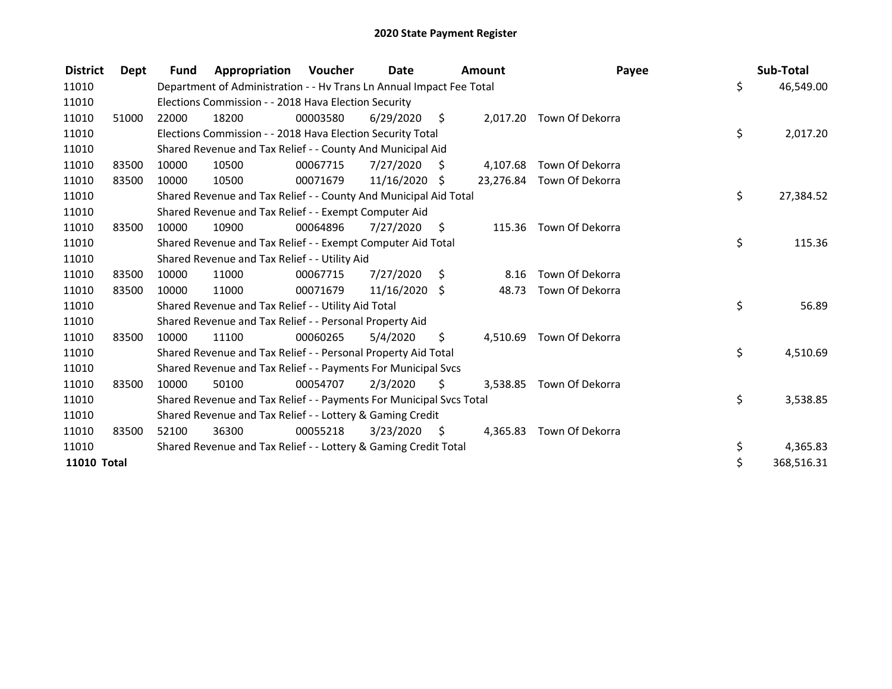# 2020 State Payment Register

| District | Dept | Fund | Appropriation | Voucher | Date | Amount | Payee | Sub-Total |
|---|---|---|---|---|---|---|---|---|
| 11010 | | Department of Administration - - Hv Trans Ln Annual Impact Fee Total | | | | | | $ 46,549.00 |
| 11010 | | Elections Commission - - 2018 Hava Election Security | | | | | | |
| 11010 | 51000 | 22000 | 18200 | 00003580 | 6/29/2020 | $ 2,017.20 | Town Of Dekorra | |
| 11010 | | Elections Commission - - 2018 Hava Election Security Total | | | | | | $ 2,017.20 |
| 11010 | | Shared Revenue and Tax Relief - - County And Municipal Aid | | | | | | |
| 11010 | 83500 | 10000 | 10500 | 00067715 | 7/27/2020 | $ 4,107.68 | Town Of Dekorra | |
| 11010 | 83500 | 10000 | 10500 | 00071679 | 11/16/2020 | $ 23,276.84 | Town Of Dekorra | |
| 11010 | | Shared Revenue and Tax Relief - - County And Municipal Aid Total | | | | | | $ 27,384.52 |
| 11010 | | Shared Revenue and Tax Relief - - Exempt Computer Aid | | | | | | |
| 11010 | 83500 | 10000 | 10900 | 00064896 | 7/27/2020 | $ 115.36 | Town Of Dekorra | |
| 11010 | | Shared Revenue and Tax Relief - - Exempt Computer Aid Total | | | | | | $ 115.36 |
| 11010 | | Shared Revenue and Tax Relief - - Utility Aid | | | | | | |
| 11010 | 83500 | 10000 | 11000 | 00067715 | 7/27/2020 | $ 8.16 | Town Of Dekorra | |
| 11010 | 83500 | 10000 | 11000 | 00071679 | 11/16/2020 | $ 48.73 | Town Of Dekorra | |
| 11010 | | Shared Revenue and Tax Relief - - Utility Aid Total | | | | | | $ 56.89 |
| 11010 | | Shared Revenue and Tax Relief - - Personal Property Aid | | | | | | |
| 11010 | 83500 | 10000 | 11100 | 00060265 | 5/4/2020 | $ 4,510.69 | Town Of Dekorra | |
| 11010 | | Shared Revenue and Tax Relief - - Personal Property Aid Total | | | | | | $ 4,510.69 |
| 11010 | | Shared Revenue and Tax Relief - - Payments For Municipal Svcs | | | | | | |
| 11010 | 83500 | 10000 | 50100 | 00054707 | 2/3/2020 | $ 3,538.85 | Town Of Dekorra | |
| 11010 | | Shared Revenue and Tax Relief - - Payments For Municipal Svcs Total | | | | | | $ 3,538.85 |
| 11010 | | Shared Revenue and Tax Relief - - Lottery & Gaming Credit | | | | | | |
| 11010 | 83500 | 52100 | 36300 | 00055218 | 3/23/2020 | $ 4,365.83 | Town Of Dekorra | |
| 11010 | | Shared Revenue and Tax Relief - - Lottery & Gaming Credit Total | | | | | | $ 4,365.83 |
| **11010 Total** | | | | | | | | $ 368,516.31 |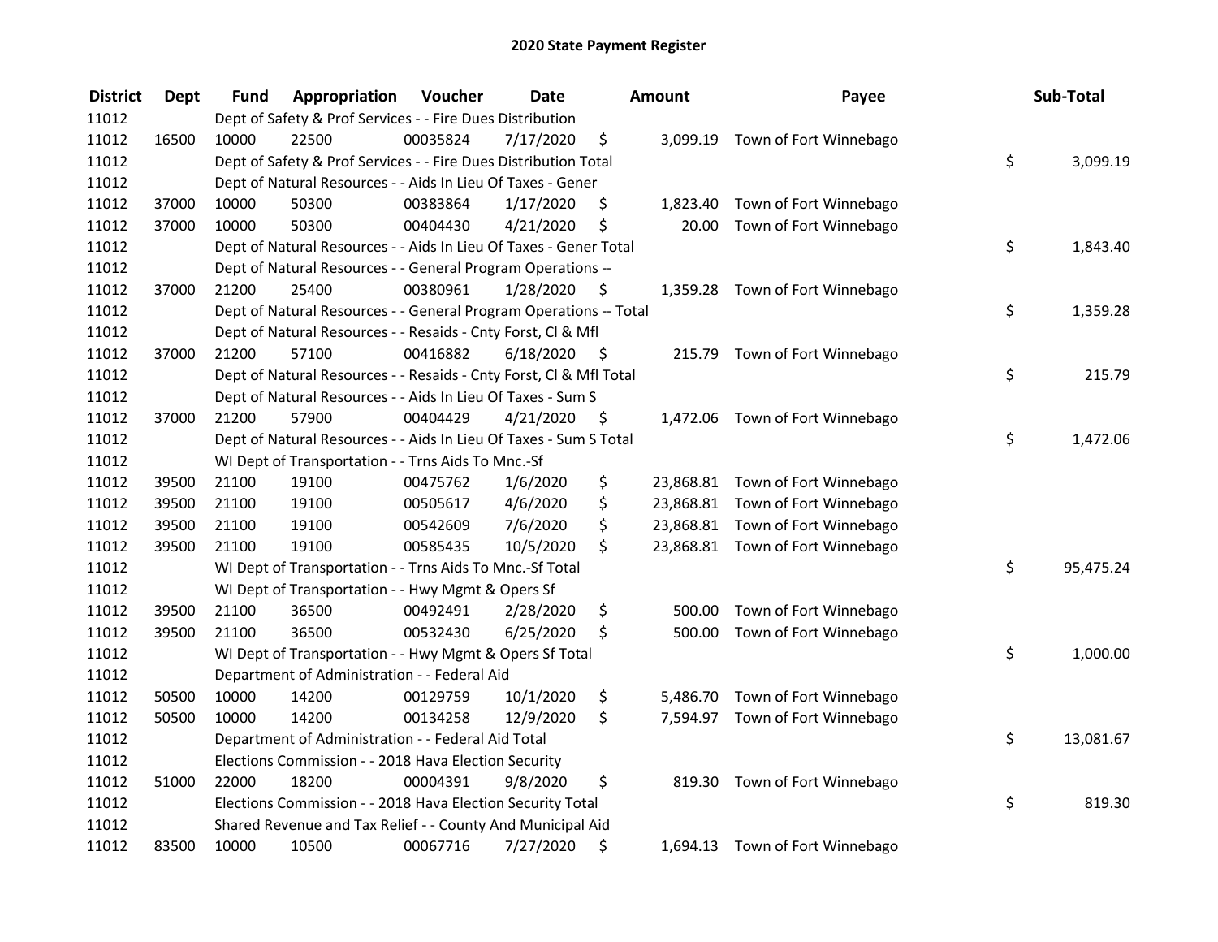# 2020 State Payment Register

| District | Dept | Fund | Appropriation | Voucher | Date | Amount | Payee | Sub-Total |
|---|---|---|---|---|---|---|---|---|
| 11012 | | | Dept of Safety & Prof Services - - Fire Dues Distribution | | | | | |
| 11012 | 16500 | 10000 | 22500 | 00035824 | 7/17/2020 | $ 3,099.19 | Town of Fort Winnebago | |
| 11012 | | | Dept of Safety & Prof Services - - Fire Dues Distribution Total | | | | | $ 3,099.19 |
| 11012 | | | Dept of Natural Resources - - Aids In Lieu Of Taxes - Gener | | | | | |
| 11012 | 37000 | 10000 | 50300 | 00383864 | 1/17/2020 | $ 1,823.40 | Town of Fort Winnebago | |
| 11012 | 37000 | 10000 | 50300 | 00404430 | 4/21/2020 | $ 20.00 | Town of Fort Winnebago | |
| 11012 | | | Dept of Natural Resources - - Aids In Lieu Of Taxes - Gener Total | | | | | $ 1,843.40 |
| 11012 | | | Dept of Natural Resources - - General Program Operations -- | | | | | |
| 11012 | 37000 | 21200 | 25400 | 00380961 | 1/28/2020 | $ 1,359.28 | Town of Fort Winnebago | |
| 11012 | | | Dept of Natural Resources - - General Program Operations -- Total | | | | | $ 1,359.28 |
| 11012 | | | Dept of Natural Resources - - Resaids - Cnty Forst, Cl & Mfl | | | | | |
| 11012 | 37000 | 21200 | 57100 | 00416882 | 6/18/2020 | $ 215.79 | Town of Fort Winnebago | |
| 11012 | | | Dept of Natural Resources - - Resaids - Cnty Forst, Cl & Mfl Total | | | | | $ 215.79 |
| 11012 | | | Dept of Natural Resources - - Aids In Lieu Of Taxes - Sum S | | | | | |
| 11012 | 37000 | 21200 | 57900 | 00404429 | 4/21/2020 | $ 1,472.06 | Town of Fort Winnebago | |
| 11012 | | | Dept of Natural Resources - - Aids In Lieu Of Taxes - Sum S Total | | | | | $ 1,472.06 |
| 11012 | | | WI Dept of Transportation - - Trns Aids To Mnc.-Sf | | | | | |
| 11012 | 39500 | 21100 | 19100 | 00475762 | 1/6/2020 | $ 23,868.81 | Town of Fort Winnebago | |
| 11012 | 39500 | 21100 | 19100 | 00505617 | 4/6/2020 | $ 23,868.81 | Town of Fort Winnebago | |
| 11012 | 39500 | 21100 | 19100 | 00542609 | 7/6/2020 | $ 23,868.81 | Town of Fort Winnebago | |
| 11012 | 39500 | 21100 | 19100 | 00585435 | 10/5/2020 | $ 23,868.81 | Town of Fort Winnebago | |
| 11012 | | | WI Dept of Transportation - - Trns Aids To Mnc.-Sf Total | | | | | $ 95,475.24 |
| 11012 | | | WI Dept of Transportation - - Hwy Mgmt & Opers Sf | | | | | |
| 11012 | 39500 | 21100 | 36500 | 00492491 | 2/28/2020 | $ 500.00 | Town of Fort Winnebago | |
| 11012 | 39500 | 21100 | 36500 | 00532430 | 6/25/2020 | $ 500.00 | Town of Fort Winnebago | |
| 11012 | | | WI Dept of Transportation - - Hwy Mgmt & Opers Sf Total | | | | | $ 1,000.00 |
| 11012 | | | Department of Administration - - Federal Aid | | | | | |
| 11012 | 50500 | 10000 | 14200 | 00129759 | 10/1/2020 | $ 5,486.70 | Town of Fort Winnebago | |
| 11012 | 50500 | 10000 | 14200 | 00134258 | 12/9/2020 | $ 7,594.97 | Town of Fort Winnebago | |
| 11012 | | | Department of Administration - - Federal Aid Total | | | | | $ 13,081.67 |
| 11012 | | | Elections Commission - - 2018 Hava Election Security | | | | | |
| 11012 | 51000 | 22000 | 18200 | 00004391 | 9/8/2020 | $ 819.30 | Town of Fort Winnebago | |
| 11012 | | | Elections Commission - - 2018 Hava Election Security Total | | | | | $ 819.30 |
| 11012 | | | Shared Revenue and Tax Relief - - County And Municipal Aid | | | | | |
| 11012 | 83500 | 10000 | 10500 | 00067716 | 7/27/2020 | $ 1,694.13 | Town of Fort Winnebago | |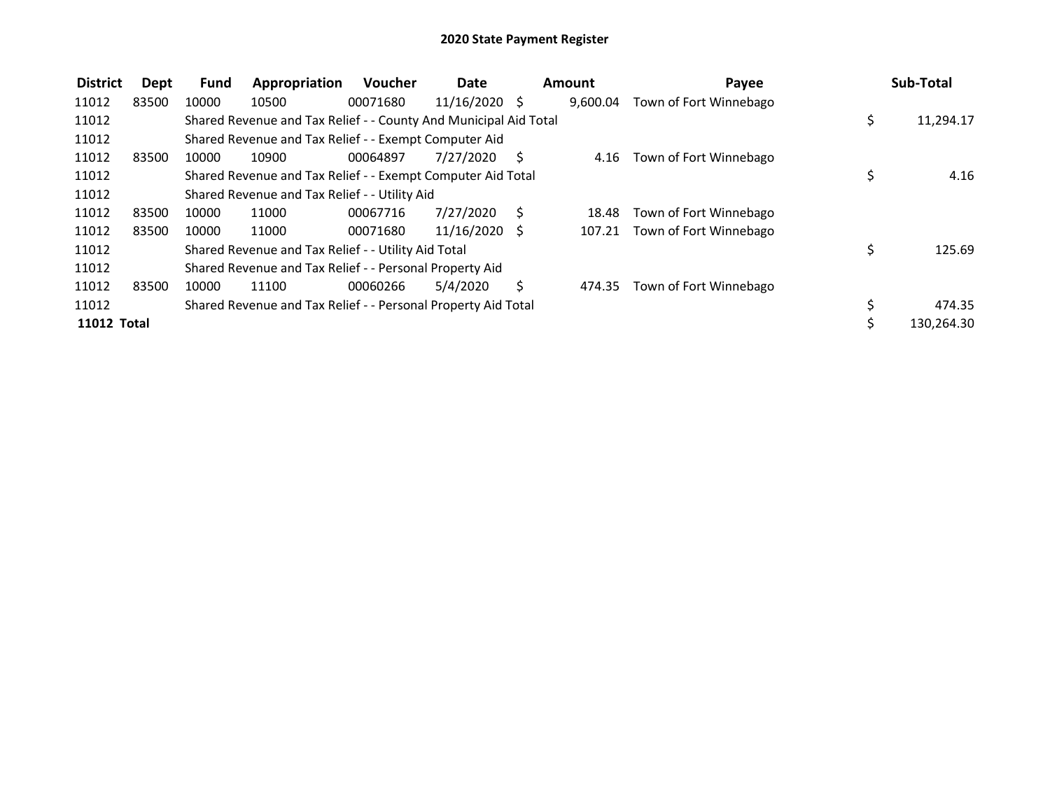## 2020 State Payment Register

| District | Dept | Fund | Appropriation | Voucher | Date | Amount | Payee | Sub-Total |
|---|---|---|---|---|---|---|---|---|
| 11012 | 83500 | 10000 | 10500 | 00071680 | 11/16/2020 | $ 9,600.04 | Town of Fort Winnebago | |
| 11012 | | Shared Revenue and Tax Relief - - County And Municipal Aid Total | | | | | | $ 11,294.17 |
| 11012 | | Shared Revenue and Tax Relief - - Exempt Computer Aid | | | | | | |
| 11012 | 83500 | 10000 | 10900 | 00064897 | 7/27/2020 | $ 4.16 | Town of Fort Winnebago | |
| 11012 | | Shared Revenue and Tax Relief - - Exempt Computer Aid Total | | | | | | $ 4.16 |
| 11012 | | Shared Revenue and Tax Relief - - Utility Aid | | | | | | |
| 11012 | 83500 | 10000 | 11000 | 00067716 | 7/27/2020 | $ 18.48 | Town of Fort Winnebago | |
| 11012 | 83500 | 10000 | 11000 | 00071680 | 11/16/2020 | $ 107.21 | Town of Fort Winnebago | |
| 11012 | | Shared Revenue and Tax Relief - - Utility Aid Total | | | | | | $ 125.69 |
| 11012 | | Shared Revenue and Tax Relief - - Personal Property Aid | | | | | | |
| 11012 | 83500 | 10000 | 11100 | 00060266 | 5/4/2020 | $ 474.35 | Town of Fort Winnebago | |
| 11012 | | Shared Revenue and Tax Relief - - Personal Property Aid Total | | | | | | $ 474.35 |
| **11012 Total** | | | | | | | | $ 130,264.30 |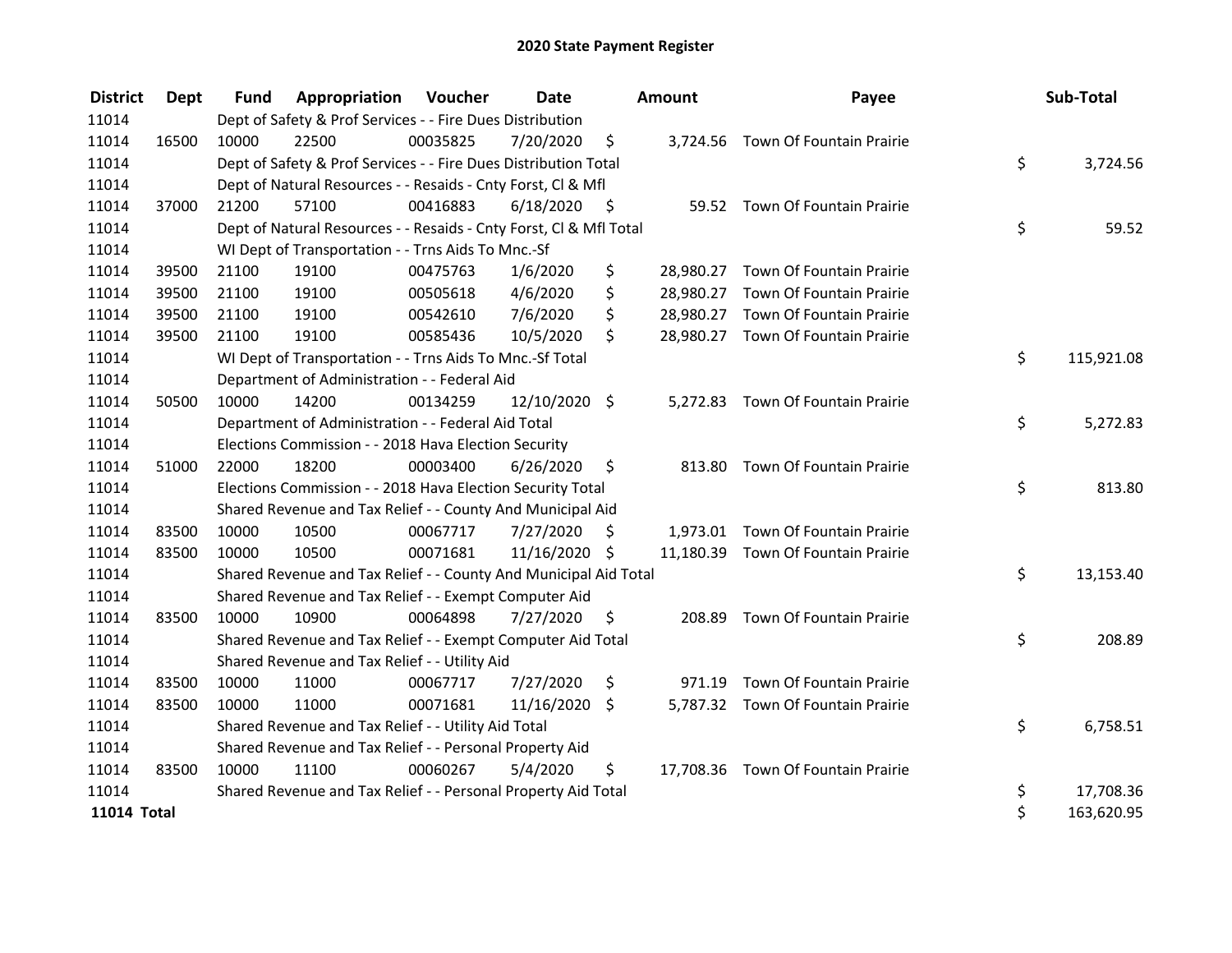# 2020 State Payment Register

| District | Dept | Fund | Appropriation | Voucher | Date | Amount | Payee | Sub-Total |
|---|---|---|---|---|---|---|---|---|
| 11014 | | Dept of Safety & Prof Services - - Fire Dues Distribution | | | | | | |
| 11014 | 16500 | 10000 | 22500 | 00035825 | 7/20/2020 | $ 3,724.56 | Town Of Fountain Prairie | |
| 11014 | | Dept of Safety & Prof Services - - Fire Dues Distribution Total | | | | | | $ 3,724.56 |
| 11014 | | Dept of Natural Resources - - Resaids - Cnty Forst, Cl & Mfl | | | | | | |
| 11014 | 37000 | 21200 | 57100 | 00416883 | 6/18/2020 | $ 59.52 | Town Of Fountain Prairie | |
| 11014 | | Dept of Natural Resources - - Resaids - Cnty Forst, Cl & Mfl Total | | | | | | $ 59.52 |
| 11014 | | WI Dept of Transportation - - Trns Aids To Mnc.-Sf | | | | | | |
| 11014 | 39500 | 21100 | 19100 | 00475763 | 1/6/2020 | $ 28,980.27 | Town Of Fountain Prairie | |
| 11014 | 39500 | 21100 | 19100 | 00505618 | 4/6/2020 | $ 28,980.27 | Town Of Fountain Prairie | |
| 11014 | 39500 | 21100 | 19100 | 00542610 | 7/6/2020 | $ 28,980.27 | Town Of Fountain Prairie | |
| 11014 | 39500 | 21100 | 19100 | 00585436 | 10/5/2020 | $ 28,980.27 | Town Of Fountain Prairie | |
| 11014 | | WI Dept of Transportation - - Trns Aids To Mnc.-Sf Total | | | | | | $ 115,921.08 |
| 11014 | | Department of Administration - - Federal Aid | | | | | | |
| 11014 | 50500 | 10000 | 14200 | 00134259 | 12/10/2020 | $ 5,272.83 | Town Of Fountain Prairie | |
| 11014 | | Department of Administration - - Federal Aid Total | | | | | | $ 5,272.83 |
| 11014 | | Elections Commission - - 2018 Hava Election Security | | | | | | |
| 11014 | 51000 | 22000 | 18200 | 00003400 | 6/26/2020 | $ 813.80 | Town Of Fountain Prairie | |
| 11014 | | Elections Commission - - 2018 Hava Election Security Total | | | | | | $ 813.80 |
| 11014 | | Shared Revenue and Tax Relief - - County And Municipal Aid | | | | | | |
| 11014 | 83500 | 10000 | 10500 | 00067717 | 7/27/2020 | $ 1,973.01 | Town Of Fountain Prairie | |
| 11014 | 83500 | 10000 | 10500 | 00071681 | 11/16/2020 | $ 11,180.39 | Town Of Fountain Prairie | |
| 11014 | | Shared Revenue and Tax Relief - - County And Municipal Aid Total | | | | | | $ 13,153.40 |
| 11014 | | Shared Revenue and Tax Relief - - Exempt Computer Aid | | | | | | |
| 11014 | 83500 | 10000 | 10900 | 00064898 | 7/27/2020 | $ 208.89 | Town Of Fountain Prairie | |
| 11014 | | Shared Revenue and Tax Relief - - Exempt Computer Aid Total | | | | | | $ 208.89 |
| 11014 | | Shared Revenue and Tax Relief - - Utility Aid | | | | | | |
| 11014 | 83500 | 10000 | 11000 | 00067717 | 7/27/2020 | $ 971.19 | Town Of Fountain Prairie | |
| 11014 | 83500 | 10000 | 11000 | 00071681 | 11/16/2020 | $ 5,787.32 | Town Of Fountain Prairie | |
| 11014 | | Shared Revenue and Tax Relief - - Utility Aid Total | | | | | | $ 6,758.51 |
| 11014 | | Shared Revenue and Tax Relief - - Personal Property Aid | | | | | | |
| 11014 | 83500 | 10000 | 11100 | 00060267 | 5/4/2020 | $ 17,708.36 | Town Of Fountain Prairie | |
| 11014 | | Shared Revenue and Tax Relief - - Personal Property Aid Total | | | | | | $ 17,708.36 |
| **11014 Total** | | | | | | | | $ 163,620.95 |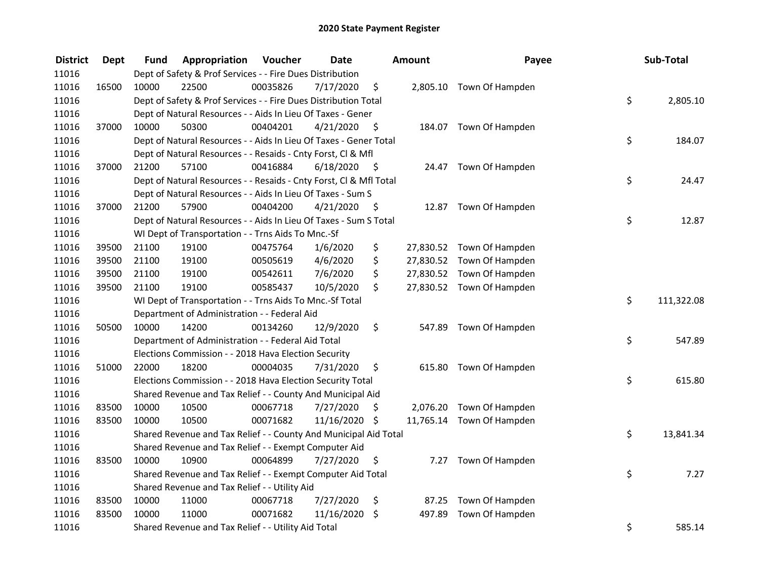# 2020 State Payment Register

| District | Dept | Fund | Appropriation | Voucher | Date | Amount | Payee | Sub-Total |
|---|---|---|---|---|---|---|---|---|
| 11016 | | Dept of Safety & Prof Services - - Fire Dues Distribution | | | | | | |
| 11016 | 16500 | 10000 | 22500 | 00035826 | 7/17/2020 | $ 2,805.10 | Town Of Hampden | |
| 11016 | | Dept of Safety & Prof Services - - Fire Dues Distribution Total | | | | | | $ 2,805.10 |
| 11016 | | Dept of Natural Resources - - Aids In Lieu Of Taxes - Gener | | | | | | |
| 11016 | 37000 | 10000 | 50300 | 00404201 | 4/21/2020 | $ 184.07 | Town Of Hampden | |
| 11016 | | Dept of Natural Resources - - Aids In Lieu Of Taxes - Gener Total | | | | | | $ 184.07 |
| 11016 | | Dept of Natural Resources - - Resaids - Cnty Forst, Cl & Mfl | | | | | | |
| 11016 | 37000 | 21200 | 57100 | 00416884 | 6/18/2020 | $ 24.47 | Town Of Hampden | |
| 11016 | | Dept of Natural Resources - - Resaids - Cnty Forst, Cl & Mfl Total | | | | | | $ 24.47 |
| 11016 | | Dept of Natural Resources - - Aids In Lieu Of Taxes - Sum S | | | | | | |
| 11016 | 37000 | 21200 | 57900 | 00404200 | 4/21/2020 | $ 12.87 | Town Of Hampden | |
| 11016 | | Dept of Natural Resources - - Aids In Lieu Of Taxes - Sum S Total | | | | | | $ 12.87 |
| 11016 | | WI Dept of Transportation - - Trns Aids To Mnc.-Sf | | | | | | |
| 11016 | 39500 | 21100 | 19100 | 00475764 | 1/6/2020 | $ 27,830.52 | Town Of Hampden | |
| 11016 | 39500 | 21100 | 19100 | 00505619 | 4/6/2020 | $ 27,830.52 | Town Of Hampden | |
| 11016 | 39500 | 21100 | 19100 | 00542611 | 7/6/2020 | $ 27,830.52 | Town Of Hampden | |
| 11016 | 39500 | 21100 | 19100 | 00585437 | 10/5/2020 | $ 27,830.52 | Town Of Hampden | |
| 11016 | | WI Dept of Transportation - - Trns Aids To Mnc.-Sf Total | | | | | | $ 111,322.08 |
| 11016 | | Department of Administration - - Federal Aid | | | | | | |
| 11016 | 50500 | 10000 | 14200 | 00134260 | 12/9/2020 | $ 547.89 | Town Of Hampden | |
| 11016 | | Department of Administration - - Federal Aid Total | | | | | | $ 547.89 |
| 11016 | | Elections Commission - - 2018 Hava Election Security | | | | | | |
| 11016 | 51000 | 22000 | 18200 | 00004035 | 7/31/2020 | $ 615.80 | Town Of Hampden | |
| 11016 | | Elections Commission - - 2018 Hava Election Security Total | | | | | | $ 615.80 |
| 11016 | | Shared Revenue and Tax Relief - - County And Municipal Aid | | | | | | |
| 11016 | 83500 | 10000 | 10500 | 00067718 | 7/27/2020 | $ 2,076.20 | Town Of Hampden | |
| 11016 | 83500 | 10000 | 10500 | 00071682 | 11/16/2020 | $ 11,765.14 | Town Of Hampden | |
| 11016 | | Shared Revenue and Tax Relief - - County And Municipal Aid Total | | | | | | $ 13,841.34 |
| 11016 | | Shared Revenue and Tax Relief - - Exempt Computer Aid | | | | | | |
| 11016 | 83500 | 10000 | 10900 | 00064899 | 7/27/2020 | $ 7.27 | Town Of Hampden | |
| 11016 | | Shared Revenue and Tax Relief - - Exempt Computer Aid Total | | | | | | $ 7.27 |
| 11016 | | Shared Revenue and Tax Relief - - Utility Aid | | | | | | |
| 11016 | 83500 | 10000 | 11000 | 00067718 | 7/27/2020 | $ 87.25 | Town Of Hampden | |
| 11016 | 83500 | 10000 | 11000 | 00071682 | 11/16/2020 | $ 497.89 | Town Of Hampden | |
| 11016 | | Shared Revenue and Tax Relief - - Utility Aid Total | | | | | | $ 585.14 |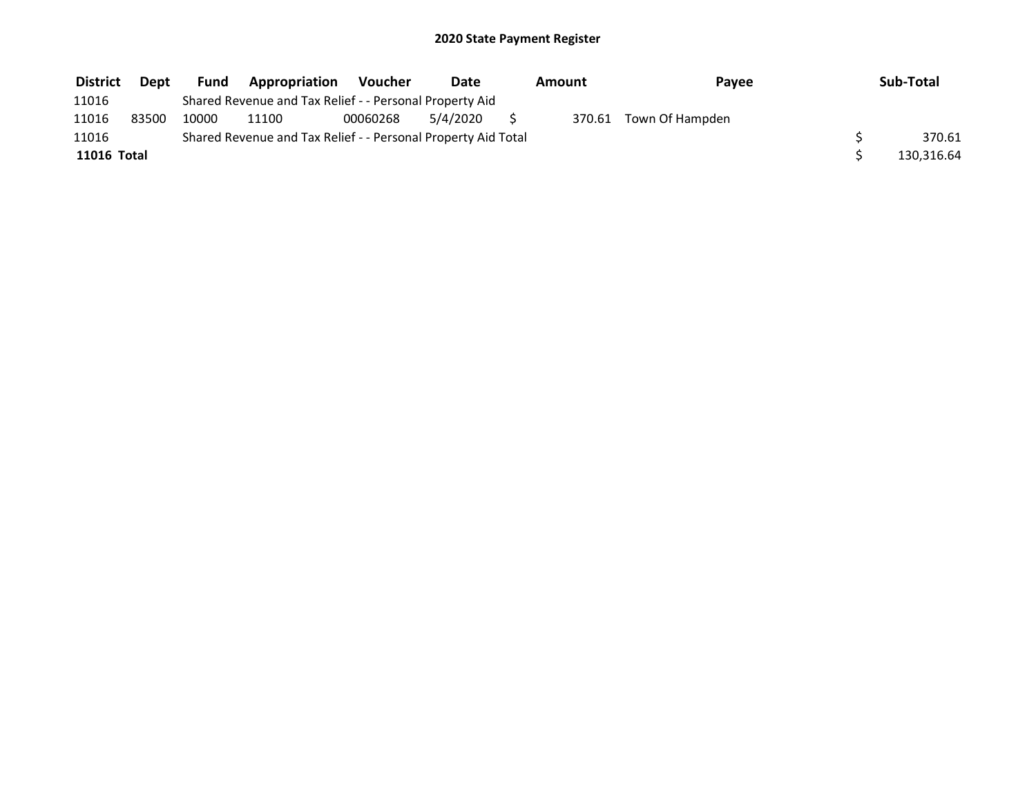# 2020 State Payment Register

| District | Dept | Fund | Appropriation | Voucher | Date | Amount | Payee | Sub-Total |
|---|---|---|---|---|---|---|---|---|
| 11016 | | Shared Revenue and Tax Relief - - Personal Property Aid | | | | | | |
| 11016 | 83500 | 10000 | 11100 | 00060268 | 5/4/2020 | $ 370.61 | Town Of Hampden | |
| 11016 | | Shared Revenue and Tax Relief - - Personal Property Aid Total | | | | | | $ 370.61 |
| **11016 Total** | | | | | | | | $ 130,316.64 |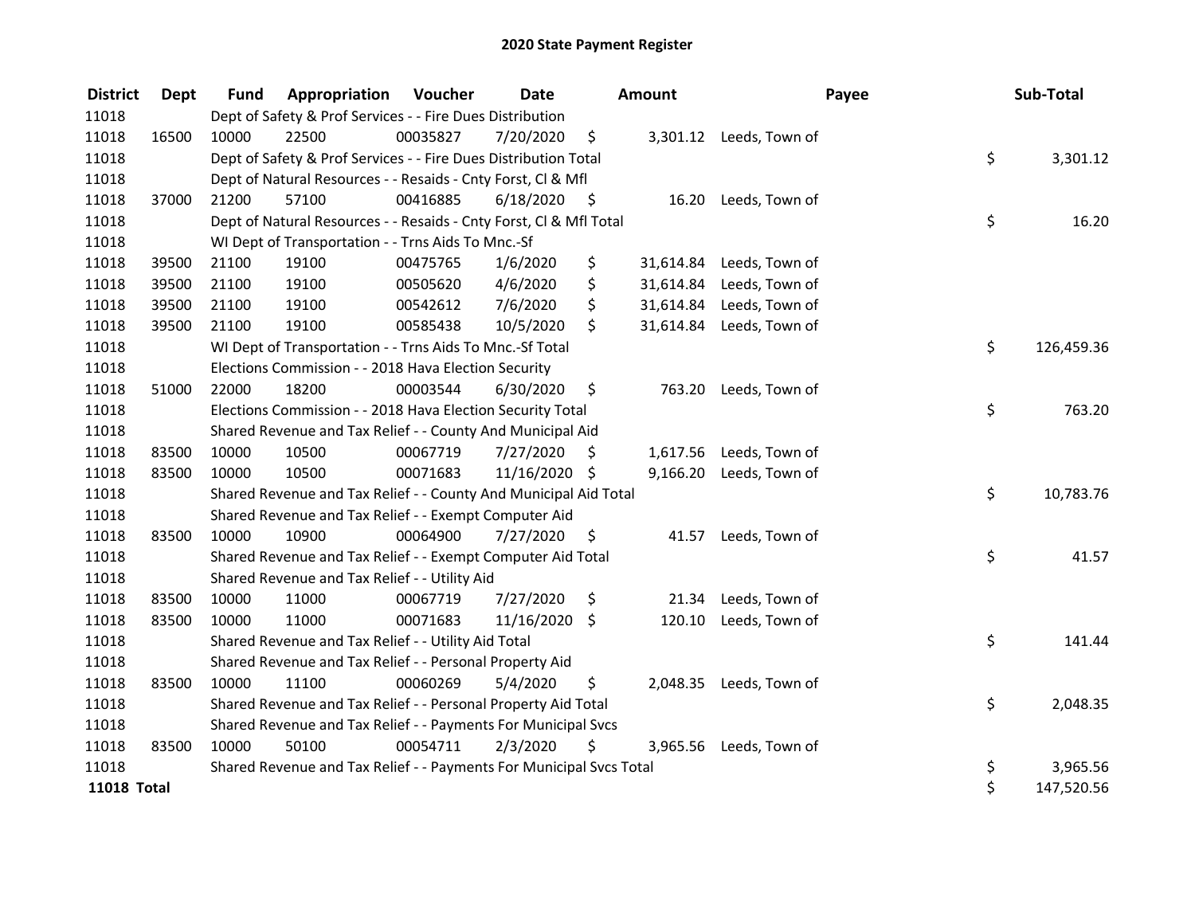# 2020 State Payment Register

| District | Dept | Fund | Appropriation | Voucher | Date | Amount | Payee | Sub-Total |
|---|---|---|---|---|---|---|---|---|
| 11018 | | Dept of Safety & Prof Services - - Fire Dues Distribution | | | | | | |
| 11018 | 16500 | 10000 | 22500 | 00035827 | 7/20/2020 | $ 3,301.12 | Leeds, Town of | |
| 11018 | | Dept of Safety & Prof Services - - Fire Dues Distribution Total | | | | | | $ 3,301.12 |
| 11018 | | Dept of Natural Resources - - Resaids - Cnty Forst, Cl & Mfl | | | | | | |
| 11018 | 37000 | 21200 | 57100 | 00416885 | 6/18/2020 | $ 16.20 | Leeds, Town of | |
| 11018 | | Dept of Natural Resources - - Resaids - Cnty Forst, Cl & Mfl Total | | | | | | $ 16.20 |
| 11018 | | WI Dept of Transportation - - Trns Aids To Mnc.-Sf | | | | | | |
| 11018 | 39500 | 21100 | 19100 | 00475765 | 1/6/2020 | $ 31,614.84 | Leeds, Town of | |
| 11018 | 39500 | 21100 | 19100 | 00505620 | 4/6/2020 | $ 31,614.84 | Leeds, Town of | |
| 11018 | 39500 | 21100 | 19100 | 00542612 | 7/6/2020 | $ 31,614.84 | Leeds, Town of | |
| 11018 | 39500 | 21100 | 19100 | 00585438 | 10/5/2020 | $ 31,614.84 | Leeds, Town of | |
| 11018 | | WI Dept of Transportation - - Trns Aids To Mnc.-Sf Total | | | | | | $ 126,459.36 |
| 11018 | | Elections Commission - - 2018 Hava Election Security | | | | | | |
| 11018 | 51000 | 22000 | 18200 | 00003544 | 6/30/2020 | $ 763.20 | Leeds, Town of | |
| 11018 | | Elections Commission - - 2018 Hava Election Security Total | | | | | | $ 763.20 |
| 11018 | | Shared Revenue and Tax Relief - - County And Municipal Aid | | | | | | |
| 11018 | 83500 | 10000 | 10500 | 00067719 | 7/27/2020 | $ 1,617.56 | Leeds, Town of | |
| 11018 | 83500 | 10000 | 10500 | 00071683 | 11/16/2020 | $ 9,166.20 | Leeds, Town of | |
| 11018 | | Shared Revenue and Tax Relief - - County And Municipal Aid Total | | | | | | $ 10,783.76 |
| 11018 | | Shared Revenue and Tax Relief - - Exempt Computer Aid | | | | | | |
| 11018 | 83500 | 10000 | 10900 | 00064900 | 7/27/2020 | $ 41.57 | Leeds, Town of | |
| 11018 | | Shared Revenue and Tax Relief - - Exempt Computer Aid Total | | | | | | $ 41.57 |
| 11018 | | Shared Revenue and Tax Relief - - Utility Aid | | | | | | |
| 11018 | 83500 | 10000 | 11000 | 00067719 | 7/27/2020 | $ 21.34 | Leeds, Town of | |
| 11018 | 83500 | 10000 | 11000 | 00071683 | 11/16/2020 | $ 120.10 | Leeds, Town of | |
| 11018 | | Shared Revenue and Tax Relief - - Utility Aid Total | | | | | | $ 141.44 |
| 11018 | | Shared Revenue and Tax Relief - - Personal Property Aid | | | | | | |
| 11018 | 83500 | 10000 | 11100 | 00060269 | 5/4/2020 | $ 2,048.35 | Leeds, Town of | |
| 11018 | | Shared Revenue and Tax Relief - - Personal Property Aid Total | | | | | | $ 2,048.35 |
| 11018 | | Shared Revenue and Tax Relief - - Payments For Municipal Svcs | | | | | | |
| 11018 | 83500 | 10000 | 50100 | 00054711 | 2/3/2020 | $ 3,965.56 | Leeds, Town of | |
| 11018 | | Shared Revenue and Tax Relief - - Payments For Municipal Svcs Total | | | | | | $ 3,965.56 |
| **11018 Total** | | | | | | | | $ 147,520.56 |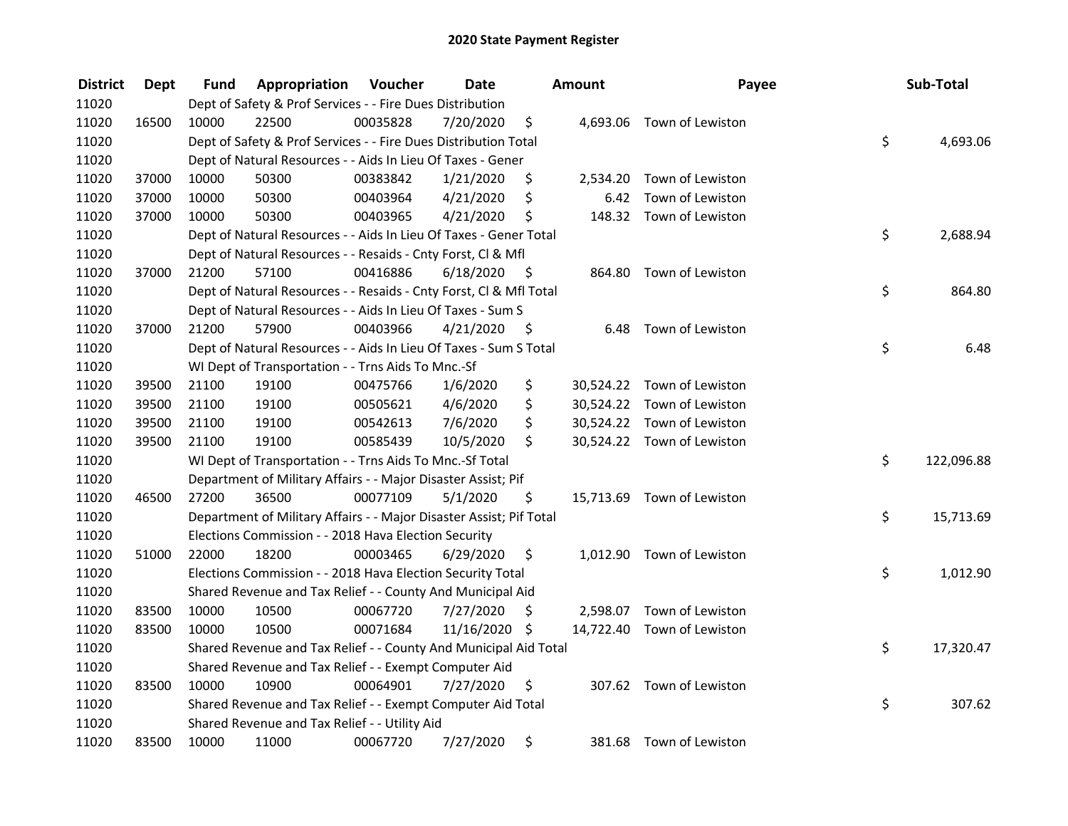# 2020 State Payment Register

| District | Dept | Fund | Appropriation | Voucher | Date | Amount | Payee | Sub-Total |
|---|---|---|---|---|---|---|---|---|
| 11020 | | Dept of Safety & Prof Services - - Fire Dues Distribution | | | | | | |
| 11020 | 16500 | 10000 | 22500 | 00035828 | 7/20/2020 | $ 4,693.06 | Town of Lewiston | |
| 11020 | | Dept of Safety & Prof Services - - Fire Dues Distribution Total | | | | | | $ 4,693.06 |
| 11020 | | Dept of Natural Resources - - Aids In Lieu Of Taxes - Gener | | | | | | |
| 11020 | 37000 | 10000 | 50300 | 00383842 | 1/21/2020 | $ 2,534.20 | Town of Lewiston | |
| 11020 | 37000 | 10000 | 50300 | 00403964 | 4/21/2020 | $ 6.42 | Town of Lewiston | |
| 11020 | 37000 | 10000 | 50300 | 00403965 | 4/21/2020 | $ 148.32 | Town of Lewiston | |
| 11020 | | Dept of Natural Resources - - Aids In Lieu Of Taxes - Gener Total | | | | | | $ 2,688.94 |
| 11020 | | Dept of Natural Resources - - Resaids - Cnty Forst, Cl & Mfl | | | | | | |
| 11020 | 37000 | 21200 | 57100 | 00416886 | 6/18/2020 | $ 864.80 | Town of Lewiston | |
| 11020 | | Dept of Natural Resources - - Resaids - Cnty Forst, Cl & Mfl Total | | | | | | $ 864.80 |
| 11020 | | Dept of Natural Resources - - Aids In Lieu Of Taxes - Sum S | | | | | | |
| 11020 | 37000 | 21200 | 57900 | 00403966 | 4/21/2020 | $ 6.48 | Town of Lewiston | |
| 11020 | | Dept of Natural Resources - - Aids In Lieu Of Taxes - Sum S Total | | | | | | $ 6.48 |
| 11020 | | WI Dept of Transportation - - Trns Aids To Mnc.-Sf | | | | | | |
| 11020 | 39500 | 21100 | 19100 | 00475766 | 1/6/2020 | $ 30,524.22 | Town of Lewiston | |
| 11020 | 39500 | 21100 | 19100 | 00505621 | 4/6/2020 | $ 30,524.22 | Town of Lewiston | |
| 11020 | 39500 | 21100 | 19100 | 00542613 | 7/6/2020 | $ 30,524.22 | Town of Lewiston | |
| 11020 | 39500 | 21100 | 19100 | 00585439 | 10/5/2020 | $ 30,524.22 | Town of Lewiston | |
| 11020 | | WI Dept of Transportation - - Trns Aids To Mnc.-Sf Total | | | | | | $ 122,096.88 |
| 11020 | | Department of Military Affairs - - Major Disaster Assist; Pif | | | | | | |
| 11020 | 46500 | 27200 | 36500 | 00077109 | 5/1/2020 | $ 15,713.69 | Town of Lewiston | |
| 11020 | | Department of Military Affairs - - Major Disaster Assist; Pif Total | | | | | | $ 15,713.69 |
| 11020 | | Elections Commission - - 2018 Hava Election Security | | | | | | |
| 11020 | 51000 | 22000 | 18200 | 00003465 | 6/29/2020 | $ 1,012.90 | Town of Lewiston | |
| 11020 | | Elections Commission - - 2018 Hava Election Security Total | | | | | | $ 1,012.90 |
| 11020 | | Shared Revenue and Tax Relief - - County And Municipal Aid | | | | | | |
| 11020 | 83500 | 10000 | 10500 | 00067720 | 7/27/2020 | $ 2,598.07 | Town of Lewiston | |
| 11020 | 83500 | 10000 | 10500 | 00071684 | 11/16/2020 | $ 14,722.40 | Town of Lewiston | |
| 11020 | | Shared Revenue and Tax Relief - - County And Municipal Aid Total | | | | | | $ 17,320.47 |
| 11020 | | Shared Revenue and Tax Relief - - Exempt Computer Aid | | | | | | |
| 11020 | 83500 | 10000 | 10900 | 00064901 | 7/27/2020 | $ 307.62 | Town of Lewiston | |
| 11020 | | Shared Revenue and Tax Relief - - Exempt Computer Aid Total | | | | | | $ 307.62 |
| 11020 | | Shared Revenue and Tax Relief - - Utility Aid | | | | | | |
| 11020 | 83500 | 10000 | 11000 | 00067720 | 7/27/2020 | $ 381.68 | Town of Lewiston | |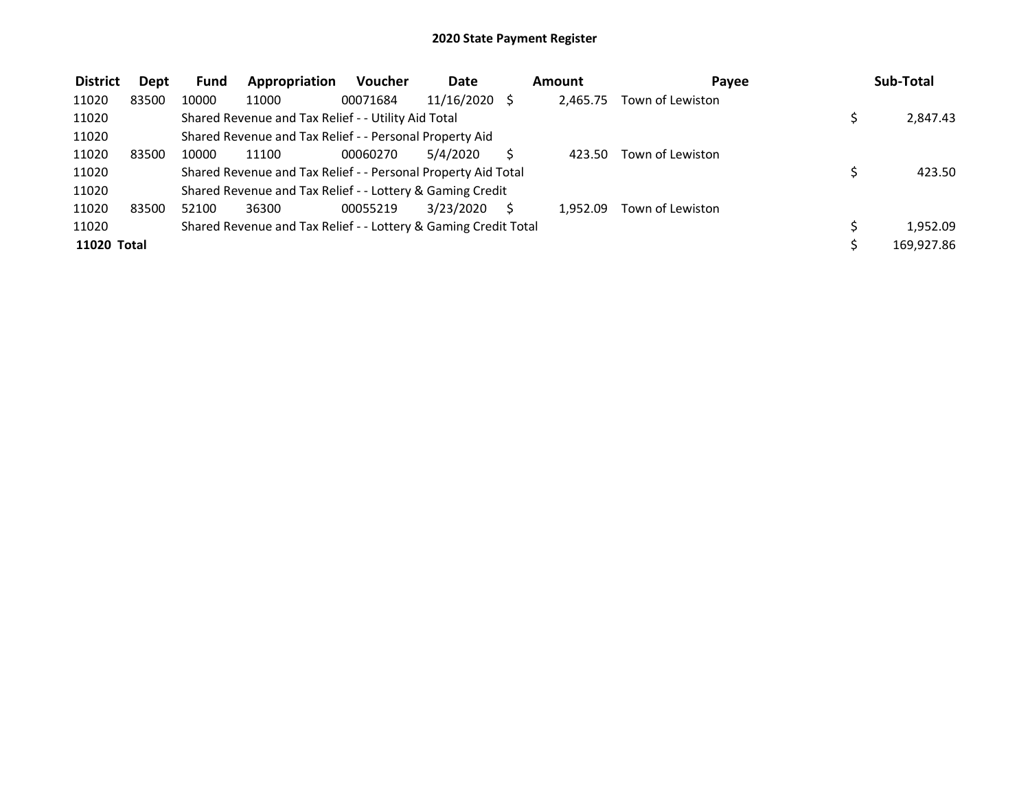# 2020 State Payment Register

| District | Dept | Fund | Appropriation | Voucher | Date | Amount | Payee | Sub-Total |
|---|---|---|---|---|---|---|---|---|
| 11020 | 83500 | 10000 | 11000 | 00071684 | 11/16/2020 | $ 2,465.75 | Town of Lewiston | |
| 11020 | | Shared Revenue and Tax Relief - - Utility Aid Total | | | | | | $ 2,847.43 |
| 11020 | | Shared Revenue and Tax Relief - - Personal Property Aid | | | | | | |
| 11020 | 83500 | 10000 | 11100 | 00060270 | 5/4/2020 | $ 423.50 | Town of Lewiston | |
| 11020 | | Shared Revenue and Tax Relief - - Personal Property Aid Total | | | | | | $ 423.50 |
| 11020 | | Shared Revenue and Tax Relief - - Lottery & Gaming Credit | | | | | | |
| 11020 | 83500 | 52100 | 36300 | 00055219 | 3/23/2020 | $ 1,952.09 | Town of Lewiston | |
| 11020 | | Shared Revenue and Tax Relief - - Lottery & Gaming Credit Total | | | | | | $ 1,952.09 |
| **11020 Total** | | | | | | | | $ 169,927.86 |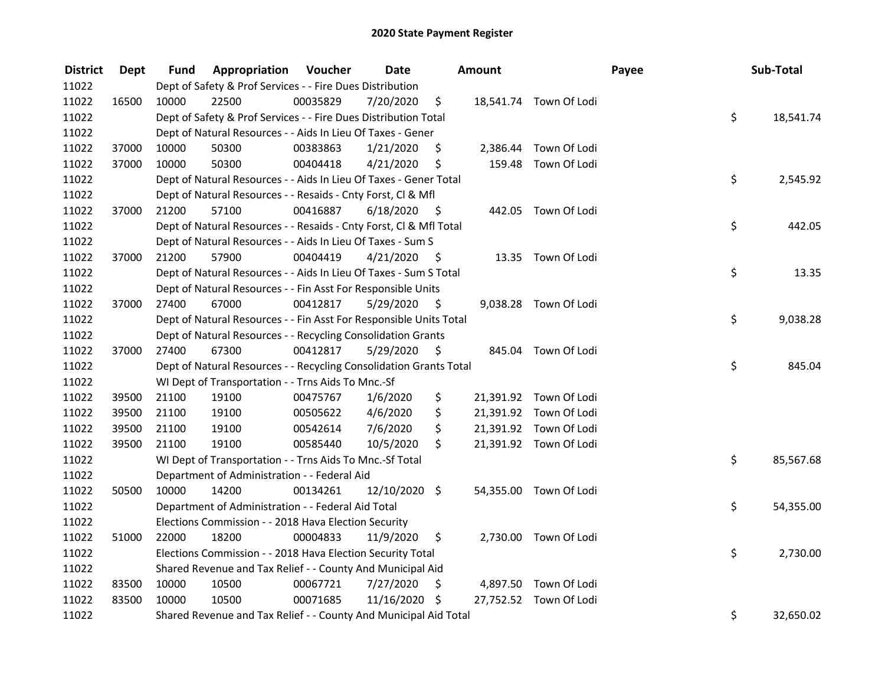# 2020 State Payment Register

| District | Dept | Fund | Appropriation | Voucher | Date | Amount | Payee | Sub-Total |
|---|---|---|---|---|---|---|---|---|
| 11022 | | Dept of Safety & Prof Services - - Fire Dues Distribution | | | | | | |
| 11022 | 16500 | 10000 | 22500 | 00035829 | 7/20/2020 | $ 18,541.74 | Town Of Lodi | |
| 11022 | | Dept of Safety & Prof Services - - Fire Dues Distribution Total | | | | | | $ 18,541.74 |
| 11022 | | Dept of Natural Resources - - Aids In Lieu Of Taxes - Gener | | | | | | |
| 11022 | 37000 | 10000 | 50300 | 00383863 | 1/21/2020 | $ 2,386.44 | Town Of Lodi | |
| 11022 | 37000 | 10000 | 50300 | 00404418 | 4/21/2020 | $ 159.48 | Town Of Lodi | |
| 11022 | | Dept of Natural Resources - - Aids In Lieu Of Taxes - Gener Total | | | | | | $ 2,545.92 |
| 11022 | | Dept of Natural Resources - - Resaids - Cnty Forst, Cl & Mfl | | | | | | |
| 11022 | 37000 | 21200 | 57100 | 00416887 | 6/18/2020 | $ 442.05 | Town Of Lodi | |
| 11022 | | Dept of Natural Resources - - Resaids - Cnty Forst, Cl & Mfl Total | | | | | | $ 442.05 |
| 11022 | | Dept of Natural Resources - - Aids In Lieu Of Taxes - Sum S | | | | | | |
| 11022 | 37000 | 21200 | 57900 | 00404419 | 4/21/2020 | $ 13.35 | Town Of Lodi | |
| 11022 | | Dept of Natural Resources - - Aids In Lieu Of Taxes - Sum S Total | | | | | | $ 13.35 |
| 11022 | | Dept of Natural Resources - - Fin Asst For Responsible Units | | | | | | |
| 11022 | 37000 | 27400 | 67000 | 00412817 | 5/29/2020 | $ 9,038.28 | Town Of Lodi | |
| 11022 | | Dept of Natural Resources - - Fin Asst For Responsible Units Total | | | | | | $ 9,038.28 |
| 11022 | | Dept of Natural Resources - - Recycling Consolidation Grants | | | | | | |
| 11022 | 37000 | 27400 | 67300 | 00412817 | 5/29/2020 | $ 845.04 | Town Of Lodi | |
| 11022 | | Dept of Natural Resources - - Recycling Consolidation Grants Total | | | | | | $ 845.04 |
| 11022 | | WI Dept of Transportation - - Trns Aids To Mnc.-Sf | | | | | | |
| 11022 | 39500 | 21100 | 19100 | 00475767 | 1/6/2020 | $ 21,391.92 | Town Of Lodi | |
| 11022 | 39500 | 21100 | 19100 | 00505622 | 4/6/2020 | $ 21,391.92 | Town Of Lodi | |
| 11022 | 39500 | 21100 | 19100 | 00542614 | 7/6/2020 | $ 21,391.92 | Town Of Lodi | |
| 11022 | 39500 | 21100 | 19100 | 00585440 | 10/5/2020 | $ 21,391.92 | Town Of Lodi | |
| 11022 | | WI Dept of Transportation - - Trns Aids To Mnc.-Sf Total | | | | | | $ 85,567.68 |
| 11022 | | Department of Administration - - Federal Aid | | | | | | |
| 11022 | 50500 | 10000 | 14200 | 00134261 | 12/10/2020 | $ 54,355.00 | Town Of Lodi | |
| 11022 | | Department of Administration - - Federal Aid Total | | | | | | $ 54,355.00 |
| 11022 | | Elections Commission - - 2018 Hava Election Security | | | | | | |
| 11022 | 51000 | 22000 | 18200 | 00004833 | 11/9/2020 | $ 2,730.00 | Town Of Lodi | |
| 11022 | | Elections Commission - - 2018 Hava Election Security Total | | | | | | $ 2,730.00 |
| 11022 | | Shared Revenue and Tax Relief - - County And Municipal Aid | | | | | | |
| 11022 | 83500 | 10000 | 10500 | 00067721 | 7/27/2020 | $ 4,897.50 | Town Of Lodi | |
| 11022 | 83500 | 10000 | 10500 | 00071685 | 11/16/2020 | $ 27,752.52 | Town Of Lodi | |
| 11022 | | Shared Revenue and Tax Relief - - County And Municipal Aid Total | | | | | | $ 32,650.02 |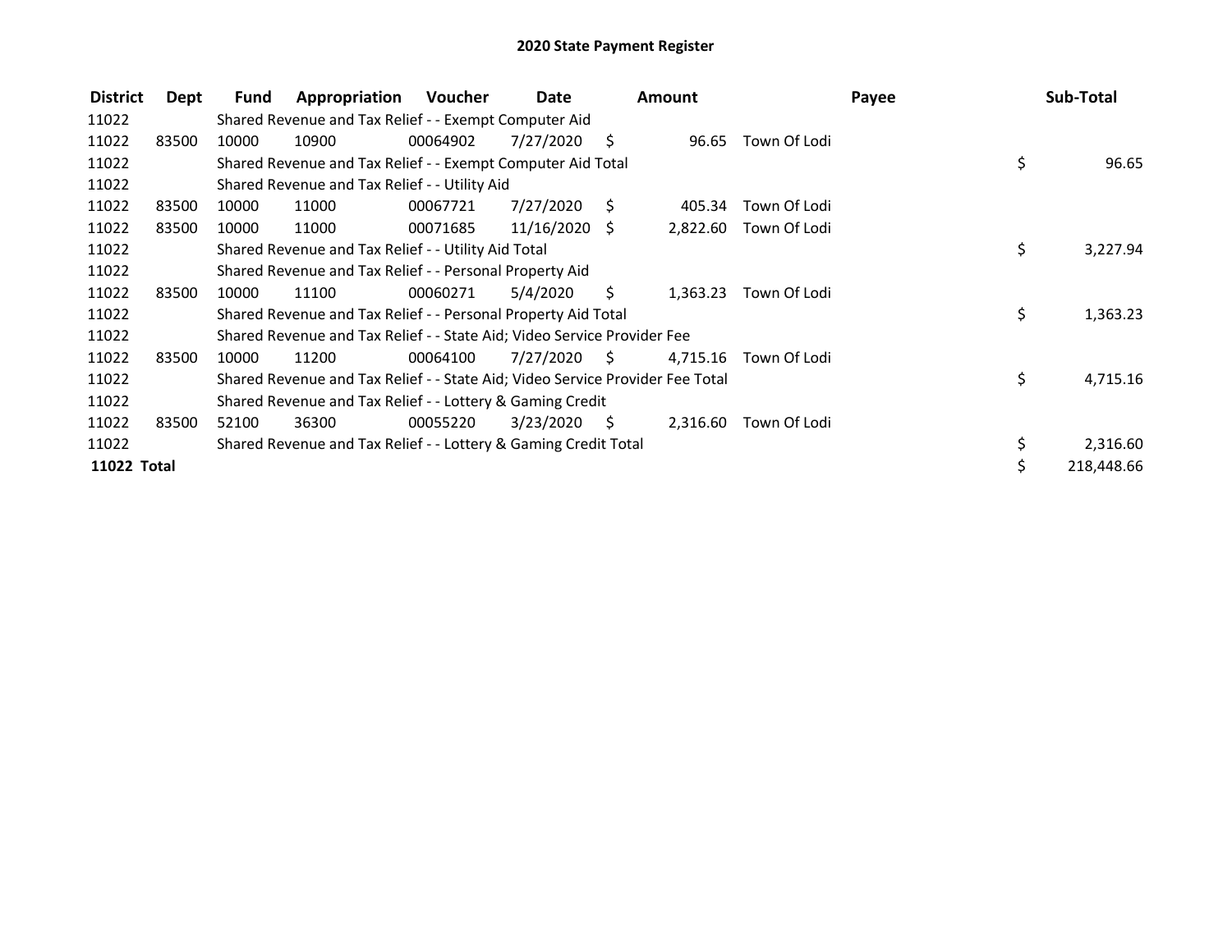# 2020 State Payment Register

| District | Dept | Fund | Appropriation | Voucher | Date | Amount | Payee | Sub-Total |
|---|---|---|---|---|---|---|---|---|
| 11022 | | Shared Revenue and Tax Relief - - Exempt Computer Aid | | | | | | |
| 11022 | 83500 | 10000 | 10900 | 00064902 | 7/27/2020 | $ 96.65 | Town Of Lodi | |
| 11022 | | Shared Revenue and Tax Relief - - Exempt Computer Aid Total | | | | | | $ 96.65 |
| 11022 | | Shared Revenue and Tax Relief - - Utility Aid | | | | | | |
| 11022 | 83500 | 10000 | 11000 | 00067721 | 7/27/2020 | $ 405.34 | Town Of Lodi | |
| 11022 | 83500 | 10000 | 11000 | 00071685 | 11/16/2020 | $ 2,822.60 | Town Of Lodi | |
| 11022 | | Shared Revenue and Tax Relief - - Utility Aid Total | | | | | | $ 3,227.94 |
| 11022 | | Shared Revenue and Tax Relief - - Personal Property Aid | | | | | | |
| 11022 | 83500 | 10000 | 11100 | 00060271 | 5/4/2020 | $ 1,363.23 | Town Of Lodi | |
| 11022 | | Shared Revenue and Tax Relief - - Personal Property Aid Total | | | | | | $ 1,363.23 |
| 11022 | | Shared Revenue and Tax Relief - - State Aid; Video Service Provider Fee | | | | | | |
| 11022 | 83500 | 10000 | 11200 | 00064100 | 7/27/2020 | $ 4,715.16 | Town Of Lodi | |
| 11022 | | Shared Revenue and Tax Relief - - State Aid; Video Service Provider Fee Total | | | | | | $ 4,715.16 |
| 11022 | | Shared Revenue and Tax Relief - - Lottery & Gaming Credit | | | | | | |
| 11022 | 83500 | 52100 | 36300 | 00055220 | 3/23/2020 | $ 2,316.60 | Town Of Lodi | |
| 11022 | | Shared Revenue and Tax Relief - - Lottery & Gaming Credit Total | | | | | | $ 2,316.60 |
| **11022 Total** | | | | | | | | $ 218,448.66 |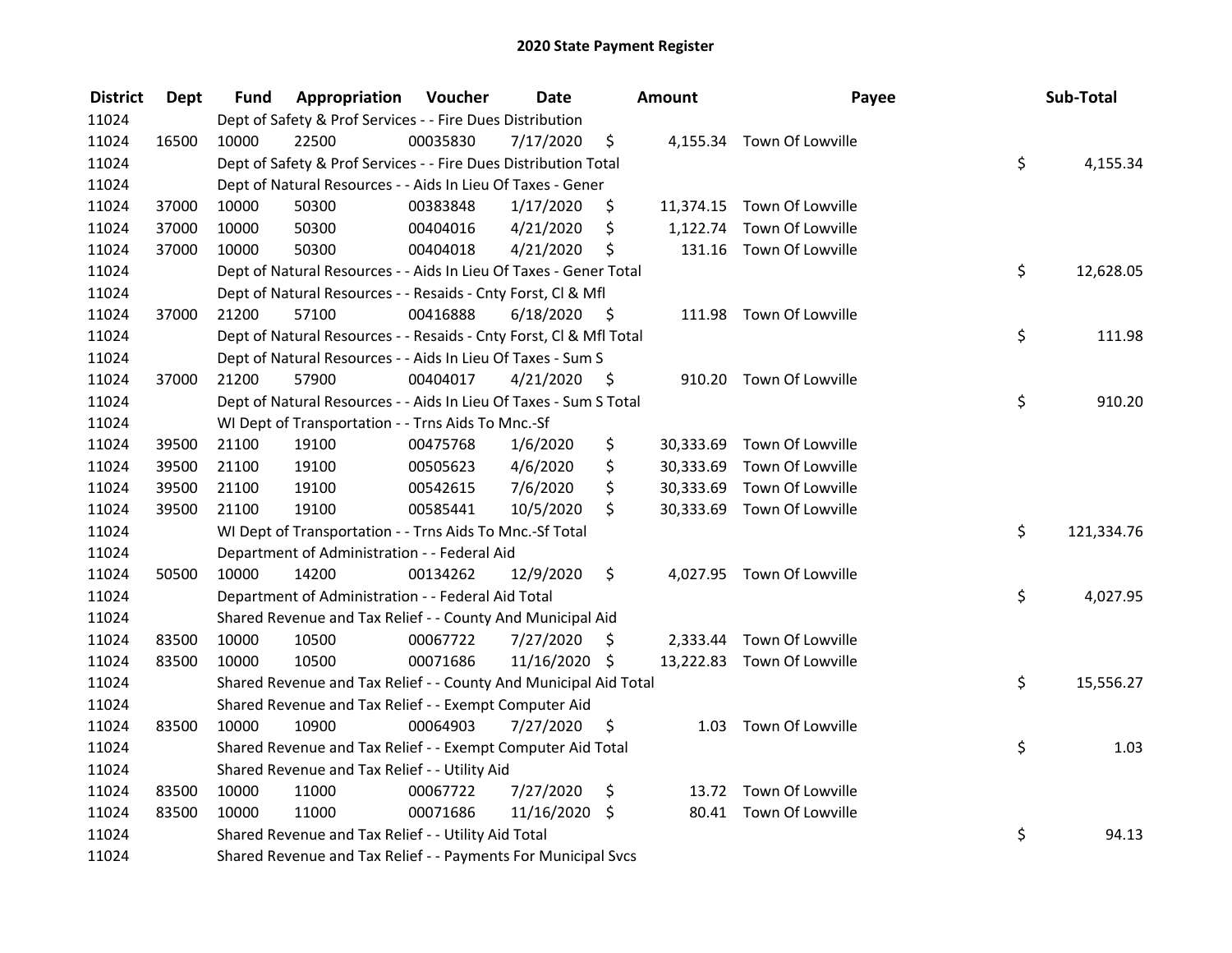# 2020 State Payment Register

| District | Dept | Fund | Appropriation | Voucher | Date | Amount | Payee | Sub-Total |
|---|---|---|---|---|---|---|---|---|
| 11024 | | Dept of Safety & Prof Services - - Fire Dues Distribution | | | | | | |
| 11024 | 16500 | 10000 | 22500 | 00035830 | 7/17/2020 | $ 4,155.34 | Town Of Lowville | |
| 11024 | | Dept of Safety & Prof Services - - Fire Dues Distribution Total | | | | | | $ 4,155.34 |
| 11024 | | Dept of Natural Resources - - Aids In Lieu Of Taxes - Gener | | | | | | |
| 11024 | 37000 | 10000 | 50300 | 00383848 | 1/17/2020 | $ 11,374.15 | Town Of Lowville | |
| 11024 | 37000 | 10000 | 50300 | 00404016 | 4/21/2020 | $ 1,122.74 | Town Of Lowville | |
| 11024 | 37000 | 10000 | 50300 | 00404018 | 4/21/2020 | $ 131.16 | Town Of Lowville | |
| 11024 | | Dept of Natural Resources - - Aids In Lieu Of Taxes - Gener Total | | | | | | $ 12,628.05 |
| 11024 | | Dept of Natural Resources - - Resaids - Cnty Forst, Cl & Mfl | | | | | | |
| 11024 | 37000 | 21200 | 57100 | 00416888 | 6/18/2020 | $ 111.98 | Town Of Lowville | |
| 11024 | | Dept of Natural Resources - - Resaids - Cnty Forst, Cl & Mfl Total | | | | | | $ 111.98 |
| 11024 | | Dept of Natural Resources - - Aids In Lieu Of Taxes - Sum S | | | | | | |
| 11024 | 37000 | 21200 | 57900 | 00404017 | 4/21/2020 | $ 910.20 | Town Of Lowville | |
| 11024 | | Dept of Natural Resources - - Aids In Lieu Of Taxes - Sum S Total | | | | | | $ 910.20 |
| 11024 | | WI Dept of Transportation - - Trns Aids To Mnc.-Sf | | | | | | |
| 11024 | 39500 | 21100 | 19100 | 00475768 | 1/6/2020 | $ 30,333.69 | Town Of Lowville | |
| 11024 | 39500 | 21100 | 19100 | 00505623 | 4/6/2020 | $ 30,333.69 | Town Of Lowville | |
| 11024 | 39500 | 21100 | 19100 | 00542615 | 7/6/2020 | $ 30,333.69 | Town Of Lowville | |
| 11024 | 39500 | 21100 | 19100 | 00585441 | 10/5/2020 | $ 30,333.69 | Town Of Lowville | |
| 11024 | | WI Dept of Transportation - - Trns Aids To Mnc.-Sf Total | | | | | | $ 121,334.76 |
| 11024 | | Department of Administration - - Federal Aid | | | | | | |
| 11024 | 50500 | 10000 | 14200 | 00134262 | 12/9/2020 | $ 4,027.95 | Town Of Lowville | |
| 11024 | | Department of Administration - - Federal Aid Total | | | | | | $ 4,027.95 |
| 11024 | | Shared Revenue and Tax Relief - - County And Municipal Aid | | | | | | |
| 11024 | 83500 | 10000 | 10500 | 00067722 | 7/27/2020 | $ 2,333.44 | Town Of Lowville | |
| 11024 | 83500 | 10000 | 10500 | 00071686 | 11/16/2020 | $ 13,222.83 | Town Of Lowville | |
| 11024 | | Shared Revenue and Tax Relief - - County And Municipal Aid Total | | | | | | $ 15,556.27 |
| 11024 | | Shared Revenue and Tax Relief - - Exempt Computer Aid | | | | | | |
| 11024 | 83500 | 10000 | 10900 | 00064903 | 7/27/2020 | $ 1.03 | Town Of Lowville | |
| 11024 | | Shared Revenue and Tax Relief - - Exempt Computer Aid Total | | | | | | $ 1.03 |
| 11024 | | Shared Revenue and Tax Relief - - Utility Aid | | | | | | |
| 11024 | 83500 | 10000 | 11000 | 00067722 | 7/27/2020 | $ 13.72 | Town Of Lowville | |
| 11024 | 83500 | 10000 | 11000 | 00071686 | 11/16/2020 | $ 80.41 | Town Of Lowville | |
| 11024 | | Shared Revenue and Tax Relief - - Utility Aid Total | | | | | | $ 94.13 |
| 11024 | | Shared Revenue and Tax Relief - - Payments For Municipal Svcs | | | | | | |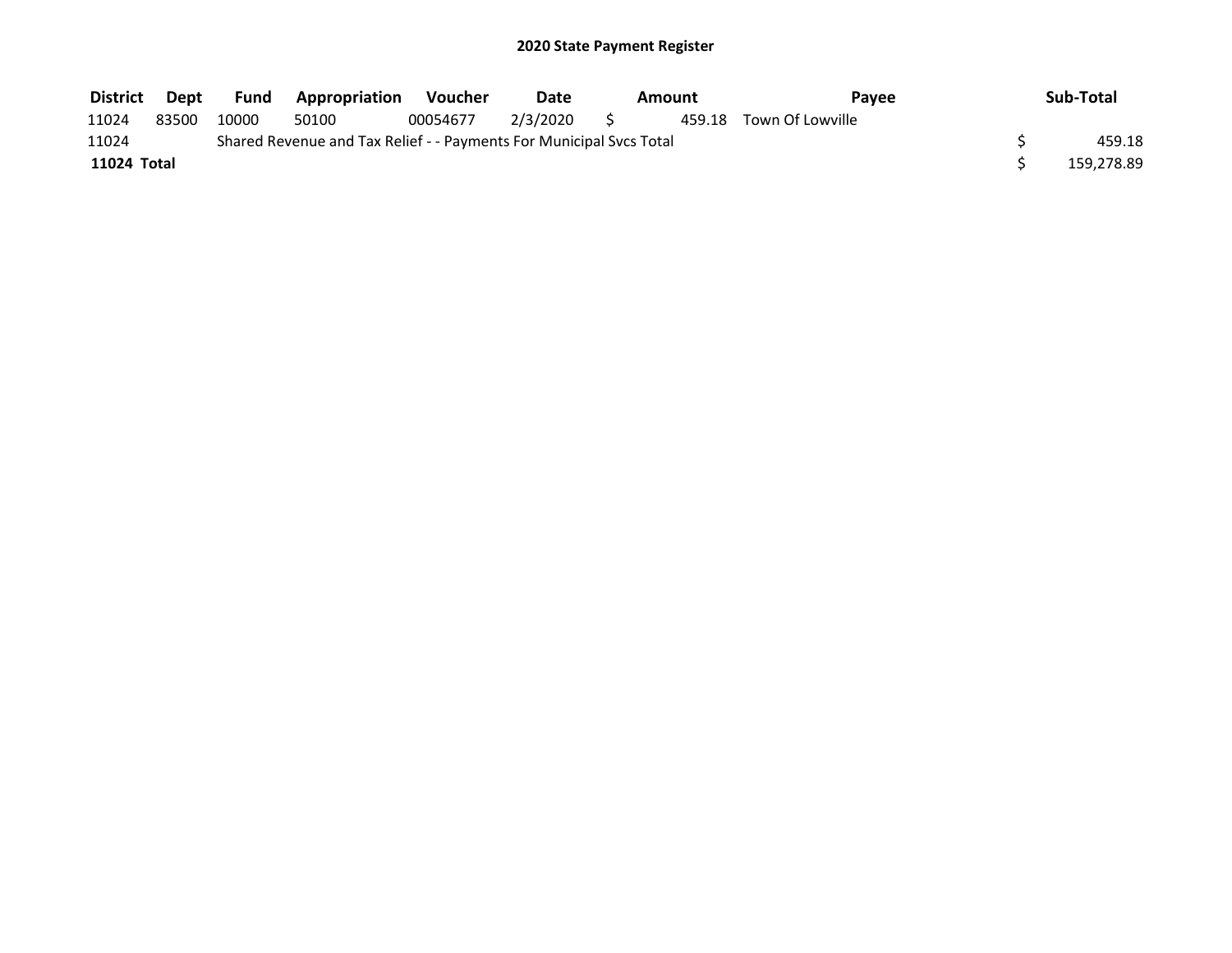# 2020 State Payment Register

| District | Dept | Fund | Appropriation | Voucher | Date | Amount | Payee | Sub-Total |
|---|---|---|---|---|---|---|---|---|
| 11024 | 83500 | 10000 | 50100 | 00054677 | 2/3/2020 | $ 459.18 | Town Of Lowville | |
| 11024 | | Shared Revenue and Tax Relief - - Payments For Municipal Svcs Total | | | | | | $ 459.18 |
| **11024 Total** | | | | | | | | $ 159,278.89 |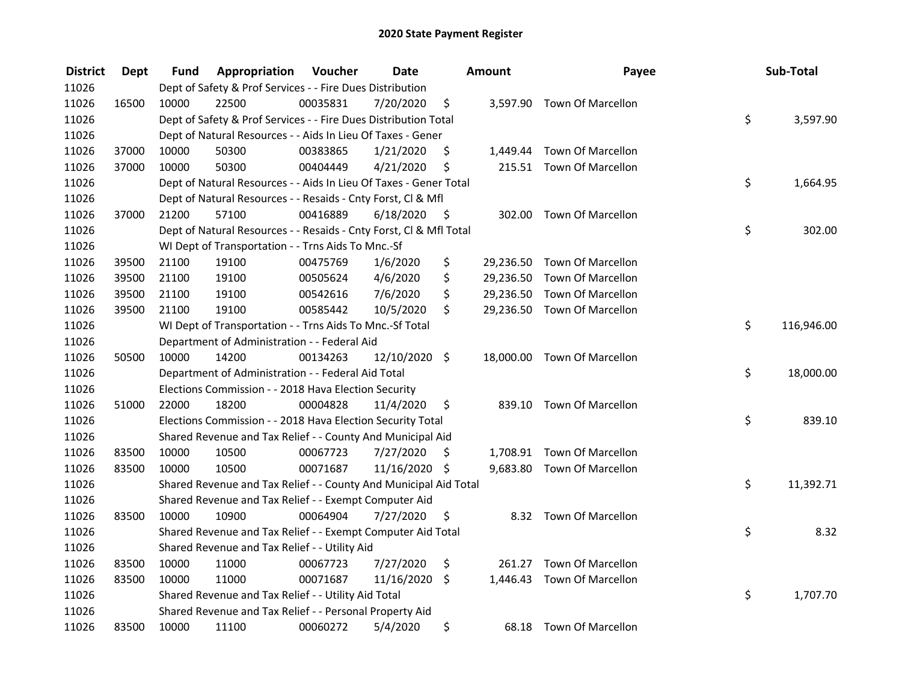# 2020 State Payment Register

| District | Dept | Fund | Appropriation | Voucher | Date | Amount | Payee | Sub-Total |
|---|---|---|---|---|---|---|---|---|
| 11026 | | Dept of Safety & Prof Services - - Fire Dues Distribution | | | | | | |
| 11026 | 16500 | 10000 | 22500 | 00035831 | 7/20/2020 | $ 3,597.90 | Town Of Marcellon | |
| 11026 | | Dept of Safety & Prof Services - - Fire Dues Distribution Total | | | | | | $ 3,597.90 |
| 11026 | | Dept of Natural Resources - - Aids In Lieu Of Taxes - Gener | | | | | | |
| 11026 | 37000 | 10000 | 50300 | 00383865 | 1/21/2020 | $ 1,449.44 | Town Of Marcellon | |
| 11026 | 37000 | 10000 | 50300 | 00404449 | 4/21/2020 | $ 215.51 | Town Of Marcellon | |
| 11026 | | Dept of Natural Resources - - Aids In Lieu Of Taxes - Gener Total | | | | | | $ 1,664.95 |
| 11026 | | Dept of Natural Resources - - Resaids - Cnty Forst, Cl & Mfl | | | | | | |
| 11026 | 37000 | 21200 | 57100 | 00416889 | 6/18/2020 | $ 302.00 | Town Of Marcellon | |
| 11026 | | Dept of Natural Resources - - Resaids - Cnty Forst, Cl & Mfl Total | | | | | | $ 302.00 |
| 11026 | | WI Dept of Transportation - - Trns Aids To Mnc.-Sf | | | | | | |
| 11026 | 39500 | 21100 | 19100 | 00475769 | 1/6/2020 | $ 29,236.50 | Town Of Marcellon | |
| 11026 | 39500 | 21100 | 19100 | 00505624 | 4/6/2020 | $ 29,236.50 | Town Of Marcellon | |
| 11026 | 39500 | 21100 | 19100 | 00542616 | 7/6/2020 | $ 29,236.50 | Town Of Marcellon | |
| 11026 | 39500 | 21100 | 19100 | 00585442 | 10/5/2020 | $ 29,236.50 | Town Of Marcellon | |
| 11026 | | WI Dept of Transportation - - Trns Aids To Mnc.-Sf Total | | | | | | $ 116,946.00 |
| 11026 | | Department of Administration - - Federal Aid | | | | | | |
| 11026 | 50500 | 10000 | 14200 | 00134263 | 12/10/2020 | $ 18,000.00 | Town Of Marcellon | |
| 11026 | | Department of Administration - - Federal Aid Total | | | | | | $ 18,000.00 |
| 11026 | | Elections Commission - - 2018 Hava Election Security | | | | | | |
| 11026 | 51000 | 22000 | 18200 | 00004828 | 11/4/2020 | $ 839.10 | Town Of Marcellon | |
| 11026 | | Elections Commission - - 2018 Hava Election Security Total | | | | | | $ 839.10 |
| 11026 | | Shared Revenue and Tax Relief - - County And Municipal Aid | | | | | | |
| 11026 | 83500 | 10000 | 10500 | 00067723 | 7/27/2020 | $ 1,708.91 | Town Of Marcellon | |
| 11026 | 83500 | 10000 | 10500 | 00071687 | 11/16/2020 | $ 9,683.80 | Town Of Marcellon | |
| 11026 | | Shared Revenue and Tax Relief - - County And Municipal Aid Total | | | | | | $ 11,392.71 |
| 11026 | | Shared Revenue and Tax Relief - - Exempt Computer Aid | | | | | | |
| 11026 | 83500 | 10000 | 10900 | 00064904 | 7/27/2020 | $ 8.32 | Town Of Marcellon | |
| 11026 | | Shared Revenue and Tax Relief - - Exempt Computer Aid Total | | | | | | $ 8.32 |
| 11026 | | Shared Revenue and Tax Relief - - Utility Aid | | | | | | |
| 11026 | 83500 | 10000 | 11000 | 00067723 | 7/27/2020 | $ 261.27 | Town Of Marcellon | |
| 11026 | 83500 | 10000 | 11000 | 00071687 | 11/16/2020 | $ 1,446.43 | Town Of Marcellon | |
| 11026 | | Shared Revenue and Tax Relief - - Utility Aid Total | | | | | | $ 1,707.70 |
| 11026 | | Shared Revenue and Tax Relief - - Personal Property Aid | | | | | | |
| 11026 | 83500 | 10000 | 11100 | 00060272 | 5/4/2020 | $ 68.18 | Town Of Marcellon | |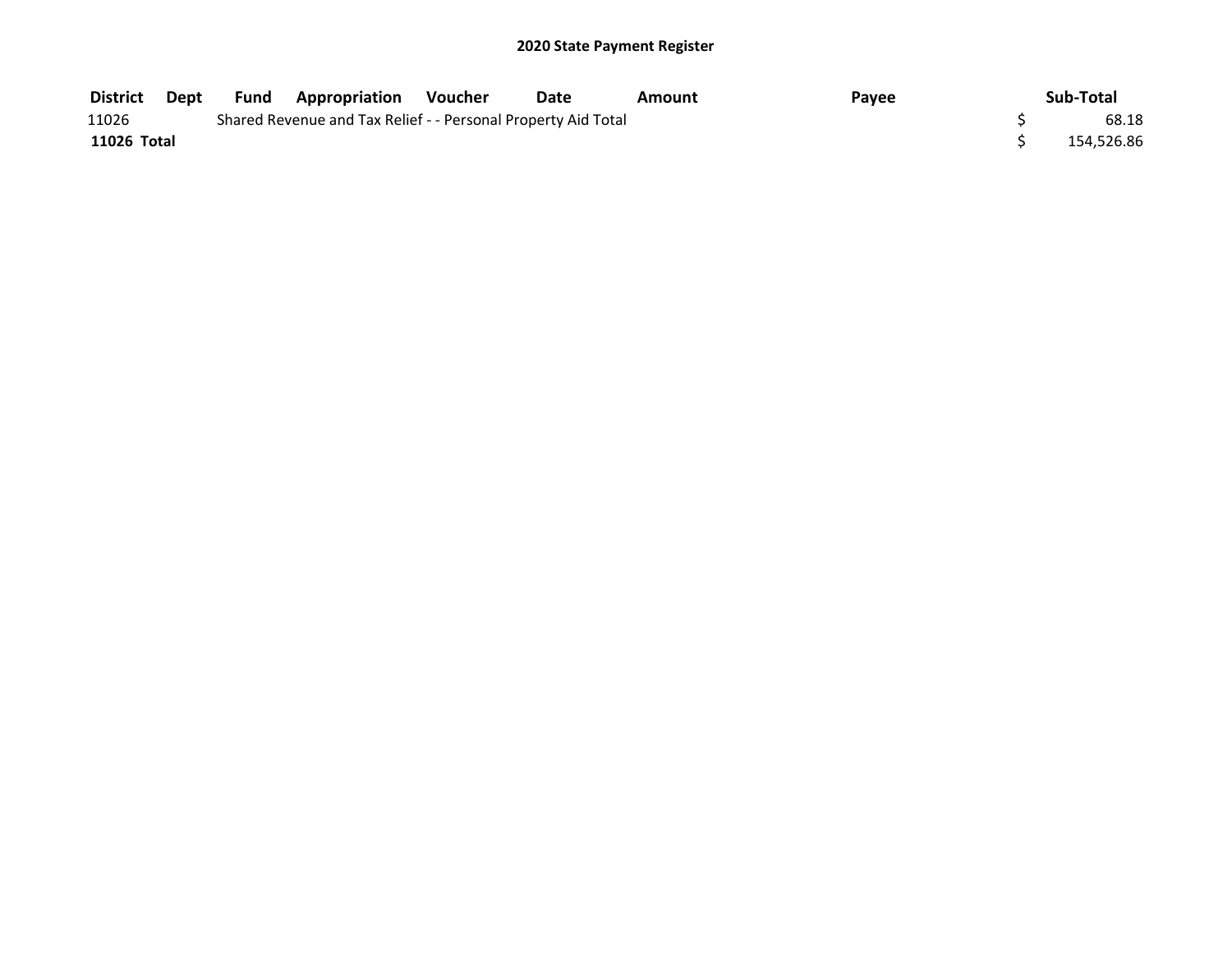## 2020 State Payment Register

| District | Dept | Fund | Appropriation | Voucher | Date | Amount | Payee | Sub-Total |
|---|---|---|---|---|---|---|---|---|
| 11026 | | Shared Revenue and Tax Relief - - Personal Property Aid Total | | | | | | $ 68.18 |
| **11026 Total** | | | | | | | | $ 154,526.86 |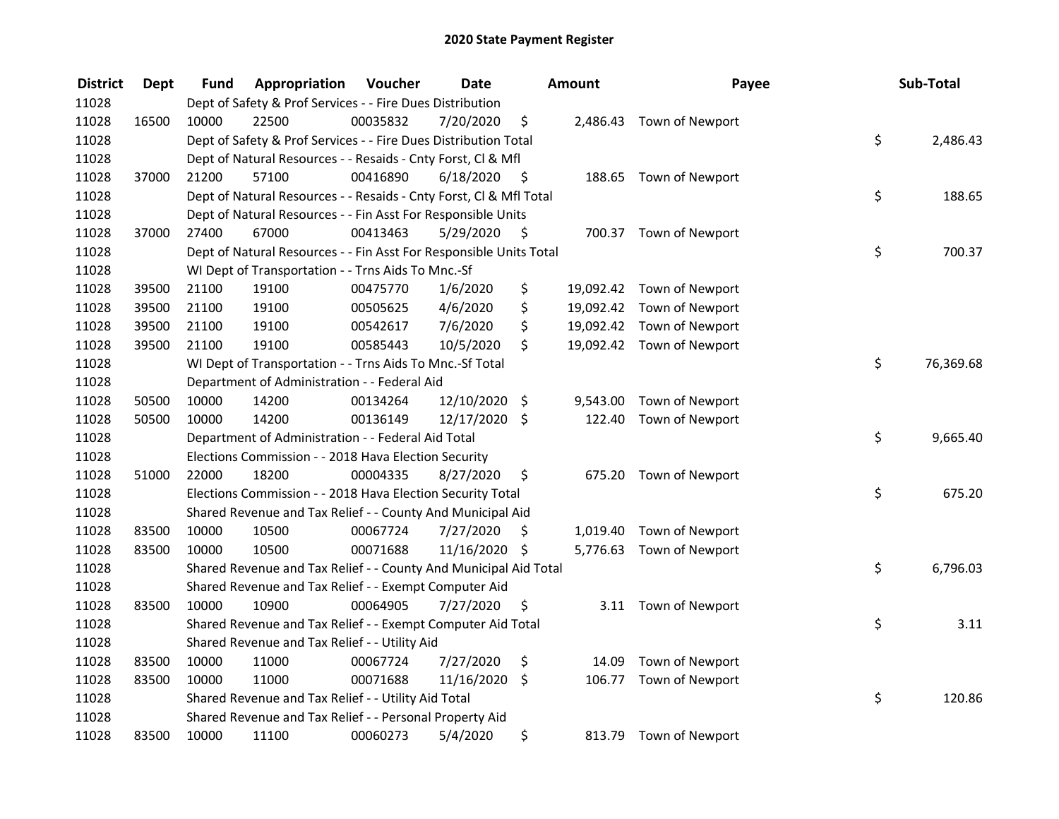# 2020 State Payment Register

| District | Dept | Fund | Appropriation | Voucher | Date | Amount | Payee | Sub-Total |
|---|---|---|---|---|---|---|---|---|
| 11028 | | Dept of Safety & Prof Services - - Fire Dues Distribution | | | | | | |
| 11028 | 16500 | 10000 | 22500 | 00035832 | 7/20/2020 | $ 2,486.43 | Town of Newport | |
| 11028 | | Dept of Safety & Prof Services - - Fire Dues Distribution Total | | | | | | $ 2,486.43 |
| 11028 | | Dept of Natural Resources - - Resaids - Cnty Forst, Cl & Mfl | | | | | | |
| 11028 | 37000 | 21200 | 57100 | 00416890 | 6/18/2020 | $ 188.65 | Town of Newport | |
| 11028 | | Dept of Natural Resources - - Resaids - Cnty Forst, Cl & Mfl Total | | | | | | $ 188.65 |
| 11028 | | Dept of Natural Resources - - Fin Asst For Responsible Units | | | | | | |
| 11028 | 37000 | 27400 | 67000 | 00413463 | 5/29/2020 | $ 700.37 | Town of Newport | |
| 11028 | | Dept of Natural Resources - - Fin Asst For Responsible Units Total | | | | | | $ 700.37 |
| 11028 | | WI Dept of Transportation - - Trns Aids To Mnc.-Sf | | | | | | |
| 11028 | 39500 | 21100 | 19100 | 00475770 | 1/6/2020 | $ 19,092.42 | Town of Newport | |
| 11028 | 39500 | 21100 | 19100 | 00505625 | 4/6/2020 | $ 19,092.42 | Town of Newport | |
| 11028 | 39500 | 21100 | 19100 | 00542617 | 7/6/2020 | $ 19,092.42 | Town of Newport | |
| 11028 | 39500 | 21100 | 19100 | 00585443 | 10/5/2020 | $ 19,092.42 | Town of Newport | |
| 11028 | | WI Dept of Transportation - - Trns Aids To Mnc.-Sf Total | | | | | | $ 76,369.68 |
| 11028 | | Department of Administration - - Federal Aid | | | | | | |
| 11028 | 50500 | 10000 | 14200 | 00134264 | 12/10/2020 | $ 9,543.00 | Town of Newport | |
| 11028 | 50500 | 10000 | 14200 | 00136149 | 12/17/2020 | $ 122.40 | Town of Newport | |
| 11028 | | Department of Administration - - Federal Aid Total | | | | | | $ 9,665.40 |
| 11028 | | Elections Commission - - 2018 Hava Election Security | | | | | | |
| 11028 | 51000 | 22000 | 18200 | 00004335 | 8/27/2020 | $ 675.20 | Town of Newport | |
| 11028 | | Elections Commission - - 2018 Hava Election Security Total | | | | | | $ 675.20 |
| 11028 | | Shared Revenue and Tax Relief - - County And Municipal Aid | | | | | | |
| 11028 | 83500 | 10000 | 10500 | 00067724 | 7/27/2020 | $ 1,019.40 | Town of Newport | |
| 11028 | 83500 | 10000 | 10500 | 00071688 | 11/16/2020 | $ 5,776.63 | Town of Newport | |
| 11028 | | Shared Revenue and Tax Relief - - County And Municipal Aid Total | | | | | | $ 6,796.03 |
| 11028 | | Shared Revenue and Tax Relief - - Exempt Computer Aid | | | | | | |
| 11028 | 83500 | 10000 | 10900 | 00064905 | 7/27/2020 | $ 3.11 | Town of Newport | |
| 11028 | | Shared Revenue and Tax Relief - - Exempt Computer Aid Total | | | | | | $ 3.11 |
| 11028 | | Shared Revenue and Tax Relief - - Utility Aid | | | | | | |
| 11028 | 83500 | 10000 | 11000 | 00067724 | 7/27/2020 | $ 14.09 | Town of Newport | |
| 11028 | 83500 | 10000 | 11000 | 00071688 | 11/16/2020 | $ 106.77 | Town of Newport | |
| 11028 | | Shared Revenue and Tax Relief - - Utility Aid Total | | | | | | $ 120.86 |
| 11028 | | Shared Revenue and Tax Relief - - Personal Property Aid | | | | | | |
| 11028 | 83500 | 10000 | 11100 | 00060273 | 5/4/2020 | $ 813.79 | Town of Newport | |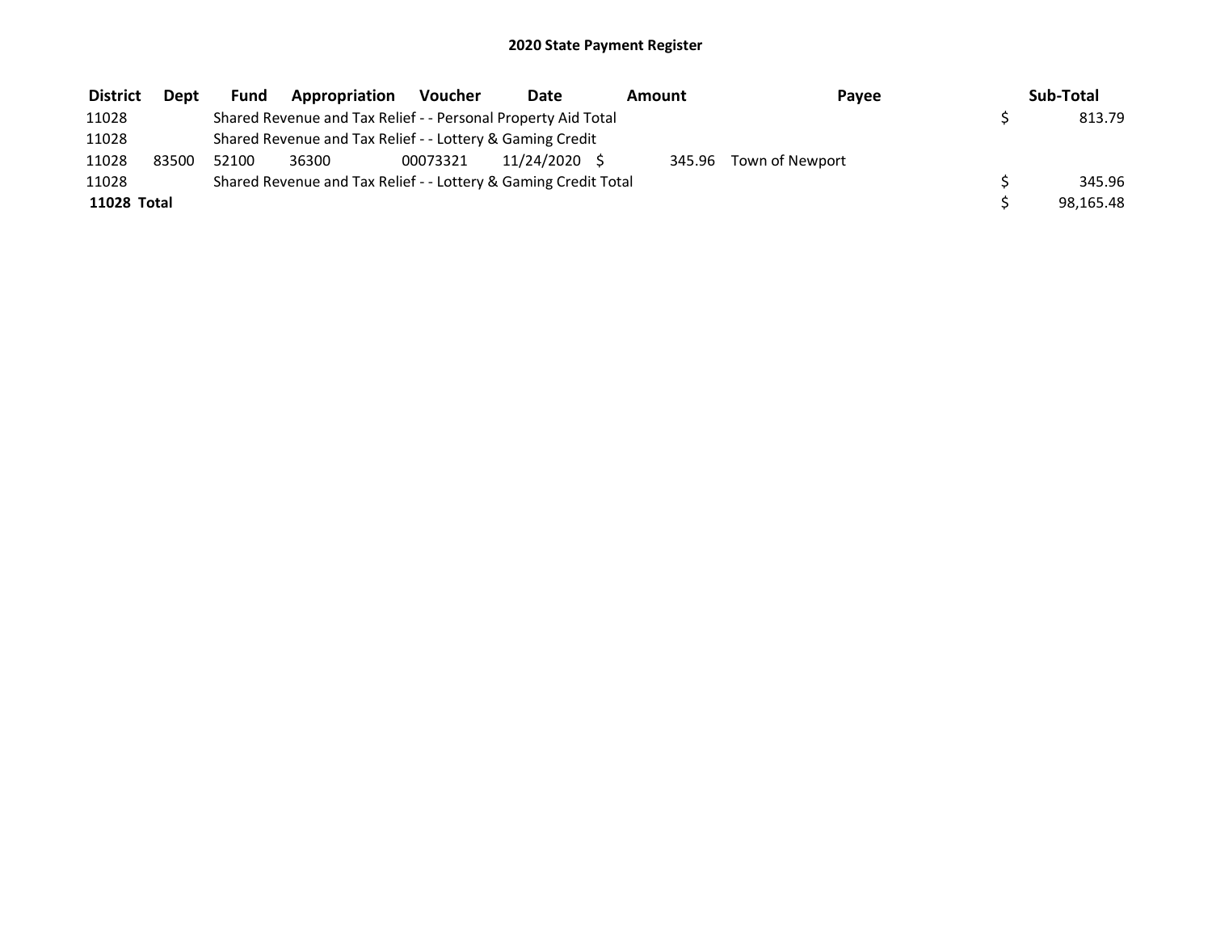# 2020 State Payment Register

| District | Dept | Fund | Appropriation | Voucher | Date | Amount | Payee | Sub-Total |
|---|---|---|---|---|---|---|---|---|
| 11028 | | Shared Revenue and Tax Relief - - Personal Property Aid Total | | | | | | $ 813.79 |
| 11028 | | Shared Revenue and Tax Relief - - Lottery & Gaming Credit | | | | | | |
| 11028 | 83500 | 52100 | 36300 | 00073321 | 11/24/2020 | $ 345.96 | Town of Newport | |
| 11028 | | Shared Revenue and Tax Relief - - Lottery & Gaming Credit Total | | | | | | $ 345.96 |
| **11028 Total** | | | | | | | | $ 98,165.48 |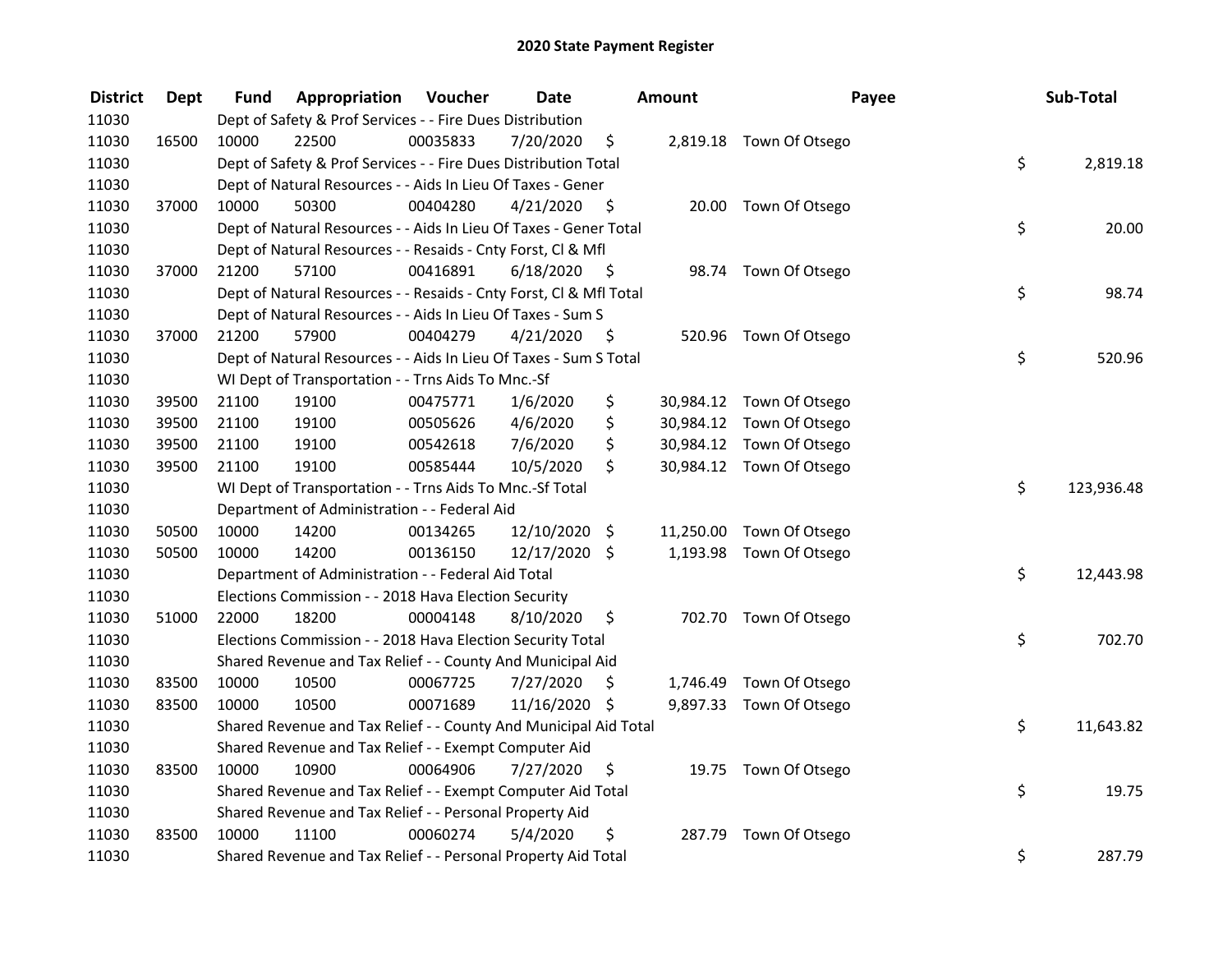# 2020 State Payment Register

| District | Dept | Fund | Appropriation | Voucher | Date | Amount | Payee | Sub-Total |
|---|---|---|---|---|---|---|---|---|
| 11030 | | Dept of Safety & Prof Services - - Fire Dues Distribution | | | | | | |
| 11030 | 16500 | 10000 | 22500 | 00035833 | 7/20/2020 | $ 2,819.18 | Town Of Otsego | |
| 11030 | | Dept of Safety & Prof Services - - Fire Dues Distribution Total | | | | | | $ 2,819.18 |
| 11030 | | Dept of Natural Resources - - Aids In Lieu Of Taxes - Gener | | | | | | |
| 11030 | 37000 | 10000 | 50300 | 00404280 | 4/21/2020 | $ 20.00 | Town Of Otsego | |
| 11030 | | Dept of Natural Resources - - Aids In Lieu Of Taxes - Gener Total | | | | | | $ 20.00 |
| 11030 | | Dept of Natural Resources - - Resaids - Cnty Forst, Cl & Mfl | | | | | | |
| 11030 | 37000 | 21200 | 57100 | 00416891 | 6/18/2020 | $ 98.74 | Town Of Otsego | |
| 11030 | | Dept of Natural Resources - - Resaids - Cnty Forst, Cl & Mfl Total | | | | | | $ 98.74 |
| 11030 | | Dept of Natural Resources - - Aids In Lieu Of Taxes - Sum S | | | | | | |
| 11030 | 37000 | 21200 | 57900 | 00404279 | 4/21/2020 | $ 520.96 | Town Of Otsego | |
| 11030 | | Dept of Natural Resources - - Aids In Lieu Of Taxes - Sum S Total | | | | | | $ 520.96 |
| 11030 | | WI Dept of Transportation - - Trns Aids To Mnc.-Sf | | | | | | |
| 11030 | 39500 | 21100 | 19100 | 00475771 | 1/6/2020 | $ 30,984.12 | Town Of Otsego | |
| 11030 | 39500 | 21100 | 19100 | 00505626 | 4/6/2020 | $ 30,984.12 | Town Of Otsego | |
| 11030 | 39500 | 21100 | 19100 | 00542618 | 7/6/2020 | $ 30,984.12 | Town Of Otsego | |
| 11030 | 39500 | 21100 | 19100 | 00585444 | 10/5/2020 | $ 30,984.12 | Town Of Otsego | |
| 11030 | | WI Dept of Transportation - - Trns Aids To Mnc.-Sf Total | | | | | | $ 123,936.48 |
| 11030 | | Department of Administration - - Federal Aid | | | | | | |
| 11030 | 50500 | 10000 | 14200 | 00134265 | 12/10/2020 | $ 11,250.00 | Town Of Otsego | |
| 11030 | 50500 | 10000 | 14200 | 00136150 | 12/17/2020 | $ 1,193.98 | Town Of Otsego | |
| 11030 | | Department of Administration - - Federal Aid Total | | | | | | $ 12,443.98 |
| 11030 | | Elections Commission - - 2018 Hava Election Security | | | | | | |
| 11030 | 51000 | 22000 | 18200 | 00004148 | 8/10/2020 | $ 702.70 | Town Of Otsego | |
| 11030 | | Elections Commission - - 2018 Hava Election Security Total | | | | | | $ 702.70 |
| 11030 | | Shared Revenue and Tax Relief - - County And Municipal Aid | | | | | | |
| 11030 | 83500 | 10000 | 10500 | 00067725 | 7/27/2020 | $ 1,746.49 | Town Of Otsego | |
| 11030 | 83500 | 10000 | 10500 | 00071689 | 11/16/2020 | $ 9,897.33 | Town Of Otsego | |
| 11030 | | Shared Revenue and Tax Relief - - County And Municipal Aid Total | | | | | | $ 11,643.82 |
| 11030 | | Shared Revenue and Tax Relief - - Exempt Computer Aid | | | | | | |
| 11030 | 83500 | 10000 | 10900 | 00064906 | 7/27/2020 | $ 19.75 | Town Of Otsego | |
| 11030 | | Shared Revenue and Tax Relief - - Exempt Computer Aid Total | | | | | | $ 19.75 |
| 11030 | | Shared Revenue and Tax Relief - - Personal Property Aid | | | | | | |
| 11030 | 83500 | 10000 | 11100 | 00060274 | 5/4/2020 | $ 287.79 | Town Of Otsego | |
| 11030 | | Shared Revenue and Tax Relief - - Personal Property Aid Total | | | | | | $ 287.79 |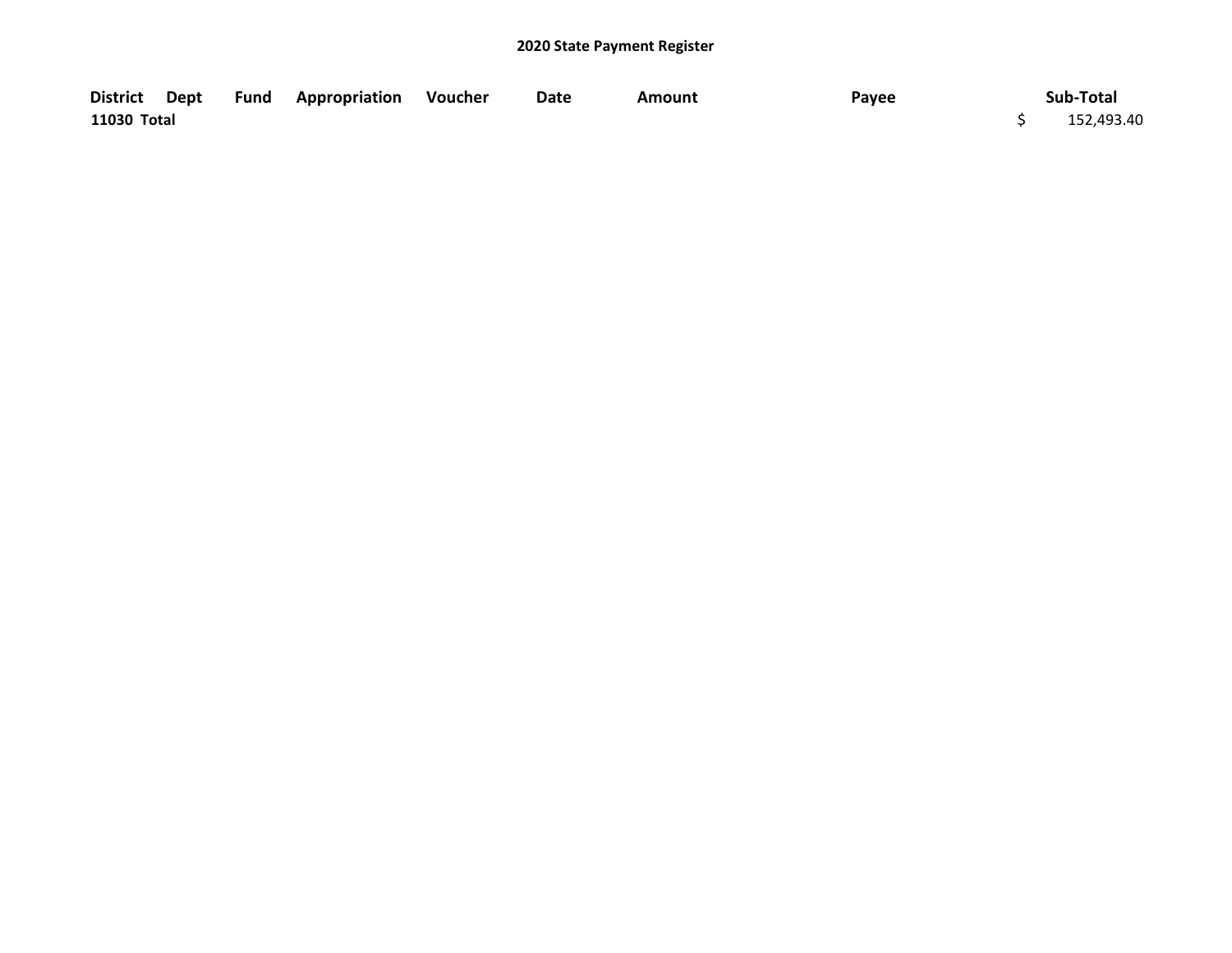**2020 State Payment Register**

| District | Dept | Fund | Appropriation | Voucher | Date | Amount | Payee | Sub-Total |
|---|---|---|---|---|---|---|---|---|
| **11030 Total** | | | | | | | | $ 152,493.40 |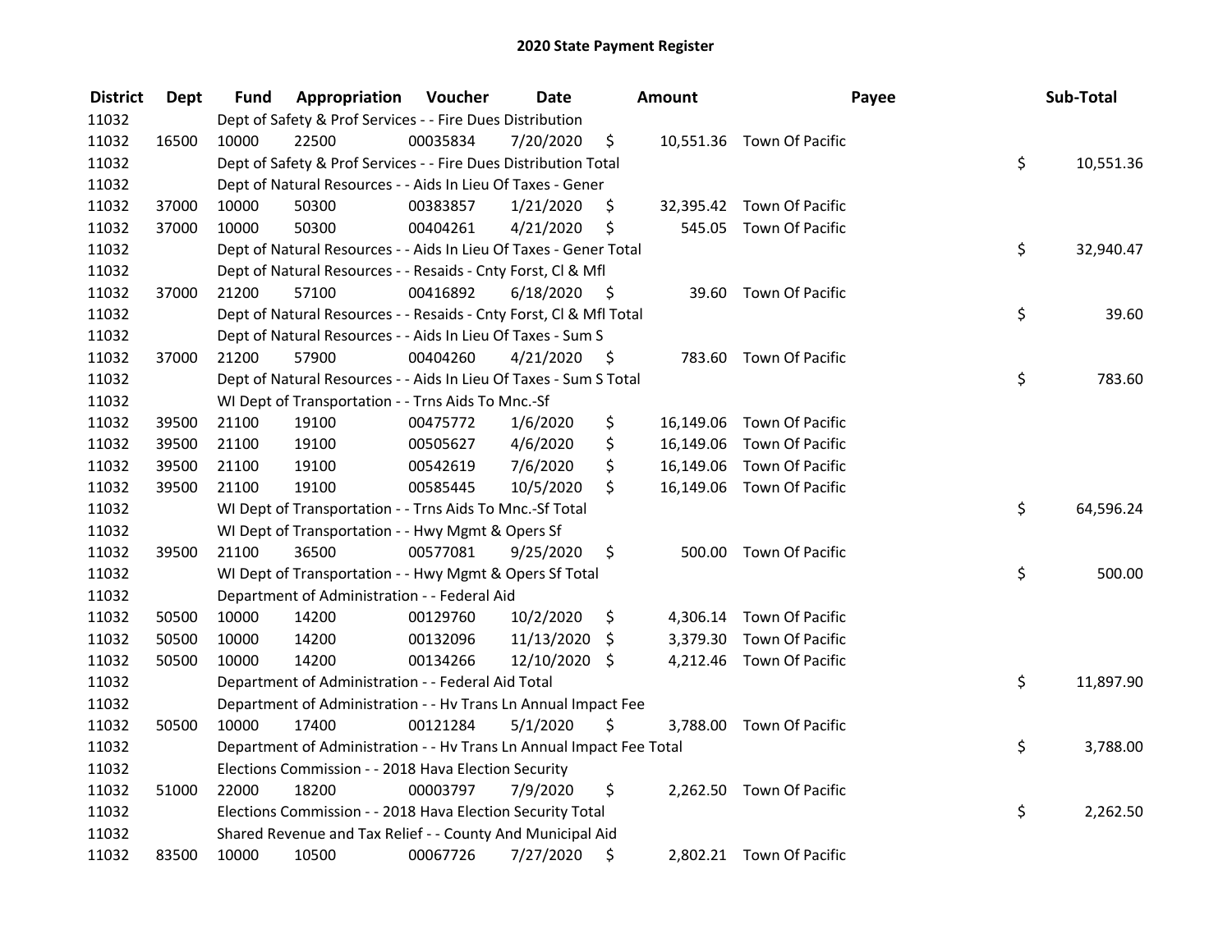# 2020 State Payment Register

| District | Dept | Fund | Appropriation | Voucher | Date | Amount | Payee | Sub-Total |
|---|---|---|---|---|---|---|---|---|
| 11032 | | Dept of Safety & Prof Services - - Fire Dues Distribution | | | | | | |
| 11032 | 16500 | 10000 | 22500 | 00035834 | 7/20/2020 | $ 10,551.36 | Town Of Pacific | |
| 11032 | | Dept of Safety & Prof Services - - Fire Dues Distribution Total | | | | | | $ 10,551.36 |
| 11032 | | Dept of Natural Resources - - Aids In Lieu Of Taxes - Gener | | | | | | |
| 11032 | 37000 | 10000 | 50300 | 00383857 | 1/21/2020 | $ 32,395.42 | Town Of Pacific | |
| 11032 | 37000 | 10000 | 50300 | 00404261 | 4/21/2020 | $ 545.05 | Town Of Pacific | |
| 11032 | | Dept of Natural Resources - - Aids In Lieu Of Taxes - Gener Total | | | | | | $ 32,940.47 |
| 11032 | | Dept of Natural Resources - - Resaids - Cnty Forst, Cl & Mfl | | | | | | |
| 11032 | 37000 | 21200 | 57100 | 00416892 | 6/18/2020 | $ 39.60 | Town Of Pacific | |
| 11032 | | Dept of Natural Resources - - Resaids - Cnty Forst, Cl & Mfl Total | | | | | | $ 39.60 |
| 11032 | | Dept of Natural Resources - - Aids In Lieu Of Taxes - Sum S | | | | | | |
| 11032 | 37000 | 21200 | 57900 | 00404260 | 4/21/2020 | $ 783.60 | Town Of Pacific | |
| 11032 | | Dept of Natural Resources - - Aids In Lieu Of Taxes - Sum S Total | | | | | | $ 783.60 |
| 11032 | | WI Dept of Transportation - - Trns Aids To Mnc.-Sf | | | | | | |
| 11032 | 39500 | 21100 | 19100 | 00475772 | 1/6/2020 | $ 16,149.06 | Town Of Pacific | |
| 11032 | 39500 | 21100 | 19100 | 00505627 | 4/6/2020 | $ 16,149.06 | Town Of Pacific | |
| 11032 | 39500 | 21100 | 19100 | 00542619 | 7/6/2020 | $ 16,149.06 | Town Of Pacific | |
| 11032 | 39500 | 21100 | 19100 | 00585445 | 10/5/2020 | $ 16,149.06 | Town Of Pacific | |
| 11032 | | WI Dept of Transportation - - Trns Aids To Mnc.-Sf Total | | | | | | $ 64,596.24 |
| 11032 | | WI Dept of Transportation - - Hwy Mgmt & Opers Sf | | | | | | |
| 11032 | 39500 | 21100 | 36500 | 00577081 | 9/25/2020 | $ 500.00 | Town Of Pacific | |
| 11032 | | WI Dept of Transportation - - Hwy Mgmt & Opers Sf Total | | | | | | $ 500.00 |
| 11032 | | Department of Administration - - Federal Aid | | | | | | |
| 11032 | 50500 | 10000 | 14200 | 00129760 | 10/2/2020 | $ 4,306.14 | Town Of Pacific | |
| 11032 | 50500 | 10000 | 14200 | 00132096 | 11/13/2020 | $ 3,379.30 | Town Of Pacific | |
| 11032 | 50500 | 10000 | 14200 | 00134266 | 12/10/2020 | $ 4,212.46 | Town Of Pacific | |
| 11032 | | Department of Administration - - Federal Aid Total | | | | | | $ 11,897.90 |
| 11032 | | Department of Administration - - Hv Trans Ln Annual Impact Fee | | | | | | |
| 11032 | 50500 | 10000 | 17400 | 00121284 | 5/1/2020 | $ 3,788.00 | Town Of Pacific | |
| 11032 | | Department of Administration - - Hv Trans Ln Annual Impact Fee Total | | | | | | $ 3,788.00 |
| 11032 | | Elections Commission - - 2018 Hava Election Security | | | | | | |
| 11032 | 51000 | 22000 | 18200 | 00003797 | 7/9/2020 | $ 2,262.50 | Town Of Pacific | |
| 11032 | | Elections Commission - - 2018 Hava Election Security Total | | | | | | $ 2,262.50 |
| 11032 | | Shared Revenue and Tax Relief - - County And Municipal Aid | | | | | | |
| 11032 | 83500 | 10000 | 10500 | 00067726 | 7/27/2020 | $ 2,802.21 | Town Of Pacific | |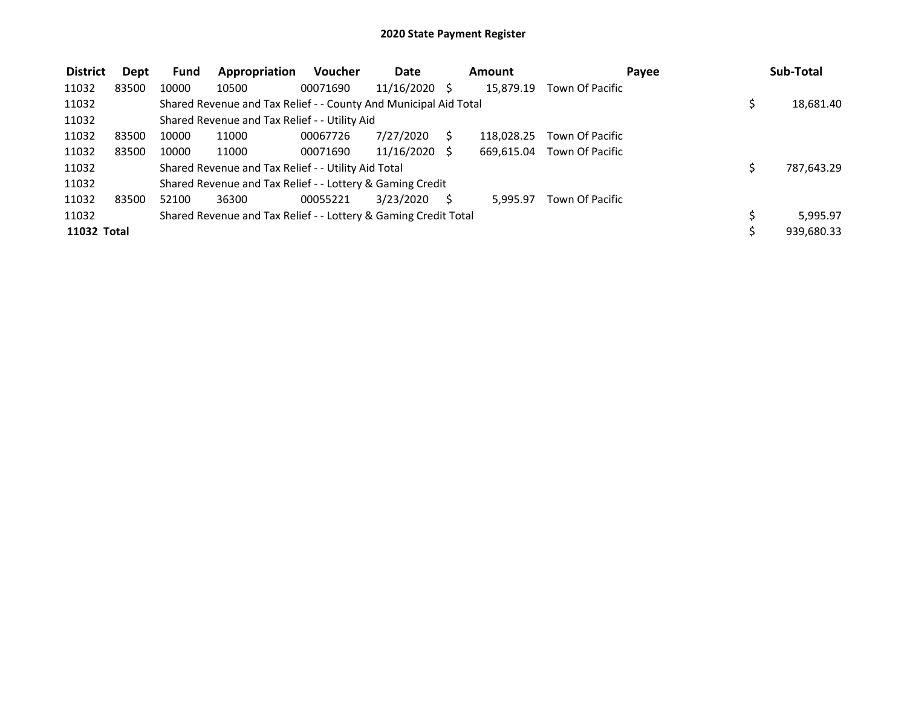# 2020 State Payment Register

| District | Dept | Fund | Appropriation | Voucher | Date | Amount | Payee | Sub-Total |
|---|---|---|---|---|---|---|---|---|
| 11032 | 83500 | 10000 | 10500 | 00071690 | 11/16/2020 | $ 15,879.19 | Town Of Pacific | |
| 11032 | | Shared Revenue and Tax Relief - - County And Municipal Aid Total | | | | | | $ 18,681.40 |
| 11032 | | Shared Revenue and Tax Relief - - Utility Aid | | | | | | |
| 11032 | 83500 | 10000 | 11000 | 00067726 | 7/27/2020 | $ 118,028.25 | Town Of Pacific | |
| 11032 | 83500 | 10000 | 11000 | 00071690 | 11/16/2020 | $ 669,615.04 | Town Of Pacific | |
| 11032 | | Shared Revenue and Tax Relief - - Utility Aid Total | | | | | | $ 787,643.29 |
| 11032 | | Shared Revenue and Tax Relief - - Lottery & Gaming Credit | | | | | | |
| 11032 | 83500 | 52100 | 36300 | 00055221 | 3/23/2020 | $ 5,995.97 | Town Of Pacific | |
| 11032 | | Shared Revenue and Tax Relief - - Lottery & Gaming Credit Total | | | | | | $ 5,995.97 |
| **11032 Total** | | | | | | | | $ 939,680.33 |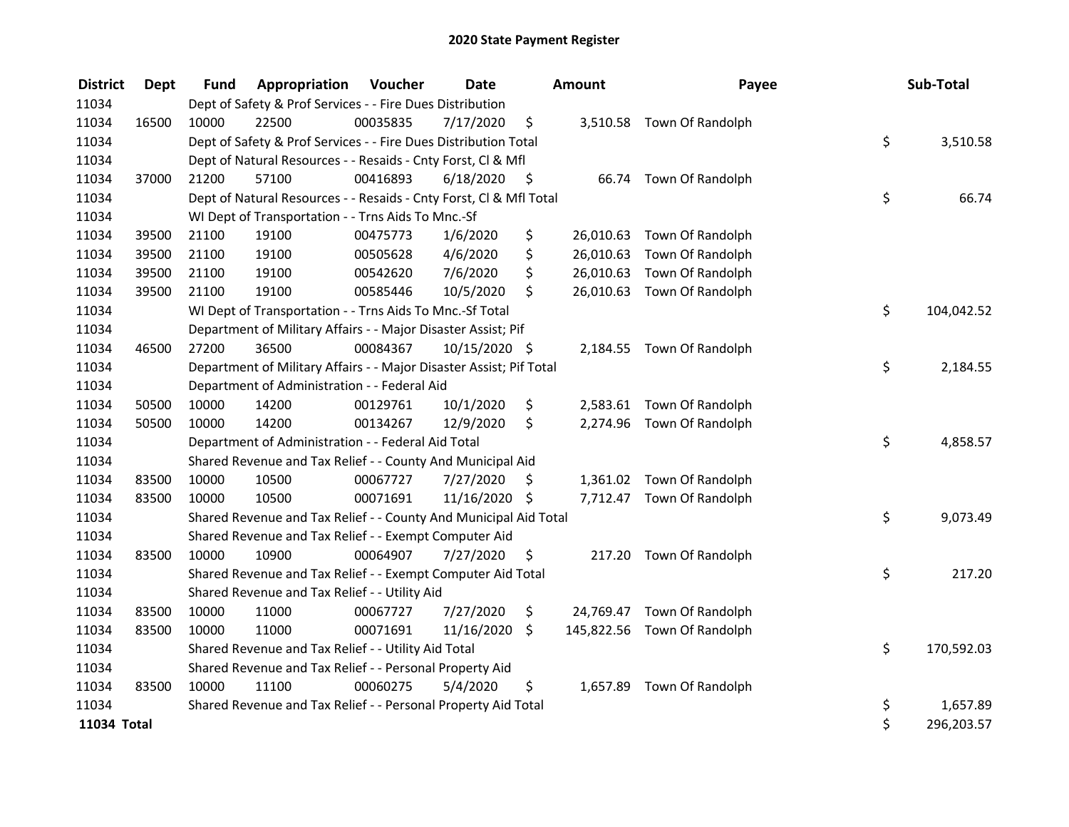# 2020 State Payment Register

| District | Dept | Fund | Appropriation | Voucher | Date | Amount | Payee | Sub-Total |
|---|---|---|---|---|---|---|---|---|
| 11034 | | Dept of Safety & Prof Services - - Fire Dues Distribution | | | | | | |
| 11034 | 16500 | 10000 | 22500 | 00035835 | 7/17/2020 | $ 3,510.58 | Town Of Randolph | |
| 11034 | | Dept of Safety & Prof Services - - Fire Dues Distribution Total | | | | | | $ 3,510.58 |
| 11034 | | Dept of Natural Resources - - Resaids - Cnty Forst, Cl & Mfl | | | | | | |
| 11034 | 37000 | 21200 | 57100 | 00416893 | 6/18/2020 | $ 66.74 | Town Of Randolph | |
| 11034 | | Dept of Natural Resources - - Resaids - Cnty Forst, Cl & Mfl Total | | | | | | $ 66.74 |
| 11034 | | WI Dept of Transportation - - Trns Aids To Mnc.-Sf | | | | | | |
| 11034 | 39500 | 21100 | 19100 | 00475773 | 1/6/2020 | $ 26,010.63 | Town Of Randolph | |
| 11034 | 39500 | 21100 | 19100 | 00505628 | 4/6/2020 | $ 26,010.63 | Town Of Randolph | |
| 11034 | 39500 | 21100 | 19100 | 00542620 | 7/6/2020 | $ 26,010.63 | Town Of Randolph | |
| 11034 | 39500 | 21100 | 19100 | 00585446 | 10/5/2020 | $ 26,010.63 | Town Of Randolph | |
| 11034 | | WI Dept of Transportation - - Trns Aids To Mnc.-Sf Total | | | | | | $ 104,042.52 |
| 11034 | | Department of Military Affairs - - Major Disaster Assist; Pif | | | | | | |
| 11034 | 46500 | 27200 | 36500 | 00084367 | 10/15/2020 | $ 2,184.55 | Town Of Randolph | |
| 11034 | | Department of Military Affairs - - Major Disaster Assist; Pif Total | | | | | | $ 2,184.55 |
| 11034 | | Department of Administration - - Federal Aid | | | | | | |
| 11034 | 50500 | 10000 | 14200 | 00129761 | 10/1/2020 | $ 2,583.61 | Town Of Randolph | |
| 11034 | 50500 | 10000 | 14200 | 00134267 | 12/9/2020 | $ 2,274.96 | Town Of Randolph | |
| 11034 | | Department of Administration - - Federal Aid Total | | | | | | $ 4,858.57 |
| 11034 | | Shared Revenue and Tax Relief - - County And Municipal Aid | | | | | | |
| 11034 | 83500 | 10000 | 10500 | 00067727 | 7/27/2020 | $ 1,361.02 | Town Of Randolph | |
| 11034 | 83500 | 10000 | 10500 | 00071691 | 11/16/2020 | $ 7,712.47 | Town Of Randolph | |
| 11034 | | Shared Revenue and Tax Relief - - County And Municipal Aid Total | | | | | | $ 9,073.49 |
| 11034 | | Shared Revenue and Tax Relief - - Exempt Computer Aid | | | | | | |
| 11034 | 83500 | 10000 | 10900 | 00064907 | 7/27/2020 | $ 217.20 | Town Of Randolph | |
| 11034 | | Shared Revenue and Tax Relief - - Exempt Computer Aid Total | | | | | | $ 217.20 |
| 11034 | | Shared Revenue and Tax Relief - - Utility Aid | | | | | | |
| 11034 | 83500 | 10000 | 11000 | 00067727 | 7/27/2020 | $ 24,769.47 | Town Of Randolph | |
| 11034 | 83500 | 10000 | 11000 | 00071691 | 11/16/2020 | $ 145,822.56 | Town Of Randolph | |
| 11034 | | Shared Revenue and Tax Relief - - Utility Aid Total | | | | | | $ 170,592.03 |
| 11034 | | Shared Revenue and Tax Relief - - Personal Property Aid | | | | | | |
| 11034 | 83500 | 10000 | 11100 | 00060275 | 5/4/2020 | $ 1,657.89 | Town Of Randolph | |
| 11034 | | Shared Revenue and Tax Relief - - Personal Property Aid Total | | | | | | $ 1,657.89 |
| **11034 Total** | | | | | | | | $ 296,203.57 |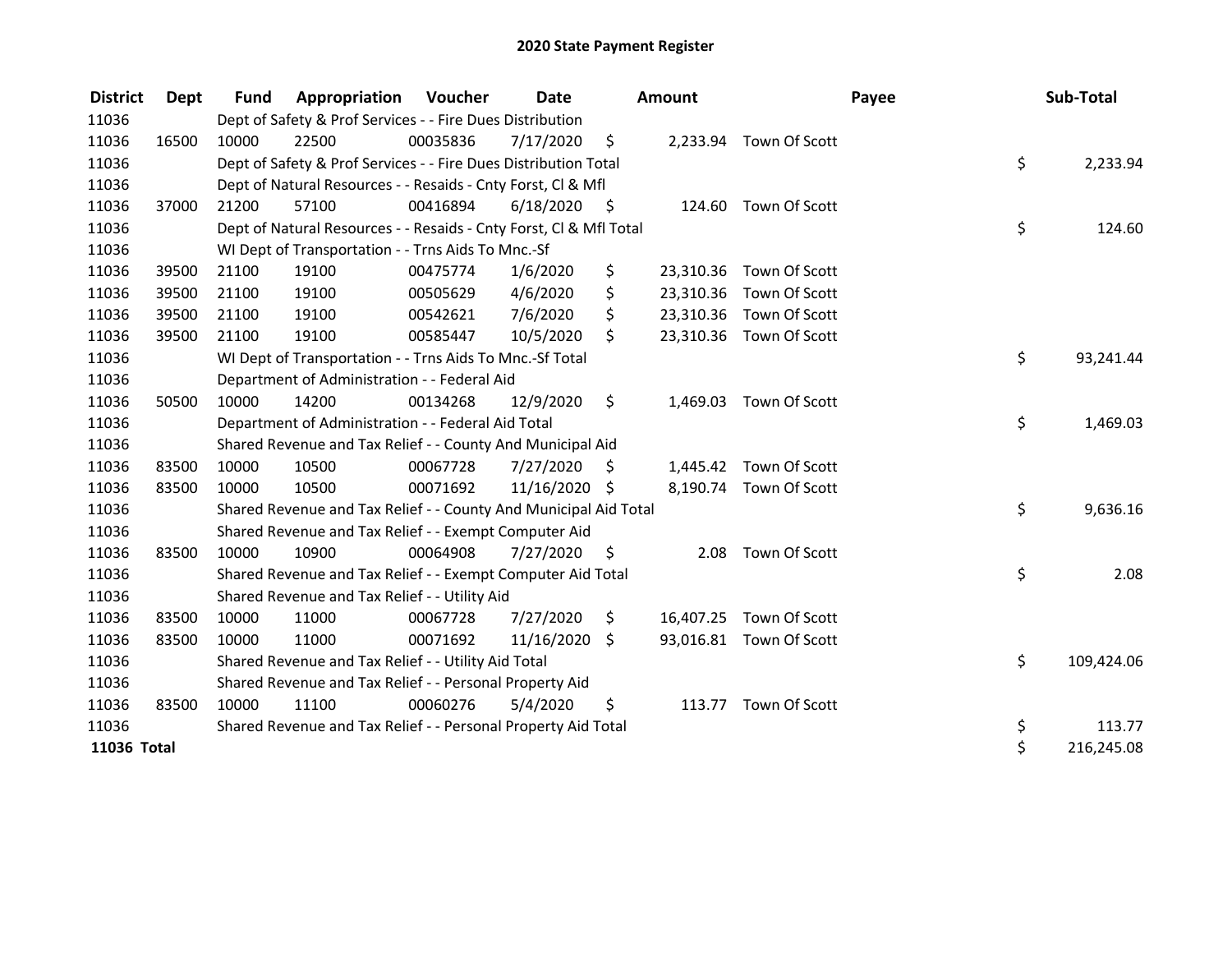## 2020 State Payment Register

| District | Dept | Fund | Appropriation | Voucher | Date | Amount | Payee | Sub-Total |
|---|---|---|---|---|---|---|---|---|
| 11036 | | Dept of Safety & Prof Services - - Fire Dues Distribution | | | | | | |
| 11036 | 16500 | 10000 | 22500 | 00035836 | 7/17/2020 | $ 2,233.94 | Town Of Scott | |
| 11036 | | Dept of Safety & Prof Services - - Fire Dues Distribution Total | | | | | | $ 2,233.94 |
| 11036 | | Dept of Natural Resources - - Resaids - Cnty Forst, Cl & Mfl | | | | | | |
| 11036 | 37000 | 21200 | 57100 | 00416894 | 6/18/2020 | $ 124.60 | Town Of Scott | |
| 11036 | | Dept of Natural Resources - - Resaids - Cnty Forst, Cl & Mfl Total | | | | | | $ 124.60 |
| 11036 | | WI Dept of Transportation - - Trns Aids To Mnc.-Sf | | | | | | |
| 11036 | 39500 | 21100 | 19100 | 00475774 | 1/6/2020 | $ 23,310.36 | Town Of Scott | |
| 11036 | 39500 | 21100 | 19100 | 00505629 | 4/6/2020 | $ 23,310.36 | Town Of Scott | |
| 11036 | 39500 | 21100 | 19100 | 00542621 | 7/6/2020 | $ 23,310.36 | Town Of Scott | |
| 11036 | 39500 | 21100 | 19100 | 00585447 | 10/5/2020 | $ 23,310.36 | Town Of Scott | |
| 11036 | | WI Dept of Transportation - - Trns Aids To Mnc.-Sf Total | | | | | | $ 93,241.44 |
| 11036 | | Department of Administration - - Federal Aid | | | | | | |
| 11036 | 50500 | 10000 | 14200 | 00134268 | 12/9/2020 | $ 1,469.03 | Town Of Scott | |
| 11036 | | Department of Administration - - Federal Aid Total | | | | | | $ 1,469.03 |
| 11036 | | Shared Revenue and Tax Relief - - County And Municipal Aid | | | | | | |
| 11036 | 83500 | 10000 | 10500 | 00067728 | 7/27/2020 | $ 1,445.42 | Town Of Scott | |
| 11036 | 83500 | 10000 | 10500 | 00071692 | 11/16/2020 | $ 8,190.74 | Town Of Scott | |
| 11036 | | Shared Revenue and Tax Relief - - County And Municipal Aid Total | | | | | | $ 9,636.16 |
| 11036 | | Shared Revenue and Tax Relief - - Exempt Computer Aid | | | | | | |
| 11036 | 83500 | 10000 | 10900 | 00064908 | 7/27/2020 | $ 2.08 | Town Of Scott | |
| 11036 | | Shared Revenue and Tax Relief - - Exempt Computer Aid Total | | | | | | $ 2.08 |
| 11036 | | Shared Revenue and Tax Relief - - Utility Aid | | | | | | |
| 11036 | 83500 | 10000 | 11000 | 00067728 | 7/27/2020 | $ 16,407.25 | Town Of Scott | |
| 11036 | 83500 | 10000 | 11000 | 00071692 | 11/16/2020 | $ 93,016.81 | Town Of Scott | |
| 11036 | | Shared Revenue and Tax Relief - - Utility Aid Total | | | | | | $ 109,424.06 |
| 11036 | | Shared Revenue and Tax Relief - - Personal Property Aid | | | | | | |
| 11036 | 83500 | 10000 | 11100 | 00060276 | 5/4/2020 | $ 113.77 | Town Of Scott | |
| 11036 | | Shared Revenue and Tax Relief - - Personal Property Aid Total | | | | | | $ 113.77 |
| **11036 Total** | | | | | | | | $ 216,245.08 |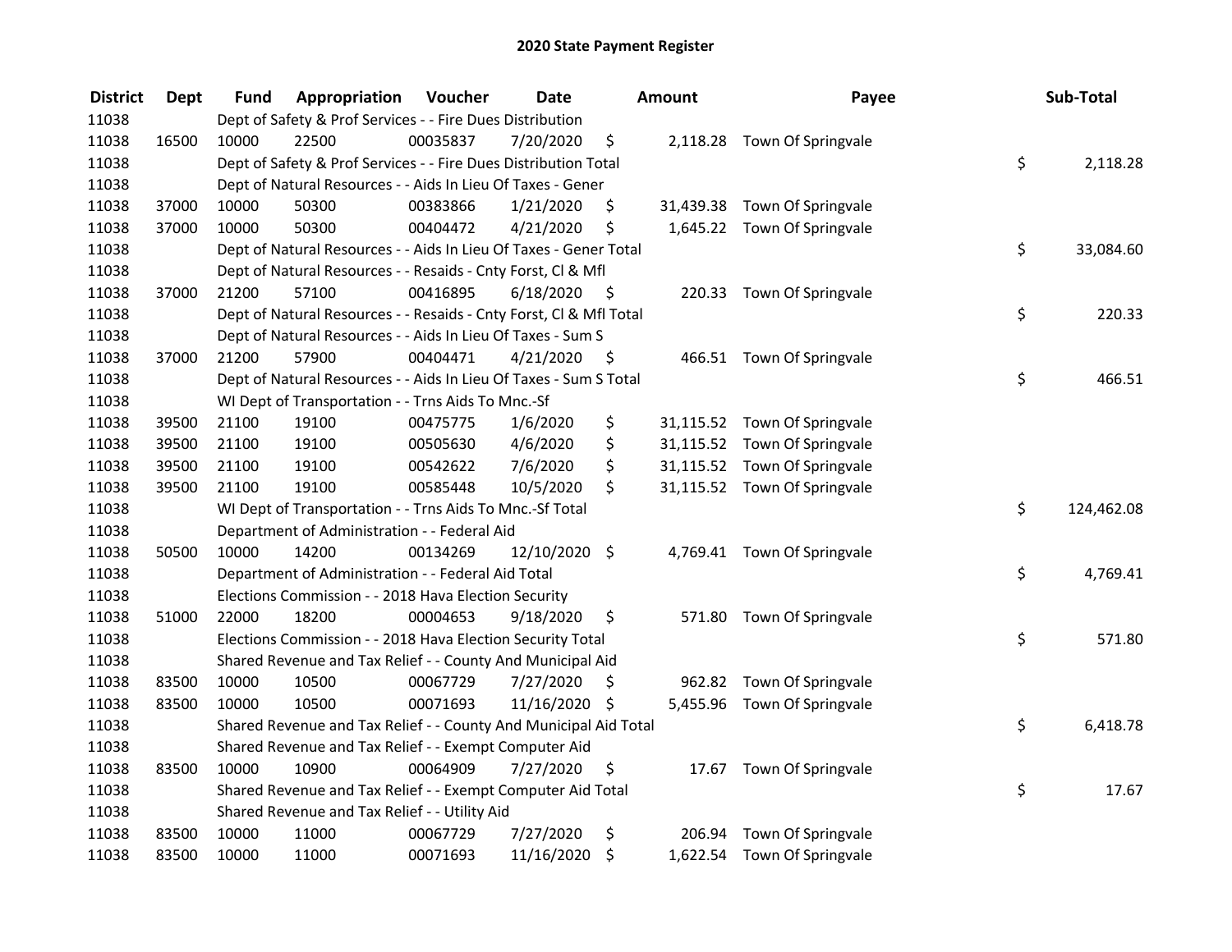# 2020 State Payment Register

| District | Dept | Fund | Appropriation | Voucher | Date | Amount | Payee | Sub-Total |
|---|---|---|---|---|---|---|---|---|
| 11038 | | Dept of Safety & Prof Services - - Fire Dues Distribution | | | | | | |
| 11038 | 16500 | 10000 | 22500 | 00035837 | 7/20/2020 | $ 2,118.28 | Town Of Springvale | |
| 11038 | | Dept of Safety & Prof Services - - Fire Dues Distribution Total | | | | | | $ 2,118.28 |
| 11038 | | Dept of Natural Resources - - Aids In Lieu Of Taxes - Gener | | | | | | |
| 11038 | 37000 | 10000 | 50300 | 00383866 | 1/21/2020 | $ 31,439.38 | Town Of Springvale | |
| 11038 | 37000 | 10000 | 50300 | 00404472 | 4/21/2020 | $ 1,645.22 | Town Of Springvale | |
| 11038 | | Dept of Natural Resources - - Aids In Lieu Of Taxes - Gener Total | | | | | | $ 33,084.60 |
| 11038 | | Dept of Natural Resources - - Resaids - Cnty Forst, Cl & Mfl | | | | | | |
| 11038 | 37000 | 21200 | 57100 | 00416895 | 6/18/2020 | $ 220.33 | Town Of Springvale | |
| 11038 | | Dept of Natural Resources - - Resaids - Cnty Forst, Cl & Mfl Total | | | | | | $ 220.33 |
| 11038 | | Dept of Natural Resources - - Aids In Lieu Of Taxes - Sum S | | | | | | |
| 11038 | 37000 | 21200 | 57900 | 00404471 | 4/21/2020 | $ 466.51 | Town Of Springvale | |
| 11038 | | Dept of Natural Resources - - Aids In Lieu Of Taxes - Sum S Total | | | | | | $ 466.51 |
| 11038 | | WI Dept of Transportation - - Trns Aids To Mnc.-Sf | | | | | | |
| 11038 | 39500 | 21100 | 19100 | 00475775 | 1/6/2020 | $ 31,115.52 | Town Of Springvale | |
| 11038 | 39500 | 21100 | 19100 | 00505630 | 4/6/2020 | $ 31,115.52 | Town Of Springvale | |
| 11038 | 39500 | 21100 | 19100 | 00542622 | 7/6/2020 | $ 31,115.52 | Town Of Springvale | |
| 11038 | 39500 | 21100 | 19100 | 00585448 | 10/5/2020 | $ 31,115.52 | Town Of Springvale | |
| 11038 | | WI Dept of Transportation - - Trns Aids To Mnc.-Sf Total | | | | | | $ 124,462.08 |
| 11038 | | Department of Administration - - Federal Aid | | | | | | |
| 11038 | 50500 | 10000 | 14200 | 00134269 | 12/10/2020 | $ 4,769.41 | Town Of Springvale | |
| 11038 | | Department of Administration - - Federal Aid Total | | | | | | $ 4,769.41 |
| 11038 | | Elections Commission - - 2018 Hava Election Security | | | | | | |
| 11038 | 51000 | 22000 | 18200 | 00004653 | 9/18/2020 | $ 571.80 | Town Of Springvale | |
| 11038 | | Elections Commission - - 2018 Hava Election Security Total | | | | | | $ 571.80 |
| 11038 | | Shared Revenue and Tax Relief - - County And Municipal Aid | | | | | | |
| 11038 | 83500 | 10000 | 10500 | 00067729 | 7/27/2020 | $ 962.82 | Town Of Springvale | |
| 11038 | 83500 | 10000 | 10500 | 00071693 | 11/16/2020 | $ 5,455.96 | Town Of Springvale | |
| 11038 | | Shared Revenue and Tax Relief - - County And Municipal Aid Total | | | | | | $ 6,418.78 |
| 11038 | | Shared Revenue and Tax Relief - - Exempt Computer Aid | | | | | | |
| 11038 | 83500 | 10000 | 10900 | 00064909 | 7/27/2020 | $ 17.67 | Town Of Springvale | |
| 11038 | | Shared Revenue and Tax Relief - - Exempt Computer Aid Total | | | | | | $ 17.67 |
| 11038 | | Shared Revenue and Tax Relief - - Utility Aid | | | | | | |
| 11038 | 83500 | 10000 | 11000 | 00067729 | 7/27/2020 | $ 206.94 | Town Of Springvale | |
| 11038 | 83500 | 10000 | 11000 | 00071693 | 11/16/2020 | $ 1,622.54 | Town Of Springvale | |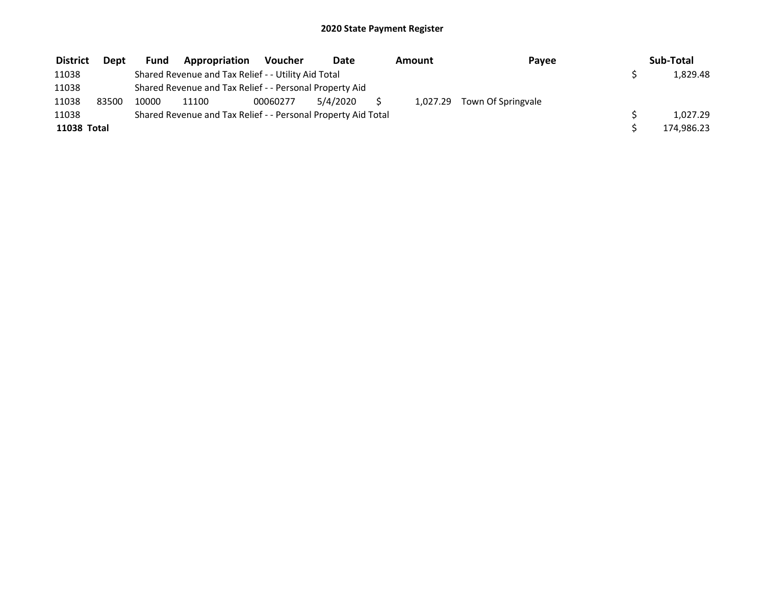## 2020 State Payment Register

| District | Dept | Fund | Appropriation | Voucher | Date | Amount | Payee | Sub-Total |
|---|---|---|---|---|---|---|---|---|
| 11038 | | Shared Revenue and Tax Relief - - Utility Aid Total | | | | | | $ 1,829.48 |
| 11038 | | Shared Revenue and Tax Relief - - Personal Property Aid | | | | | | |
| 11038 | 83500 | 10000 | 11100 | 00060277 | 5/4/2020 | $ 1,027.29 | Town Of Springvale | |
| 11038 | | Shared Revenue and Tax Relief - - Personal Property Aid Total | | | | | | $ 1,027.29 |
| **11038 Total** | | | | | | | | $ 174,986.23 |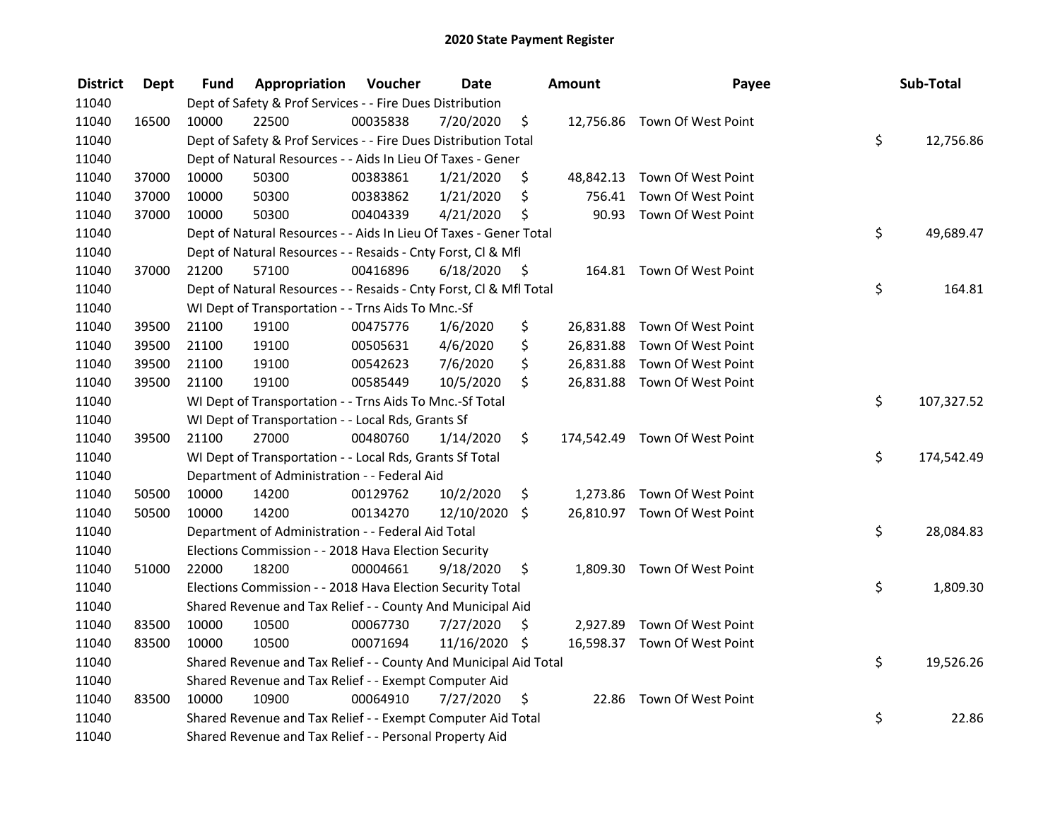# 2020 State Payment Register

| District | Dept | Fund | Appropriation | Voucher | Date | Amount | Payee | Sub-Total |
|---|---|---|---|---|---|---|---|---|
| 11040 | | Dept of Safety & Prof Services - - Fire Dues Distribution | | | | | | |
| 11040 | 16500 | 10000 | 22500 | 00035838 | 7/20/2020 | $ 12,756.86 | Town Of West Point | |
| 11040 | | Dept of Safety & Prof Services - - Fire Dues Distribution Total | | | | | | $ 12,756.86 |
| 11040 | | Dept of Natural Resources - - Aids In Lieu Of Taxes - Gener | | | | | | |
| 11040 | 37000 | 10000 | 50300 | 00383861 | 1/21/2020 | $ 48,842.13 | Town Of West Point | |
| 11040 | 37000 | 10000 | 50300 | 00383862 | 1/21/2020 | $ 756.41 | Town Of West Point | |
| 11040 | 37000 | 10000 | 50300 | 00404339 | 4/21/2020 | $ 90.93 | Town Of West Point | |
| 11040 | | Dept of Natural Resources - - Aids In Lieu Of Taxes - Gener Total | | | | | | $ 49,689.47 |
| 11040 | | Dept of Natural Resources - - Resaids - Cnty Forst, Cl & Mfl | | | | | | |
| 11040 | 37000 | 21200 | 57100 | 00416896 | 6/18/2020 | $ 164.81 | Town Of West Point | |
| 11040 | | Dept of Natural Resources - - Resaids - Cnty Forst, Cl & Mfl Total | | | | | | $ 164.81 |
| 11040 | | WI Dept of Transportation - - Trns Aids To Mnc.-Sf | | | | | | |
| 11040 | 39500 | 21100 | 19100 | 00475776 | 1/6/2020 | $ 26,831.88 | Town Of West Point | |
| 11040 | 39500 | 21100 | 19100 | 00505631 | 4/6/2020 | $ 26,831.88 | Town Of West Point | |
| 11040 | 39500 | 21100 | 19100 | 00542623 | 7/6/2020 | $ 26,831.88 | Town Of West Point | |
| 11040 | 39500 | 21100 | 19100 | 00585449 | 10/5/2020 | $ 26,831.88 | Town Of West Point | |
| 11040 | | WI Dept of Transportation - - Trns Aids To Mnc.-Sf Total | | | | | | $ 107,327.52 |
| 11040 | | WI Dept of Transportation - - Local Rds, Grants Sf | | | | | | |
| 11040 | 39500 | 21100 | 27000 | 00480760 | 1/14/2020 | $ 174,542.49 | Town Of West Point | |
| 11040 | | WI Dept of Transportation - - Local Rds, Grants Sf Total | | | | | | $ 174,542.49 |
| 11040 | | Department of Administration - - Federal Aid | | | | | | |
| 11040 | 50500 | 10000 | 14200 | 00129762 | 10/2/2020 | $ 1,273.86 | Town Of West Point | |
| 11040 | 50500 | 10000 | 14200 | 00134270 | 12/10/2020 | $ 26,810.97 | Town Of West Point | |
| 11040 | | Department of Administration - - Federal Aid Total | | | | | | $ 28,084.83 |
| 11040 | | Elections Commission - - 2018 Hava Election Security | | | | | | |
| 11040 | 51000 | 22000 | 18200 | 00004661 | 9/18/2020 | $ 1,809.30 | Town Of West Point | |
| 11040 | | Elections Commission - - 2018 Hava Election Security Total | | | | | | $ 1,809.30 |
| 11040 | | Shared Revenue and Tax Relief - - County And Municipal Aid | | | | | | |
| 11040 | 83500 | 10000 | 10500 | 00067730 | 7/27/2020 | $ 2,927.89 | Town Of West Point | |
| 11040 | 83500 | 10000 | 10500 | 00071694 | 11/16/2020 | $ 16,598.37 | Town Of West Point | |
| 11040 | | Shared Revenue and Tax Relief - - County And Municipal Aid Total | | | | | | $ 19,526.26 |
| 11040 | | Shared Revenue and Tax Relief - - Exempt Computer Aid | | | | | | |
| 11040 | 83500 | 10000 | 10900 | 00064910 | 7/27/2020 | $ 22.86 | Town Of West Point | |
| 11040 | | Shared Revenue and Tax Relief - - Exempt Computer Aid Total | | | | | | $ 22.86 |
| 11040 | | Shared Revenue and Tax Relief - - Personal Property Aid | | | | | | |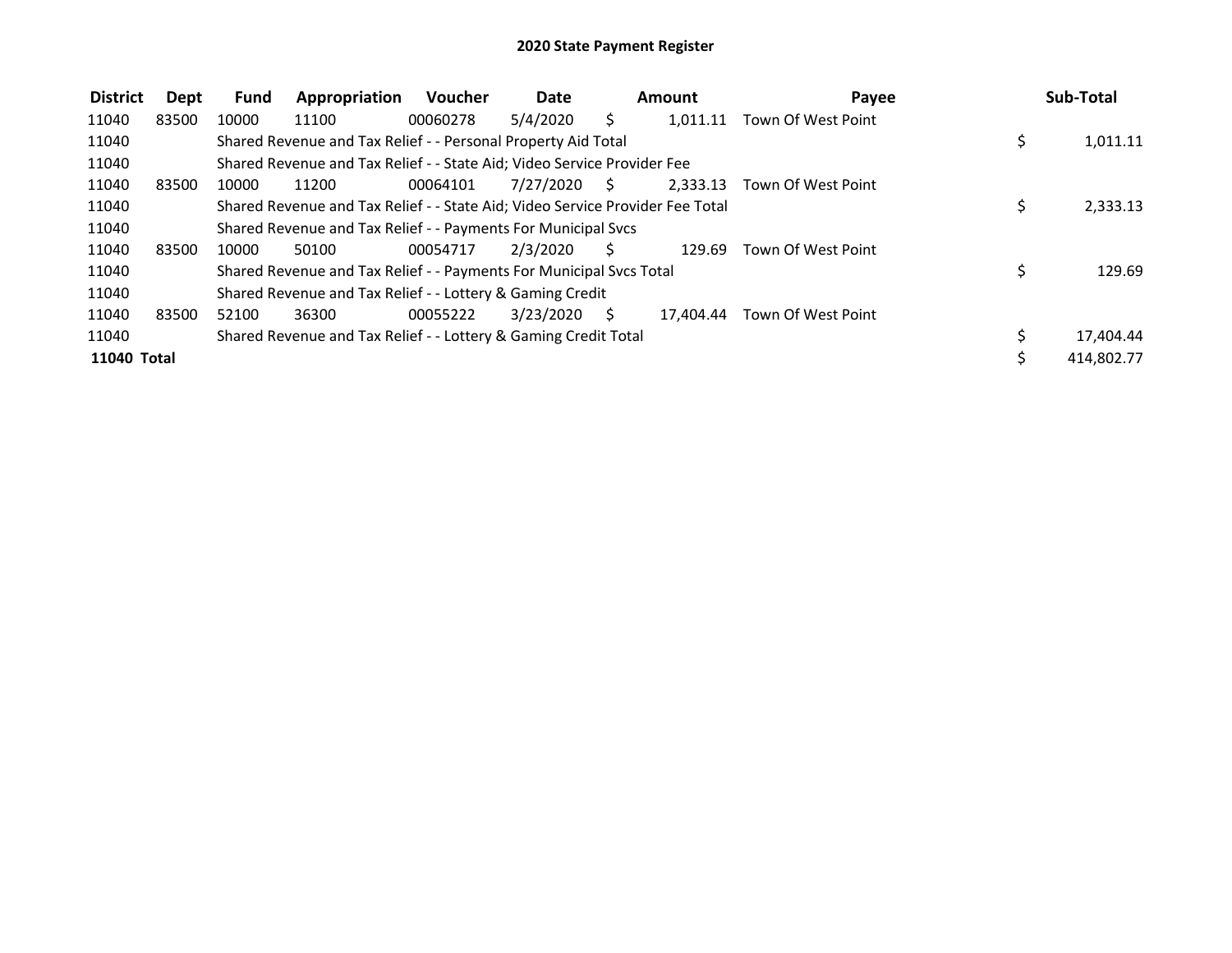# 2020 State Payment Register

| District | Dept | Fund | Appropriation | Voucher | Date | Amount | Payee | Sub-Total |
|---|---|---|---|---|---|---|---|---|
| 11040 | 83500 | 10000 | 11100 | 00060278 | 5/4/2020 | $ 1,011.11 | Town Of West Point | |
| 11040 | | Shared Revenue and Tax Relief - - Personal Property Aid Total | | | | | | $ 1,011.11 |
| 11040 | | Shared Revenue and Tax Relief - - State Aid; Video Service Provider Fee | | | | | | |
| 11040 | 83500 | 10000 | 11200 | 00064101 | 7/27/2020 | $ 2,333.13 | Town Of West Point | |
| 11040 | | Shared Revenue and Tax Relief - - State Aid; Video Service Provider Fee Total | | | | | | $ 2,333.13 |
| 11040 | | Shared Revenue and Tax Relief - - Payments For Municipal Svcs | | | | | | |
| 11040 | 83500 | 10000 | 50100 | 00054717 | 2/3/2020 | $ 129.69 | Town Of West Point | |
| 11040 | | Shared Revenue and Tax Relief - - Payments For Municipal Svcs Total | | | | | | $ 129.69 |
| 11040 | | Shared Revenue and Tax Relief - - Lottery & Gaming Credit | | | | | | |
| 11040 | 83500 | 52100 | 36300 | 00055222 | 3/23/2020 | $ 17,404.44 | Town Of West Point | |
| 11040 | | Shared Revenue and Tax Relief - - Lottery & Gaming Credit Total | | | | | | $ 17,404.44 |
| **11040 Total** | | | | | | | | $ 414,802.77 |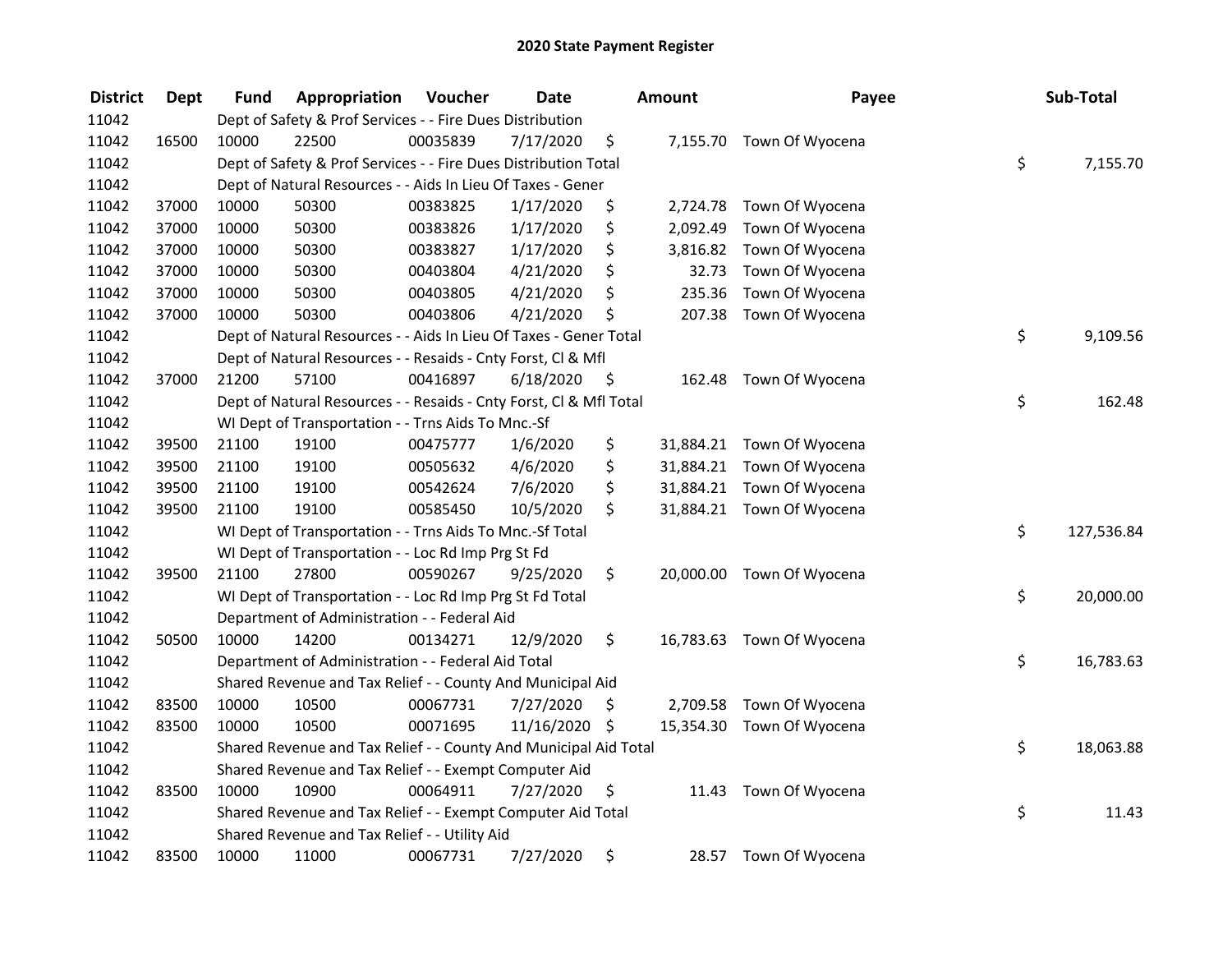# 2020 State Payment Register

| District | Dept | Fund | Appropriation | Voucher | Date | Amount | Payee | Sub-Total |
|---|---|---|---|---|---|---|---|---|
| 11042 | | Dept of Safety & Prof Services - - Fire Dues Distribution | | | | | | |
| 11042 | 16500 | 10000 | 22500 | 00035839 | 7/17/2020 | $ 7,155.70 | Town Of Wyocena | |
| 11042 | | Dept of Safety & Prof Services - - Fire Dues Distribution Total | | | | | | $ 7,155.70 |
| 11042 | | Dept of Natural Resources - - Aids In Lieu Of Taxes - Gener | | | | | | |
| 11042 | 37000 | 10000 | 50300 | 00383825 | 1/17/2020 | $ 2,724.78 | Town Of Wyocena | |
| 11042 | 37000 | 10000 | 50300 | 00383826 | 1/17/2020 | $ 2,092.49 | Town Of Wyocena | |
| 11042 | 37000 | 10000 | 50300 | 00383827 | 1/17/2020 | $ 3,816.82 | Town Of Wyocena | |
| 11042 | 37000 | 10000 | 50300 | 00403804 | 4/21/2020 | $ 32.73 | Town Of Wyocena | |
| 11042 | 37000 | 10000 | 50300 | 00403805 | 4/21/2020 | $ 235.36 | Town Of Wyocena | |
| 11042 | 37000 | 10000 | 50300 | 00403806 | 4/21/2020 | $ 207.38 | Town Of Wyocena | |
| 11042 | | Dept of Natural Resources - - Aids In Lieu Of Taxes - Gener Total | | | | | | $ 9,109.56 |
| 11042 | | Dept of Natural Resources - - Resaids - Cnty Forst, Cl & Mfl | | | | | | |
| 11042 | 37000 | 21200 | 57100 | 00416897 | 6/18/2020 | $ 162.48 | Town Of Wyocena | |
| 11042 | | Dept of Natural Resources - - Resaids - Cnty Forst, Cl & Mfl Total | | | | | | $ 162.48 |
| 11042 | | WI Dept of Transportation - - Trns Aids To Mnc.-Sf | | | | | | |
| 11042 | 39500 | 21100 | 19100 | 00475777 | 1/6/2020 | $ 31,884.21 | Town Of Wyocena | |
| 11042 | 39500 | 21100 | 19100 | 00505632 | 4/6/2020 | $ 31,884.21 | Town Of Wyocena | |
| 11042 | 39500 | 21100 | 19100 | 00542624 | 7/6/2020 | $ 31,884.21 | Town Of Wyocena | |
| 11042 | 39500 | 21100 | 19100 | 00585450 | 10/5/2020 | $ 31,884.21 | Town Of Wyocena | |
| 11042 | | WI Dept of Transportation - - Trns Aids To Mnc.-Sf Total | | | | | | $ 127,536.84 |
| 11042 | | WI Dept of Transportation - - Loc Rd Imp Prg St Fd | | | | | | |
| 11042 | 39500 | 21100 | 27800 | 00590267 | 9/25/2020 | $ 20,000.00 | Town Of Wyocena | |
| 11042 | | WI Dept of Transportation - - Loc Rd Imp Prg St Fd Total | | | | | | $ 20,000.00 |
| 11042 | | Department of Administration - - Federal Aid | | | | | | |
| 11042 | 50500 | 10000 | 14200 | 00134271 | 12/9/2020 | $ 16,783.63 | Town Of Wyocena | |
| 11042 | | Department of Administration - - Federal Aid Total | | | | | | $ 16,783.63 |
| 11042 | | Shared Revenue and Tax Relief - - County And Municipal Aid | | | | | | |
| 11042 | 83500 | 10000 | 10500 | 00067731 | 7/27/2020 | $ 2,709.58 | Town Of Wyocena | |
| 11042 | 83500 | 10000 | 10500 | 00071695 | 11/16/2020 | $ 15,354.30 | Town Of Wyocena | |
| 11042 | | Shared Revenue and Tax Relief - - County And Municipal Aid Total | | | | | | $ 18,063.88 |
| 11042 | | Shared Revenue and Tax Relief - - Exempt Computer Aid | | | | | | |
| 11042 | 83500 | 10000 | 10900 | 00064911 | 7/27/2020 | $ 11.43 | Town Of Wyocena | |
| 11042 | | Shared Revenue and Tax Relief - - Exempt Computer Aid Total | | | | | | $ 11.43 |
| 11042 | | Shared Revenue and Tax Relief - - Utility Aid | | | | | | |
| 11042 | 83500 | 10000 | 11000 | 00067731 | 7/27/2020 | $ 28.57 | Town Of Wyocena | |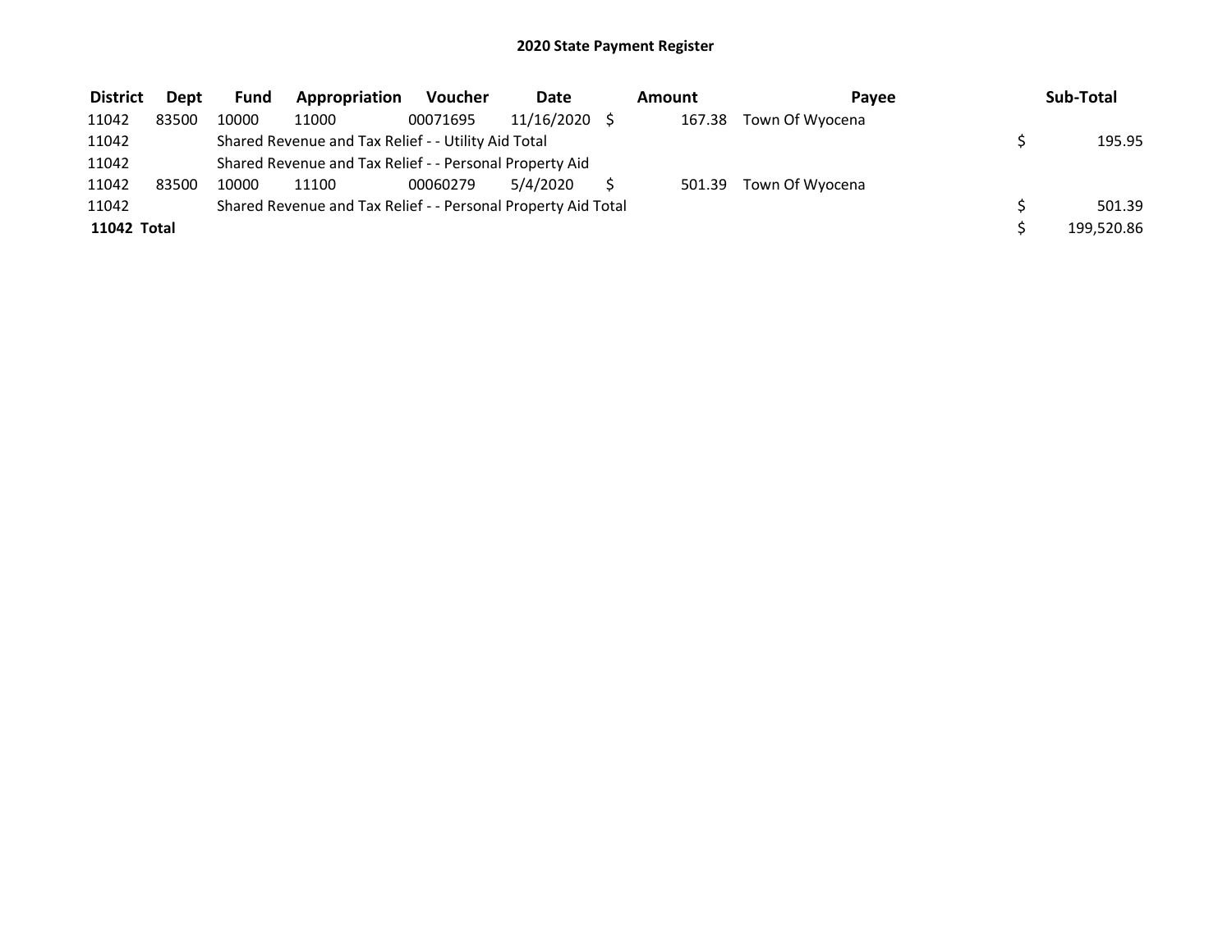# 2020 State Payment Register

| District | Dept | Fund | Appropriation | Voucher | Date | Amount | Payee | Sub-Total |
|---|---|---|---|---|---|---|---|---|
| 11042 | 83500 | 10000 | 11000 | 00071695 | 11/16/2020 | $ 167.38 | Town Of Wyocena | |
| 11042 | | Shared Revenue and Tax Relief - - Utility Aid Total | | | | | | $ 195.95 |
| 11042 | | Shared Revenue and Tax Relief - - Personal Property Aid | | | | | | |
| 11042 | 83500 | 10000 | 11100 | 00060279 | 5/4/2020 | $ 501.39 | Town Of Wyocena | |
| 11042 | | Shared Revenue and Tax Relief - - Personal Property Aid Total | | | | | | $ 501.39 |
| **11042 Total** | | | | | | | | $ 199,520.86 |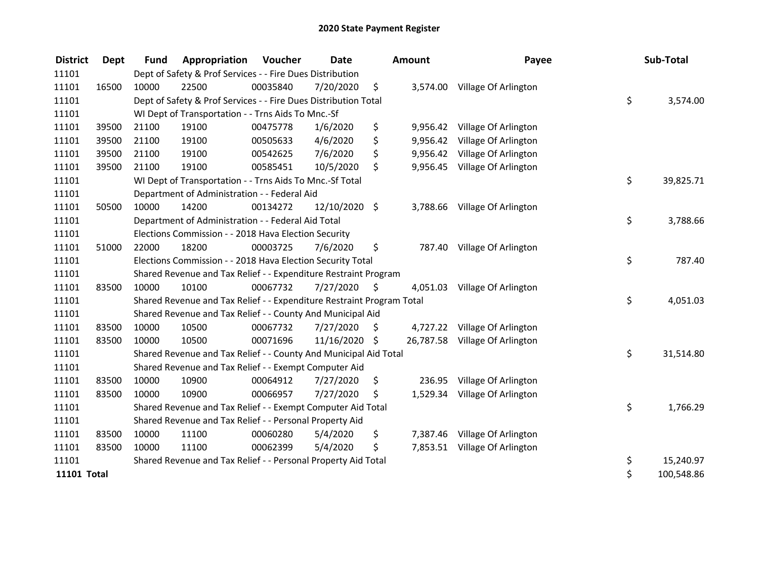# 2020 State Payment Register

| District | Dept | Fund | Appropriation | Voucher | Date | Amount | Payee | Sub-Total |
|---|---|---|---|---|---|---|---|---|
| 11101 | | Dept of Safety & Prof Services - - Fire Dues Distribution | | | | | | |
| 11101 | 16500 | 10000 | 22500 | 00035840 | 7/20/2020 | $ 3,574.00 | Village Of Arlington | |
| 11101 | | Dept of Safety & Prof Services - - Fire Dues Distribution Total | | | | | | $ 3,574.00 |
| 11101 | | WI Dept of Transportation - - Trns Aids To Mnc.-Sf | | | | | | |
| 11101 | 39500 | 21100 | 19100 | 00475778 | 1/6/2020 | $ 9,956.42 | Village Of Arlington | |
| 11101 | 39500 | 21100 | 19100 | 00505633 | 4/6/2020 | $ 9,956.42 | Village Of Arlington | |
| 11101 | 39500 | 21100 | 19100 | 00542625 | 7/6/2020 | $ 9,956.42 | Village Of Arlington | |
| 11101 | 39500 | 21100 | 19100 | 00585451 | 10/5/2020 | $ 9,956.45 | Village Of Arlington | |
| 11101 | | WI Dept of Transportation - - Trns Aids To Mnc.-Sf Total | | | | | | $ 39,825.71 |
| 11101 | | Department of Administration - - Federal Aid | | | | | | |
| 11101 | 50500 | 10000 | 14200 | 00134272 | 12/10/2020 | $ 3,788.66 | Village Of Arlington | |
| 11101 | | Department of Administration - - Federal Aid Total | | | | | | $ 3,788.66 |
| 11101 | | Elections Commission - - 2018 Hava Election Security | | | | | | |
| 11101 | 51000 | 22000 | 18200 | 00003725 | 7/6/2020 | $ 787.40 | Village Of Arlington | |
| 11101 | | Elections Commission - - 2018 Hava Election Security Total | | | | | | $ 787.40 |
| 11101 | | Shared Revenue and Tax Relief - - Expenditure Restraint Program | | | | | | |
| 11101 | 83500 | 10000 | 10100 | 00067732 | 7/27/2020 | $ 4,051.03 | Village Of Arlington | |
| 11101 | | Shared Revenue and Tax Relief - - Expenditure Restraint Program Total | | | | | | $ 4,051.03 |
| 11101 | | Shared Revenue and Tax Relief - - County And Municipal Aid | | | | | | |
| 11101 | 83500 | 10000 | 10500 | 00067732 | 7/27/2020 | $ 4,727.22 | Village Of Arlington | |
| 11101 | 83500 | 10000 | 10500 | 00071696 | 11/16/2020 | $ 26,787.58 | Village Of Arlington | |
| 11101 | | Shared Revenue and Tax Relief - - County And Municipal Aid Total | | | | | | $ 31,514.80 |
| 11101 | | Shared Revenue and Tax Relief - - Exempt Computer Aid | | | | | | |
| 11101 | 83500 | 10000 | 10900 | 00064912 | 7/27/2020 | $ 236.95 | Village Of Arlington | |
| 11101 | 83500 | 10000 | 10900 | 00066957 | 7/27/2020 | $ 1,529.34 | Village Of Arlington | |
| 11101 | | Shared Revenue and Tax Relief - - Exempt Computer Aid Total | | | | | | $ 1,766.29 |
| 11101 | | Shared Revenue and Tax Relief - - Personal Property Aid | | | | | | |
| 11101 | 83500 | 10000 | 11100 | 00060280 | 5/4/2020 | $ 7,387.46 | Village Of Arlington | |
| 11101 | 83500 | 10000 | 11100 | 00062399 | 5/4/2020 | $ 7,853.51 | Village Of Arlington | |
| 11101 | | Shared Revenue and Tax Relief - - Personal Property Aid Total | | | | | | $ 15,240.97 |
| **11101 Total** | | | | | | | | $ 100,548.86 |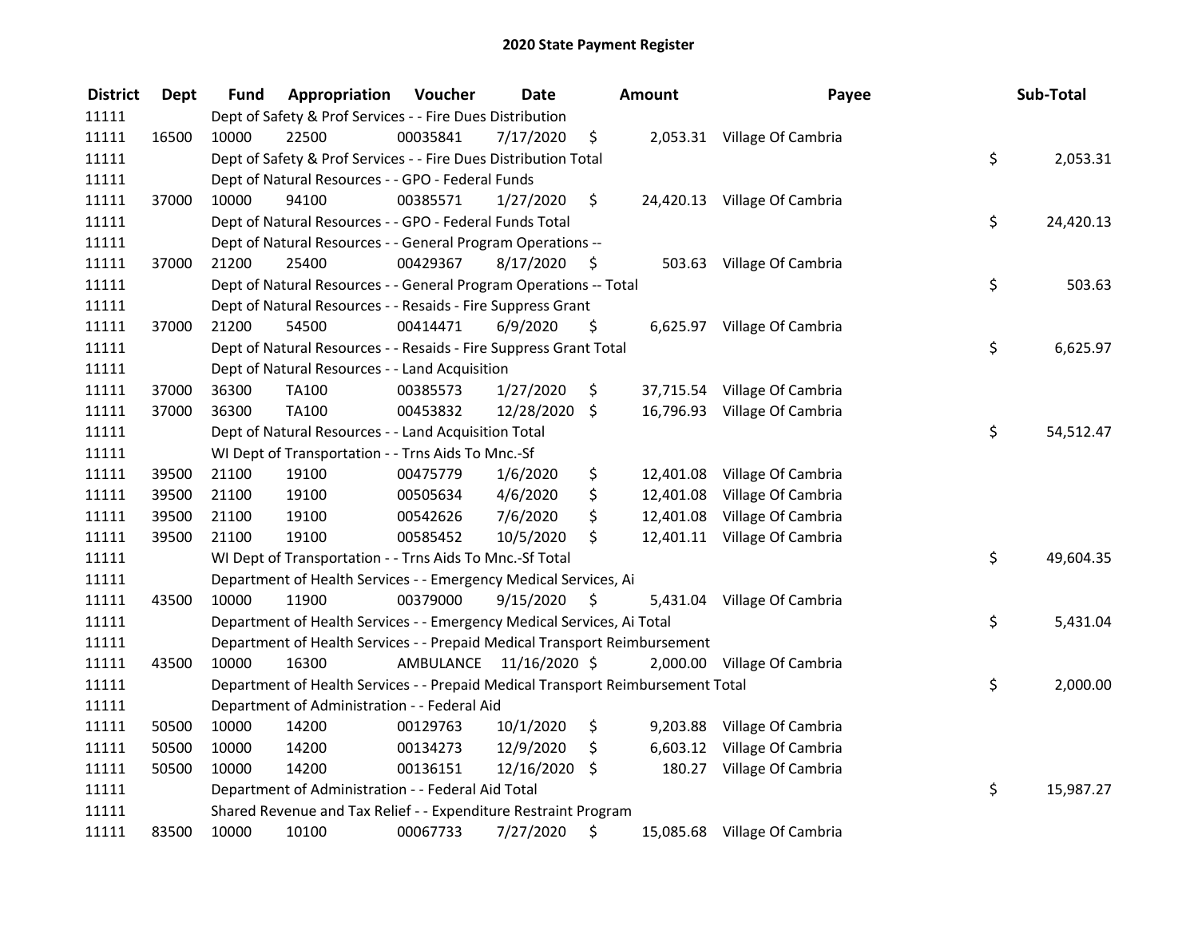# 2020 State Payment Register

| District | Dept | Fund | Appropriation | Voucher | Date | Amount | Payee | Sub-Total |
|---|---|---|---|---|---|---|---|---|
| 11111 | | Dept of Safety & Prof Services - - Fire Dues Distribution | | | | | | |
| 11111 | 16500 | 10000 | 22500 | 00035841 | 7/17/2020 | $ 2,053.31 | Village Of Cambria | |
| 11111 | | Dept of Safety & Prof Services - - Fire Dues Distribution Total | | | | | | $ 2,053.31 |
| 11111 | | Dept of Natural Resources - - GPO - Federal Funds | | | | | | |
| 11111 | 37000 | 10000 | 94100 | 00385571 | 1/27/2020 | $ 24,420.13 | Village Of Cambria | |
| 11111 | | Dept of Natural Resources - - GPO - Federal Funds Total | | | | | | $ 24,420.13 |
| 11111 | | Dept of Natural Resources - - General Program Operations -- | | | | | | |
| 11111 | 37000 | 21200 | 25400 | 00429367 | 8/17/2020 | $ 503.63 | Village Of Cambria | |
| 11111 | | Dept of Natural Resources - - General Program Operations -- Total | | | | | | $ 503.63 |
| 11111 | | Dept of Natural Resources - - Resaids - Fire Suppress Grant | | | | | | |
| 11111 | 37000 | 21200 | 54500 | 00414471 | 6/9/2020 | $ 6,625.97 | Village Of Cambria | |
| 11111 | | Dept of Natural Resources - - Resaids - Fire Suppress Grant Total | | | | | | $ 6,625.97 |
| 11111 | | Dept of Natural Resources - - Land Acquisition | | | | | | |
| 11111 | 37000 | 36300 | TA100 | 00385573 | 1/27/2020 | $ 37,715.54 | Village Of Cambria | |
| 11111 | 37000 | 36300 | TA100 | 00453832 | 12/28/2020 | $ 16,796.93 | Village Of Cambria | |
| 11111 | | Dept of Natural Resources - - Land Acquisition Total | | | | | | $ 54,512.47 |
| 11111 | | WI Dept of Transportation - - Trns Aids To Mnc.-Sf | | | | | | |
| 11111 | 39500 | 21100 | 19100 | 00475779 | 1/6/2020 | $ 12,401.08 | Village Of Cambria | |
| 11111 | 39500 | 21100 | 19100 | 00505634 | 4/6/2020 | $ 12,401.08 | Village Of Cambria | |
| 11111 | 39500 | 21100 | 19100 | 00542626 | 7/6/2020 | $ 12,401.08 | Village Of Cambria | |
| 11111 | 39500 | 21100 | 19100 | 00585452 | 10/5/2020 | $ 12,401.11 | Village Of Cambria | |
| 11111 | | WI Dept of Transportation - - Trns Aids To Mnc.-Sf Total | | | | | | $ 49,604.35 |
| 11111 | | Department of Health Services - - Emergency Medical Services, Ai | | | | | | |
| 11111 | 43500 | 10000 | 11900 | 00379000 | 9/15/2020 | $ 5,431.04 | Village Of Cambria | |
| 11111 | | Department of Health Services - - Emergency Medical Services, Ai Total | | | | | | $ 5,431.04 |
| 11111 | | Department of Health Services - - Prepaid Medical Transport Reimbursement | | | | | | |
| 11111 | 43500 | 10000 | 16300 | AMBULANCE | 11/16/2020 | $ 2,000.00 | Village Of Cambria | |
| 11111 | | Department of Health Services - - Prepaid Medical Transport Reimbursement Total | | | | | | $ 2,000.00 |
| 11111 | | Department of Administration - - Federal Aid | | | | | | |
| 11111 | 50500 | 10000 | 14200 | 00129763 | 10/1/2020 | $ 9,203.88 | Village Of Cambria | |
| 11111 | 50500 | 10000 | 14200 | 00134273 | 12/9/2020 | $ 6,603.12 | Village Of Cambria | |
| 11111 | 50500 | 10000 | 14200 | 00136151 | 12/16/2020 | $ 180.27 | Village Of Cambria | |
| 11111 | | Department of Administration - - Federal Aid Total | | | | | | $ 15,987.27 |
| 11111 | | Shared Revenue and Tax Relief - - Expenditure Restraint Program | | | | | | |
| 11111 | 83500 | 10000 | 10100 | 00067733 | 7/27/2020 | $ 15,085.68 | Village Of Cambria | |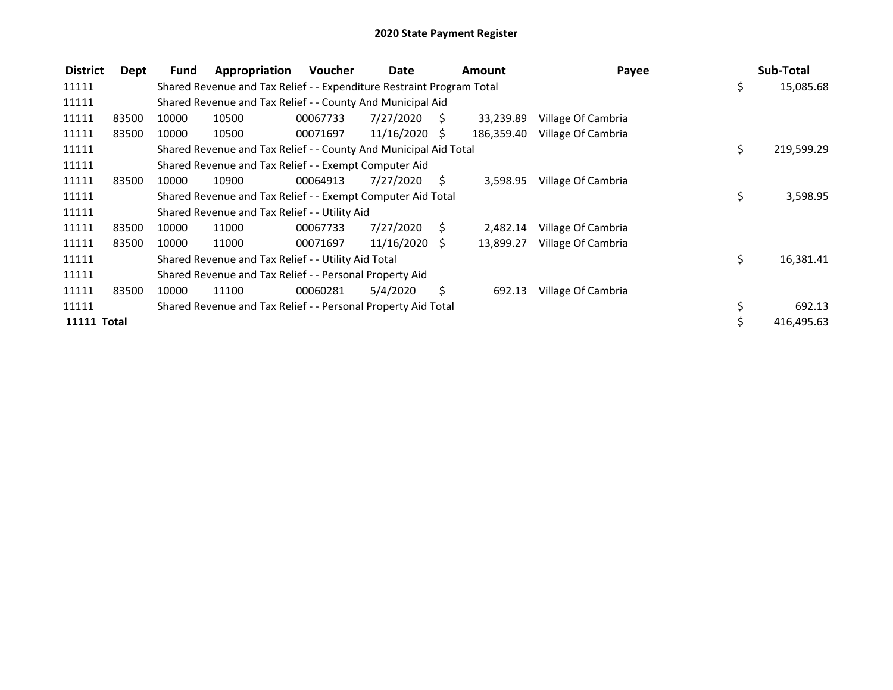# 2020 State Payment Register

| District | Dept | Fund | Appropriation | Voucher | Date | Amount | Payee | Sub-Total |
|---|---|---|---|---|---|---|---|---|
| 11111 | | Shared Revenue and Tax Relief - - Expenditure Restraint Program Total | | | | | | $ 15,085.68 |
| 11111 | | Shared Revenue and Tax Relief - - County And Municipal Aid | | | | | | |
| 11111 | 83500 | 10000 | 10500 | 00067733 | 7/27/2020 | $ 33,239.89 | Village Of Cambria | |
| 11111 | 83500 | 10000 | 10500 | 00071697 | 11/16/2020 | $ 186,359.40 | Village Of Cambria | |
| 11111 | | Shared Revenue and Tax Relief - - County And Municipal Aid Total | | | | | | $ 219,599.29 |
| 11111 | | Shared Revenue and Tax Relief - - Exempt Computer Aid | | | | | | |
| 11111 | 83500 | 10000 | 10900 | 00064913 | 7/27/2020 | $ 3,598.95 | Village Of Cambria | |
| 11111 | | Shared Revenue and Tax Relief - - Exempt Computer Aid Total | | | | | | $ 3,598.95 |
| 11111 | | Shared Revenue and Tax Relief - - Utility Aid | | | | | | |
| 11111 | 83500 | 10000 | 11000 | 00067733 | 7/27/2020 | $ 2,482.14 | Village Of Cambria | |
| 11111 | 83500 | 10000 | 11000 | 00071697 | 11/16/2020 | $ 13,899.27 | Village Of Cambria | |
| 11111 | | Shared Revenue and Tax Relief - - Utility Aid Total | | | | | | $ 16,381.41 |
| 11111 | | Shared Revenue and Tax Relief - - Personal Property Aid | | | | | | |
| 11111 | 83500 | 10000 | 11100 | 00060281 | 5/4/2020 | $ 692.13 | Village Of Cambria | |
| 11111 | | Shared Revenue and Tax Relief - - Personal Property Aid Total | | | | | | $ 692.13 |
| **11111 Total** | | | | | | | | $ 416,495.63 |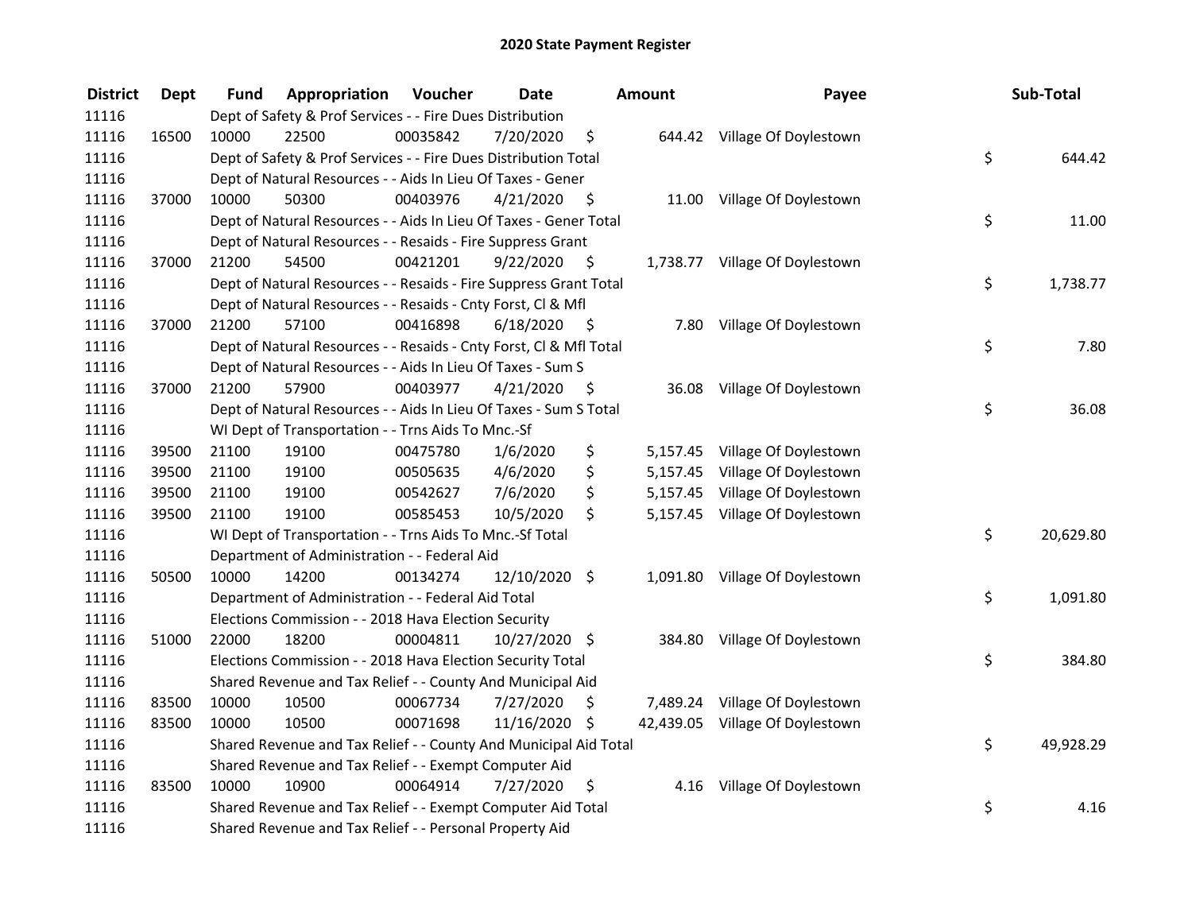# 2020 State Payment Register

| District | Dept | Fund | Appropriation | Voucher | Date | Amount | Payee | Sub-Total |
|---|---|---|---|---|---|---|---|---|
| 11116 | | Dept of Safety & Prof Services - - Fire Dues Distribution | | | | | | |
| 11116 | 16500 | 10000 | 22500 | 00035842 | 7/20/2020 | $ 644.42 | Village Of Doylestown | |
| 11116 | | Dept of Safety & Prof Services - - Fire Dues Distribution Total | | | | | | $ 644.42 |
| 11116 | | Dept of Natural Resources - - Aids In Lieu Of Taxes - Gener | | | | | | |
| 11116 | 37000 | 10000 | 50300 | 00403976 | 4/21/2020 | $ 11.00 | Village Of Doylestown | |
| 11116 | | Dept of Natural Resources - - Aids In Lieu Of Taxes - Gener Total | | | | | | $ 11.00 |
| 11116 | | Dept of Natural Resources - - Resaids - Fire Suppress Grant | | | | | | |
| 11116 | 37000 | 21200 | 54500 | 00421201 | 9/22/2020 | $ 1,738.77 | Village Of Doylestown | |
| 11116 | | Dept of Natural Resources - - Resaids - Fire Suppress Grant Total | | | | | | $ 1,738.77 |
| 11116 | | Dept of Natural Resources - - Resaids - Cnty Forst, Cl & Mfl | | | | | | |
| 11116 | 37000 | 21200 | 57100 | 00416898 | 6/18/2020 | $ 7.80 | Village Of Doylestown | |
| 11116 | | Dept of Natural Resources - - Resaids - Cnty Forst, Cl & Mfl Total | | | | | | $ 7.80 |
| 11116 | | Dept of Natural Resources - - Aids In Lieu Of Taxes - Sum S | | | | | | |
| 11116 | 37000 | 21200 | 57900 | 00403977 | 4/21/2020 | $ 36.08 | Village Of Doylestown | |
| 11116 | | Dept of Natural Resources - - Aids In Lieu Of Taxes - Sum S Total | | | | | | $ 36.08 |
| 11116 | | WI Dept of Transportation - - Trns Aids To Mnc.-Sf | | | | | | |
| 11116 | 39500 | 21100 | 19100 | 00475780 | 1/6/2020 | $ 5,157.45 | Village Of Doylestown | |
| 11116 | 39500 | 21100 | 19100 | 00505635 | 4/6/2020 | $ 5,157.45 | Village Of Doylestown | |
| 11116 | 39500 | 21100 | 19100 | 00542627 | 7/6/2020 | $ 5,157.45 | Village Of Doylestown | |
| 11116 | 39500 | 21100 | 19100 | 00585453 | 10/5/2020 | $ 5,157.45 | Village Of Doylestown | |
| 11116 | | WI Dept of Transportation - - Trns Aids To Mnc.-Sf Total | | | | | | $ 20,629.80 |
| 11116 | | Department of Administration - - Federal Aid | | | | | | |
| 11116 | 50500 | 10000 | 14200 | 00134274 | 12/10/2020 | $ 1,091.80 | Village Of Doylestown | |
| 11116 | | Department of Administration - - Federal Aid Total | | | | | | $ 1,091.80 |
| 11116 | | Elections Commission - - 2018 Hava Election Security | | | | | | |
| 11116 | 51000 | 22000 | 18200 | 00004811 | 10/27/2020 | $ 384.80 | Village Of Doylestown | |
| 11116 | | Elections Commission - - 2018 Hava Election Security Total | | | | | | $ 384.80 |
| 11116 | | Shared Revenue and Tax Relief - - County And Municipal Aid | | | | | | |
| 11116 | 83500 | 10000 | 10500 | 00067734 | 7/27/2020 | $ 7,489.24 | Village Of Doylestown | |
| 11116 | 83500 | 10000 | 10500 | 00071698 | 11/16/2020 | $ 42,439.05 | Village Of Doylestown | |
| 11116 | | Shared Revenue and Tax Relief - - County And Municipal Aid Total | | | | | | $ 49,928.29 |
| 11116 | | Shared Revenue and Tax Relief - - Exempt Computer Aid | | | | | | |
| 11116 | 83500 | 10000 | 10900 | 00064914 | 7/27/2020 | $ 4.16 | Village Of Doylestown | |
| 11116 | | Shared Revenue and Tax Relief - - Exempt Computer Aid Total | | | | | | $ 4.16 |
| 11116 | | Shared Revenue and Tax Relief - - Personal Property Aid | | | | | | |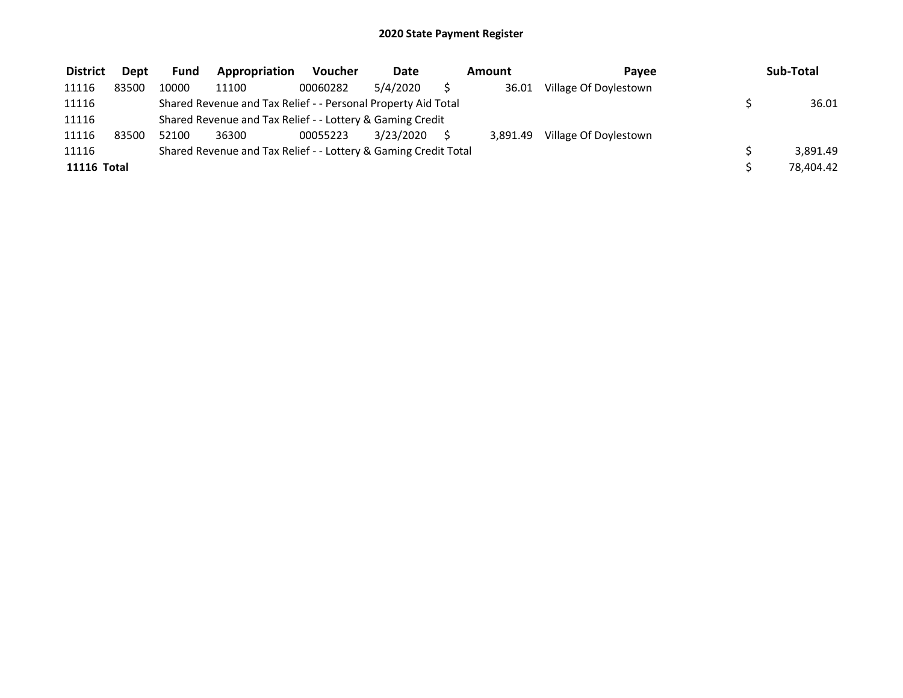# 2020 State Payment Register

| District | Dept | Fund | Appropriation | Voucher | Date | Amount | Payee | Sub-Total |
|---|---|---|---|---|---|---|---|---|
| 11116 | 83500 | 10000 | 11100 | 00060282 | 5/4/2020 | $ 36.01 | Village Of Doylestown | |
| 11116 | | Shared Revenue and Tax Relief - - Personal Property Aid Total | | | | | | $ 36.01 |
| 11116 | | Shared Revenue and Tax Relief - - Lottery & Gaming Credit | | | | | | |
| 11116 | 83500 | 52100 | 36300 | 00055223 | 3/23/2020 | $ 3,891.49 | Village Of Doylestown | |
| 11116 | | Shared Revenue and Tax Relief - - Lottery & Gaming Credit Total | | | | | | $ 3,891.49 |
| **11116 Total** | | | | | | | | $ 78,404.42 |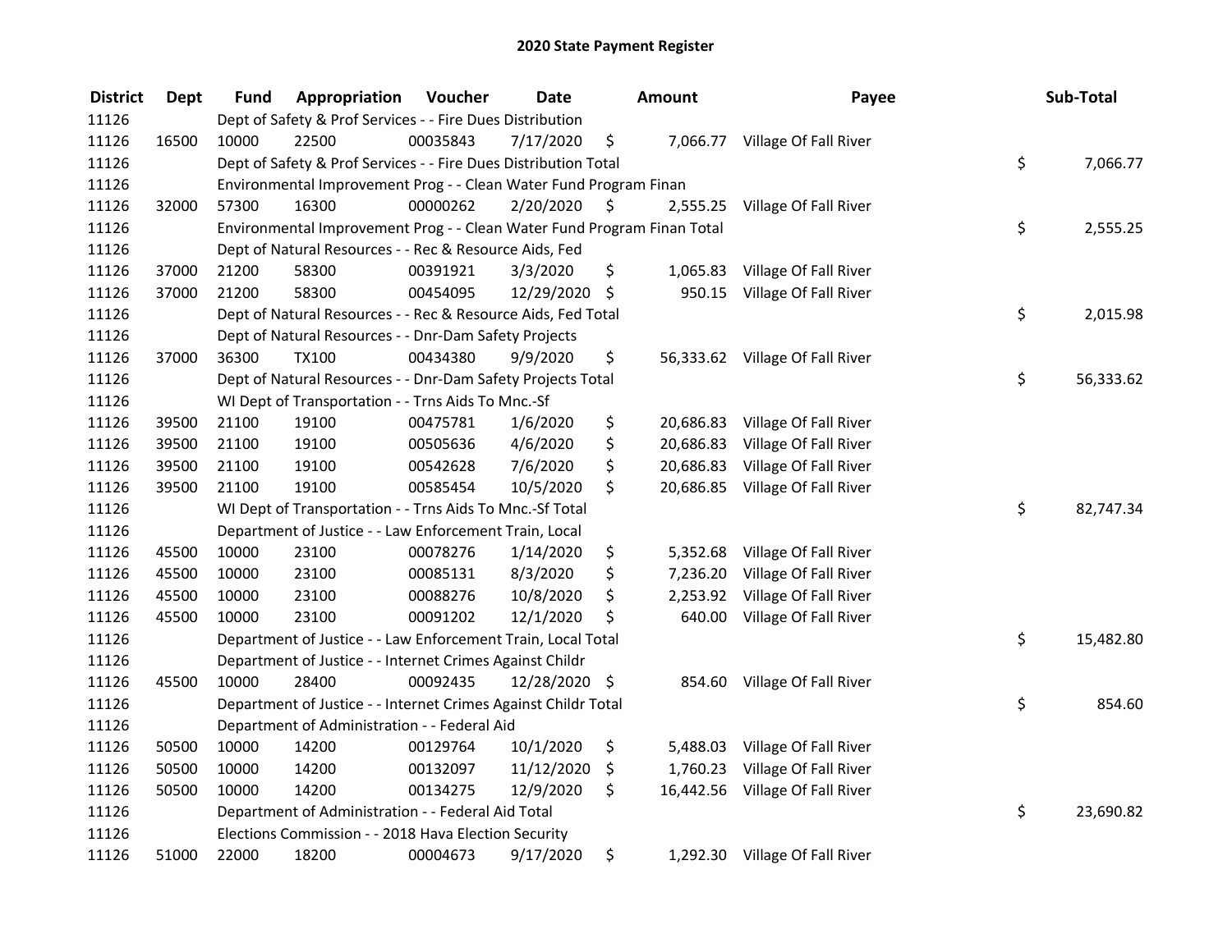# 2020 State Payment Register

| District | Dept | Fund | Appropriation | Voucher | Date | Amount | Payee | Sub-Total |
|---|---|---|---|---|---|---|---|---|
| 11126 | | Dept of Safety & Prof Services - - Fire Dues Distribution | | | | | | |
| 11126 | 16500 | 10000 | 22500 | 00035843 | 7/17/2020 | $ 7,066.77 | Village Of Fall River | |
| 11126 | | Dept of Safety & Prof Services - - Fire Dues Distribution Total | | | | | | $ 7,066.77 |
| 11126 | | Environmental Improvement Prog - - Clean Water Fund Program Finan | | | | | | |
| 11126 | 32000 | 57300 | 16300 | 00000262 | 2/20/2020 | $ 2,555.25 | Village Of Fall River | |
| 11126 | | Environmental Improvement Prog - - Clean Water Fund Program Finan Total | | | | | | $ 2,555.25 |
| 11126 | | Dept of Natural Resources - - Rec & Resource Aids, Fed | | | | | | |
| 11126 | 37000 | 21200 | 58300 | 00391921 | 3/3/2020 | $ 1,065.83 | Village Of Fall River | |
| 11126 | 37000 | 21200 | 58300 | 00454095 | 12/29/2020 | $ 950.15 | Village Of Fall River | |
| 11126 | | Dept of Natural Resources - - Rec & Resource Aids, Fed Total | | | | | | $ 2,015.98 |
| 11126 | | Dept of Natural Resources - - Dnr-Dam Safety Projects | | | | | | |
| 11126 | 37000 | 36300 | TX100 | 00434380 | 9/9/2020 | $ 56,333.62 | Village Of Fall River | |
| 11126 | | Dept of Natural Resources - - Dnr-Dam Safety Projects Total | | | | | | $ 56,333.62 |
| 11126 | | WI Dept of Transportation - - Trns Aids To Mnc.-Sf | | | | | | |
| 11126 | 39500 | 21100 | 19100 | 00475781 | 1/6/2020 | $ 20,686.83 | Village Of Fall River | |
| 11126 | 39500 | 21100 | 19100 | 00505636 | 4/6/2020 | $ 20,686.83 | Village Of Fall River | |
| 11126 | 39500 | 21100 | 19100 | 00542628 | 7/6/2020 | $ 20,686.83 | Village Of Fall River | |
| 11126 | 39500 | 21100 | 19100 | 00585454 | 10/5/2020 | $ 20,686.85 | Village Of Fall River | |
| 11126 | | WI Dept of Transportation - - Trns Aids To Mnc.-Sf Total | | | | | | $ 82,747.34 |
| 11126 | | Department of Justice - - Law Enforcement Train, Local | | | | | | |
| 11126 | 45500 | 10000 | 23100 | 00078276 | 1/14/2020 | $ 5,352.68 | Village Of Fall River | |
| 11126 | 45500 | 10000 | 23100 | 00085131 | 8/3/2020 | $ 7,236.20 | Village Of Fall River | |
| 11126 | 45500 | 10000 | 23100 | 00088276 | 10/8/2020 | $ 2,253.92 | Village Of Fall River | |
| 11126 | 45500 | 10000 | 23100 | 00091202 | 12/1/2020 | $ 640.00 | Village Of Fall River | |
| 11126 | | Department of Justice - - Law Enforcement Train, Local Total | | | | | | $ 15,482.80 |
| 11126 | | Department of Justice - - Internet Crimes Against Childr | | | | | | |
| 11126 | 45500 | 10000 | 28400 | 00092435 | 12/28/2020 | $ 854.60 | Village Of Fall River | |
| 11126 | | Department of Justice - - Internet Crimes Against Childr Total | | | | | | $ 854.60 |
| 11126 | | Department of Administration - - Federal Aid | | | | | | |
| 11126 | 50500 | 10000 | 14200 | 00129764 | 10/1/2020 | $ 5,488.03 | Village Of Fall River | |
| 11126 | 50500 | 10000 | 14200 | 00132097 | 11/12/2020 | $ 1,760.23 | Village Of Fall River | |
| 11126 | 50500 | 10000 | 14200 | 00134275 | 12/9/2020 | $ 16,442.56 | Village Of Fall River | |
| 11126 | | Department of Administration - - Federal Aid Total | | | | | | $ 23,690.82 |
| 11126 | | Elections Commission - - 2018 Hava Election Security | | | | | | |
| 11126 | 51000 | 22000 | 18200 | 00004673 | 9/17/2020 | $ 1,292.30 | Village Of Fall River | |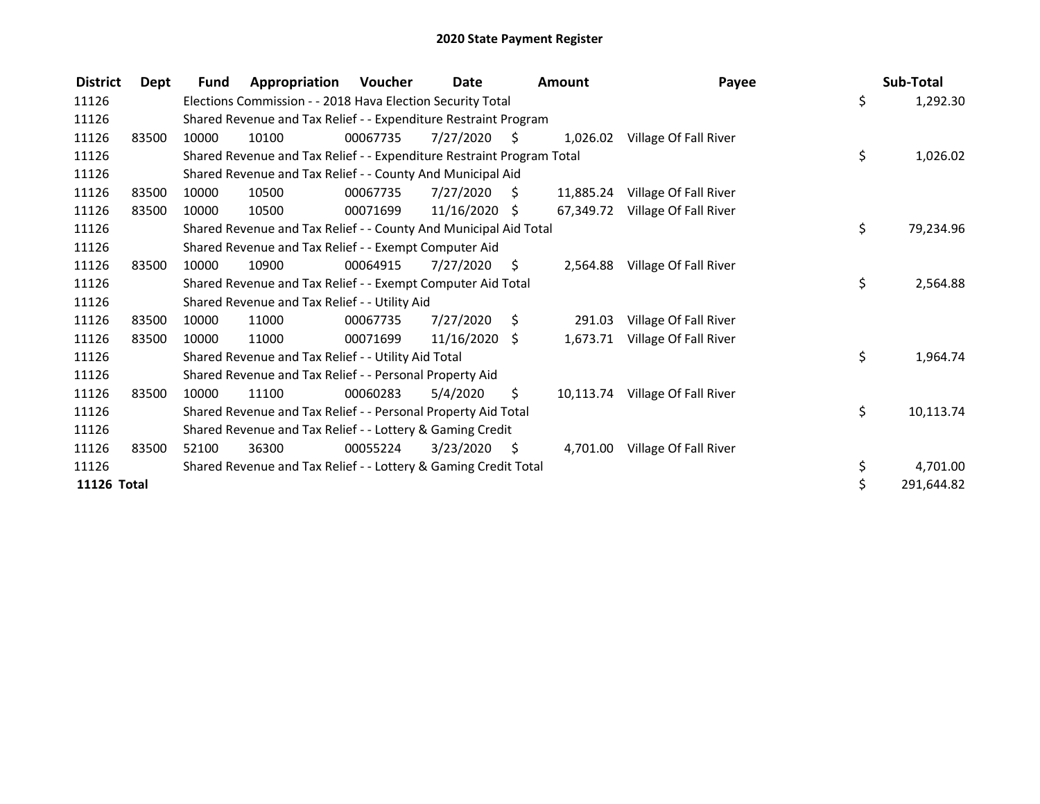# 2020 State Payment Register

| District | Dept | Fund | Appropriation | Voucher | Date | Amount | Payee | Sub-Total |
|---|---|---|---|---|---|---|---|---|
| 11126 | | Elections Commission - - 2018 Hava Election Security Total | | | | | | $ 1,292.30 |
| 11126 | | Shared Revenue and Tax Relief - - Expenditure Restraint Program | | | | | | |
| 11126 | 83500 | 10000 | 10100 | 00067735 | 7/27/2020 | $ 1,026.02 | Village Of Fall River | |
| 11126 | | Shared Revenue and Tax Relief - - Expenditure Restraint Program Total | | | | | | $ 1,026.02 |
| 11126 | | Shared Revenue and Tax Relief - - County And Municipal Aid | | | | | | |
| 11126 | 83500 | 10000 | 10500 | 00067735 | 7/27/2020 | $ 11,885.24 | Village Of Fall River | |
| 11126 | 83500 | 10000 | 10500 | 00071699 | 11/16/2020 | $ 67,349.72 | Village Of Fall River | |
| 11126 | | Shared Revenue and Tax Relief - - County And Municipal Aid Total | | | | | | $ 79,234.96 |
| 11126 | | Shared Revenue and Tax Relief - - Exempt Computer Aid | | | | | | |
| 11126 | 83500 | 10000 | 10900 | 00064915 | 7/27/2020 | $ 2,564.88 | Village Of Fall River | |
| 11126 | | Shared Revenue and Tax Relief - - Exempt Computer Aid Total | | | | | | $ 2,564.88 |
| 11126 | | Shared Revenue and Tax Relief - - Utility Aid | | | | | | |
| 11126 | 83500 | 10000 | 11000 | 00067735 | 7/27/2020 | $ 291.03 | Village Of Fall River | |
| 11126 | 83500 | 10000 | 11000 | 00071699 | 11/16/2020 | $ 1,673.71 | Village Of Fall River | |
| 11126 | | Shared Revenue and Tax Relief - - Utility Aid Total | | | | | | $ 1,964.74 |
| 11126 | | Shared Revenue and Tax Relief - - Personal Property Aid | | | | | | |
| 11126 | 83500 | 10000 | 11100 | 00060283 | 5/4/2020 | $ 10,113.74 | Village Of Fall River | |
| 11126 | | Shared Revenue and Tax Relief - - Personal Property Aid Total | | | | | | $ 10,113.74 |
| 11126 | | Shared Revenue and Tax Relief - - Lottery & Gaming Credit | | | | | | |
| 11126 | 83500 | 52100 | 36300 | 00055224 | 3/23/2020 | $ 4,701.00 | Village Of Fall River | |
| 11126 | | Shared Revenue and Tax Relief - - Lottery & Gaming Credit Total | | | | | | $ 4,701.00 |
| **11126 Total** | | | | | | | | $ 291,644.82 |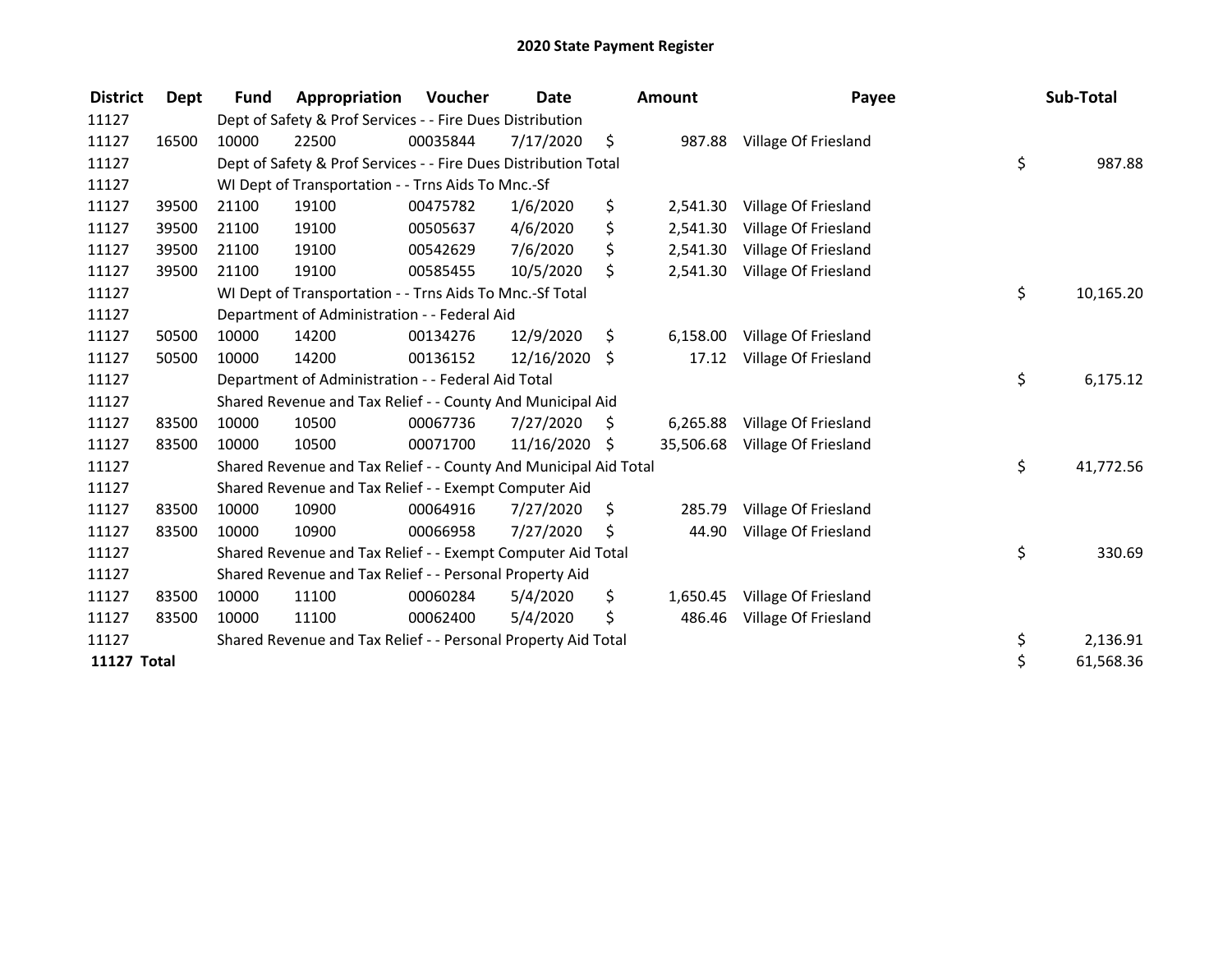# 2020 State Payment Register

| District | Dept | Fund | Appropriation | Voucher | Date | Amount | Payee | Sub-Total |
|---|---|---|---|---|---|---|---|---|
| 11127 | | Dept of Safety & Prof Services - - Fire Dues Distribution | | | | | | |
| 11127 | 16500 | 10000 | 22500 | 00035844 | 7/17/2020 | $ 987.88 | Village Of Friesland | |
| 11127 | | Dept of Safety & Prof Services - - Fire Dues Distribution Total | | | | | | $ 987.88 |
| 11127 | | WI Dept of Transportation - - Trns Aids To Mnc.-Sf | | | | | | |
| 11127 | 39500 | 21100 | 19100 | 00475782 | 1/6/2020 | $ 2,541.30 | Village Of Friesland | |
| 11127 | 39500 | 21100 | 19100 | 00505637 | 4/6/2020 | $ 2,541.30 | Village Of Friesland | |
| 11127 | 39500 | 21100 | 19100 | 00542629 | 7/6/2020 | $ 2,541.30 | Village Of Friesland | |
| 11127 | 39500 | 21100 | 19100 | 00585455 | 10/5/2020 | $ 2,541.30 | Village Of Friesland | |
| 11127 | | WI Dept of Transportation - - Trns Aids To Mnc.-Sf Total | | | | | | $ 10,165.20 |
| 11127 | | Department of Administration - - Federal Aid | | | | | | |
| 11127 | 50500 | 10000 | 14200 | 00134276 | 12/9/2020 | $ 6,158.00 | Village Of Friesland | |
| 11127 | 50500 | 10000 | 14200 | 00136152 | 12/16/2020 | $ 17.12 | Village Of Friesland | |
| 11127 | | Department of Administration - - Federal Aid Total | | | | | | $ 6,175.12 |
| 11127 | | Shared Revenue and Tax Relief - - County And Municipal Aid | | | | | | |
| 11127 | 83500 | 10000 | 10500 | 00067736 | 7/27/2020 | $ 6,265.88 | Village Of Friesland | |
| 11127 | 83500 | 10000 | 10500 | 00071700 | 11/16/2020 | $ 35,506.68 | Village Of Friesland | |
| 11127 | | Shared Revenue and Tax Relief - - County And Municipal Aid Total | | | | | | $ 41,772.56 |
| 11127 | | Shared Revenue and Tax Relief - - Exempt Computer Aid | | | | | | |
| 11127 | 83500 | 10000 | 10900 | 00064916 | 7/27/2020 | $ 285.79 | Village Of Friesland | |
| 11127 | 83500 | 10000 | 10900 | 00066958 | 7/27/2020 | $ 44.90 | Village Of Friesland | |
| 11127 | | Shared Revenue and Tax Relief - - Exempt Computer Aid Total | | | | | | $ 330.69 |
| 11127 | | Shared Revenue and Tax Relief - - Personal Property Aid | | | | | | |
| 11127 | 83500 | 10000 | 11100 | 00060284 | 5/4/2020 | $ 1,650.45 | Village Of Friesland | |
| 11127 | 83500 | 10000 | 11100 | 00062400 | 5/4/2020 | $ 486.46 | Village Of Friesland | |
| 11127 | | Shared Revenue and Tax Relief - - Personal Property Aid Total | | | | | | $ 2,136.91 |
| **11127 Total** | | | | | | | | $ 61,568.36 |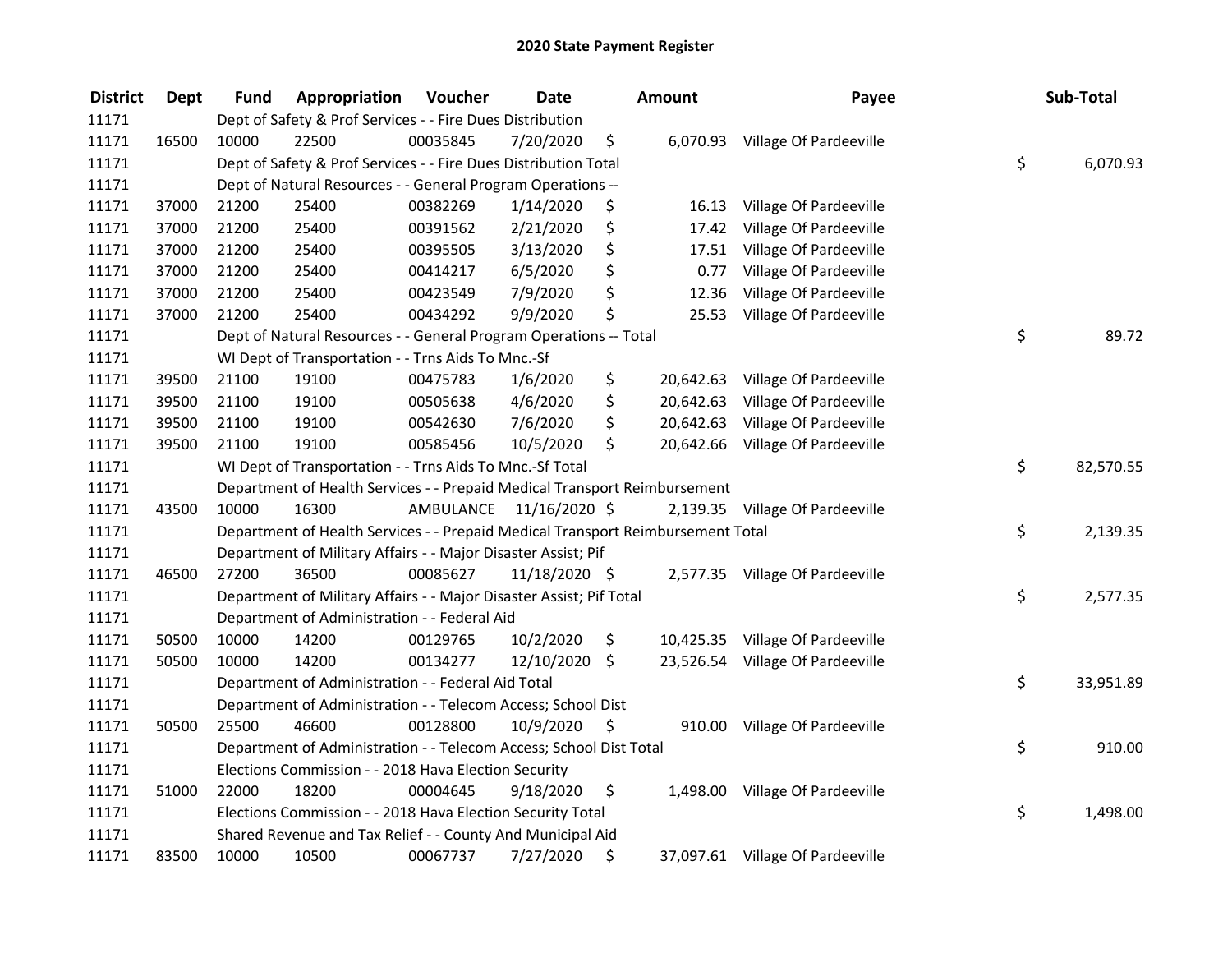# 2020 State Payment Register

| District | Dept | Fund | Appropriation | Voucher | Date | Amount | Payee | Sub-Total |
|---|---|---|---|---|---|---|---|---|
| 11171 | | Dept of Safety & Prof Services - - Fire Dues Distribution | | | | | | |
| 11171 | 16500 | 10000 | 22500 | 00035845 | 7/20/2020 | $ 6,070.93 | Village Of Pardeeville | |
| 11171 | | Dept of Safety & Prof Services - - Fire Dues Distribution Total | | | | | | $ 6,070.93 |
| 11171 | | Dept of Natural Resources - - General Program Operations -- | | | | | | |
| 11171 | 37000 | 21200 | 25400 | 00382269 | 1/14/2020 | $ 16.13 | Village Of Pardeeville | |
| 11171 | 37000 | 21200 | 25400 | 00391562 | 2/21/2020 | $ 17.42 | Village Of Pardeeville | |
| 11171 | 37000 | 21200 | 25400 | 00395505 | 3/13/2020 | $ 17.51 | Village Of Pardeeville | |
| 11171 | 37000 | 21200 | 25400 | 00414217 | 6/5/2020 | $ 0.77 | Village Of Pardeeville | |
| 11171 | 37000 | 21200 | 25400 | 00423549 | 7/9/2020 | $ 12.36 | Village Of Pardeeville | |
| 11171 | 37000 | 21200 | 25400 | 00434292 | 9/9/2020 | $ 25.53 | Village Of Pardeeville | |
| 11171 | | Dept of Natural Resources - - General Program Operations -- Total | | | | | | $ 89.72 |
| 11171 | | WI Dept of Transportation - - Trns Aids To Mnc.-Sf | | | | | | |
| 11171 | 39500 | 21100 | 19100 | 00475783 | 1/6/2020 | $ 20,642.63 | Village Of Pardeeville | |
| 11171 | 39500 | 21100 | 19100 | 00505638 | 4/6/2020 | $ 20,642.63 | Village Of Pardeeville | |
| 11171 | 39500 | 21100 | 19100 | 00542630 | 7/6/2020 | $ 20,642.63 | Village Of Pardeeville | |
| 11171 | 39500 | 21100 | 19100 | 00585456 | 10/5/2020 | $ 20,642.66 | Village Of Pardeeville | |
| 11171 | | WI Dept of Transportation - - Trns Aids To Mnc.-Sf Total | | | | | | $ 82,570.55 |
| 11171 | | Department of Health Services - - Prepaid Medical Transport Reimbursement | | | | | | |
| 11171 | 43500 | 10000 | 16300 | AMBULANCE | 11/16/2020 | $ 2,139.35 | Village Of Pardeeville | |
| 11171 | | Department of Health Services - - Prepaid Medical Transport Reimbursement Total | | | | | | $ 2,139.35 |
| 11171 | | Department of Military Affairs - - Major Disaster Assist; Pif | | | | | | |
| 11171 | 46500 | 27200 | 36500 | 00085627 | 11/18/2020 | $ 2,577.35 | Village Of Pardeeville | |
| 11171 | | Department of Military Affairs - - Major Disaster Assist; Pif Total | | | | | | $ 2,577.35 |
| 11171 | | Department of Administration - - Federal Aid | | | | | | |
| 11171 | 50500 | 10000 | 14200 | 00129765 | 10/2/2020 | $ 10,425.35 | Village Of Pardeeville | |
| 11171 | 50500 | 10000 | 14200 | 00134277 | 12/10/2020 | $ 23,526.54 | Village Of Pardeeville | |
| 11171 | | Department of Administration - - Federal Aid Total | | | | | | $ 33,951.89 |
| 11171 | | Department of Administration - - Telecom Access; School Dist | | | | | | |
| 11171 | 50500 | 25500 | 46600 | 00128800 | 10/9/2020 | $ 910.00 | Village Of Pardeeville | |
| 11171 | | Department of Administration - - Telecom Access; School Dist Total | | | | | | $ 910.00 |
| 11171 | | Elections Commission - - 2018 Hava Election Security | | | | | | |
| 11171 | 51000 | 22000 | 18200 | 00004645 | 9/18/2020 | $ 1,498.00 | Village Of Pardeeville | |
| 11171 | | Elections Commission - - 2018 Hava Election Security Total | | | | | | $ 1,498.00 |
| 11171 | | Shared Revenue and Tax Relief - - County And Municipal Aid | | | | | | |
| 11171 | 83500 | 10000 | 10500 | 00067737 | 7/27/2020 | $ 37,097.61 | Village Of Pardeeville | |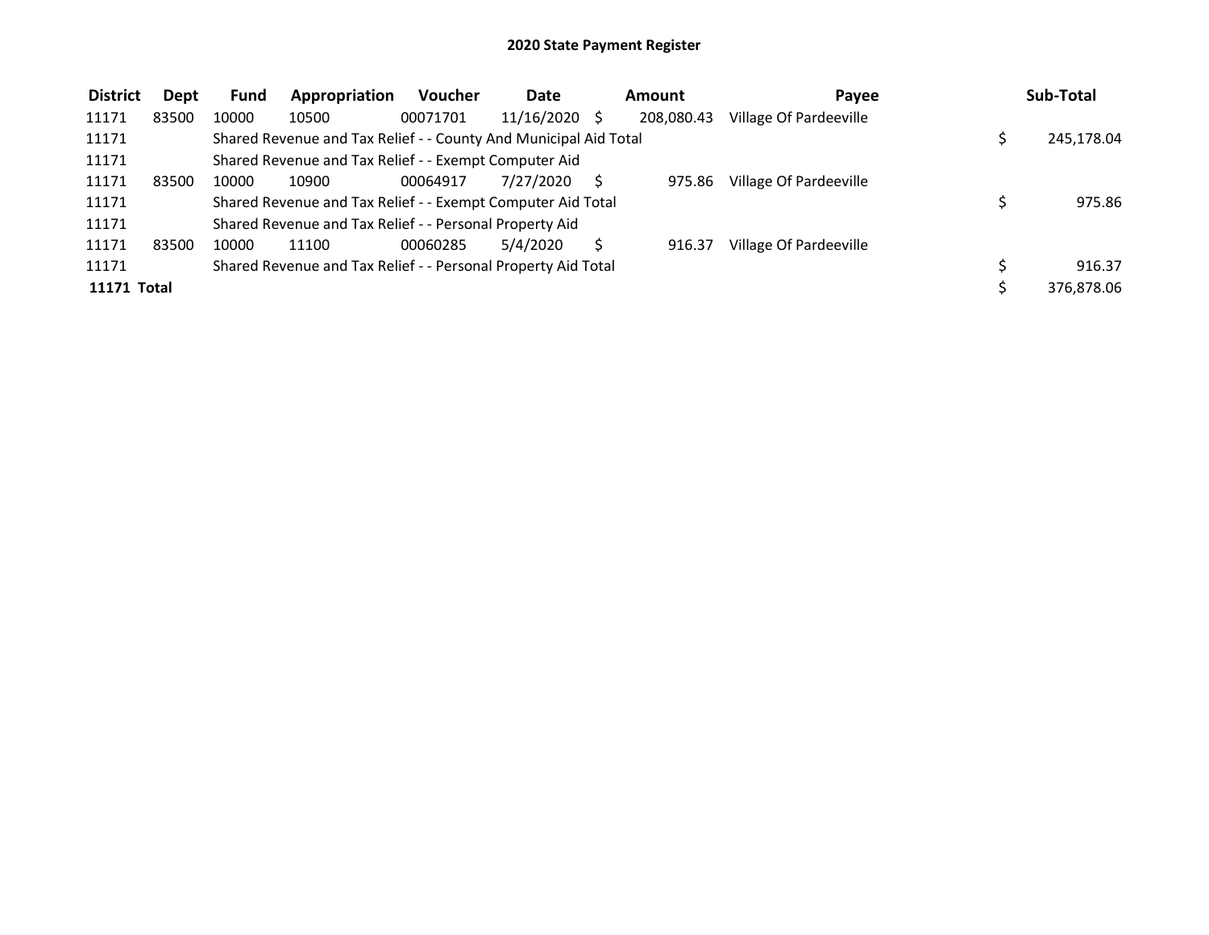# 2020 State Payment Register

| District | Dept | Fund | Appropriation | Voucher | Date | Amount | Payee | Sub-Total |
|---|---|---|---|---|---|---|---|---|
| 11171 | 83500 | 10000 | 10500 | 00071701 | 11/16/2020 | $ 208,080.43 | Village Of Pardeeville | |
| 11171 | | Shared Revenue and Tax Relief - - County And Municipal Aid Total | | | | | | $ 245,178.04 |
| 11171 | | Shared Revenue and Tax Relief - - Exempt Computer Aid | | | | | | |
| 11171 | 83500 | 10000 | 10900 | 00064917 | 7/27/2020 | $ 975.86 | Village Of Pardeeville | |
| 11171 | | Shared Revenue and Tax Relief - - Exempt Computer Aid Total | | | | | | $ 975.86 |
| 11171 | | Shared Revenue and Tax Relief - - Personal Property Aid | | | | | | |
| 11171 | 83500 | 10000 | 11100 | 00060285 | 5/4/2020 | $ 916.37 | Village Of Pardeeville | |
| 11171 | | Shared Revenue and Tax Relief - - Personal Property Aid Total | | | | | | $ 916.37 |
| **11171 Total** | | | | | | | | $ 376,878.06 |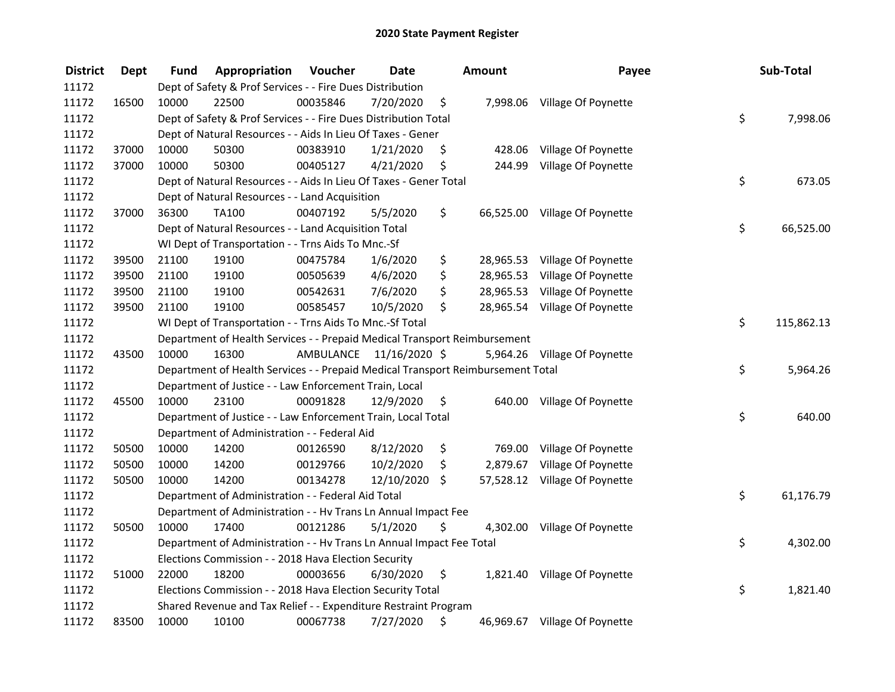# 2020 State Payment Register

| District | Dept | Fund | Appropriation | Voucher | Date | Amount | Payee | Sub-Total |
|---|---|---|---|---|---|---|---|---|
| 11172 | | Dept of Safety & Prof Services - - Fire Dues Distribution | | | | | | |
| 11172 | 16500 | 10000 | 22500 | 00035846 | 7/20/2020 | $ 7,998.06 | Village Of Poynette | |
| 11172 | | Dept of Safety & Prof Services - - Fire Dues Distribution Total | | | | | | $ 7,998.06 |
| 11172 | | Dept of Natural Resources - - Aids In Lieu Of Taxes - Gener | | | | | | |
| 11172 | 37000 | 10000 | 50300 | 00383910 | 1/21/2020 | $ 428.06 | Village Of Poynette | |
| 11172 | 37000 | 10000 | 50300 | 00405127 | 4/21/2020 | $ 244.99 | Village Of Poynette | |
| 11172 | | Dept of Natural Resources - - Aids In Lieu Of Taxes - Gener Total | | | | | | $ 673.05 |
| 11172 | | Dept of Natural Resources - - Land Acquisition | | | | | | |
| 11172 | 37000 | 36300 | TA100 | 00407192 | 5/5/2020 | $ 66,525.00 | Village Of Poynette | |
| 11172 | | Dept of Natural Resources - - Land Acquisition Total | | | | | | $ 66,525.00 |
| 11172 | | WI Dept of Transportation - - Trns Aids To Mnc.-Sf | | | | | | |
| 11172 | 39500 | 21100 | 19100 | 00475784 | 1/6/2020 | $ 28,965.53 | Village Of Poynette | |
| 11172 | 39500 | 21100 | 19100 | 00505639 | 4/6/2020 | $ 28,965.53 | Village Of Poynette | |
| 11172 | 39500 | 21100 | 19100 | 00542631 | 7/6/2020 | $ 28,965.53 | Village Of Poynette | |
| 11172 | 39500 | 21100 | 19100 | 00585457 | 10/5/2020 | $ 28,965.54 | Village Of Poynette | |
| 11172 | | WI Dept of Transportation - - Trns Aids To Mnc.-Sf Total | | | | | | $ 115,862.13 |
| 11172 | | Department of Health Services - - Prepaid Medical Transport Reimbursement | | | | | | |
| 11172 | 43500 | 10000 | 16300 | AMBULANCE | 11/16/2020 | $ 5,964.26 | Village Of Poynette | |
| 11172 | | Department of Health Services - - Prepaid Medical Transport Reimbursement Total | | | | | | $ 5,964.26 |
| 11172 | | Department of Justice - - Law Enforcement Train, Local | | | | | | |
| 11172 | 45500 | 10000 | 23100 | 00091828 | 12/9/2020 | $ 640.00 | Village Of Poynette | |
| 11172 | | Department of Justice - - Law Enforcement Train, Local Total | | | | | | $ 640.00 |
| 11172 | | Department of Administration - - Federal Aid | | | | | | |
| 11172 | 50500 | 10000 | 14200 | 00126590 | 8/12/2020 | $ 769.00 | Village Of Poynette | |
| 11172 | 50500 | 10000 | 14200 | 00129766 | 10/2/2020 | $ 2,879.67 | Village Of Poynette | |
| 11172 | 50500 | 10000 | 14200 | 00134278 | 12/10/2020 | $ 57,528.12 | Village Of Poynette | |
| 11172 | | Department of Administration - - Federal Aid Total | | | | | | $ 61,176.79 |
| 11172 | | Department of Administration - - Hv Trans Ln Annual Impact Fee | | | | | | |
| 11172 | 50500 | 10000 | 17400 | 00121286 | 5/1/2020 | $ 4,302.00 | Village Of Poynette | |
| 11172 | | Department of Administration - - Hv Trans Ln Annual Impact Fee Total | | | | | | $ 4,302.00 |
| 11172 | | Elections Commission - - 2018 Hava Election Security | | | | | | |
| 11172 | 51000 | 22000 | 18200 | 00003656 | 6/30/2020 | $ 1,821.40 | Village Of Poynette | |
| 11172 | | Elections Commission - - 2018 Hava Election Security Total | | | | | | $ 1,821.40 |
| 11172 | | Shared Revenue and Tax Relief - - Expenditure Restraint Program | | | | | | |
| 11172 | 83500 | 10000 | 10100 | 00067738 | 7/27/2020 | $ 46,969.67 | Village Of Poynette | |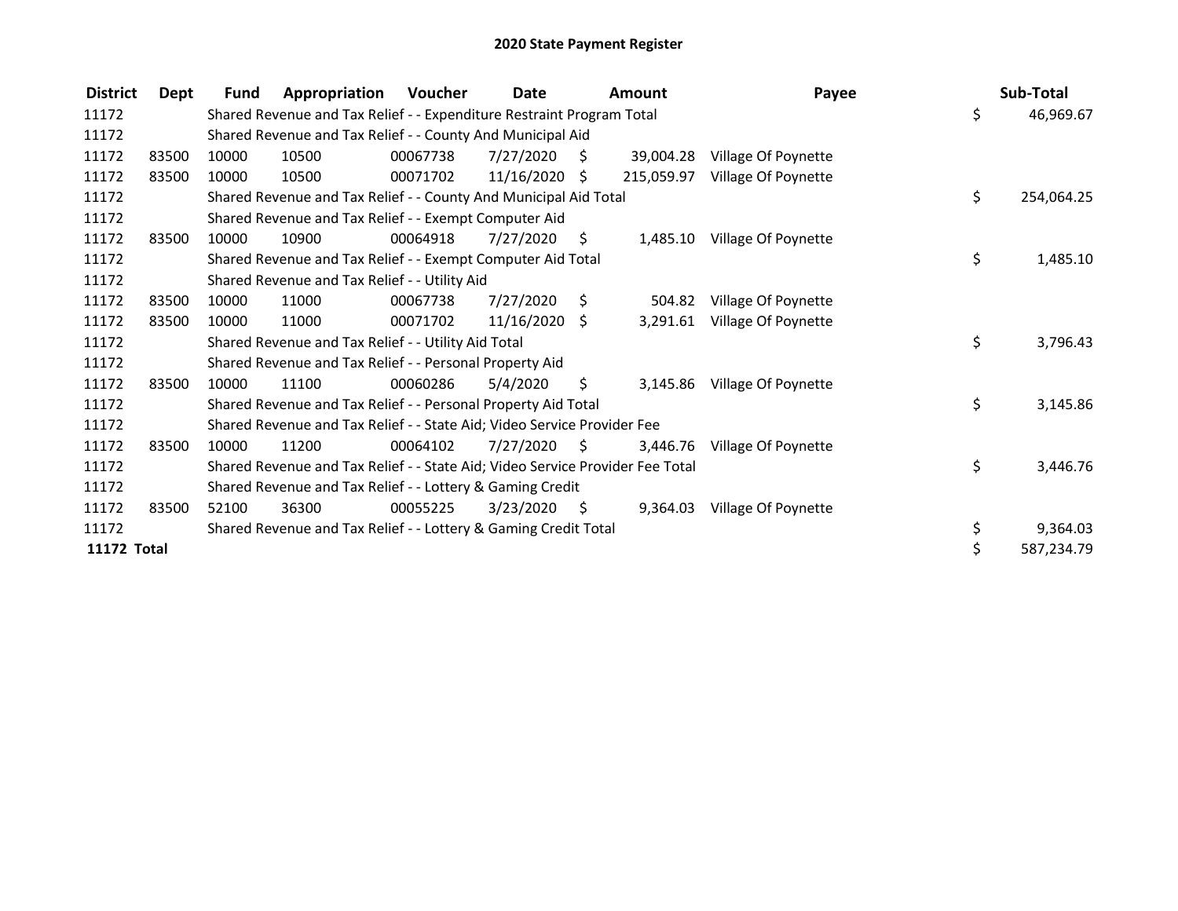# 2020 State Payment Register

| District | Dept | Fund | Appropriation | Voucher | Date | Amount | Payee | Sub-Total |
|---|---|---|---|---|---|---|---|---|
| 11172 | | Shared Revenue and Tax Relief - - Expenditure Restraint Program Total | | | | | | $ 46,969.67 |
| 11172 | | Shared Revenue and Tax Relief - - County And Municipal Aid | | | | | | |
| 11172 | 83500 | 10000 | 10500 | 00067738 | 7/27/2020 | $ 39,004.28 | Village Of Poynette | |
| 11172 | 83500 | 10000 | 10500 | 00071702 | 11/16/2020 | $ 215,059.97 | Village Of Poynette | |
| 11172 | | Shared Revenue and Tax Relief - - County And Municipal Aid Total | | | | | | $ 254,064.25 |
| 11172 | | Shared Revenue and Tax Relief - - Exempt Computer Aid | | | | | | |
| 11172 | 83500 | 10000 | 10900 | 00064918 | 7/27/2020 | $ 1,485.10 | Village Of Poynette | |
| 11172 | | Shared Revenue and Tax Relief - - Exempt Computer Aid Total | | | | | | $ 1,485.10 |
| 11172 | | Shared Revenue and Tax Relief - - Utility Aid | | | | | | |
| 11172 | 83500 | 10000 | 11000 | 00067738 | 7/27/2020 | $ 504.82 | Village Of Poynette | |
| 11172 | 83500 | 10000 | 11000 | 00071702 | 11/16/2020 | $ 3,291.61 | Village Of Poynette | |
| 11172 | | Shared Revenue and Tax Relief - - Utility Aid Total | | | | | | $ 3,796.43 |
| 11172 | | Shared Revenue and Tax Relief - - Personal Property Aid | | | | | | |
| 11172 | 83500 | 10000 | 11100 | 00060286 | 5/4/2020 | $ 3,145.86 | Village Of Poynette | |
| 11172 | | Shared Revenue and Tax Relief - - Personal Property Aid Total | | | | | | $ 3,145.86 |
| 11172 | | Shared Revenue and Tax Relief - - State Aid; Video Service Provider Fee | | | | | | |
| 11172 | 83500 | 10000 | 11200 | 00064102 | 7/27/2020 | $ 3,446.76 | Village Of Poynette | |
| 11172 | | Shared Revenue and Tax Relief - - State Aid; Video Service Provider Fee Total | | | | | | $ 3,446.76 |
| 11172 | | Shared Revenue and Tax Relief - - Lottery & Gaming Credit | | | | | | |
| 11172 | 83500 | 52100 | 36300 | 00055225 | 3/23/2020 | $ 9,364.03 | Village Of Poynette | |
| 11172 | | Shared Revenue and Tax Relief - - Lottery & Gaming Credit Total | | | | | | $ 9,364.03 |
| **11172 Total** | | | | | | | | $ 587,234.79 |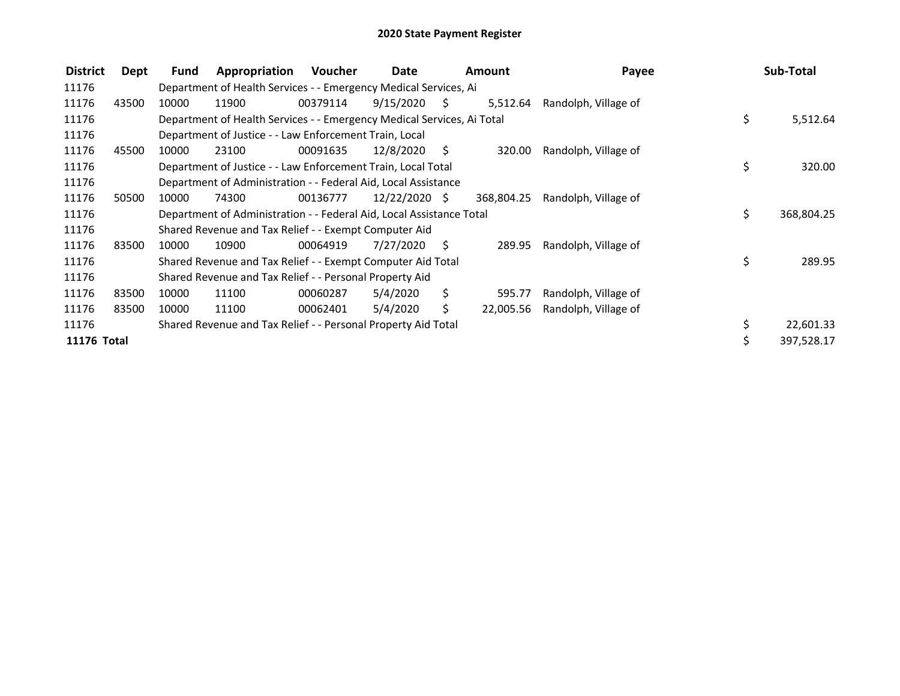# 2020 State Payment Register

| District | Dept | Fund | Appropriation | Voucher | Date | Amount | Payee | Sub-Total |
|---|---|---|---|---|---|---|---|---|
| 11176 | | Department of Health Services - - Emergency Medical Services, Ai | | | | | | |
| 11176 | 43500 | 10000 | 11900 | 00379114 | 9/15/2020 | $ 5,512.64 | Randolph, Village of | |
| 11176 | | Department of Health Services - - Emergency Medical Services, Ai Total | | | | | | $ 5,512.64 |
| 11176 | | Department of Justice - - Law Enforcement Train, Local | | | | | | |
| 11176 | 45500 | 10000 | 23100 | 00091635 | 12/8/2020 | $ 320.00 | Randolph, Village of | |
| 11176 | | Department of Justice - - Law Enforcement Train, Local Total | | | | | | $ 320.00 |
| 11176 | | Department of Administration - - Federal Aid, Local Assistance | | | | | | |
| 11176 | 50500 | 10000 | 74300 | 00136777 | 12/22/2020 | $ 368,804.25 | Randolph, Village of | |
| 11176 | | Department of Administration - - Federal Aid, Local Assistance Total | | | | | | $ 368,804.25 |
| 11176 | | Shared Revenue and Tax Relief - - Exempt Computer Aid | | | | | | |
| 11176 | 83500 | 10000 | 10900 | 00064919 | 7/27/2020 | $ 289.95 | Randolph, Village of | |
| 11176 | | Shared Revenue and Tax Relief - - Exempt Computer Aid Total | | | | | | $ 289.95 |
| 11176 | | Shared Revenue and Tax Relief - - Personal Property Aid | | | | | | |
| 11176 | 83500 | 10000 | 11100 | 00060287 | 5/4/2020 | $ 595.77 | Randolph, Village of | |
| 11176 | 83500 | 10000 | 11100 | 00062401 | 5/4/2020 | $ 22,005.56 | Randolph, Village of | |
| 11176 | | Shared Revenue and Tax Relief - - Personal Property Aid Total | | | | | | $ 22,601.33 |
| **11176 Total** | | | | | | | | $ 397,528.17 |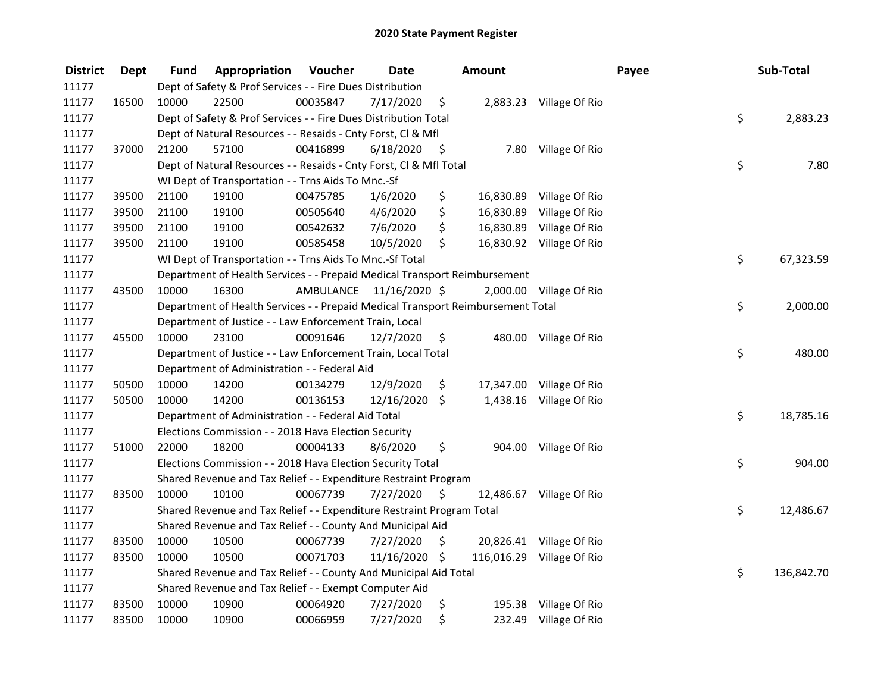# 2020 State Payment Register

| District | Dept | Fund | Appropriation | Voucher | Date | Amount | Payee | Sub-Total |
|---|---|---|---|---|---|---|---|---|
| 11177 | | Dept of Safety & Prof Services - - Fire Dues Distribution | | | | | | |
| 11177 | 16500 | 10000 | 22500 | 00035847 | 7/17/2020 | $ 2,883.23 | Village Of Rio | |
| 11177 | | Dept of Safety & Prof Services - - Fire Dues Distribution Total | | | | | | $ 2,883.23 |
| 11177 | | Dept of Natural Resources - - Resaids - Cnty Forst, Cl & Mfl | | | | | | |
| 11177 | 37000 | 21200 | 57100 | 00416899 | 6/18/2020 | $ 7.80 | Village Of Rio | |
| 11177 | | Dept of Natural Resources - - Resaids - Cnty Forst, Cl & Mfl Total | | | | | | $ 7.80 |
| 11177 | | WI Dept of Transportation - - Trns Aids To Mnc.-Sf | | | | | | |
| 11177 | 39500 | 21100 | 19100 | 00475785 | 1/6/2020 | $ 16,830.89 | Village Of Rio | |
| 11177 | 39500 | 21100 | 19100 | 00505640 | 4/6/2020 | $ 16,830.89 | Village Of Rio | |
| 11177 | 39500 | 21100 | 19100 | 00542632 | 7/6/2020 | $ 16,830.89 | Village Of Rio | |
| 11177 | 39500 | 21100 | 19100 | 00585458 | 10/5/2020 | $ 16,830.92 | Village Of Rio | |
| 11177 | | WI Dept of Transportation - - Trns Aids To Mnc.-Sf Total | | | | | | $ 67,323.59 |
| 11177 | | Department of Health Services - - Prepaid Medical Transport Reimbursement | | | | | | |
| 11177 | 43500 | 10000 | 16300 | AMBULANCE | 11/16/2020 | $ 2,000.00 | Village Of Rio | |
| 11177 | | Department of Health Services - - Prepaid Medical Transport Reimbursement Total | | | | | | $ 2,000.00 |
| 11177 | | Department of Justice - - Law Enforcement Train, Local | | | | | | |
| 11177 | 45500 | 10000 | 23100 | 00091646 | 12/7/2020 | $ 480.00 | Village Of Rio | |
| 11177 | | Department of Justice - - Law Enforcement Train, Local Total | | | | | | $ 480.00 |
| 11177 | | Department of Administration - - Federal Aid | | | | | | |
| 11177 | 50500 | 10000 | 14200 | 00134279 | 12/9/2020 | $ 17,347.00 | Village Of Rio | |
| 11177 | 50500 | 10000 | 14200 | 00136153 | 12/16/2020 | $ 1,438.16 | Village Of Rio | |
| 11177 | | Department of Administration - - Federal Aid Total | | | | | | $ 18,785.16 |
| 11177 | | Elections Commission - - 2018 Hava Election Security | | | | | | |
| 11177 | 51000 | 22000 | 18200 | 00004133 | 8/6/2020 | $ 904.00 | Village Of Rio | |
| 11177 | | Elections Commission - - 2018 Hava Election Security Total | | | | | | $ 904.00 |
| 11177 | | Shared Revenue and Tax Relief - - Expenditure Restraint Program | | | | | | |
| 11177 | 83500 | 10000 | 10100 | 00067739 | 7/27/2020 | $ 12,486.67 | Village Of Rio | |
| 11177 | | Shared Revenue and Tax Relief - - Expenditure Restraint Program Total | | | | | | $ 12,486.67 |
| 11177 | | Shared Revenue and Tax Relief - - County And Municipal Aid | | | | | | |
| 11177 | 83500 | 10000 | 10500 | 00067739 | 7/27/2020 | $ 20,826.41 | Village Of Rio | |
| 11177 | 83500 | 10000 | 10500 | 00071703 | 11/16/2020 | $ 116,016.29 | Village Of Rio | |
| 11177 | | Shared Revenue and Tax Relief - - County And Municipal Aid Total | | | | | | $ 136,842.70 |
| 11177 | | Shared Revenue and Tax Relief - - Exempt Computer Aid | | | | | | |
| 11177 | 83500 | 10000 | 10900 | 00064920 | 7/27/2020 | $ 195.38 | Village Of Rio | |
| 11177 | 83500 | 10000 | 10900 | 00066959 | 7/27/2020 | $ 232.49 | Village Of Rio | |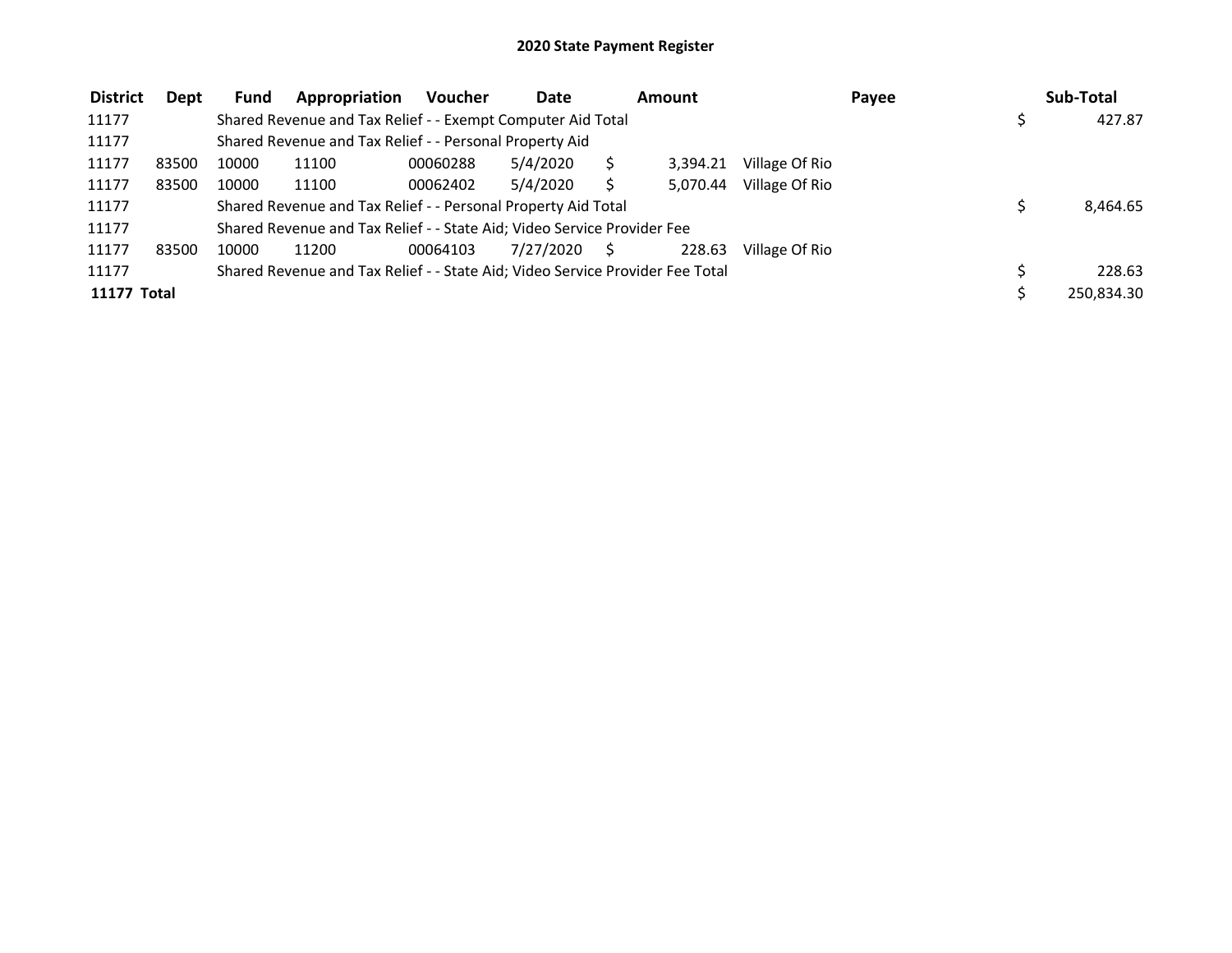## 2020 State Payment Register

| District | Dept | Fund | Appropriation | Voucher | Date | Amount | Payee | Sub-Total |
|---|---|---|---|---|---|---|---|---|
| 11177 | | Shared Revenue and Tax Relief - - Exempt Computer Aid Total | | | | | | $ 427.87 |
| 11177 | | Shared Revenue and Tax Relief - - Personal Property Aid | | | | | | |
| 11177 | 83500 | 10000 | 11100 | 00060288 | 5/4/2020 | $ 3,394.21 | Village Of Rio | |
| 11177 | 83500 | 10000 | 11100 | 00062402 | 5/4/2020 | $ 5,070.44 | Village Of Rio | |
| 11177 | | Shared Revenue and Tax Relief - - Personal Property Aid Total | | | | | | $ 8,464.65 |
| 11177 | | Shared Revenue and Tax Relief - - State Aid; Video Service Provider Fee | | | | | | |
| 11177 | 83500 | 10000 | 11200 | 00064103 | 7/27/2020 | $ 228.63 | Village Of Rio | |
| 11177 | | Shared Revenue and Tax Relief - - State Aid; Video Service Provider Fee Total | | | | | | $ 228.63 |
| **11177 Total** | | | | | | | | $ 250,834.30 |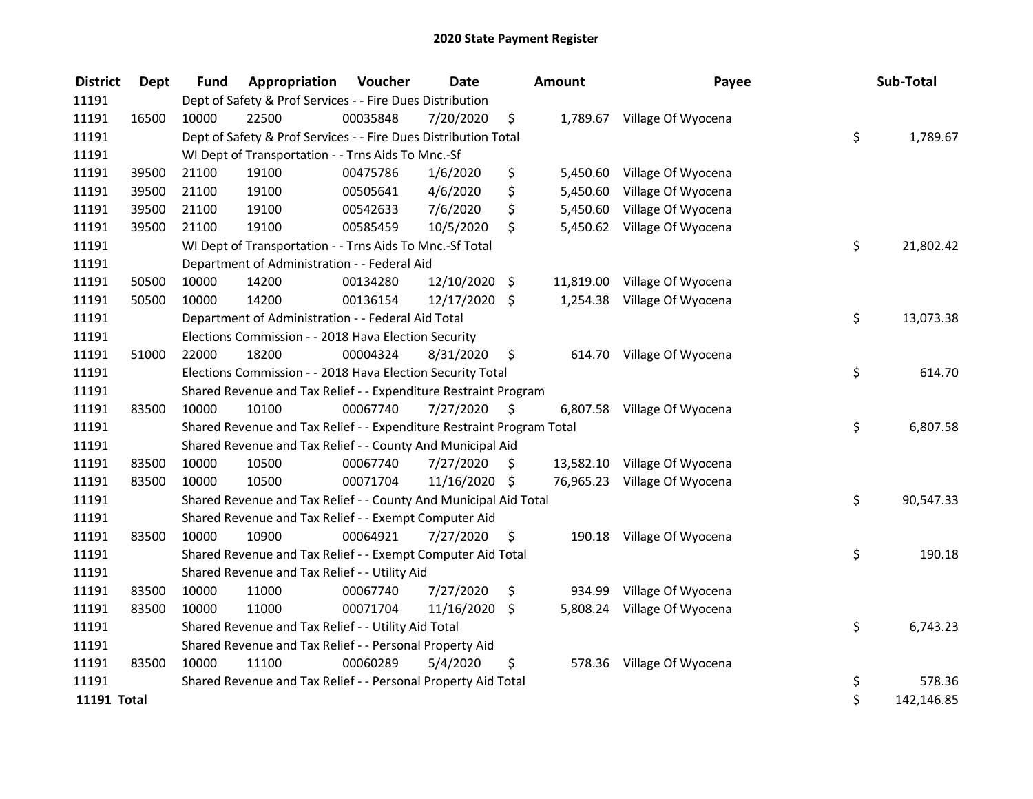# 2020 State Payment Register

| District | Dept | Fund | Appropriation | Voucher | Date | Amount | Payee | Sub-Total |
|---|---|---|---|---|---|---|---|---|
| 11191 | | Dept of Safety & Prof Services - - Fire Dues Distribution | | | | | | |
| 11191 | 16500 | 10000 | 22500 | 00035848 | 7/20/2020 | $ 1,789.67 | Village Of Wyocena | |
| 11191 | | Dept of Safety & Prof Services - - Fire Dues Distribution Total | | | | | | $ 1,789.67 |
| 11191 | | WI Dept of Transportation - - Trns Aids To Mnc.-Sf | | | | | | |
| 11191 | 39500 | 21100 | 19100 | 00475786 | 1/6/2020 | $ 5,450.60 | Village Of Wyocena | |
| 11191 | 39500 | 21100 | 19100 | 00505641 | 4/6/2020 | $ 5,450.60 | Village Of Wyocena | |
| 11191 | 39500 | 21100 | 19100 | 00542633 | 7/6/2020 | $ 5,450.60 | Village Of Wyocena | |
| 11191 | 39500 | 21100 | 19100 | 00585459 | 10/5/2020 | $ 5,450.62 | Village Of Wyocena | |
| 11191 | | WI Dept of Transportation - - Trns Aids To Mnc.-Sf Total | | | | | | $ 21,802.42 |
| 11191 | | Department of Administration - - Federal Aid | | | | | | |
| 11191 | 50500 | 10000 | 14200 | 00134280 | 12/10/2020 | $ 11,819.00 | Village Of Wyocena | |
| 11191 | 50500 | 10000 | 14200 | 00136154 | 12/17/2020 | $ 1,254.38 | Village Of Wyocena | |
| 11191 | | Department of Administration - - Federal Aid Total | | | | | | $ 13,073.38 |
| 11191 | | Elections Commission - - 2018 Hava Election Security | | | | | | |
| 11191 | 51000 | 22000 | 18200 | 00004324 | 8/31/2020 | $ 614.70 | Village Of Wyocena | |
| 11191 | | Elections Commission - - 2018 Hava Election Security Total | | | | | | $ 614.70 |
| 11191 | | Shared Revenue and Tax Relief - - Expenditure Restraint Program | | | | | | |
| 11191 | 83500 | 10000 | 10100 | 00067740 | 7/27/2020 | $ 6,807.58 | Village Of Wyocena | |
| 11191 | | Shared Revenue and Tax Relief - - Expenditure Restraint Program Total | | | | | | $ 6,807.58 |
| 11191 | | Shared Revenue and Tax Relief - - County And Municipal Aid | | | | | | |
| 11191 | 83500 | 10000 | 10500 | 00067740 | 7/27/2020 | $ 13,582.10 | Village Of Wyocena | |
| 11191 | 83500 | 10000 | 10500 | 00071704 | 11/16/2020 | $ 76,965.23 | Village Of Wyocena | |
| 11191 | | Shared Revenue and Tax Relief - - County And Municipal Aid Total | | | | | | $ 90,547.33 |
| 11191 | | Shared Revenue and Tax Relief - - Exempt Computer Aid | | | | | | |
| 11191 | 83500 | 10000 | 10900 | 00064921 | 7/27/2020 | $ 190.18 | Village Of Wyocena | |
| 11191 | | Shared Revenue and Tax Relief - - Exempt Computer Aid Total | | | | | | $ 190.18 |
| 11191 | | Shared Revenue and Tax Relief - - Utility Aid | | | | | | |
| 11191 | 83500 | 10000 | 11000 | 00067740 | 7/27/2020 | $ 934.99 | Village Of Wyocena | |
| 11191 | 83500 | 10000 | 11000 | 00071704 | 11/16/2020 | $ 5,808.24 | Village Of Wyocena | |
| 11191 | | Shared Revenue and Tax Relief - - Utility Aid Total | | | | | | $ 6,743.23 |
| 11191 | | Shared Revenue and Tax Relief - - Personal Property Aid | | | | | | |
| 11191 | 83500 | 10000 | 11100 | 00060289 | 5/4/2020 | $ 578.36 | Village Of Wyocena | |
| 11191 | | Shared Revenue and Tax Relief - - Personal Property Aid Total | | | | | | $ 578.36 |
| **11191 Total** | | | | | | | | $ 142,146.85 |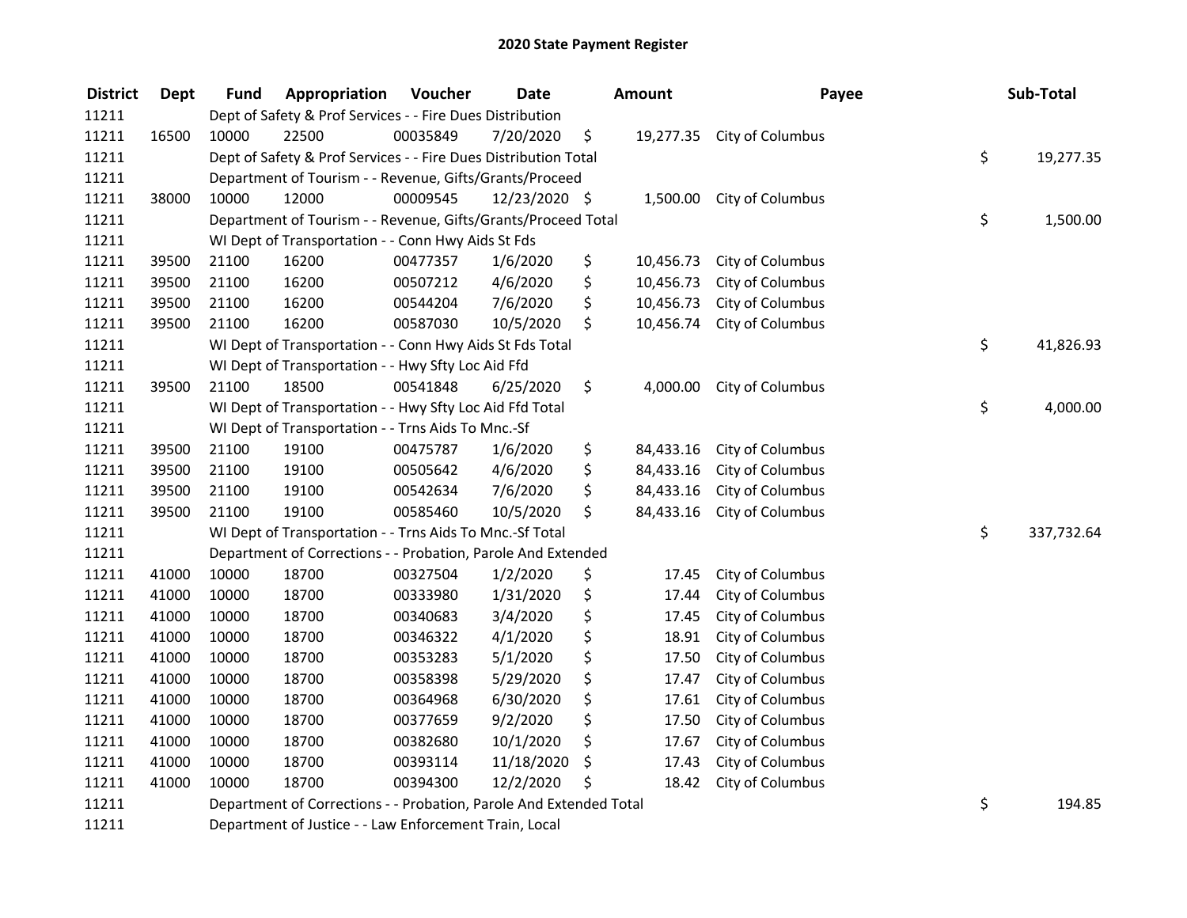# 2020 State Payment Register

| District | Dept | Fund | Appropriation | Voucher | Date | Amount | Payee | Sub-Total |
|---|---|---|---|---|---|---|---|---|
| 11211 | | Dept of Safety & Prof Services - - Fire Dues Distribution | | | | | | |
| 11211 | 16500 | 10000 | 22500 | 00035849 | 7/20/2020 | $ 19,277.35 | City of Columbus | |
| 11211 | | Dept of Safety & Prof Services - - Fire Dues Distribution Total | | | | | | $ 19,277.35 |
| 11211 | | Department of Tourism - - Revenue, Gifts/Grants/Proceed | | | | | | |
| 11211 | 38000 | 10000 | 12000 | 00009545 | 12/23/2020 | $ 1,500.00 | City of Columbus | |
| 11211 | | Department of Tourism - - Revenue, Gifts/Grants/Proceed Total | | | | | | $ 1,500.00 |
| 11211 | | WI Dept of Transportation - - Conn Hwy Aids St Fds | | | | | | |
| 11211 | 39500 | 21100 | 16200 | 00477357 | 1/6/2020 | $ 10,456.73 | City of Columbus | |
| 11211 | 39500 | 21100 | 16200 | 00507212 | 4/6/2020 | $ 10,456.73 | City of Columbus | |
| 11211 | 39500 | 21100 | 16200 | 00544204 | 7/6/2020 | $ 10,456.73 | City of Columbus | |
| 11211 | 39500 | 21100 | 16200 | 00587030 | 10/5/2020 | $ 10,456.74 | City of Columbus | |
| 11211 | | WI Dept of Transportation - - Conn Hwy Aids St Fds Total | | | | | | $ 41,826.93 |
| 11211 | | WI Dept of Transportation - - Hwy Sfty Loc Aid Ffd | | | | | | |
| 11211 | 39500 | 21100 | 18500 | 00541848 | 6/25/2020 | $ 4,000.00 | City of Columbus | |
| 11211 | | WI Dept of Transportation - - Hwy Sfty Loc Aid Ffd Total | | | | | | $ 4,000.00 |
| 11211 | | WI Dept of Transportation - - Trns Aids To Mnc.-Sf | | | | | | |
| 11211 | 39500 | 21100 | 19100 | 00475787 | 1/6/2020 | $ 84,433.16 | City of Columbus | |
| 11211 | 39500 | 21100 | 19100 | 00505642 | 4/6/2020 | $ 84,433.16 | City of Columbus | |
| 11211 | 39500 | 21100 | 19100 | 00542634 | 7/6/2020 | $ 84,433.16 | City of Columbus | |
| 11211 | 39500 | 21100 | 19100 | 00585460 | 10/5/2020 | $ 84,433.16 | City of Columbus | |
| 11211 | | WI Dept of Transportation - - Trns Aids To Mnc.-Sf Total | | | | | | $ 337,732.64 |
| 11211 | | Department of Corrections - - Probation, Parole And Extended | | | | | | |
| 11211 | 41000 | 10000 | 18700 | 00327504 | 1/2/2020 | $ 17.45 | City of Columbus | |
| 11211 | 41000 | 10000 | 18700 | 00333980 | 1/31/2020 | $ 17.44 | City of Columbus | |
| 11211 | 41000 | 10000 | 18700 | 00340683 | 3/4/2020 | $ 17.45 | City of Columbus | |
| 11211 | 41000 | 10000 | 18700 | 00346322 | 4/1/2020 | $ 18.91 | City of Columbus | |
| 11211 | 41000 | 10000 | 18700 | 00353283 | 5/1/2020 | $ 17.50 | City of Columbus | |
| 11211 | 41000 | 10000 | 18700 | 00358398 | 5/29/2020 | $ 17.47 | City of Columbus | |
| 11211 | 41000 | 10000 | 18700 | 00364968 | 6/30/2020 | $ 17.61 | City of Columbus | |
| 11211 | 41000 | 10000 | 18700 | 00377659 | 9/2/2020 | $ 17.50 | City of Columbus | |
| 11211 | 41000 | 10000 | 18700 | 00382680 | 10/1/2020 | $ 17.67 | City of Columbus | |
| 11211 | 41000 | 10000 | 18700 | 00393114 | 11/18/2020 | $ 17.43 | City of Columbus | |
| 11211 | 41000 | 10000 | 18700 | 00394300 | 12/2/2020 | $ 18.42 | City of Columbus | |
| 11211 | | Department of Corrections - - Probation, Parole And Extended Total | | | | | | $ 194.85 |
| 11211 | | Department of Justice - - Law Enforcement Train, Local | | | | | | |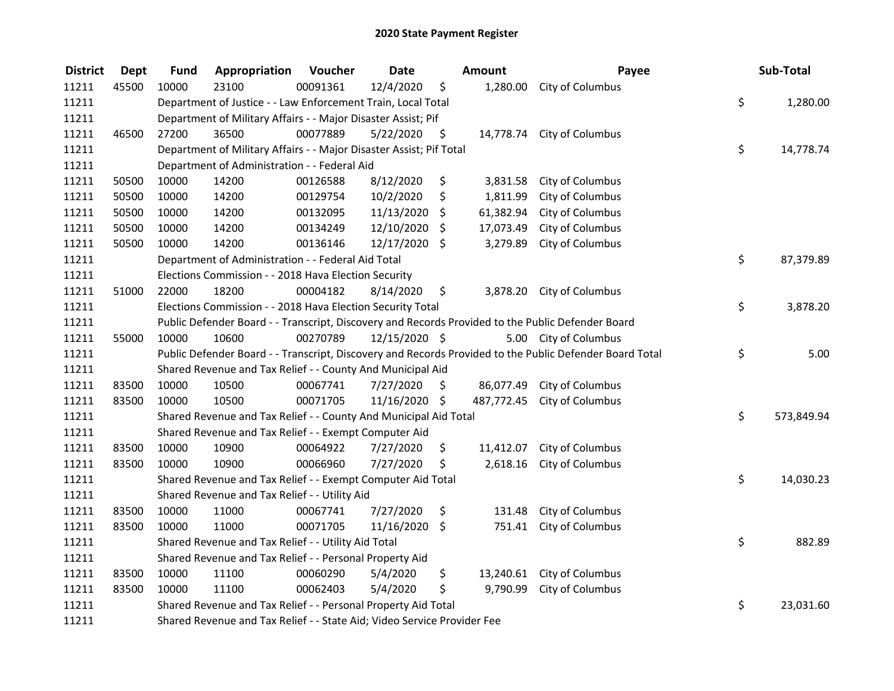## 2020 State Payment Register

| District | Dept | Fund | Appropriation | Voucher | Date | Amount | Payee | Sub-Total |
|---|---|---|---|---|---|---|---|---|
| 11211 | 45500 | 10000 | 23100 | 00091361 | 12/4/2020 | $ 1,280.00 | City of Columbus | |
| 11211 | | Department of Justice - - Law Enforcement Train, Local Total | | | | | | $ 1,280.00 |
| 11211 | | Department of Military Affairs - - Major Disaster Assist; Pif | | | | | | |
| 11211 | 46500 | 27200 | 36500 | 00077889 | 5/22/2020 | $ 14,778.74 | City of Columbus | |
| 11211 | | Department of Military Affairs - - Major Disaster Assist; Pif Total | | | | | | $ 14,778.74 |
| 11211 | | Department of Administration - - Federal Aid | | | | | | |
| 11211 | 50500 | 10000 | 14200 | 00126588 | 8/12/2020 | $ 3,831.58 | City of Columbus | |
| 11211 | 50500 | 10000 | 14200 | 00129754 | 10/2/2020 | $ 1,811.99 | City of Columbus | |
| 11211 | 50500 | 10000 | 14200 | 00132095 | 11/13/2020 | $ 61,382.94 | City of Columbus | |
| 11211 | 50500 | 10000 | 14200 | 00134249 | 12/10/2020 | $ 17,073.49 | City of Columbus | |
| 11211 | 50500 | 10000 | 14200 | 00136146 | 12/17/2020 | $ 3,279.89 | City of Columbus | |
| 11211 | | Department of Administration - - Federal Aid Total | | | | | | $ 87,379.89 |
| 11211 | | Elections Commission - - 2018 Hava Election Security | | | | | | |
| 11211 | 51000 | 22000 | 18200 | 00004182 | 8/14/2020 | $ 3,878.20 | City of Columbus | |
| 11211 | | Elections Commission - - 2018 Hava Election Security Total | | | | | | $ 3,878.20 |
| 11211 | | Public Defender Board - - Transcript, Discovery and Records Provided to the Public Defender Board | | | | | | |
| 11211 | 55000 | 10000 | 10600 | 00270789 | 12/15/2020 | $ 5.00 | City of Columbus | |
| 11211 | | Public Defender Board - - Transcript, Discovery and Records Provided to the Public Defender Board Total | | | | | | $ 5.00 |
| 11211 | | Shared Revenue and Tax Relief - - County And Municipal Aid | | | | | | |
| 11211 | 83500 | 10000 | 10500 | 00067741 | 7/27/2020 | $ 86,077.49 | City of Columbus | |
| 11211 | 83500 | 10000 | 10500 | 00071705 | 11/16/2020 | $ 487,772.45 | City of Columbus | |
| 11211 | | Shared Revenue and Tax Relief - - County And Municipal Aid Total | | | | | | $ 573,849.94 |
| 11211 | | Shared Revenue and Tax Relief - - Exempt Computer Aid | | | | | | |
| 11211 | 83500 | 10000 | 10900 | 00064922 | 7/27/2020 | $ 11,412.07 | City of Columbus | |
| 11211 | 83500 | 10000 | 10900 | 00066960 | 7/27/2020 | $ 2,618.16 | City of Columbus | |
| 11211 | | Shared Revenue and Tax Relief - - Exempt Computer Aid Total | | | | | | $ 14,030.23 |
| 11211 | | Shared Revenue and Tax Relief - - Utility Aid | | | | | | |
| 11211 | 83500 | 10000 | 11000 | 00067741 | 7/27/2020 | $ 131.48 | City of Columbus | |
| 11211 | 83500 | 10000 | 11000 | 00071705 | 11/16/2020 | $ 751.41 | City of Columbus | |
| 11211 | | Shared Revenue and Tax Relief - - Utility Aid Total | | | | | | $ 882.89 |
| 11211 | | Shared Revenue and Tax Relief - - Personal Property Aid | | | | | | |
| 11211 | 83500 | 10000 | 11100 | 00060290 | 5/4/2020 | $ 13,240.61 | City of Columbus | |
| 11211 | 83500 | 10000 | 11100 | 00062403 | 5/4/2020 | $ 9,790.99 | City of Columbus | |
| 11211 | | Shared Revenue and Tax Relief - - Personal Property Aid Total | | | | | | $ 23,031.60 |
| 11211 | | Shared Revenue and Tax Relief - - State Aid; Video Service Provider Fee | | | | | | |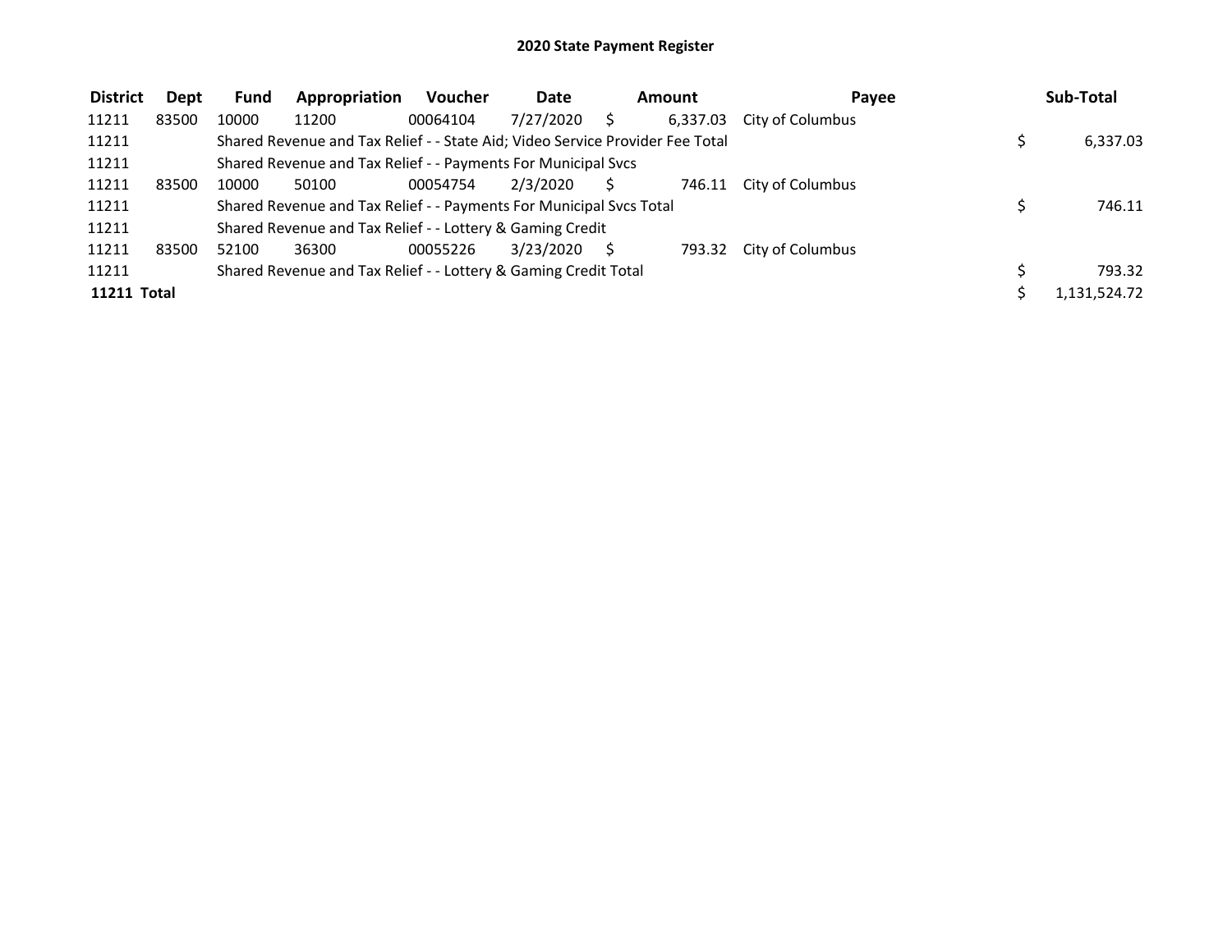# 2020 State Payment Register

| District | Dept | Fund | Appropriation | Voucher | Date | Amount | Payee | Sub-Total |
|---|---|---|---|---|---|---|---|---|
| 11211 | 83500 | 10000 | 11200 | 00064104 | 7/27/2020 | $ 6,337.03 | City of Columbus | |
| 11211 | | Shared Revenue and Tax Relief - - State Aid; Video Service Provider Fee Total | | | | | | $ 6,337.03 |
| 11211 | | Shared Revenue and Tax Relief - - Payments For Municipal Svcs | | | | | | |
| 11211 | 83500 | 10000 | 50100 | 00054754 | 2/3/2020 | $ 746.11 | City of Columbus | |
| 11211 | | Shared Revenue and Tax Relief - - Payments For Municipal Svcs Total | | | | | | $ 746.11 |
| 11211 | | Shared Revenue and Tax Relief - - Lottery & Gaming Credit | | | | | | |
| 11211 | 83500 | 52100 | 36300 | 00055226 | 3/23/2020 | $ 793.32 | City of Columbus | |
| 11211 | | Shared Revenue and Tax Relief - - Lottery & Gaming Credit Total | | | | | | $ 793.32 |
| **11211 Total** | | | | | | | | $ 1,131,524.72 |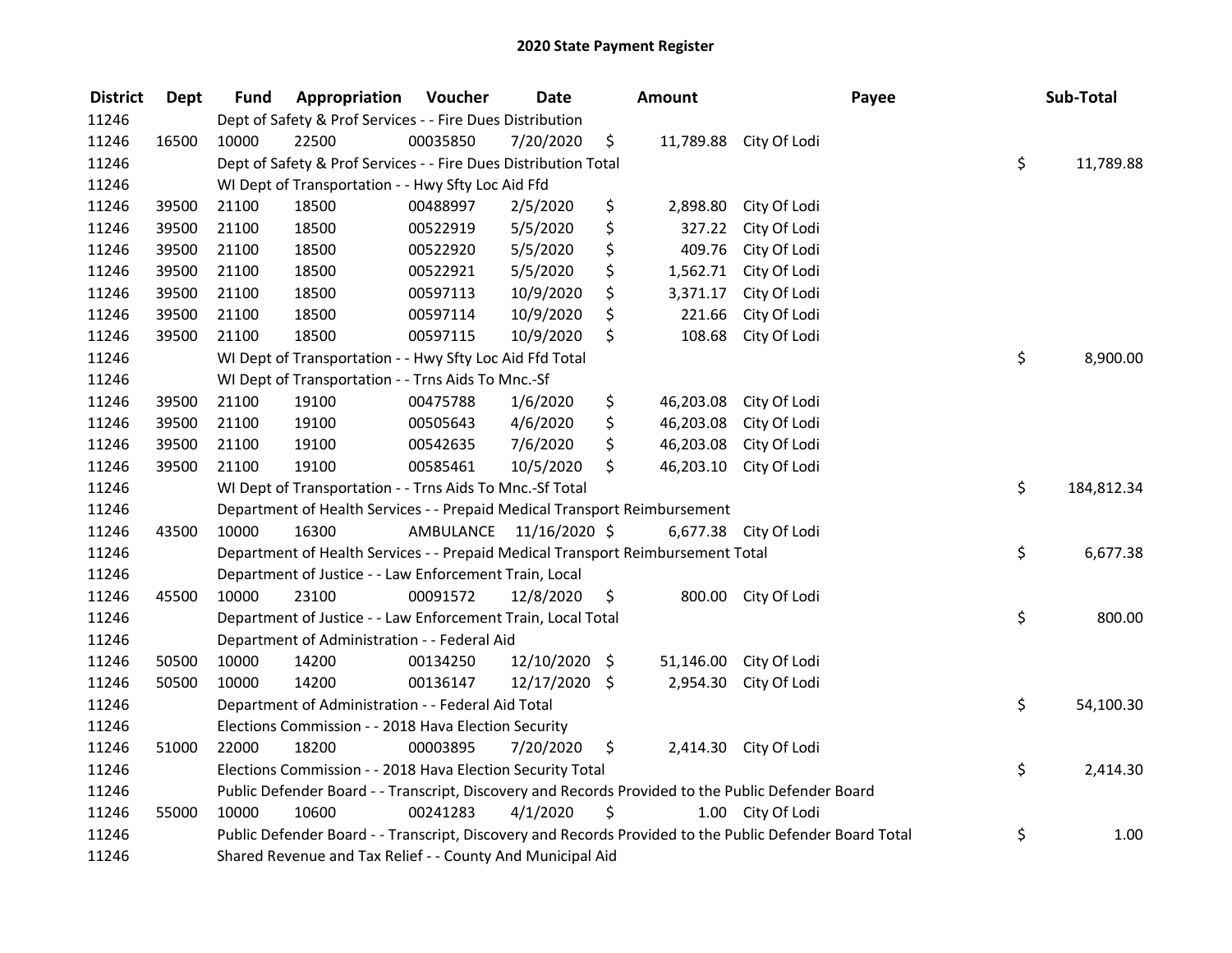# 2020 State Payment Register

| District | Dept | Fund | Appropriation | Voucher | Date | Amount | Payee | Sub-Total |
|---|---|---|---|---|---|---|---|---|
| 11246 | | Dept of Safety & Prof Services - - Fire Dues Distribution | | | | | | |
| 11246 | 16500 | 10000 | 22500 | 00035850 | 7/20/2020 | $ 11,789.88 | City Of Lodi | |
| 11246 | | Dept of Safety & Prof Services - - Fire Dues Distribution Total | | | | | | $ 11,789.88 |
| 11246 | | WI Dept of Transportation - - Hwy Sfty Loc Aid Ffd | | | | | | |
| 11246 | 39500 | 21100 | 18500 | 00488997 | 2/5/2020 | $ 2,898.80 | City Of Lodi | |
| 11246 | 39500 | 21100 | 18500 | 00522919 | 5/5/2020 | $ 327.22 | City Of Lodi | |
| 11246 | 39500 | 21100 | 18500 | 00522920 | 5/5/2020 | $ 409.76 | City Of Lodi | |
| 11246 | 39500 | 21100 | 18500 | 00522921 | 5/5/2020 | $ 1,562.71 | City Of Lodi | |
| 11246 | 39500 | 21100 | 18500 | 00597113 | 10/9/2020 | $ 3,371.17 | City Of Lodi | |
| 11246 | 39500 | 21100 | 18500 | 00597114 | 10/9/2020 | $ 221.66 | City Of Lodi | |
| 11246 | 39500 | 21100 | 18500 | 00597115 | 10/9/2020 | $ 108.68 | City Of Lodi | |
| 11246 | | WI Dept of Transportation - - Hwy Sfty Loc Aid Ffd Total | | | | | | $ 8,900.00 |
| 11246 | | WI Dept of Transportation - - Trns Aids To Mnc.-Sf | | | | | | |
| 11246 | 39500 | 21100 | 19100 | 00475788 | 1/6/2020 | $ 46,203.08 | City Of Lodi | |
| 11246 | 39500 | 21100 | 19100 | 00505643 | 4/6/2020 | $ 46,203.08 | City Of Lodi | |
| 11246 | 39500 | 21100 | 19100 | 00542635 | 7/6/2020 | $ 46,203.08 | City Of Lodi | |
| 11246 | 39500 | 21100 | 19100 | 00585461 | 10/5/2020 | $ 46,203.10 | City Of Lodi | |
| 11246 | | WI Dept of Transportation - - Trns Aids To Mnc.-Sf Total | | | | | | $ 184,812.34 |
| 11246 | | Department of Health Services - - Prepaid Medical Transport Reimbursement | | | | | | |
| 11246 | 43500 | 10000 | 16300 | AMBULANCE | 11/16/2020 | $ 6,677.38 | City Of Lodi | |
| 11246 | | Department of Health Services - - Prepaid Medical Transport Reimbursement Total | | | | | | $ 6,677.38 |
| 11246 | | Department of Justice - - Law Enforcement Train, Local | | | | | | |
| 11246 | 45500 | 10000 | 23100 | 00091572 | 12/8/2020 | $ 800.00 | City Of Lodi | |
| 11246 | | Department of Justice - - Law Enforcement Train, Local Total | | | | | | $ 800.00 |
| 11246 | | Department of Administration - - Federal Aid | | | | | | |
| 11246 | 50500 | 10000 | 14200 | 00134250 | 12/10/2020 | $ 51,146.00 | City Of Lodi | |
| 11246 | 50500 | 10000 | 14200 | 00136147 | 12/17/2020 | $ 2,954.30 | City Of Lodi | |
| 11246 | | Department of Administration - - Federal Aid Total | | | | | | $ 54,100.30 |
| 11246 | | Elections Commission - - 2018 Hava Election Security | | | | | | |
| 11246 | 51000 | 22000 | 18200 | 00003895 | 7/20/2020 | $ 2,414.30 | City Of Lodi | |
| 11246 | | Elections Commission - - 2018 Hava Election Security Total | | | | | | $ 2,414.30 |
| 11246 | | Public Defender Board - - Transcript, Discovery and Records Provided to the Public Defender Board | | | | | | |
| 11246 | 55000 | 10000 | 10600 | 00241283 | 4/1/2020 | $ 1.00 | City Of Lodi | |
| 11246 | | Public Defender Board - - Transcript, Discovery and Records Provided to the Public Defender Board Total | | | | | | $ 1.00 |
| 11246 | | Shared Revenue and Tax Relief - - County And Municipal Aid | | | | | | |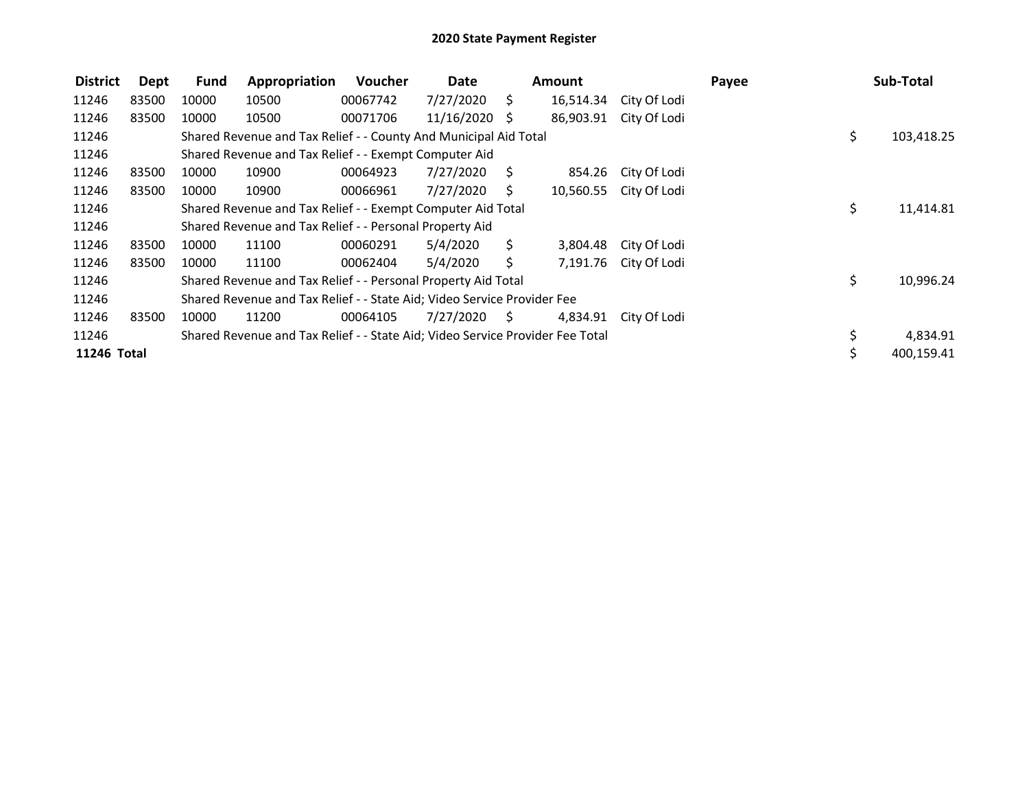# 2020 State Payment Register

| District | Dept | Fund | Appropriation | Voucher | Date | Amount | Payee | Sub-Total |
|---|---|---|---|---|---|---|---|---|
| 11246 | 83500 | 10000 | 10500 | 00067742 | 7/27/2020 | $ 16,514.34 | City Of Lodi | |
| 11246 | 83500 | 10000 | 10500 | 00071706 | 11/16/2020 | $ 86,903.91 | City Of Lodi | |
| 11246 | | Shared Revenue and Tax Relief - - County And Municipal Aid Total | | | | | | $ 103,418.25 |
| 11246 | | Shared Revenue and Tax Relief - - Exempt Computer Aid | | | | | | |
| 11246 | 83500 | 10000 | 10900 | 00064923 | 7/27/2020 | $ 854.26 | City Of Lodi | |
| 11246 | 83500 | 10000 | 10900 | 00066961 | 7/27/2020 | $ 10,560.55 | City Of Lodi | |
| 11246 | | Shared Revenue and Tax Relief - - Exempt Computer Aid Total | | | | | | $ 11,414.81 |
| 11246 | | Shared Revenue and Tax Relief - - Personal Property Aid | | | | | | |
| 11246 | 83500 | 10000 | 11100 | 00060291 | 5/4/2020 | $ 3,804.48 | City Of Lodi | |
| 11246 | 83500 | 10000 | 11100 | 00062404 | 5/4/2020 | $ 7,191.76 | City Of Lodi | |
| 11246 | | Shared Revenue and Tax Relief - - Personal Property Aid Total | | | | | | $ 10,996.24 |
| 11246 | | Shared Revenue and Tax Relief - - State Aid; Video Service Provider Fee | | | | | | |
| 11246 | 83500 | 10000 | 11200 | 00064105 | 7/27/2020 | $ 4,834.91 | City Of Lodi | |
| 11246 | | Shared Revenue and Tax Relief - - State Aid; Video Service Provider Fee Total | | | | | | $ 4,834.91 |
| **11246 Total** | | | | | | | | $ 400,159.41 |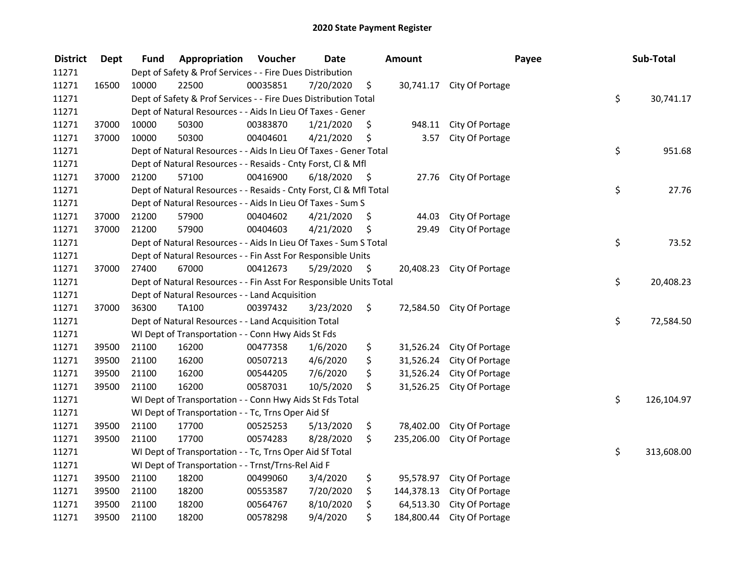# 2020 State Payment Register

| District | Dept | Fund | Appropriation | Voucher | Date | Amount | Payee | Sub-Total |
|---|---|---|---|---|---|---|---|---|
| 11271 | | | Dept of Safety & Prof Services - - Fire Dues Distribution | | | | | |
| 11271 | 16500 | 10000 | 22500 | 00035851 | 7/20/2020 | $ 30,741.17 | City Of Portage | |
| 11271 | | | Dept of Safety & Prof Services - - Fire Dues Distribution Total | | | | | $ 30,741.17 |
| 11271 | | | Dept of Natural Resources - - Aids In Lieu Of Taxes - Gener | | | | | |
| 11271 | 37000 | 10000 | 50300 | 00383870 | 1/21/2020 | $ 948.11 | City Of Portage | |
| 11271 | 37000 | 10000 | 50300 | 00404601 | 4/21/2020 | $ 3.57 | City Of Portage | |
| 11271 | | | Dept of Natural Resources - - Aids In Lieu Of Taxes - Gener Total | | | | | $ 951.68 |
| 11271 | | | Dept of Natural Resources - - Resaids - Cnty Forst, Cl & Mfl | | | | | |
| 11271 | 37000 | 21200 | 57100 | 00416900 | 6/18/2020 | $ 27.76 | City Of Portage | |
| 11271 | | | Dept of Natural Resources - - Resaids - Cnty Forst, Cl & Mfl Total | | | | | $ 27.76 |
| 11271 | | | Dept of Natural Resources - - Aids In Lieu Of Taxes - Sum S | | | | | |
| 11271 | 37000 | 21200 | 57900 | 00404602 | 4/21/2020 | $ 44.03 | City Of Portage | |
| 11271 | 37000 | 21200 | 57900 | 00404603 | 4/21/2020 | $ 29.49 | City Of Portage | |
| 11271 | | | Dept of Natural Resources - - Aids In Lieu Of Taxes - Sum S Total | | | | | $ 73.52 |
| 11271 | | | Dept of Natural Resources - - Fin Asst For Responsible Units | | | | | |
| 11271 | 37000 | 27400 | 67000 | 00412673 | 5/29/2020 | $ 20,408.23 | City Of Portage | |
| 11271 | | | Dept of Natural Resources - - Fin Asst For Responsible Units Total | | | | | $ 20,408.23 |
| 11271 | | | Dept of Natural Resources - - Land Acquisition | | | | | |
| 11271 | 37000 | 36300 | TA100 | 00397432 | 3/23/2020 | $ 72,584.50 | City Of Portage | |
| 11271 | | | Dept of Natural Resources - - Land Acquisition Total | | | | | $ 72,584.50 |
| 11271 | | | WI Dept of Transportation - - Conn Hwy Aids St Fds | | | | | |
| 11271 | 39500 | 21100 | 16200 | 00477358 | 1/6/2020 | $ 31,526.24 | City Of Portage | |
| 11271 | 39500 | 21100 | 16200 | 00507213 | 4/6/2020 | $ 31,526.24 | City Of Portage | |
| 11271 | 39500 | 21100 | 16200 | 00544205 | 7/6/2020 | $ 31,526.24 | City Of Portage | |
| 11271 | 39500 | 21100 | 16200 | 00587031 | 10/5/2020 | $ 31,526.25 | City Of Portage | |
| 11271 | | | WI Dept of Transportation - - Conn Hwy Aids St Fds Total | | | | | $ 126,104.97 |
| 11271 | | | WI Dept of Transportation - - Tc, Trns Oper Aid Sf | | | | | |
| 11271 | 39500 | 21100 | 17700 | 00525253 | 5/13/2020 | $ 78,402.00 | City Of Portage | |
| 11271 | 39500 | 21100 | 17700 | 00574283 | 8/28/2020 | $ 235,206.00 | City Of Portage | |
| 11271 | | | WI Dept of Transportation - - Tc, Trns Oper Aid Sf Total | | | | | $ 313,608.00 |
| 11271 | | | WI Dept of Transportation - - Trnst/Trns-Rel Aid F | | | | | |
| 11271 | 39500 | 21100 | 18200 | 00499060 | 3/4/2020 | $ 95,578.97 | City Of Portage | |
| 11271 | 39500 | 21100 | 18200 | 00553587 | 7/20/2020 | $ 144,378.13 | City Of Portage | |
| 11271 | 39500 | 21100 | 18200 | 00564767 | 8/10/2020 | $ 64,513.30 | City Of Portage | |
| 11271 | 39500 | 21100 | 18200 | 00578298 | 9/4/2020 | $ 184,800.44 | City Of Portage | |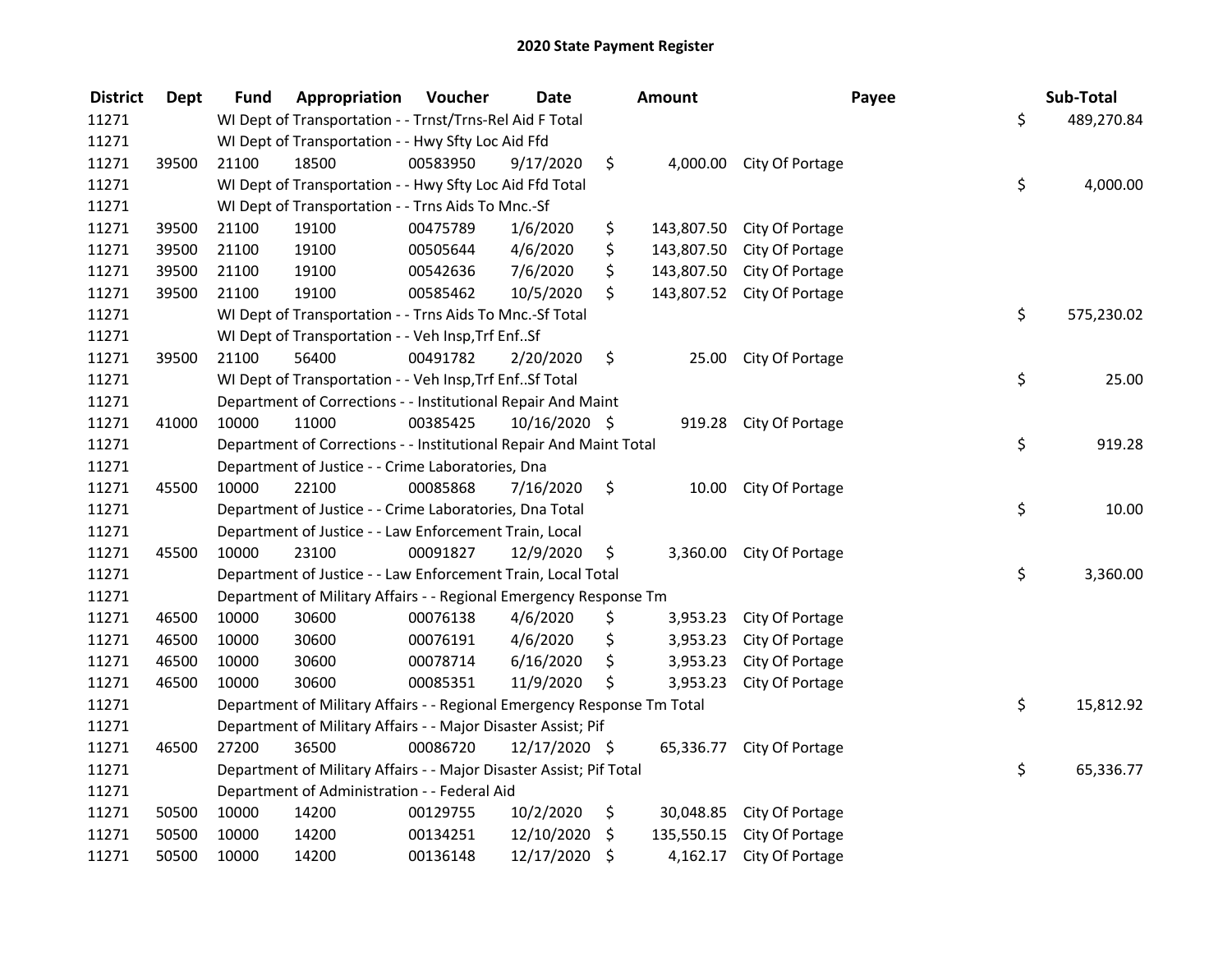# 2020 State Payment Register

| District | Dept | Fund | Appropriation | Voucher | Date | Amount | Payee | Sub-Total |
|---|---|---|---|---|---|---|---|---|
| 11271 | | WI Dept of Transportation - - Trnst/Trns-Rel Aid F Total | | | | | | $ 489,270.84 |
| 11271 | | WI Dept of Transportation - - Hwy Sfty Loc Aid Ffd | | | | | | |
| 11271 | 39500 | 21100 | 18500 | 00583950 | 9/17/2020 | $ 4,000.00 | City Of Portage | |
| 11271 | | WI Dept of Transportation - - Hwy Sfty Loc Aid Ffd Total | | | | | | $ 4,000.00 |
| 11271 | | WI Dept of Transportation - - Trns Aids To Mnc.-Sf | | | | | | |
| 11271 | 39500 | 21100 | 19100 | 00475789 | 1/6/2020 | $ 143,807.50 | City Of Portage | |
| 11271 | 39500 | 21100 | 19100 | 00505644 | 4/6/2020 | $ 143,807.50 | City Of Portage | |
| 11271 | 39500 | 21100 | 19100 | 00542636 | 7/6/2020 | $ 143,807.50 | City Of Portage | |
| 11271 | 39500 | 21100 | 19100 | 00585462 | 10/5/2020 | $ 143,807.52 | City Of Portage | |
| 11271 | | WI Dept of Transportation - - Trns Aids To Mnc.-Sf Total | | | | | | $ 575,230.02 |
| 11271 | | WI Dept of Transportation - - Veh Insp,Trf Enf..Sf | | | | | | |
| 11271 | 39500 | 21100 | 56400 | 00491782 | 2/20/2020 | $ 25.00 | City Of Portage | |
| 11271 | | WI Dept of Transportation - - Veh Insp,Trf Enf..Sf Total | | | | | | $ 25.00 |
| 11271 | | Department of Corrections - - Institutional Repair And Maint | | | | | | |
| 11271 | 41000 | 10000 | 11000 | 00385425 | 10/16/2020 | $ 919.28 | City Of Portage | |
| 11271 | | Department of Corrections - - Institutional Repair And Maint Total | | | | | | $ 919.28 |
| 11271 | | Department of Justice - - Crime Laboratories, Dna | | | | | | |
| 11271 | 45500 | 10000 | 22100 | 00085868 | 7/16/2020 | $ 10.00 | City Of Portage | |
| 11271 | | Department of Justice - - Crime Laboratories, Dna Total | | | | | | $ 10.00 |
| 11271 | | Department of Justice - - Law Enforcement Train, Local | | | | | | |
| 11271 | 45500 | 10000 | 23100 | 00091827 | 12/9/2020 | $ 3,360.00 | City Of Portage | |
| 11271 | | Department of Justice - - Law Enforcement Train, Local Total | | | | | | $ 3,360.00 |
| 11271 | | Department of Military Affairs - - Regional Emergency Response Tm | | | | | | |
| 11271 | 46500 | 10000 | 30600 | 00076138 | 4/6/2020 | $ 3,953.23 | City Of Portage | |
| 11271 | 46500 | 10000 | 30600 | 00076191 | 4/6/2020 | $ 3,953.23 | City Of Portage | |
| 11271 | 46500 | 10000 | 30600 | 00078714 | 6/16/2020 | $ 3,953.23 | City Of Portage | |
| 11271 | 46500 | 10000 | 30600 | 00085351 | 11/9/2020 | $ 3,953.23 | City Of Portage | |
| 11271 | | Department of Military Affairs - - Regional Emergency Response Tm Total | | | | | | $ 15,812.92 |
| 11271 | | Department of Military Affairs - - Major Disaster Assist; Pif | | | | | | |
| 11271 | 46500 | 27200 | 36500 | 00086720 | 12/17/2020 | $ 65,336.77 | City Of Portage | |
| 11271 | | Department of Military Affairs - - Major Disaster Assist; Pif Total | | | | | | $ 65,336.77 |
| 11271 | | Department of Administration - - Federal Aid | | | | | | |
| 11271 | 50500 | 10000 | 14200 | 00129755 | 10/2/2020 | $ 30,048.85 | City Of Portage | |
| 11271 | 50500 | 10000 | 14200 | 00134251 | 12/10/2020 | $ 135,550.15 | City Of Portage | |
| 11271 | 50500 | 10000 | 14200 | 00136148 | 12/17/2020 | $ 4,162.17 | City Of Portage | |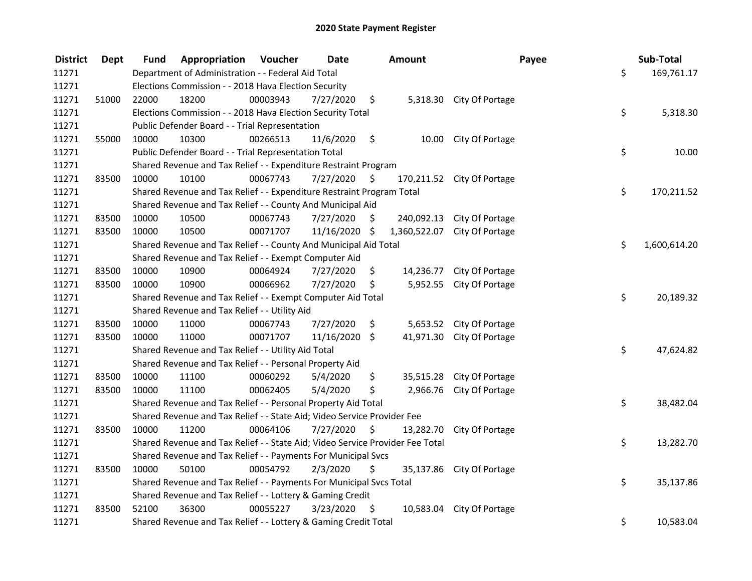# 2020 State Payment Register

| District | Dept | Fund | Appropriation | Voucher | Date | Amount | Payee | Sub-Total |
|---|---|---|---|---|---|---|---|---|
| 11271 | | Department of Administration - - Federal Aid Total | | | | | | $ 169,761.17 |
| 11271 | | Elections Commission - - 2018 Hava Election Security | | | | | | |
| 11271 | 51000 | 22000 | 18200 | 00003943 | 7/27/2020 | $ 5,318.30 | City Of Portage | |
| 11271 | | Elections Commission - - 2018 Hava Election Security Total | | | | | | $ 5,318.30 |
| 11271 | | Public Defender Board - - Trial Representation | | | | | | |
| 11271 | 55000 | 10000 | 10300 | 00266513 | 11/6/2020 | $ 10.00 | City Of Portage | |
| 11271 | | Public Defender Board - - Trial Representation Total | | | | | | $ 10.00 |
| 11271 | | Shared Revenue and Tax Relief - - Expenditure Restraint Program | | | | | | |
| 11271 | 83500 | 10000 | 10100 | 00067743 | 7/27/2020 | $ 170,211.52 | City Of Portage | |
| 11271 | | Shared Revenue and Tax Relief - - Expenditure Restraint Program Total | | | | | | $ 170,211.52 |
| 11271 | | Shared Revenue and Tax Relief - - County And Municipal Aid | | | | | | |
| 11271 | 83500 | 10000 | 10500 | 00067743 | 7/27/2020 | $ 240,092.13 | City Of Portage | |
| 11271 | 83500 | 10000 | 10500 | 00071707 | 11/16/2020 | $ 1,360,522.07 | City Of Portage | |
| 11271 | | Shared Revenue and Tax Relief - - County And Municipal Aid Total | | | | | | $ 1,600,614.20 |
| 11271 | | Shared Revenue and Tax Relief - - Exempt Computer Aid | | | | | | |
| 11271 | 83500 | 10000 | 10900 | 00064924 | 7/27/2020 | $ 14,236.77 | City Of Portage | |
| 11271 | 83500 | 10000 | 10900 | 00066962 | 7/27/2020 | $ 5,952.55 | City Of Portage | |
| 11271 | | Shared Revenue and Tax Relief - - Exempt Computer Aid Total | | | | | | $ 20,189.32 |
| 11271 | | Shared Revenue and Tax Relief - - Utility Aid | | | | | | |
| 11271 | 83500 | 10000 | 11000 | 00067743 | 7/27/2020 | $ 5,653.52 | City Of Portage | |
| 11271 | 83500 | 10000 | 11000 | 00071707 | 11/16/2020 | $ 41,971.30 | City Of Portage | |
| 11271 | | Shared Revenue and Tax Relief - - Utility Aid Total | | | | | | $ 47,624.82 |
| 11271 | | Shared Revenue and Tax Relief - - Personal Property Aid | | | | | | |
| 11271 | 83500 | 10000 | 11100 | 00060292 | 5/4/2020 | $ 35,515.28 | City Of Portage | |
| 11271 | 83500 | 10000 | 11100 | 00062405 | 5/4/2020 | $ 2,966.76 | City Of Portage | |
| 11271 | | Shared Revenue and Tax Relief - - Personal Property Aid Total | | | | | | $ 38,482.04 |
| 11271 | | Shared Revenue and Tax Relief - - State Aid; Video Service Provider Fee | | | | | | |
| 11271 | 83500 | 10000 | 11200 | 00064106 | 7/27/2020 | $ 13,282.70 | City Of Portage | |
| 11271 | | Shared Revenue and Tax Relief - - State Aid; Video Service Provider Fee Total | | | | | | $ 13,282.70 |
| 11271 | | Shared Revenue and Tax Relief - - Payments For Municipal Svcs | | | | | | |
| 11271 | 83500 | 10000 | 50100 | 00054792 | 2/3/2020 | $ 35,137.86 | City Of Portage | |
| 11271 | | Shared Revenue and Tax Relief - - Payments For Municipal Svcs Total | | | | | | $ 35,137.86 |
| 11271 | | Shared Revenue and Tax Relief - - Lottery & Gaming Credit | | | | | | |
| 11271 | 83500 | 52100 | 36300 | 00055227 | 3/23/2020 | $ 10,583.04 | City Of Portage | |
| 11271 | | Shared Revenue and Tax Relief - - Lottery & Gaming Credit Total | | | | | | $ 10,583.04 |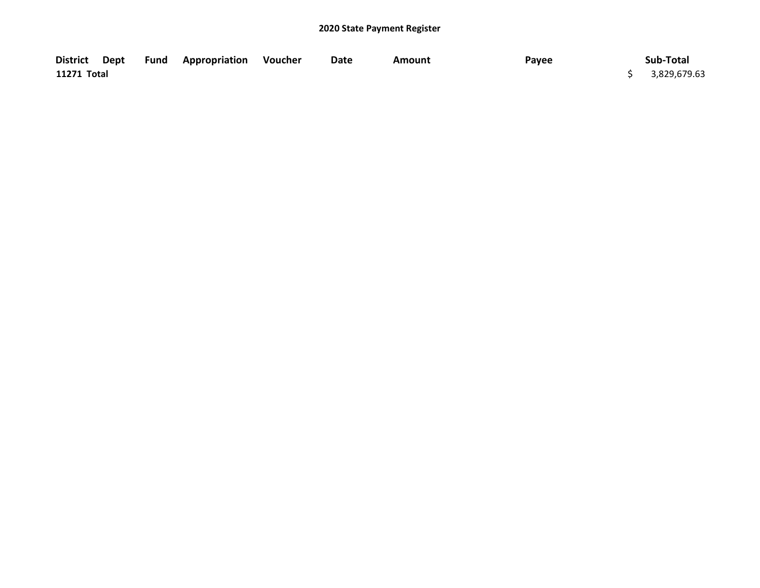# 2020 State Payment Register

| District | Dept | Fund | Appropriation | Voucher | Date | Amount | Payee | Sub-Total |
|---|---|---|---|---|---|---|---|---|
| 11271 Total | | | | | | | | $ 3,829,679.63 |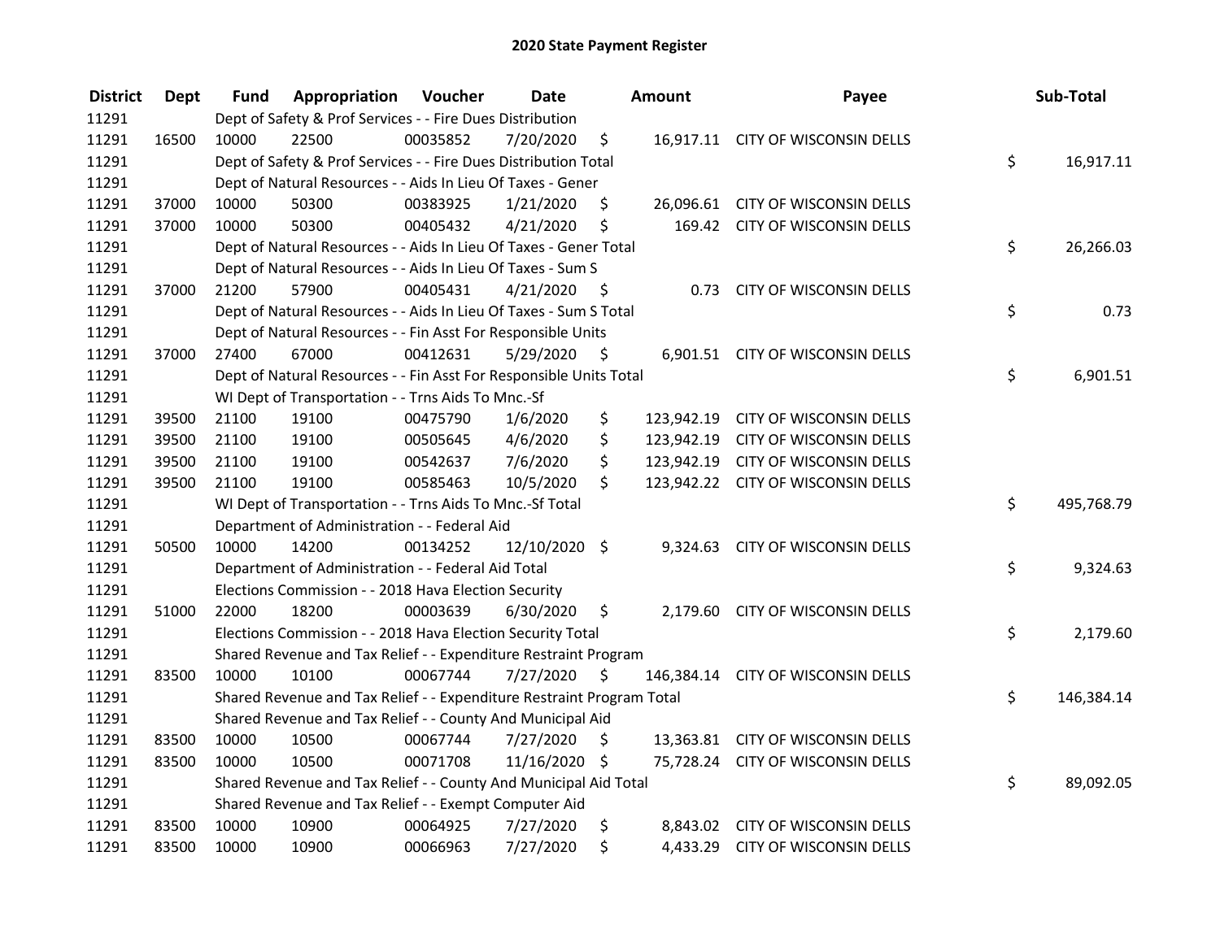# 2020 State Payment Register

| District | Dept | Fund | Appropriation | Voucher | Date | Amount | Payee | Sub-Total |
|---|---|---|---|---|---|---|---|---|
| 11291 | | | Dept of Safety & Prof Services - - Fire Dues Distribution | | | | | |
| 11291 | 16500 | 10000 | 22500 | 00035852 | 7/20/2020 | $ 16,917.11 | CITY OF WISCONSIN DELLS | |
| 11291 | | | Dept of Safety & Prof Services - - Fire Dues Distribution Total | | | | | $ 16,917.11 |
| 11291 | | | Dept of Natural Resources - - Aids In Lieu Of Taxes - Gener | | | | | |
| 11291 | 37000 | 10000 | 50300 | 00383925 | 1/21/2020 | $ 26,096.61 | CITY OF WISCONSIN DELLS | |
| 11291 | 37000 | 10000 | 50300 | 00405432 | 4/21/2020 | $ 169.42 | CITY OF WISCONSIN DELLS | |
| 11291 | | | Dept of Natural Resources - - Aids In Lieu Of Taxes - Gener Total | | | | | $ 26,266.03 |
| 11291 | | | Dept of Natural Resources - - Aids In Lieu Of Taxes - Sum S | | | | | |
| 11291 | 37000 | 21200 | 57900 | 00405431 | 4/21/2020 | $ 0.73 | CITY OF WISCONSIN DELLS | |
| 11291 | | | Dept of Natural Resources - - Aids In Lieu Of Taxes - Sum S Total | | | | | $ 0.73 |
| 11291 | | | Dept of Natural Resources - - Fin Asst For Responsible Units | | | | | |
| 11291 | 37000 | 27400 | 67000 | 00412631 | 5/29/2020 | $ 6,901.51 | CITY OF WISCONSIN DELLS | |
| 11291 | | | Dept of Natural Resources - - Fin Asst For Responsible Units Total | | | | | $ 6,901.51 |
| 11291 | | | WI Dept of Transportation - - Trns Aids To Mnc.-Sf | | | | | |
| 11291 | 39500 | 21100 | 19100 | 00475790 | 1/6/2020 | $ 123,942.19 | CITY OF WISCONSIN DELLS | |
| 11291 | 39500 | 21100 | 19100 | 00505645 | 4/6/2020 | $ 123,942.19 | CITY OF WISCONSIN DELLS | |
| 11291 | 39500 | 21100 | 19100 | 00542637 | 7/6/2020 | $ 123,942.19 | CITY OF WISCONSIN DELLS | |
| 11291 | 39500 | 21100 | 19100 | 00585463 | 10/5/2020 | $ 123,942.22 | CITY OF WISCONSIN DELLS | |
| 11291 | | | WI Dept of Transportation - - Trns Aids To Mnc.-Sf Total | | | | | $ 495,768.79 |
| 11291 | | | Department of Administration - - Federal Aid | | | | | |
| 11291 | 50500 | 10000 | 14200 | 00134252 | 12/10/2020 | $ 9,324.63 | CITY OF WISCONSIN DELLS | |
| 11291 | | | Department of Administration - - Federal Aid Total | | | | | $ 9,324.63 |
| 11291 | | | Elections Commission - - 2018 Hava Election Security | | | | | |
| 11291 | 51000 | 22000 | 18200 | 00003639 | 6/30/2020 | $ 2,179.60 | CITY OF WISCONSIN DELLS | |
| 11291 | | | Elections Commission - - 2018 Hava Election Security Total | | | | | $ 2,179.60 |
| 11291 | | | Shared Revenue and Tax Relief - - Expenditure Restraint Program | | | | | |
| 11291 | 83500 | 10000 | 10100 | 00067744 | 7/27/2020 | $ 146,384.14 | CITY OF WISCONSIN DELLS | |
| 11291 | | | Shared Revenue and Tax Relief - - Expenditure Restraint Program Total | | | | | $ 146,384.14 |
| 11291 | | | Shared Revenue and Tax Relief - - County And Municipal Aid | | | | | |
| 11291 | 83500 | 10000 | 10500 | 00067744 | 7/27/2020 | $ 13,363.81 | CITY OF WISCONSIN DELLS | |
| 11291 | 83500 | 10000 | 10500 | 00071708 | 11/16/2020 | $ 75,728.24 | CITY OF WISCONSIN DELLS | |
| 11291 | | | Shared Revenue and Tax Relief - - County And Municipal Aid Total | | | | | $ 89,092.05 |
| 11291 | | | Shared Revenue and Tax Relief - - Exempt Computer Aid | | | | | |
| 11291 | 83500 | 10000 | 10900 | 00064925 | 7/27/2020 | $ 8,843.02 | CITY OF WISCONSIN DELLS | |
| 11291 | 83500 | 10000 | 10900 | 00066963 | 7/27/2020 | $ 4,433.29 | CITY OF WISCONSIN DELLS | |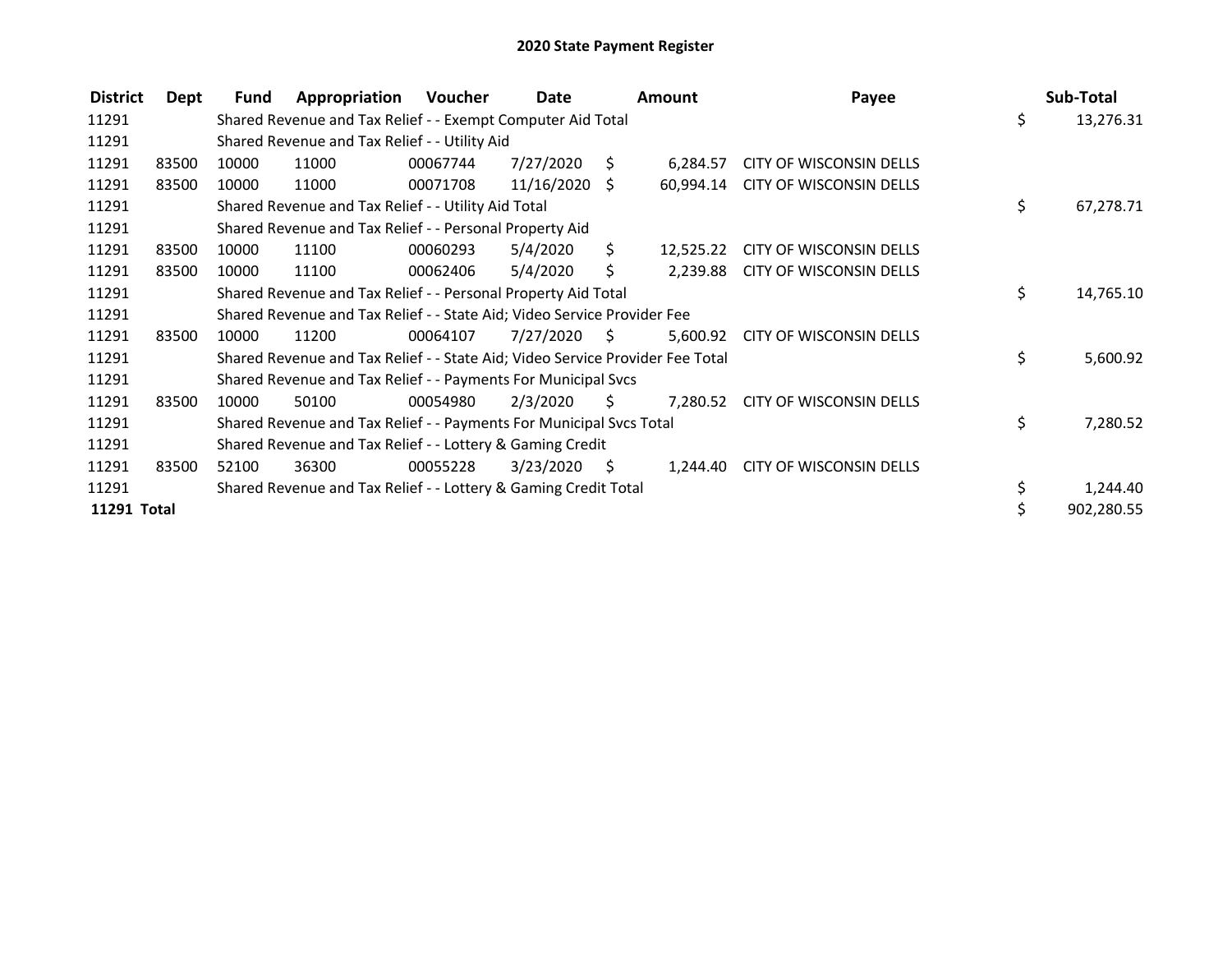# 2020 State Payment Register

| District | Dept | Fund | Appropriation | Voucher | Date | Amount | Payee | Sub-Total |
|---|---|---|---|---|---|---|---|---|
| 11291 | | Shared Revenue and Tax Relief - - Exempt Computer Aid Total | | | | | | $ 13,276.31 |
| 11291 | | Shared Revenue and Tax Relief - - Utility Aid | | | | | | |
| 11291 | 83500 | 10000 | 11000 | 00067744 | 7/27/2020 | $ 6,284.57 | CITY OF WISCONSIN DELLS | |
| 11291 | 83500 | 10000 | 11000 | 00071708 | 11/16/2020 | $ 60,994.14 | CITY OF WISCONSIN DELLS | |
| 11291 | | Shared Revenue and Tax Relief - - Utility Aid Total | | | | | | $ 67,278.71 |
| 11291 | | Shared Revenue and Tax Relief - - Personal Property Aid | | | | | | |
| 11291 | 83500 | 10000 | 11100 | 00060293 | 5/4/2020 | $ 12,525.22 | CITY OF WISCONSIN DELLS | |
| 11291 | 83500 | 10000 | 11100 | 00062406 | 5/4/2020 | $ 2,239.88 | CITY OF WISCONSIN DELLS | |
| 11291 | | Shared Revenue and Tax Relief - - Personal Property Aid Total | | | | | | $ 14,765.10 |
| 11291 | | Shared Revenue and Tax Relief - - State Aid; Video Service Provider Fee | | | | | | |
| 11291 | 83500 | 10000 | 11200 | 00064107 | 7/27/2020 | $ 5,600.92 | CITY OF WISCONSIN DELLS | |
| 11291 | | Shared Revenue and Tax Relief - - State Aid; Video Service Provider Fee Total | | | | | | $ 5,600.92 |
| 11291 | | Shared Revenue and Tax Relief - - Payments For Municipal Svcs | | | | | | |
| 11291 | 83500 | 10000 | 50100 | 00054980 | 2/3/2020 | $ 7,280.52 | CITY OF WISCONSIN DELLS | |
| 11291 | | Shared Revenue and Tax Relief - - Payments For Municipal Svcs Total | | | | | | $ 7,280.52 |
| 11291 | | Shared Revenue and Tax Relief - - Lottery & Gaming Credit | | | | | | |
| 11291 | 83500 | 52100 | 36300 | 00055228 | 3/23/2020 | $ 1,244.40 | CITY OF WISCONSIN DELLS | |
| 11291 | | Shared Revenue and Tax Relief - - Lottery & Gaming Credit Total | | | | | | $ 1,244.40 |
| **11291 Total** | | | | | | | | $ 902,280.55 |